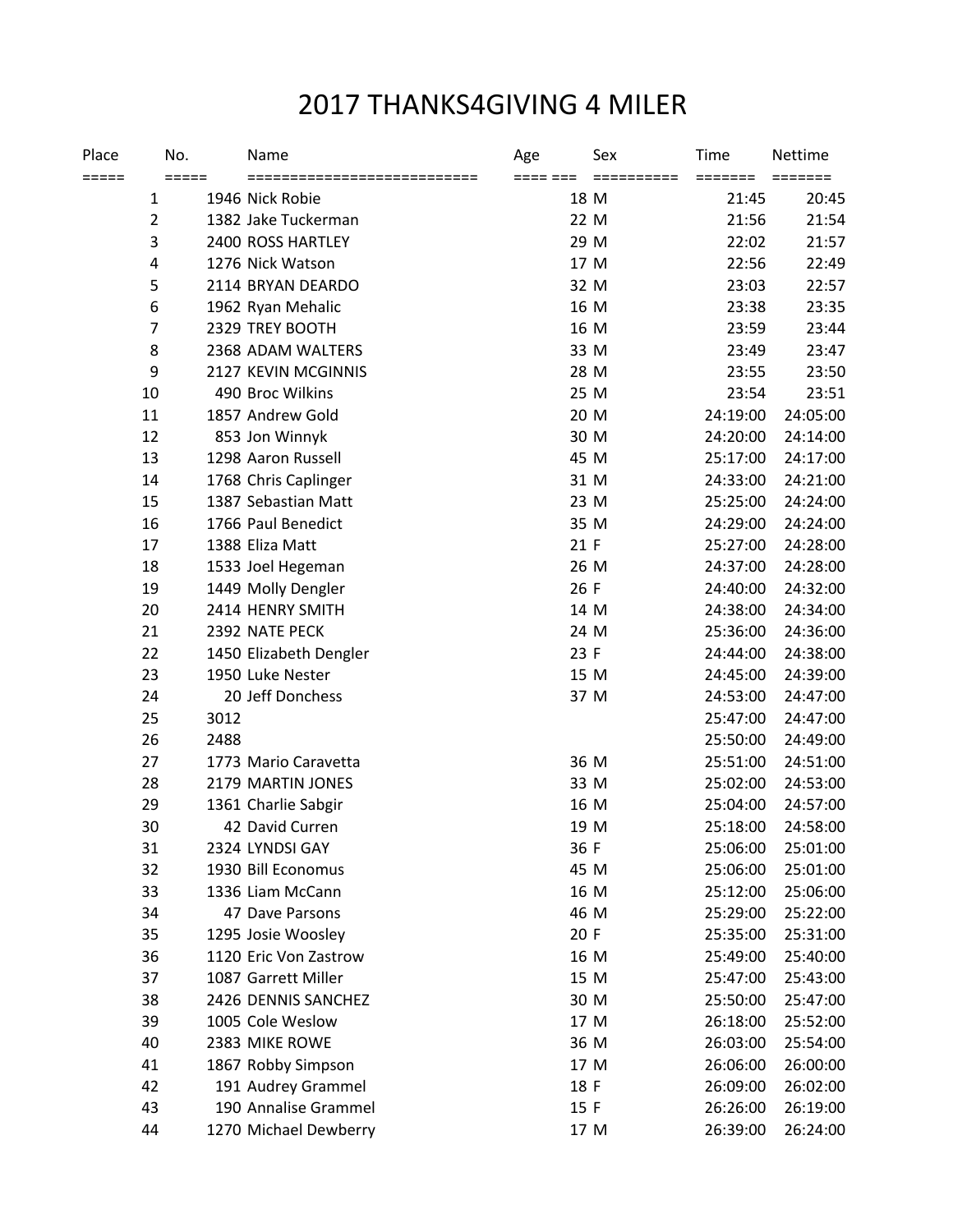# 2017 THANKS4GIVING 4 MILER

| Place | No. | Name | Age | Sex | Time | Nettime |
|---|---|---|---|---|---|---|
| 1 | 1946 | Nick Robie | 18 | M | 21:45 | 20:45 |
| 2 | 1382 | Jake Tuckerman | 22 | M | 21:56 | 21:54 |
| 3 | 2400 | ROSS HARTLEY | 29 | M | 22:02 | 21:57 |
| 4 | 1276 | Nick Watson | 17 | M | 22:56 | 22:49 |
| 5 | 2114 | BRYAN DEARDO | 32 | M | 23:03 | 22:57 |
| 6 | 1962 | Ryan Mehalic | 16 | M | 23:38 | 23:35 |
| 7 | 2329 | TREY BOOTH | 16 | M | 23:59 | 23:44 |
| 8 | 2368 | ADAM WALTERS | 33 | M | 23:49 | 23:47 |
| 9 | 2127 | KEVIN MCGINNIS | 28 | M | 23:55 | 23:50 |
| 10 | 490 | Broc Wilkins | 25 | M | 23:54 | 23:51 |
| 11 | 1857 | Andrew Gold | 20 | M | 24:19:00 | 24:05:00 |
| 12 | 853 | Jon Winnyk | 30 | M | 24:20:00 | 24:14:00 |
| 13 | 1298 | Aaron Russell | 45 | M | 25:17:00 | 24:17:00 |
| 14 | 1768 | Chris Caplinger | 31 | M | 24:33:00 | 24:21:00 |
| 15 | 1387 | Sebastian Matt | 23 | M | 25:25:00 | 24:24:00 |
| 16 | 1766 | Paul Benedict | 35 | M | 24:29:00 | 24:24:00 |
| 17 | 1388 | Eliza Matt | 21 | F | 25:27:00 | 24:28:00 |
| 18 | 1533 | Joel Hegeman | 26 | M | 24:37:00 | 24:28:00 |
| 19 | 1449 | Molly Dengler | 26 | F | 24:40:00 | 24:32:00 |
| 20 | 2414 | HENRY SMITH | 14 | M | 24:38:00 | 24:34:00 |
| 21 | 2392 | NATE PECK | 24 | M | 25:36:00 | 24:36:00 |
| 22 | 1450 | Elizabeth Dengler | 23 | F | 24:44:00 | 24:38:00 |
| 23 | 1950 | Luke Nester | 15 | M | 24:45:00 | 24:39:00 |
| 24 | 20 | Jeff Donchess | 37 | M | 24:53:00 | 24:47:00 |
| 25 | 3012 | | | | 25:47:00 | 24:47:00 |
| 26 | 2488 | | | | 25:50:00 | 24:49:00 |
| 27 | 1773 | Mario Caravetta | 36 | M | 25:51:00 | 24:51:00 |
| 28 | 2179 | MARTIN JONES | 33 | M | 25:02:00 | 24:53:00 |
| 29 | 1361 | Charlie Sabgir | 16 | M | 25:04:00 | 24:57:00 |
| 30 | 42 | David Curren | 19 | M | 25:18:00 | 24:58:00 |
| 31 | 2324 | LYNDSI GAY | 36 | F | 25:06:00 | 25:01:00 |
| 32 | 1930 | Bill Economus | 45 | M | 25:06:00 | 25:01:00 |
| 33 | 1336 | Liam McCann | 16 | M | 25:12:00 | 25:06:00 |
| 34 | 47 | Dave Parsons | 46 | M | 25:29:00 | 25:22:00 |
| 35 | 1295 | Josie Woosley | 20 | F | 25:35:00 | 25:31:00 |
| 36 | 1120 | Eric Von Zastrow | 16 | M | 25:49:00 | 25:40:00 |
| 37 | 1087 | Garrett Miller | 15 | M | 25:47:00 | 25:43:00 |
| 38 | 2426 | DENNIS SANCHEZ | 30 | M | 25:50:00 | 25:47:00 |
| 39 | 1005 | Cole Weslow | 17 | M | 26:18:00 | 25:52:00 |
| 40 | 2383 | MIKE ROWE | 36 | M | 26:03:00 | 25:54:00 |
| 41 | 1867 | Robby Simpson | 17 | M | 26:06:00 | 26:00:00 |
| 42 | 191 | Audrey Grammel | 18 | F | 26:09:00 | 26:02:00 |
| 43 | 190 | Annalise Grammel | 15 | F | 26:26:00 | 26:19:00 |
| 44 | 1270 | Michael Dewberry | 17 | M | 26:39:00 | 26:24:00 |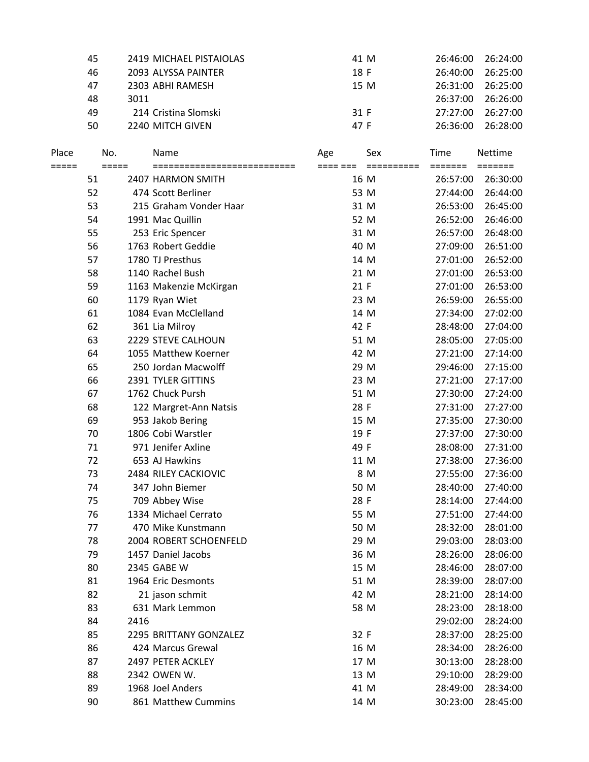| Place | No. | Name | Age | Sex | Time | Nettime |
|---|---|---|---|---|---|---|
| 45 | 2419 | MICHAEL PISTAIOLAS | 41 | M | 26:46:00 | 26:24:00 |
| 46 | 2093 | ALYSSA PAINTER | 18 | F | 26:40:00 | 26:25:00 |
| 47 | 2303 | ABHI RAMESH | 15 | M | 26:31:00 | 26:25:00 |
| 48 | 3011 | | | | 26:37:00 | 26:26:00 |
| 49 | 214 | Cristina Slomski | 31 | F | 27:27:00 | 26:27:00 |
| 50 | 2240 | MITCH GIVEN | 47 | F | 26:36:00 | 26:28:00 |

| Place | No. | Name | Age | Sex | Time | Nettime |
|---|---|---|---|---|---|---|
| ===== | ===== | ========================= | ==== === | ========= | ======= | ======= |
| 51 | 2407 | HARMON SMITH | 16 | M | 26:57:00 | 26:30:00 |
| 52 | 474 | Scott Berliner | 53 | M | 27:44:00 | 26:44:00 |
| 53 | 215 | Graham Vonder Haar | 31 | M | 26:53:00 | 26:45:00 |
| 54 | 1991 | Mac Quillin | 52 | M | 26:52:00 | 26:46:00 |
| 55 | 253 | Eric Spencer | 31 | M | 26:57:00 | 26:48:00 |
| 56 | 1763 | Robert Geddie | 40 | M | 27:09:00 | 26:51:00 |
| 57 | 1780 | TJ Presthus | 14 | M | 27:01:00 | 26:52:00 |
| 58 | 1140 | Rachel Bush | 21 | M | 27:01:00 | 26:53:00 |
| 59 | 1163 | Makenzie McKirgan | 21 | F | 27:01:00 | 26:53:00 |
| 60 | 1179 | Ryan Wiet | 23 | M | 26:59:00 | 26:55:00 |
| 61 | 1084 | Evan McClelland | 14 | M | 27:34:00 | 27:02:00 |
| 62 | 361 | Lia Milroy | 42 | F | 28:48:00 | 27:04:00 |
| 63 | 2229 | STEVE CALHOUN | 51 | M | 28:05:00 | 27:05:00 |
| 64 | 1055 | Matthew Koerner | 42 | M | 27:21:00 | 27:14:00 |
| 65 | 250 | Jordan Macwolff | 29 | M | 29:46:00 | 27:15:00 |
| 66 | 2391 | TYLER GITTINS | 23 | M | 27:21:00 | 27:17:00 |
| 67 | 1762 | Chuck Pursh | 51 | M | 27:30:00 | 27:24:00 |
| 68 | 122 | Margret-Ann Natsis | 28 | F | 27:31:00 | 27:27:00 |
| 69 | 953 | Jakob Bering | 15 | M | 27:35:00 | 27:30:00 |
| 70 | 1806 | Cobi Warstler | 19 | F | 27:37:00 | 27:30:00 |
| 71 | 971 | Jenifer Axline | 49 | F | 28:08:00 | 27:31:00 |
| 72 | 653 | AJ Hawkins | 11 | M | 27:38:00 | 27:36:00 |
| 73 | 2484 | RILEY CACKIOVIC | 8 | M | 27:55:00 | 27:36:00 |
| 74 | 347 | John Biemer | 50 | M | 28:40:00 | 27:40:00 |
| 75 | 709 | Abbey Wise | 28 | F | 28:14:00 | 27:44:00 |
| 76 | 1334 | Michael Cerrato | 55 | M | 27:51:00 | 27:44:00 |
| 77 | 470 | Mike Kunstmann | 50 | M | 28:32:00 | 28:01:00 |
| 78 | 2004 | ROBERT SCHOENFELD | 29 | M | 29:03:00 | 28:03:00 |
| 79 | 1457 | Daniel Jacobs | 36 | M | 28:26:00 | 28:06:00 |
| 80 | 2345 | GABE W | 15 | M | 28:46:00 | 28:07:00 |
| 81 | 1964 | Eric Desmonts | 51 | M | 28:39:00 | 28:07:00 |
| 82 | 21 | jason schmit | 42 | M | 28:21:00 | 28:14:00 |
| 83 | 631 | Mark Lemmon | 58 | M | 28:23:00 | 28:18:00 |
| 84 | 2416 | | | | 29:02:00 | 28:24:00 |
| 85 | 2295 | BRITTANY GONZALEZ | 32 | F | 28:37:00 | 28:25:00 |
| 86 | 424 | Marcus Grewal | 16 | M | 28:34:00 | 28:26:00 |
| 87 | 2497 | PETER ACKLEY | 17 | M | 30:13:00 | 28:28:00 |
| 88 | 2342 | OWEN W. | 13 | M | 29:10:00 | 28:29:00 |
| 89 | 1968 | Joel Anders | 41 | M | 28:49:00 | 28:34:00 |
| 90 | 861 | Matthew Cummins | 14 | M | 30:23:00 | 28:45:00 |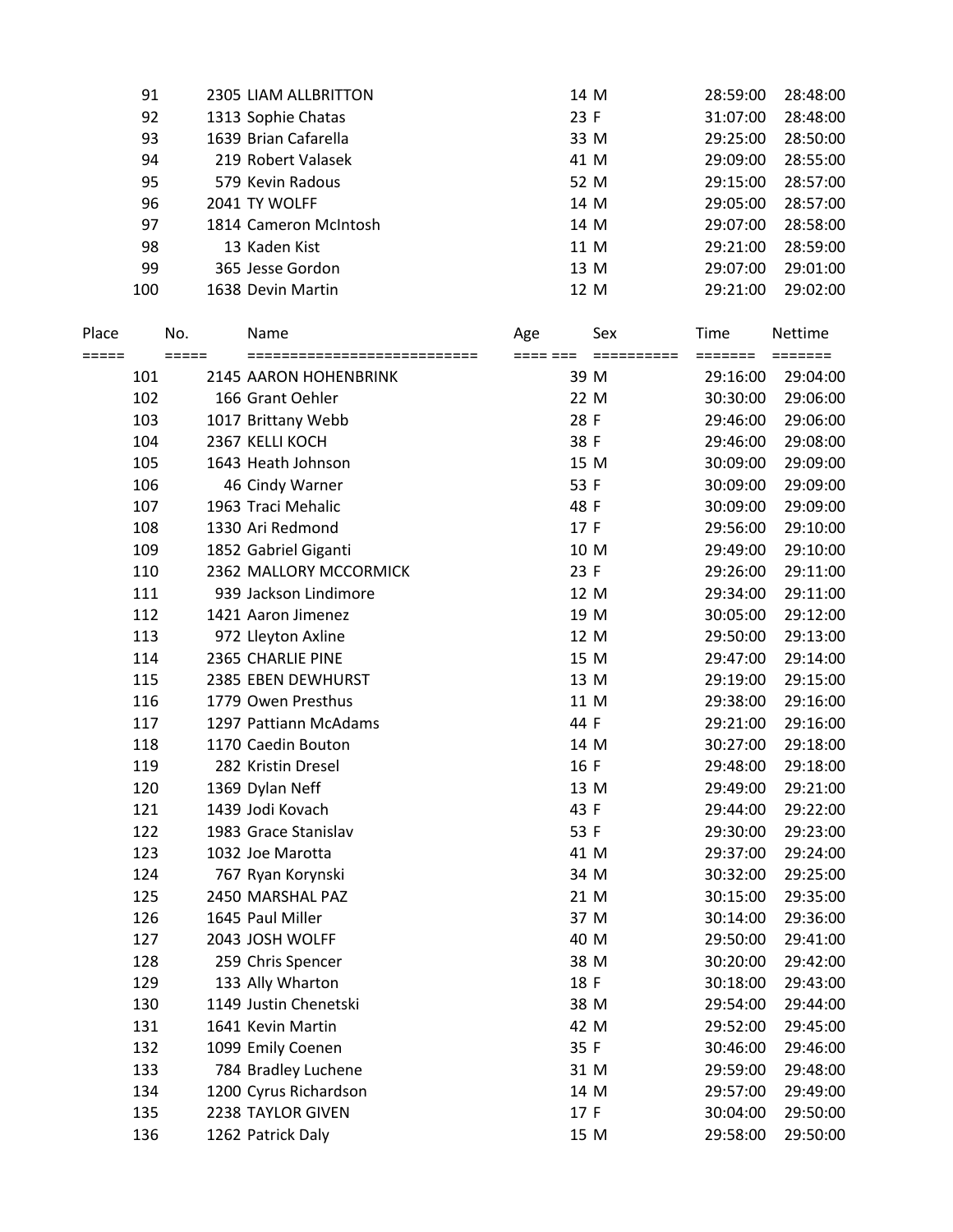| Place | No. | Name | Age | Sex | Time | Nettime |
|---|---|---|---|---|---|---|
| 91 | 2305 | LIAM ALLBRITTON | 14 | M | 28:59:00 | 28:48:00 |
| 92 | 1313 | Sophie Chatas | 23 | F | 31:07:00 | 28:48:00 |
| 93 | 1639 | Brian Cafarella | 33 | M | 29:25:00 | 28:50:00 |
| 94 | 219 | Robert Valasek | 41 | M | 29:09:00 | 28:55:00 |
| 95 | 579 | Kevin Radous | 52 | M | 29:15:00 | 28:57:00 |
| 96 | 2041 | TY WOLFF | 14 | M | 29:05:00 | 28:57:00 |
| 97 | 1814 | Cameron McIntosh | 14 | M | 29:07:00 | 28:58:00 |
| 98 | 13 | Kaden Kist | 11 | M | 29:21:00 | 28:59:00 |
| 99 | 365 | Jesse Gordon | 13 | M | 29:07:00 | 29:01:00 |
| 100 | 1638 | Devin Martin | 12 | M | 29:21:00 | 29:02:00 |

| Place | No. | Name | Age | Sex | Time | Nettime |
|---|---|---|---|---|---|---|
| 101 | 2145 | AARON HOHENBRINK | 39 | M | 29:16:00 | 29:04:00 |
| 102 | 166 | Grant Oehler | 22 | M | 30:30:00 | 29:06:00 |
| 103 | 1017 | Brittany Webb | 28 | F | 29:46:00 | 29:06:00 |
| 104 | 2367 | KELLI KOCH | 38 | F | 29:46:00 | 29:08:00 |
| 105 | 1643 | Heath Johnson | 15 | M | 30:09:00 | 29:09:00 |
| 106 | 46 | Cindy Warner | 53 | F | 30:09:00 | 29:09:00 |
| 107 | 1963 | Traci Mehalic | 48 | F | 30:09:00 | 29:09:00 |
| 108 | 1330 | Ari Redmond | 17 | F | 29:56:00 | 29:10:00 |
| 109 | 1852 | Gabriel Giganti | 10 | M | 29:49:00 | 29:10:00 |
| 110 | 2362 | MALLORY MCCORMICK | 23 | F | 29:26:00 | 29:11:00 |
| 111 | 939 | Jackson Lindimore | 12 | M | 29:34:00 | 29:11:00 |
| 112 | 1421 | Aaron Jimenez | 19 | M | 30:05:00 | 29:12:00 |
| 113 | 972 | Lleyton Axline | 12 | M | 29:50:00 | 29:13:00 |
| 114 | 2365 | CHARLIE PINE | 15 | M | 29:47:00 | 29:14:00 |
| 115 | 2385 | EBEN DEWHURST | 13 | M | 29:19:00 | 29:15:00 |
| 116 | 1779 | Owen Presthus | 11 | M | 29:38:00 | 29:16:00 |
| 117 | 1297 | Pattiann McAdams | 44 | F | 29:21:00 | 29:16:00 |
| 118 | 1170 | Caedin Bouton | 14 | M | 30:27:00 | 29:18:00 |
| 119 | 282 | Kristin Dresel | 16 | F | 29:48:00 | 29:18:00 |
| 120 | 1369 | Dylan Neff | 13 | M | 29:49:00 | 29:21:00 |
| 121 | 1439 | Jodi Kovach | 43 | F | 29:44:00 | 29:22:00 |
| 122 | 1983 | Grace Stanislav | 53 | F | 29:30:00 | 29:23:00 |
| 123 | 1032 | Joe Marotta | 41 | M | 29:37:00 | 29:24:00 |
| 124 | 767 | Ryan Korynski | 34 | M | 30:32:00 | 29:25:00 |
| 125 | 2450 | MARSHAL PAZ | 21 | M | 30:15:00 | 29:35:00 |
| 126 | 1645 | Paul Miller | 37 | M | 30:14:00 | 29:36:00 |
| 127 | 2043 | JOSH WOLFF | 40 | M | 29:50:00 | 29:41:00 |
| 128 | 259 | Chris Spencer | 38 | M | 30:20:00 | 29:42:00 |
| 129 | 133 | Ally Wharton | 18 | F | 30:18:00 | 29:43:00 |
| 130 | 1149 | Justin Chenetski | 38 | M | 29:54:00 | 29:44:00 |
| 131 | 1641 | Kevin Martin | 42 | M | 29:52:00 | 29:45:00 |
| 132 | 1099 | Emily Coenen | 35 | F | 30:46:00 | 29:46:00 |
| 133 | 784 | Bradley Luchene | 31 | M | 29:59:00 | 29:48:00 |
| 134 | 1200 | Cyrus Richardson | 14 | M | 29:57:00 | 29:49:00 |
| 135 | 2238 | TAYLOR GIVEN | 17 | F | 30:04:00 | 29:50:00 |
| 136 | 1262 | Patrick Daly | 15 | M | 29:58:00 | 29:50:00 |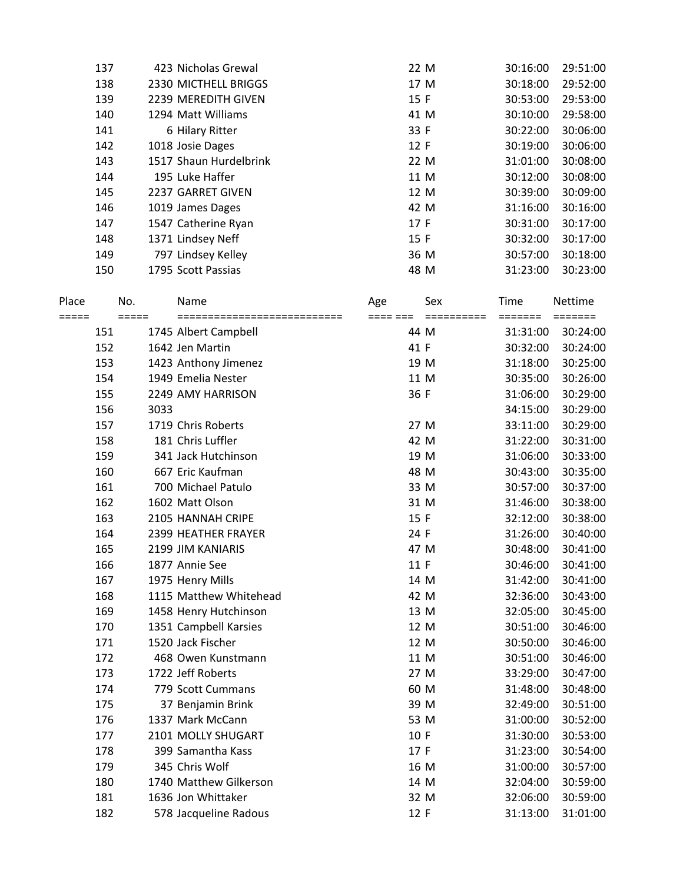| Place | No. | Name | Age | Sex | Time | Nettime |
|---|---|---|---|---|---|---|
| 137 | 423 | Nicholas Grewal | 22 | M | 30:16:00 | 29:51:00 |
| 138 | 2330 | MICTHELL BRIGGS | 17 | M | 30:18:00 | 29:52:00 |
| 139 | 2239 | MEREDITH GIVEN | 15 | F | 30:53:00 | 29:53:00 |
| 140 | 1294 | Matt Williams | 41 | M | 30:10:00 | 29:58:00 |
| 141 | 6 | Hilary Ritter | 33 | F | 30:22:00 | 30:06:00 |
| 142 | 1018 | Josie Dages | 12 | F | 30:19:00 | 30:06:00 |
| 143 | 1517 | Shaun Hurdelbrink | 22 | M | 31:01:00 | 30:08:00 |
| 144 | 195 | Luke Haffer | 11 | M | 30:12:00 | 30:08:00 |
| 145 | 2237 | GARRET GIVEN | 12 | M | 30:39:00 | 30:09:00 |
| 146 | 1019 | James Dages | 42 | M | 31:16:00 | 30:16:00 |
| 147 | 1547 | Catherine Ryan | 17 | F | 30:31:00 | 30:17:00 |
| 148 | 1371 | Lindsey Neff | 15 | F | 30:32:00 | 30:17:00 |
| 149 | 797 | Lindsey Kelley | 36 | M | 30:57:00 | 30:18:00 |
| 150 | 1795 | Scott Passias | 48 | M | 31:23:00 | 30:23:00 |

| Place | No. | Name | Age | Sex | Time | Nettime |
|---|---|---|---|---|---|---|
| ===== | ===== | ========================== | ==== | === ========== | ======= | ======= |
| 151 | 1745 | Albert Campbell | 44 | M | 31:31:00 | 30:24:00 |
| 152 | 1642 | Jen Martin | 41 | F | 30:32:00 | 30:24:00 |
| 153 | 1423 | Anthony Jimenez | 19 | M | 31:18:00 | 30:25:00 |
| 154 | 1949 | Emelia Nester | 11 | M | 30:35:00 | 30:26:00 |
| 155 | 2249 | AMY HARRISON | 36 | F | 31:06:00 | 30:29:00 |
| 156 | 3033 | | | | 34:15:00 | 30:29:00 |
| 157 | 1719 | Chris Roberts | 27 | M | 33:11:00 | 30:29:00 |
| 158 | 181 | Chris Luffler | 42 | M | 31:22:00 | 30:31:00 |
| 159 | 341 | Jack Hutchinson | 19 | M | 31:06:00 | 30:33:00 |
| 160 | 667 | Eric Kaufman | 48 | M | 30:43:00 | 30:35:00 |
| 161 | 700 | Michael Patulo | 33 | M | 30:57:00 | 30:37:00 |
| 162 | 1602 | Matt Olson | 31 | M | 31:46:00 | 30:38:00 |
| 163 | 2105 | HANNAH CRIPE | 15 | F | 32:12:00 | 30:38:00 |
| 164 | 2399 | HEATHER FRAYER | 24 | F | 31:26:00 | 30:40:00 |
| 165 | 2199 | JIM KANIARIS | 47 | M | 30:48:00 | 30:41:00 |
| 166 | 1877 | Annie See | 11 | F | 30:46:00 | 30:41:00 |
| 167 | 1975 | Henry Mills | 14 | M | 31:42:00 | 30:41:00 |
| 168 | 1115 | Matthew Whitehead | 42 | M | 32:36:00 | 30:43:00 |
| 169 | 1458 | Henry Hutchinson | 13 | M | 32:05:00 | 30:45:00 |
| 170 | 1351 | Campbell Karsies | 12 | M | 30:51:00 | 30:46:00 |
| 171 | 1520 | Jack Fischer | 12 | M | 30:50:00 | 30:46:00 |
| 172 | 468 | Owen Kunstmann | 11 | M | 30:51:00 | 30:46:00 |
| 173 | 1722 | Jeff Roberts | 27 | M | 33:29:00 | 30:47:00 |
| 174 | 779 | Scott Cummans | 60 | M | 31:48:00 | 30:48:00 |
| 175 | 37 | Benjamin Brink | 39 | M | 32:49:00 | 30:51:00 |
| 176 | 1337 | Mark McCann | 53 | M | 31:00:00 | 30:52:00 |
| 177 | 2101 | MOLLY SHUGART | 10 | F | 31:30:00 | 30:53:00 |
| 178 | 399 | Samantha Kass | 17 | F | 31:23:00 | 30:54:00 |
| 179 | 345 | Chris Wolf | 16 | M | 31:00:00 | 30:57:00 |
| 180 | 1740 | Matthew Gilkerson | 14 | M | 32:04:00 | 30:59:00 |
| 181 | 1636 | Jon Whittaker | 32 | M | 32:06:00 | 30:59:00 |
| 182 | 578 | Jacqueline Radous | 12 | F | 31:13:00 | 31:01:00 |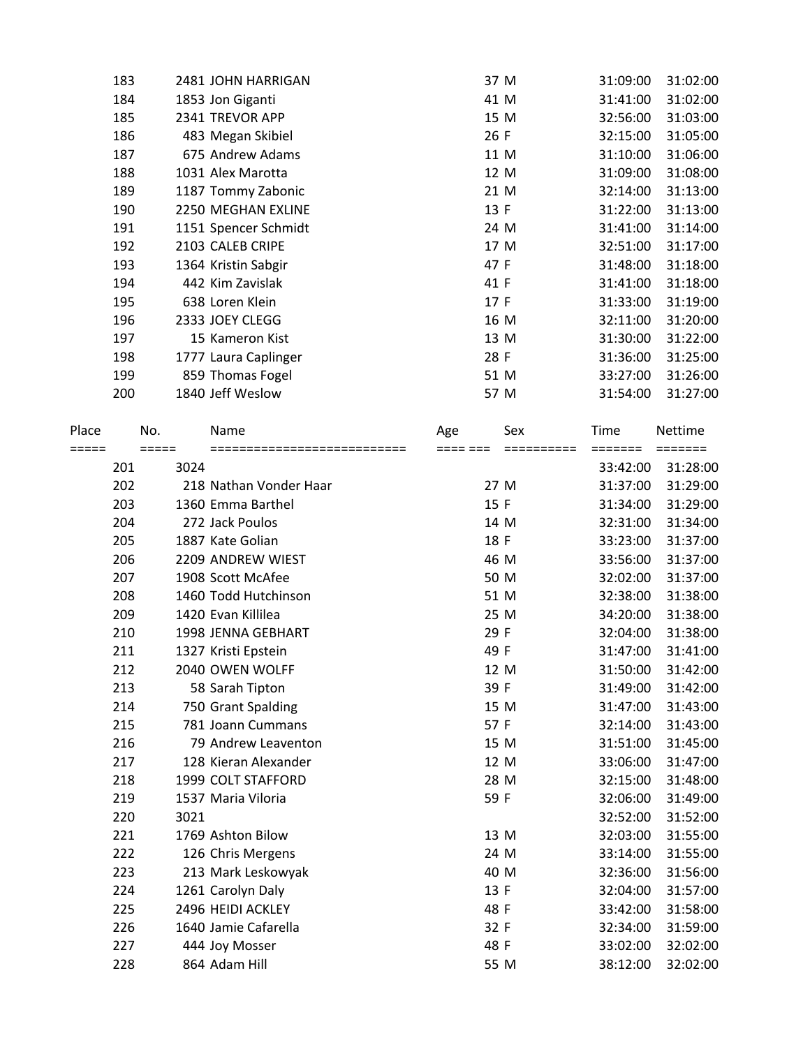| Place | No. | Name | Age | Sex | Time | Nettime |
|---|---|---|---|---|---|---|
| 183 | 2481 | JOHN HARRIGAN | 37 | M | 31:09:00 | 31:02:00 |
| 184 | 1853 | Jon Giganti | 41 | M | 31:41:00 | 31:02:00 |
| 185 | 2341 | TREVOR APP | 15 | M | 32:56:00 | 31:03:00 |
| 186 | 483 | Megan Skibiel | 26 | F | 32:15:00 | 31:05:00 |
| 187 | 675 | Andrew Adams | 11 | M | 31:10:00 | 31:06:00 |
| 188 | 1031 | Alex Marotta | 12 | M | 31:09:00 | 31:08:00 |
| 189 | 1187 | Tommy Zabonic | 21 | M | 32:14:00 | 31:13:00 |
| 190 | 2250 | MEGHAN EXLINE | 13 | F | 31:22:00 | 31:13:00 |
| 191 | 1151 | Spencer Schmidt | 24 | M | 31:41:00 | 31:14:00 |
| 192 | 2103 | CALEB CRIPE | 17 | M | 32:51:00 | 31:17:00 |
| 193 | 1364 | Kristin Sabgir | 47 | F | 31:48:00 | 31:18:00 |
| 194 | 442 | Kim Zavislak | 41 | F | 31:41:00 | 31:18:00 |
| 195 | 638 | Loren Klein | 17 | F | 31:33:00 | 31:19:00 |
| 196 | 2333 | JOEY CLEGG | 16 | M | 32:11:00 | 31:20:00 |
| 197 | 15 | Kameron Kist | 13 | M | 31:30:00 | 31:22:00 |
| 198 | 1777 | Laura Caplinger | 28 | F | 31:36:00 | 31:25:00 |
| 199 | 859 | Thomas Fogel | 51 | M | 33:27:00 | 31:26:00 |
| 200 | 1840 | Jeff Weslow | 57 | M | 31:54:00 | 31:27:00 |

| Place | No. | Name | Age | Sex | Time | Nettime |
|---|---|---|---|---|---|---|
| 201 | 3024 | | | | 33:42:00 | 31:28:00 |
| 202 | 218 | Nathan Vonder Haar | 27 | M | 31:37:00 | 31:29:00 |
| 203 | 1360 | Emma Barthel | 15 | F | 31:34:00 | 31:29:00 |
| 204 | 272 | Jack Poulos | 14 | M | 32:31:00 | 31:34:00 |
| 205 | 1887 | Kate Golian | 18 | F | 33:23:00 | 31:37:00 |
| 206 | 2209 | ANDREW WIEST | 46 | M | 33:56:00 | 31:37:00 |
| 207 | 1908 | Scott McAfee | 50 | M | 32:02:00 | 31:37:00 |
| 208 | 1460 | Todd Hutchinson | 51 | M | 32:38:00 | 31:38:00 |
| 209 | 1420 | Evan Killilea | 25 | M | 34:20:00 | 31:38:00 |
| 210 | 1998 | JENNA GEBHART | 29 | F | 32:04:00 | 31:38:00 |
| 211 | 1327 | Kristi Epstein | 49 | F | 31:47:00 | 31:41:00 |
| 212 | 2040 | OWEN WOLFF | 12 | M | 31:50:00 | 31:42:00 |
| 213 | 58 | Sarah Tipton | 39 | F | 31:49:00 | 31:42:00 |
| 214 | 750 | Grant Spalding | 15 | M | 31:47:00 | 31:43:00 |
| 215 | 781 | Joann Cummans | 57 | F | 32:14:00 | 31:43:00 |
| 216 | 79 | Andrew Leaventon | 15 | M | 31:51:00 | 31:45:00 |
| 217 | 128 | Kieran Alexander | 12 | M | 33:06:00 | 31:47:00 |
| 218 | 1999 | COLT STAFFORD | 28 | M | 32:15:00 | 31:48:00 |
| 219 | 1537 | Maria Viloria | 59 | F | 32:06:00 | 31:49:00 |
| 220 | 3021 | | | | 32:52:00 | 31:52:00 |
| 221 | 1769 | Ashton Bilow | 13 | M | 32:03:00 | 31:55:00 |
| 222 | 126 | Chris Mergens | 24 | M | 33:14:00 | 31:55:00 |
| 223 | 213 | Mark Leskowyak | 40 | M | 32:36:00 | 31:56:00 |
| 224 | 1261 | Carolyn Daly | 13 | F | 32:04:00 | 31:57:00 |
| 225 | 2496 | HEIDI ACKLEY | 48 | F | 33:42:00 | 31:58:00 |
| 226 | 1640 | Jamie Cafarella | 32 | F | 32:34:00 | 31:59:00 |
| 227 | 444 | Joy Mosser | 48 | F | 33:02:00 | 32:02:00 |
| 228 | 864 | Adam Hill | 55 | M | 38:12:00 | 32:02:00 |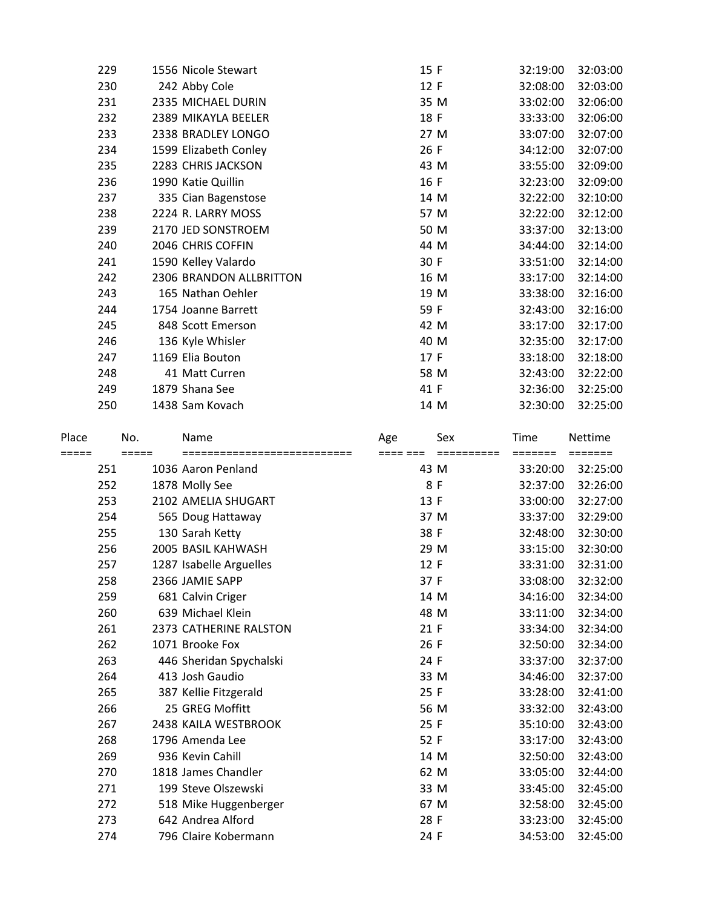| Place | No. | Name | Age | Sex | Time | Nettime |
|---|---|---|---|---|---|---|
| 229 | 1556 | Nicole Stewart | 15 | F | 32:19:00 | 32:03:00 |
| 230 | 242 | Abby Cole | 12 | F | 32:08:00 | 32:03:00 |
| 231 | 2335 | MICHAEL DURIN | 35 | M | 33:02:00 | 32:06:00 |
| 232 | 2389 | MIKAYLA BEELER | 18 | F | 33:33:00 | 32:06:00 |
| 233 | 2338 | BRADLEY LONGO | 27 | M | 33:07:00 | 32:07:00 |
| 234 | 1599 | Elizabeth Conley | 26 | F | 34:12:00 | 32:07:00 |
| 235 | 2283 | CHRIS JACKSON | 43 | M | 33:55:00 | 32:09:00 |
| 236 | 1990 | Katie Quillin | 16 | F | 32:23:00 | 32:09:00 |
| 237 | 335 | Cian Bagenstose | 14 | M | 32:22:00 | 32:10:00 |
| 238 | 2224 | R. LARRY MOSS | 57 | M | 32:22:00 | 32:12:00 |
| 239 | 2170 | JED SONSTROEM | 50 | M | 33:37:00 | 32:13:00 |
| 240 | 2046 | CHRIS COFFIN | 44 | M | 34:44:00 | 32:14:00 |
| 241 | 1590 | Kelley Valardo | 30 | F | 33:51:00 | 32:14:00 |
| 242 | 2306 | BRANDON ALLBRITTON | 16 | M | 33:17:00 | 32:14:00 |
| 243 | 165 | Nathan Oehler | 19 | M | 33:38:00 | 32:16:00 |
| 244 | 1754 | Joanne Barrett | 59 | F | 32:43:00 | 32:16:00 |
| 245 | 848 | Scott Emerson | 42 | M | 33:17:00 | 32:17:00 |
| 246 | 136 | Kyle Whisler | 40 | M | 32:35:00 | 32:17:00 |
| 247 | 1169 | Elia Bouton | 17 | F | 33:18:00 | 32:18:00 |
| 248 | 41 | Matt Curren | 58 | M | 32:43:00 | 32:22:00 |
| 249 | 1879 | Shana See | 41 | F | 32:36:00 | 32:25:00 |
| 250 | 1438 | Sam Kovach | 14 | M | 32:30:00 | 32:25:00 |

| Place | No. | Name | Age | Sex | Time | Nettime |
|---|---|---|---|---|---|---|
| 251 | 1036 | Aaron Penland | 43 | M | 33:20:00 | 32:25:00 |
| 252 | 1878 | Molly See | 8 | F | 32:37:00 | 32:26:00 |
| 253 | 2102 | AMELIA SHUGART | 13 | F | 33:00:00 | 32:27:00 |
| 254 | 565 | Doug Hattaway | 37 | M | 33:37:00 | 32:29:00 |
| 255 | 130 | Sarah Ketty | 38 | F | 32:48:00 | 32:30:00 |
| 256 | 2005 | BASIL KAHWASH | 29 | M | 33:15:00 | 32:30:00 |
| 257 | 1287 | Isabelle Arguelles | 12 | F | 33:31:00 | 32:31:00 |
| 258 | 2366 | JAMIE SAPP | 37 | F | 33:08:00 | 32:32:00 |
| 259 | 681 | Calvin Criger | 14 | M | 34:16:00 | 32:34:00 |
| 260 | 639 | Michael Klein | 48 | M | 33:11:00 | 32:34:00 |
| 261 | 2373 | CATHERINE RALSTON | 21 | F | 33:34:00 | 32:34:00 |
| 262 | 1071 | Brooke Fox | 26 | F | 32:50:00 | 32:34:00 |
| 263 | 446 | Sheridan Spychalski | 24 | F | 33:37:00 | 32:37:00 |
| 264 | 413 | Josh Gaudio | 33 | M | 34:46:00 | 32:37:00 |
| 265 | 387 | Kellie Fitzgerald | 25 | F | 33:28:00 | 32:41:00 |
| 266 | 25 | GREG Moffitt | 56 | M | 33:32:00 | 32:43:00 |
| 267 | 2438 | KAILA WESTBROOK | 25 | F | 35:10:00 | 32:43:00 |
| 268 | 1796 | Amenda Lee | 52 | F | 33:17:00 | 32:43:00 |
| 269 | 936 | Kevin Cahill | 14 | M | 32:50:00 | 32:43:00 |
| 270 | 1818 | James Chandler | 62 | M | 33:05:00 | 32:44:00 |
| 271 | 199 | Steve Olszewski | 33 | M | 33:45:00 | 32:45:00 |
| 272 | 518 | Mike Huggenberger | 67 | M | 32:58:00 | 32:45:00 |
| 273 | 642 | Andrea Alford | 28 | F | 33:23:00 | 32:45:00 |
| 274 | 796 | Claire Kobermann | 24 | F | 34:53:00 | 32:45:00 |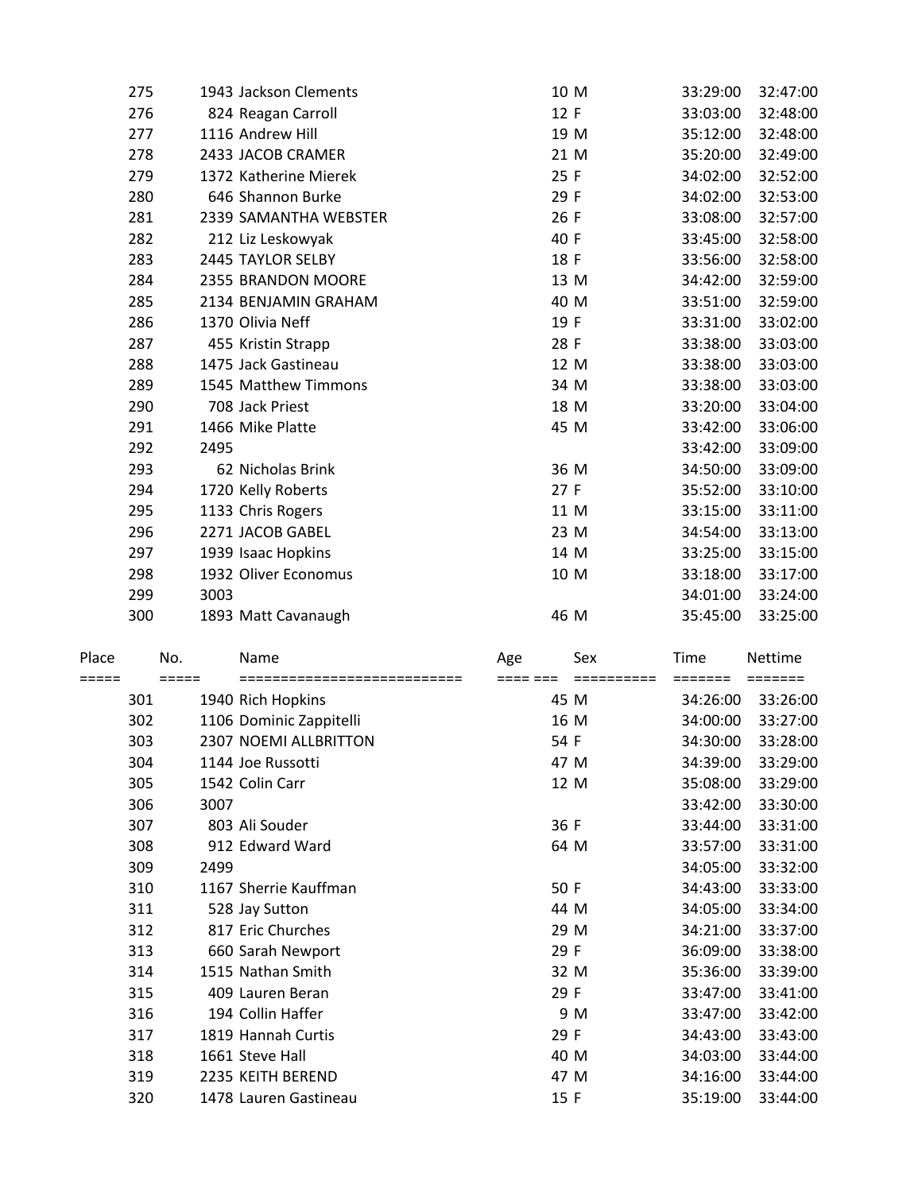| Place | No. | Name | Age | Sex | Time | Nettime |
|---|---|---|---|---|---|---|
| 275 | 1943 | Jackson Clements | 10 | M | 33:29:00 | 32:47:00 |
| 276 | 824 | Reagan Carroll | 12 | F | 33:03:00 | 32:48:00 |
| 277 | 1116 | Andrew Hill | 19 | M | 35:12:00 | 32:48:00 |
| 278 | 2433 | JACOB CRAMER | 21 | M | 35:20:00 | 32:49:00 |
| 279 | 1372 | Katherine Mierek | 25 | F | 34:02:00 | 32:52:00 |
| 280 | 646 | Shannon Burke | 29 | F | 34:02:00 | 32:53:00 |
| 281 | 2339 | SAMANTHA WEBSTER | 26 | F | 33:08:00 | 32:57:00 |
| 282 | 212 | Liz Leskowyak | 40 | F | 33:45:00 | 32:58:00 |
| 283 | 2445 | TAYLOR SELBY | 18 | F | 33:56:00 | 32:58:00 |
| 284 | 2355 | BRANDON MOORE | 13 | M | 34:42:00 | 32:59:00 |
| 285 | 2134 | BENJAMIN GRAHAM | 40 | M | 33:51:00 | 32:59:00 |
| 286 | 1370 | Olivia Neff | 19 | F | 33:31:00 | 33:02:00 |
| 287 | 455 | Kristin Strapp | 28 | F | 33:38:00 | 33:03:00 |
| 288 | 1475 | Jack Gastineau | 12 | M | 33:38:00 | 33:03:00 |
| 289 | 1545 | Matthew Timmons | 34 | M | 33:38:00 | 33:03:00 |
| 290 | 708 | Jack Priest | 18 | M | 33:20:00 | 33:04:00 |
| 291 | 1466 | Mike Platte | 45 | M | 33:42:00 | 33:06:00 |
| 292 | 2495 | | | | 33:42:00 | 33:09:00 |
| 293 | 62 | Nicholas Brink | 36 | M | 34:50:00 | 33:09:00 |
| 294 | 1720 | Kelly Roberts | 27 | F | 35:52:00 | 33:10:00 |
| 295 | 1133 | Chris Rogers | 11 | M | 33:15:00 | 33:11:00 |
| 296 | 2271 | JACOB GABEL | 23 | M | 34:54:00 | 33:13:00 |
| 297 | 1939 | Isaac Hopkins | 14 | M | 33:25:00 | 33:15:00 |
| 298 | 1932 | Oliver Economus | 10 | M | 33:18:00 | 33:17:00 |
| 299 | 3003 | | | | 34:01:00 | 33:24:00 |
| 300 | 1893 | Matt Cavanaugh | 46 | M | 35:45:00 | 33:25:00 |

| Place | No. | Name | Age | Sex | Time | Nettime |
|---|---|---|---|---|---|---|
| 301 | 1940 | Rich Hopkins | 45 | M | 34:26:00 | 33:26:00 |
| 302 | 1106 | Dominic Zappitelli | 16 | M | 34:00:00 | 33:27:00 |
| 303 | 2307 | NOEMI ALLBRITTON | 54 | F | 34:30:00 | 33:28:00 |
| 304 | 1144 | Joe Russotti | 47 | M | 34:39:00 | 33:29:00 |
| 305 | 1542 | Colin Carr | 12 | M | 35:08:00 | 33:29:00 |
| 306 | 3007 | | | | 33:42:00 | 33:30:00 |
| 307 | 803 | Ali Souder | 36 | F | 33:44:00 | 33:31:00 |
| 308 | 912 | Edward Ward | 64 | M | 33:57:00 | 33:31:00 |
| 309 | 2499 | | | | 34:05:00 | 33:32:00 |
| 310 | 1167 | Sherrie Kauffman | 50 | F | 34:43:00 | 33:33:00 |
| 311 | 528 | Jay Sutton | 44 | M | 34:05:00 | 33:34:00 |
| 312 | 817 | Eric Churches | 29 | M | 34:21:00 | 33:37:00 |
| 313 | 660 | Sarah Newport | 29 | F | 36:09:00 | 33:38:00 |
| 314 | 1515 | Nathan Smith | 32 | M | 35:36:00 | 33:39:00 |
| 315 | 409 | Lauren Beran | 29 | F | 33:47:00 | 33:41:00 |
| 316 | 194 | Collin Haffer | 9 | M | 33:47:00 | 33:42:00 |
| 317 | 1819 | Hannah Curtis | 29 | F | 34:43:00 | 33:43:00 |
| 318 | 1661 | Steve Hall | 40 | M | 34:03:00 | 33:44:00 |
| 319 | 2235 | KEITH BEREND | 47 | M | 34:16:00 | 33:44:00 |
| 320 | 1478 | Lauren Gastineau | 15 | F | 35:19:00 | 33:44:00 |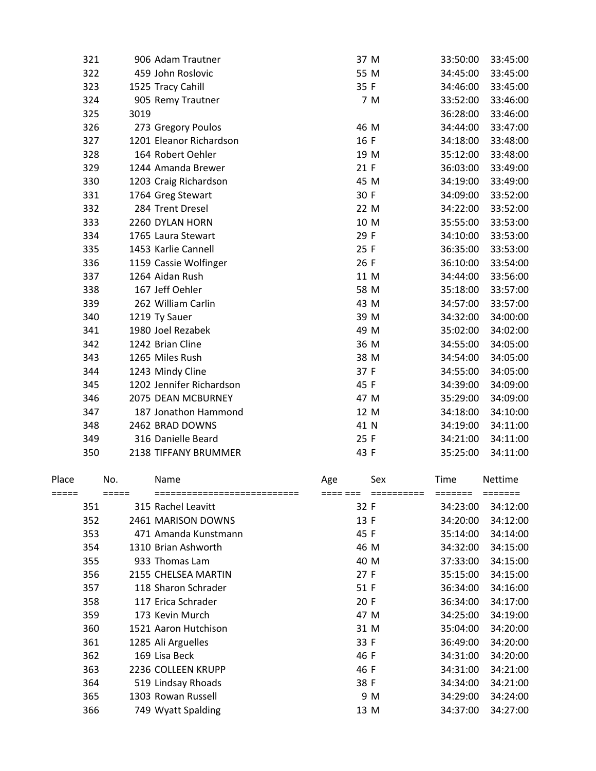| Place | No. | Name | Age | Sex | Time | Nettime |
|---|---|---|---|---|---|---|
| 321 | 906 | Adam Trautner | 37 | M | 33:50:00 | 33:45:00 |
| 322 | 459 | John Roslovic | 55 | M | 34:45:00 | 33:45:00 |
| 323 | 1525 | Tracy Cahill | 35 | F | 34:46:00 | 33:45:00 |
| 324 | 905 | Remy Trautner | 7 | M | 33:52:00 | 33:46:00 |
| 325 | 3019 | | | | 36:28:00 | 33:46:00 |
| 326 | 273 | Gregory Poulos | 46 | M | 34:44:00 | 33:47:00 |
| 327 | 1201 | Eleanor Richardson | 16 | F | 34:18:00 | 33:48:00 |
| 328 | 164 | Robert Oehler | 19 | M | 35:12:00 | 33:48:00 |
| 329 | 1244 | Amanda Brewer | 21 | F | 36:03:00 | 33:49:00 |
| 330 | 1203 | Craig Richardson | 45 | M | 34:19:00 | 33:49:00 |
| 331 | 1764 | Greg Stewart | 30 | F | 34:09:00 | 33:52:00 |
| 332 | 284 | Trent Dresel | 22 | M | 34:22:00 | 33:52:00 |
| 333 | 2260 | DYLAN HORN | 10 | M | 35:55:00 | 33:53:00 |
| 334 | 1765 | Laura Stewart | 29 | F | 34:10:00 | 33:53:00 |
| 335 | 1453 | Karlie Cannell | 25 | F | 36:35:00 | 33:53:00 |
| 336 | 1159 | Cassie Wolfinger | 26 | F | 36:10:00 | 33:54:00 |
| 337 | 1264 | Aidan Rush | 11 | M | 34:44:00 | 33:56:00 |
| 338 | 167 | Jeff Oehler | 58 | M | 35:18:00 | 33:57:00 |
| 339 | 262 | William Carlin | 43 | M | 34:57:00 | 33:57:00 |
| 340 | 1219 | Ty Sauer | 39 | M | 34:32:00 | 34:00:00 |
| 341 | 1980 | Joel Rezabek | 49 | M | 35:02:00 | 34:02:00 |
| 342 | 1242 | Brian Cline | 36 | M | 34:55:00 | 34:05:00 |
| 343 | 1265 | Miles Rush | 38 | M | 34:54:00 | 34:05:00 |
| 344 | 1243 | Mindy Cline | 37 | F | 34:55:00 | 34:05:00 |
| 345 | 1202 | Jennifer Richardson | 45 | F | 34:39:00 | 34:09:00 |
| 346 | 2075 | DEAN MCBURNEY | 47 | M | 35:29:00 | 34:09:00 |
| 347 | 187 | Jonathon Hammond | 12 | M | 34:18:00 | 34:10:00 |
| 348 | 2462 | BRAD DOWNS | 41 | N | 34:19:00 | 34:11:00 |
| 349 | 316 | Danielle Beard | 25 | F | 34:21:00 | 34:11:00 |
| 350 | 2138 | TIFFANY BRUMMER | 43 | F | 35:25:00 | 34:11:00 |

| Place | No. | Name | Age | Sex | Time | Nettime |
|---|---|---|---|---|---|---|
| ===== | ===== | ========================== | ==== === | ========== | ======= | ======= |
| 351 | 315 | Rachel Leavitt | 32 | F | 34:23:00 | 34:12:00 |
| 352 | 2461 | MARISON DOWNS | 13 | F | 34:20:00 | 34:12:00 |
| 353 | 471 | Amanda Kunstmann | 45 | F | 35:14:00 | 34:14:00 |
| 354 | 1310 | Brian Ashworth | 46 | M | 34:32:00 | 34:15:00 |
| 355 | 933 | Thomas Lam | 40 | M | 37:33:00 | 34:15:00 |
| 356 | 2155 | CHELSEA MARTIN | 27 | F | 35:15:00 | 34:15:00 |
| 357 | 118 | Sharon Schrader | 51 | F | 36:34:00 | 34:16:00 |
| 358 | 117 | Erica Schrader | 20 | F | 36:34:00 | 34:17:00 |
| 359 | 173 | Kevin Murch | 47 | M | 34:25:00 | 34:19:00 |
| 360 | 1521 | Aaron Hutchison | 31 | M | 35:04:00 | 34:20:00 |
| 361 | 1285 | Ali Arguelles | 33 | F | 36:49:00 | 34:20:00 |
| 362 | 169 | Lisa Beck | 46 | F | 34:31:00 | 34:20:00 |
| 363 | 2236 | COLLEEN KRUPP | 46 | F | 34:31:00 | 34:21:00 |
| 364 | 519 | Lindsay Rhoads | 38 | F | 34:34:00 | 34:21:00 |
| 365 | 1303 | Rowan Russell | 9 | M | 34:29:00 | 34:24:00 |
| 366 | 749 | Wyatt Spalding | 13 | M | 34:37:00 | 34:27:00 |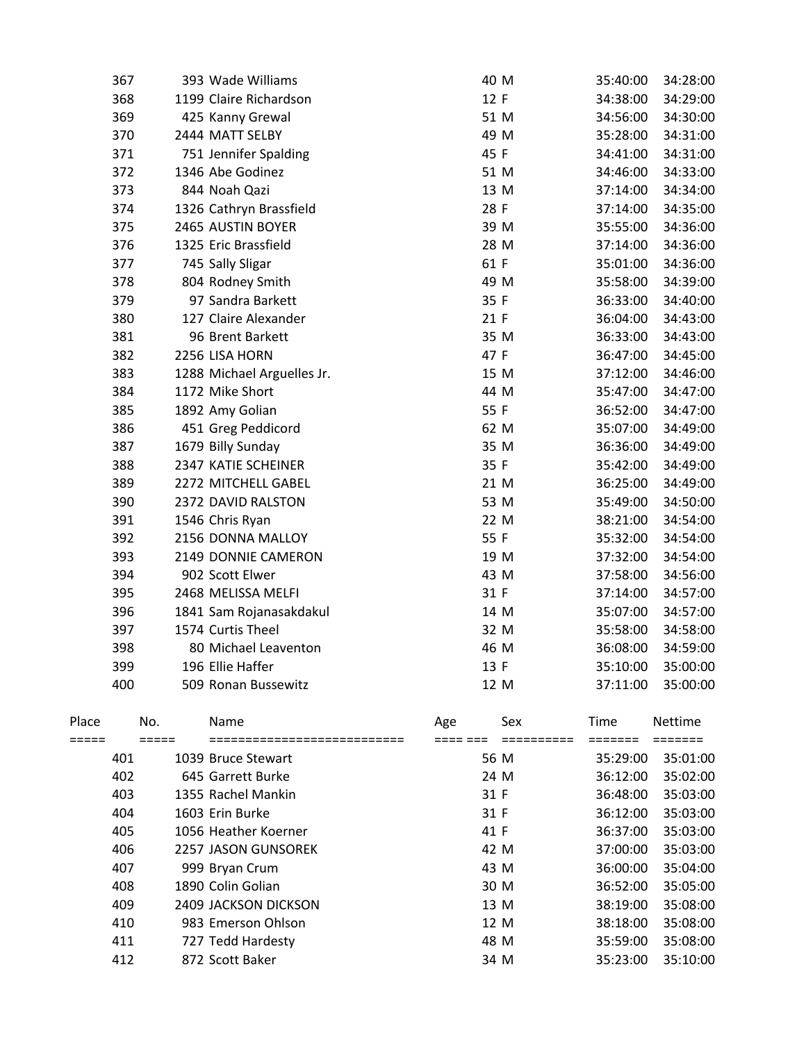| Place | No. | Name | Age | Sex | Time | Nettime |
|---|---|---|---|---|---|---|
| 367 | 393 | Wade Williams | 40 | M | 35:40:00 | 34:28:00 |
| 368 | 1199 | Claire Richardson | 12 | F | 34:38:00 | 34:29:00 |
| 369 | 425 | Kanny Grewal | 51 | M | 34:56:00 | 34:30:00 |
| 370 | 2444 | MATT SELBY | 49 | M | 35:28:00 | 34:31:00 |
| 371 | 751 | Jennifer Spalding | 45 | F | 34:41:00 | 34:31:00 |
| 372 | 1346 | Abe Godinez | 51 | M | 34:46:00 | 34:33:00 |
| 373 | 844 | Noah Qazi | 13 | M | 37:14:00 | 34:34:00 |
| 374 | 1326 | Cathryn Brassfield | 28 | F | 37:14:00 | 34:35:00 |
| 375 | 2465 | AUSTIN BOYER | 39 | M | 35:55:00 | 34:36:00 |
| 376 | 1325 | Eric Brassfield | 28 | M | 37:14:00 | 34:36:00 |
| 377 | 745 | Sally Sligar | 61 | F | 35:01:00 | 34:36:00 |
| 378 | 804 | Rodney Smith | 49 | M | 35:58:00 | 34:39:00 |
| 379 | 97 | Sandra Barkett | 35 | F | 36:33:00 | 34:40:00 |
| 380 | 127 | Claire Alexander | 21 | F | 36:04:00 | 34:43:00 |
| 381 | 96 | Brent Barkett | 35 | M | 36:33:00 | 34:43:00 |
| 382 | 2256 | LISA HORN | 47 | F | 36:47:00 | 34:45:00 |
| 383 | 1288 | Michael Arguelles Jr. | 15 | M | 37:12:00 | 34:46:00 |
| 384 | 1172 | Mike Short | 44 | M | 35:47:00 | 34:47:00 |
| 385 | 1892 | Amy Golian | 55 | F | 36:52:00 | 34:47:00 |
| 386 | 451 | Greg Peddicord | 62 | M | 35:07:00 | 34:49:00 |
| 387 | 1679 | Billy Sunday | 35 | M | 36:36:00 | 34:49:00 |
| 388 | 2347 | KATIE SCHEINER | 35 | F | 35:42:00 | 34:49:00 |
| 389 | 2272 | MITCHELL GABEL | 21 | M | 36:25:00 | 34:49:00 |
| 390 | 2372 | DAVID RALSTON | 53 | M | 35:49:00 | 34:50:00 |
| 391 | 1546 | Chris Ryan | 22 | M | 38:21:00 | 34:54:00 |
| 392 | 2156 | DONNA MALLOY | 55 | F | 35:32:00 | 34:54:00 |
| 393 | 2149 | DONNIE CAMERON | 19 | M | 37:32:00 | 34:54:00 |
| 394 | 902 | Scott Elwer | 43 | M | 37:58:00 | 34:56:00 |
| 395 | 2468 | MELISSA MELFI | 31 | F | 37:14:00 | 34:57:00 |
| 396 | 1841 | Sam Rojanasakdakul | 14 | M | 35:07:00 | 34:57:00 |
| 397 | 1574 | Curtis Theel | 32 | M | 35:58:00 | 34:58:00 |
| 398 | 80 | Michael Leaventon | 46 | M | 36:08:00 | 34:59:00 |
| 399 | 196 | Ellie Haffer | 13 | F | 35:10:00 | 35:00:00 |
| 400 | 509 | Ronan Bussewitz | 12 | M | 37:11:00 | 35:00:00 |

| Place | No. | Name | Age | Sex | Time | Nettime |
|---|---|---|---|---|---|---|
| 401 | 1039 | Bruce Stewart | 56 | M | 35:29:00 | 35:01:00 |
| 402 | 645 | Garrett Burke | 24 | M | 36:12:00 | 35:02:00 |
| 403 | 1355 | Rachel Mankin | 31 | F | 36:48:00 | 35:03:00 |
| 404 | 1603 | Erin Burke | 31 | F | 36:12:00 | 35:03:00 |
| 405 | 1056 | Heather Koerner | 41 | F | 36:37:00 | 35:03:00 |
| 406 | 2257 | JASON GUNSOREK | 42 | M | 37:00:00 | 35:03:00 |
| 407 | 999 | Bryan Crum | 43 | M | 36:00:00 | 35:04:00 |
| 408 | 1890 | Colin Golian | 30 | M | 36:52:00 | 35:05:00 |
| 409 | 2409 | JACKSON DICKSON | 13 | M | 38:19:00 | 35:08:00 |
| 410 | 983 | Emerson Ohlson | 12 | M | 38:18:00 | 35:08:00 |
| 411 | 727 | Tedd Hardesty | 48 | M | 35:59:00 | 35:08:00 |
| 412 | 872 | Scott Baker | 34 | M | 35:23:00 | 35:10:00 |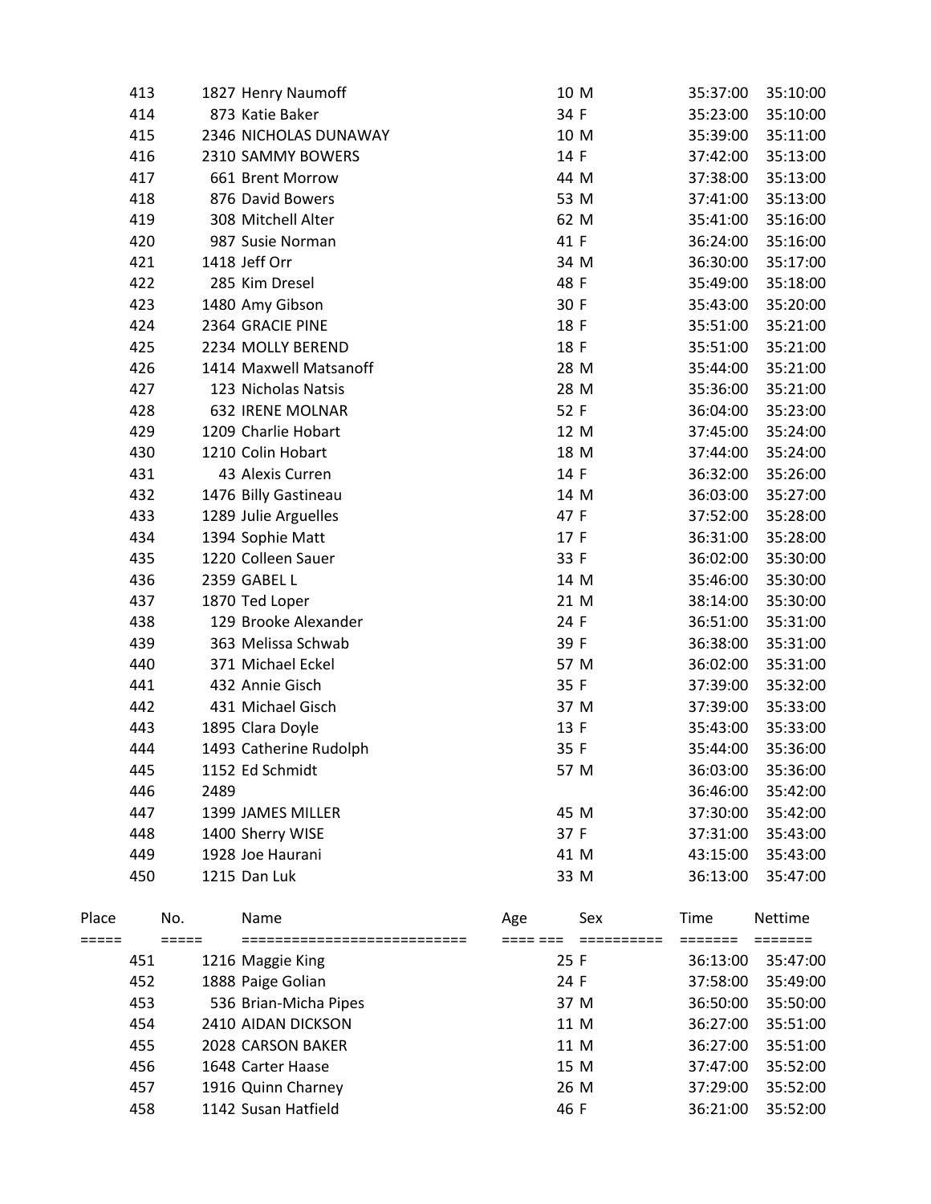| Place | No. | Name | Age | Sex | Time | Nettime |
|---|---|---|---|---|---|---|
| 413 | 1827 | Henry Naumoff | 10 | M | 35:37:00 | 35:10:00 |
| 414 | 873 | Katie Baker | 34 | F | 35:23:00 | 35:10:00 |
| 415 | 2346 | NICHOLAS DUNAWAY | 10 | M | 35:39:00 | 35:11:00 |
| 416 | 2310 | SAMMY BOWERS | 14 | F | 37:42:00 | 35:13:00 |
| 417 | 661 | Brent Morrow | 44 | M | 37:38:00 | 35:13:00 |
| 418 | 876 | David Bowers | 53 | M | 37:41:00 | 35:13:00 |
| 419 | 308 | Mitchell Alter | 62 | M | 35:41:00 | 35:16:00 |
| 420 | 987 | Susie Norman | 41 | F | 36:24:00 | 35:16:00 |
| 421 | 1418 | Jeff Orr | 34 | M | 36:30:00 | 35:17:00 |
| 422 | 285 | Kim Dresel | 48 | F | 35:49:00 | 35:18:00 |
| 423 | 1480 | Amy Gibson | 30 | F | 35:43:00 | 35:20:00 |
| 424 | 2364 | GRACIE PINE | 18 | F | 35:51:00 | 35:21:00 |
| 425 | 2234 | MOLLY BEREND | 18 | F | 35:51:00 | 35:21:00 |
| 426 | 1414 | Maxwell Matsanoff | 28 | M | 35:44:00 | 35:21:00 |
| 427 | 123 | Nicholas Natsis | 28 | M | 35:36:00 | 35:21:00 |
| 428 | 632 | IRENE MOLNAR | 52 | F | 36:04:00 | 35:23:00 |
| 429 | 1209 | Charlie Hobart | 12 | M | 37:45:00 | 35:24:00 |
| 430 | 1210 | Colin Hobart | 18 | M | 37:44:00 | 35:24:00 |
| 431 | 43 | Alexis Curren | 14 | F | 36:32:00 | 35:26:00 |
| 432 | 1476 | Billy Gastineau | 14 | M | 36:03:00 | 35:27:00 |
| 433 | 1289 | Julie Arguelles | 47 | F | 37:52:00 | 35:28:00 |
| 434 | 1394 | Sophie Matt | 17 | F | 36:31:00 | 35:28:00 |
| 435 | 1220 | Colleen Sauer | 33 | F | 36:02:00 | 35:30:00 |
| 436 | 2359 | GABEL L | 14 | M | 35:46:00 | 35:30:00 |
| 437 | 1870 | Ted Loper | 21 | M | 38:14:00 | 35:30:00 |
| 438 | 129 | Brooke Alexander | 24 | F | 36:51:00 | 35:31:00 |
| 439 | 363 | Melissa Schwab | 39 | F | 36:38:00 | 35:31:00 |
| 440 | 371 | Michael Eckel | 57 | M | 36:02:00 | 35:31:00 |
| 441 | 432 | Annie Gisch | 35 | F | 37:39:00 | 35:32:00 |
| 442 | 431 | Michael Gisch | 37 | M | 37:39:00 | 35:33:00 |
| 443 | 1895 | Clara Doyle | 13 | F | 35:43:00 | 35:33:00 |
| 444 | 1493 | Catherine Rudolph | 35 | F | 35:44:00 | 35:36:00 |
| 445 | 1152 | Ed Schmidt | 57 | M | 36:03:00 | 35:36:00 |
| 446 | 2489 | | | | 36:46:00 | 35:42:00 |
| 447 | 1399 | JAMES MILLER | 45 | M | 37:30:00 | 35:42:00 |
| 448 | 1400 | Sherry WISE | 37 | F | 37:31:00 | 35:43:00 |
| 449 | 1928 | Joe Haurani | 41 | M | 43:15:00 | 35:43:00 |
| 450 | 1215 | Dan Luk | 33 | M | 36:13:00 | 35:47:00 |
| 451 | 1216 | Maggie King | 25 | F | 36:13:00 | 35:47:00 |
| 452 | 1888 | Paige Golian | 24 | F | 37:58:00 | 35:49:00 |
| 453 | 536 | Brian-Micha Pipes | 37 | M | 36:50:00 | 35:50:00 |
| 454 | 2410 | AIDAN DICKSON | 11 | M | 36:27:00 | 35:51:00 |
| 455 | 2028 | CARSON BAKER | 11 | M | 36:27:00 | 35:51:00 |
| 456 | 1648 | Carter Haase | 15 | M | 37:47:00 | 35:52:00 |
| 457 | 1916 | Quinn Charney | 26 | M | 37:29:00 | 35:52:00 |
| 458 | 1142 | Susan Hatfield | 46 | F | 36:21:00 | 35:52:00 |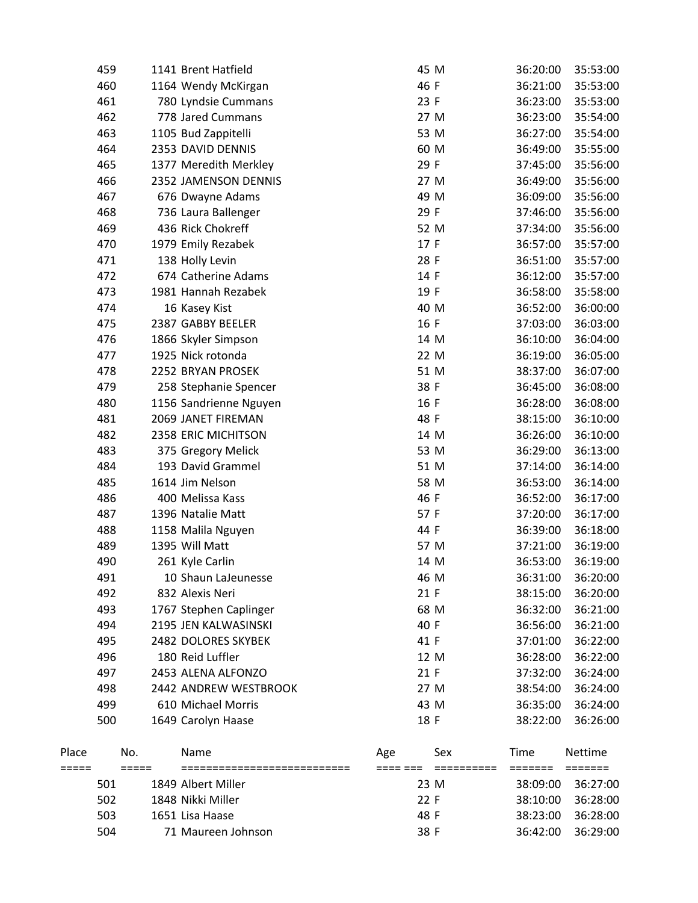| Place | No. | Name | Age | Sex | Time | Nettime |
|---|---|---|---|---|---|---|
| 459 | 1141 | Brent Hatfield | 45 | M | 36:20:00 | 35:53:00 |
| 460 | 1164 | Wendy McKirgan | 46 | F | 36:21:00 | 35:53:00 |
| 461 | 780 | Lyndsie Cummans | 23 | F | 36:23:00 | 35:53:00 |
| 462 | 778 | Jared Cummans | 27 | M | 36:23:00 | 35:54:00 |
| 463 | 1105 | Bud Zappitelli | 53 | M | 36:27:00 | 35:54:00 |
| 464 | 2353 | DAVID DENNIS | 60 | M | 36:49:00 | 35:55:00 |
| 465 | 1377 | Meredith Merkley | 29 | F | 37:45:00 | 35:56:00 |
| 466 | 2352 | JAMENSON DENNIS | 27 | M | 36:49:00 | 35:56:00 |
| 467 | 676 | Dwayne Adams | 49 | M | 36:09:00 | 35:56:00 |
| 468 | 736 | Laura Ballenger | 29 | F | 37:46:00 | 35:56:00 |
| 469 | 436 | Rick Chokreff | 52 | M | 37:34:00 | 35:56:00 |
| 470 | 1979 | Emily Rezabek | 17 | F | 36:57:00 | 35:57:00 |
| 471 | 138 | Holly Levin | 28 | F | 36:51:00 | 35:57:00 |
| 472 | 674 | Catherine Adams | 14 | F | 36:12:00 | 35:57:00 |
| 473 | 1981 | Hannah Rezabek | 19 | F | 36:58:00 | 35:58:00 |
| 474 | 16 | Kasey Kist | 40 | M | 36:52:00 | 36:00:00 |
| 475 | 2387 | GABBY BEELER | 16 | F | 37:03:00 | 36:03:00 |
| 476 | 1866 | Skyler Simpson | 14 | M | 36:10:00 | 36:04:00 |
| 477 | 1925 | Nick rotonda | 22 | M | 36:19:00 | 36:05:00 |
| 478 | 2252 | BRYAN PROSEK | 51 | M | 38:37:00 | 36:07:00 |
| 479 | 258 | Stephanie Spencer | 38 | F | 36:45:00 | 36:08:00 |
| 480 | 1156 | Sandrienne Nguyen | 16 | F | 36:28:00 | 36:08:00 |
| 481 | 2069 | JANET FIREMAN | 48 | F | 38:15:00 | 36:10:00 |
| 482 | 2358 | ERIC MICHITSON | 14 | M | 36:26:00 | 36:10:00 |
| 483 | 375 | Gregory Melick | 53 | M | 36:29:00 | 36:13:00 |
| 484 | 193 | David Grammel | 51 | M | 37:14:00 | 36:14:00 |
| 485 | 1614 | Jim Nelson | 58 | M | 36:53:00 | 36:14:00 |
| 486 | 400 | Melissa Kass | 46 | F | 36:52:00 | 36:17:00 |
| 487 | 1396 | Natalie Matt | 57 | F | 37:20:00 | 36:17:00 |
| 488 | 1158 | Malila Nguyen | 44 | F | 36:39:00 | 36:18:00 |
| 489 | 1395 | Will Matt | 57 | M | 37:21:00 | 36:19:00 |
| 490 | 261 | Kyle Carlin | 14 | M | 36:53:00 | 36:19:00 |
| 491 | 10 | Shaun LaJeunesse | 46 | M | 36:31:00 | 36:20:00 |
| 492 | 832 | Alexis Neri | 21 | F | 38:15:00 | 36:20:00 |
| 493 | 1767 | Stephen Caplinger | 68 | M | 36:32:00 | 36:21:00 |
| 494 | 2195 | JEN KALWASINSKI | 40 | F | 36:56:00 | 36:21:00 |
| 495 | 2482 | DOLORES SKYBEK | 41 | F | 37:01:00 | 36:22:00 |
| 496 | 180 | Reid Luffler | 12 | M | 36:28:00 | 36:22:00 |
| 497 | 2453 | ALENA ALFONZO | 21 | F | 37:32:00 | 36:24:00 |
| 498 | 2442 | ANDREW WESTBROOK | 27 | M | 38:54:00 | 36:24:00 |
| 499 | 610 | Michael Morris | 43 | M | 36:35:00 | 36:24:00 |
| 500 | 1649 | Carolyn Haase | 18 | F | 38:22:00 | 36:26:00 |

| Place | No. | Name | Age | Sex | Time | Nettime |
|---|---|---|---|---|---|---|
| 501 | 1849 | Albert Miller | 23 | M | 38:09:00 | 36:27:00 |
| 502 | 1848 | Nikki Miller | 22 | F | 38:10:00 | 36:28:00 |
| 503 | 1651 | Lisa Haase | 48 | F | 38:23:00 | 36:28:00 |
| 504 | 71 | Maureen Johnson | 38 | F | 36:42:00 | 36:29:00 |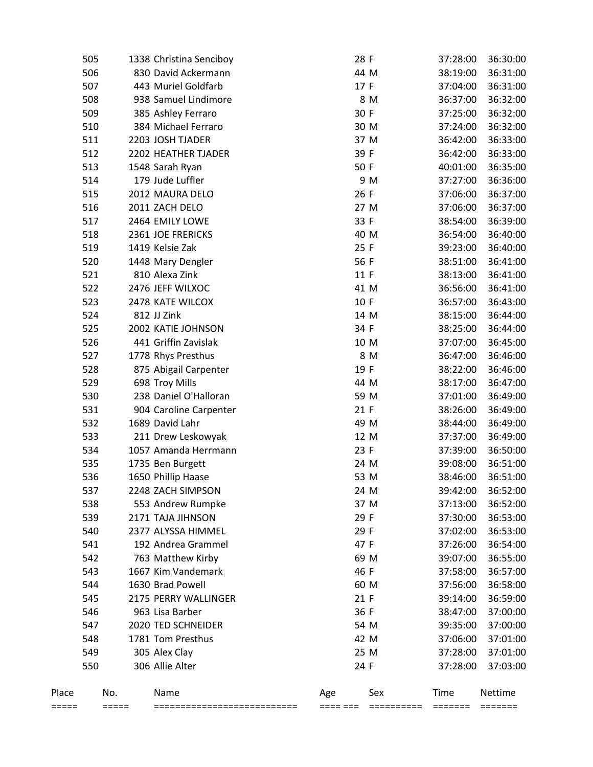| Place | No. | Name | Age | Sex | Time | Nettime |
|---|---|---|---|---|---|---|
| 505 | 1338 | Christina Senciboy | 28 | F | 37:28:00 | 36:30:00 |
| 506 | 830 | David Ackermann | 44 | M | 38:19:00 | 36:31:00 |
| 507 | 443 | Muriel Goldfarb | 17 | F | 37:04:00 | 36:31:00 |
| 508 | 938 | Samuel Lindimore | 8 | M | 36:37:00 | 36:32:00 |
| 509 | 385 | Ashley Ferraro | 30 | F | 37:25:00 | 36:32:00 |
| 510 | 384 | Michael Ferraro | 30 | M | 37:24:00 | 36:32:00 |
| 511 | 2203 | JOSH TJADER | 37 | M | 36:42:00 | 36:33:00 |
| 512 | 2202 | HEATHER TJADER | 39 | F | 36:42:00 | 36:33:00 |
| 513 | 1548 | Sarah Ryan | 50 | F | 40:01:00 | 36:35:00 |
| 514 | 179 | Jude Luffler | 9 | M | 37:27:00 | 36:36:00 |
| 515 | 2012 | MAURA DELO | 26 | F | 37:06:00 | 36:37:00 |
| 516 | 2011 | ZACH DELO | 27 | M | 37:06:00 | 36:37:00 |
| 517 | 2464 | EMILY LOWE | 33 | F | 38:54:00 | 36:39:00 |
| 518 | 2361 | JOE FRERICKS | 40 | M | 36:54:00 | 36:40:00 |
| 519 | 1419 | Kelsie Zak | 25 | F | 39:23:00 | 36:40:00 |
| 520 | 1448 | Mary Dengler | 56 | F | 38:51:00 | 36:41:00 |
| 521 | 810 | Alexa Zink | 11 | F | 38:13:00 | 36:41:00 |
| 522 | 2476 | JEFF WILXOC | 41 | M | 36:56:00 | 36:41:00 |
| 523 | 2478 | KATE WILCOX | 10 | F | 36:57:00 | 36:43:00 |
| 524 | 812 | JJ Zink | 14 | M | 38:15:00 | 36:44:00 |
| 525 | 2002 | KATIE JOHNSON | 34 | F | 38:25:00 | 36:44:00 |
| 526 | 441 | Griffin Zavislak | 10 | M | 37:07:00 | 36:45:00 |
| 527 | 1778 | Rhys Presthus | 8 | M | 36:47:00 | 36:46:00 |
| 528 | 875 | Abigail Carpenter | 19 | F | 38:22:00 | 36:46:00 |
| 529 | 698 | Troy Mills | 44 | M | 38:17:00 | 36:47:00 |
| 530 | 238 | Daniel O'Halloran | 59 | M | 37:01:00 | 36:49:00 |
| 531 | 904 | Caroline Carpenter | 21 | F | 38:26:00 | 36:49:00 |
| 532 | 1689 | David Lahr | 49 | M | 38:44:00 | 36:49:00 |
| 533 | 211 | Drew Leskowyak | 12 | M | 37:37:00 | 36:49:00 |
| 534 | 1057 | Amanda Herrmann | 23 | F | 37:39:00 | 36:50:00 |
| 535 | 1735 | Ben Burgett | 24 | M | 39:08:00 | 36:51:00 |
| 536 | 1650 | Phillip Haase | 53 | M | 38:46:00 | 36:51:00 |
| 537 | 2248 | ZACH SIMPSON | 24 | M | 39:42:00 | 36:52:00 |
| 538 | 553 | Andrew Rumpke | 37 | M | 37:13:00 | 36:52:00 |
| 539 | 2171 | TAJA JIHNSON | 29 | F | 37:30:00 | 36:53:00 |
| 540 | 2377 | ALYSSA HIMMEL | 29 | F | 37:02:00 | 36:53:00 |
| 541 | 192 | Andrea Grammel | 47 | F | 37:26:00 | 36:54:00 |
| 542 | 763 | Matthew Kirby | 69 | M | 39:07:00 | 36:55:00 |
| 543 | 1667 | Kim Vandemark | 46 | F | 37:58:00 | 36:57:00 |
| 544 | 1630 | Brad Powell | 60 | M | 37:56:00 | 36:58:00 |
| 545 | 2175 | PERRY WALLINGER | 21 | F | 39:14:00 | 36:59:00 |
| 546 | 963 | Lisa Barber | 36 | F | 38:47:00 | 37:00:00 |
| 547 | 2020 | TED SCHNEIDER | 54 | M | 39:35:00 | 37:00:00 |
| 548 | 1781 | Tom Presthus | 42 | M | 37:06:00 | 37:01:00 |
| 549 | 305 | Alex Clay | 25 | M | 37:28:00 | 37:01:00 |
| 550 | 306 | Allie Alter | 24 | F | 37:28:00 | 37:03:00 |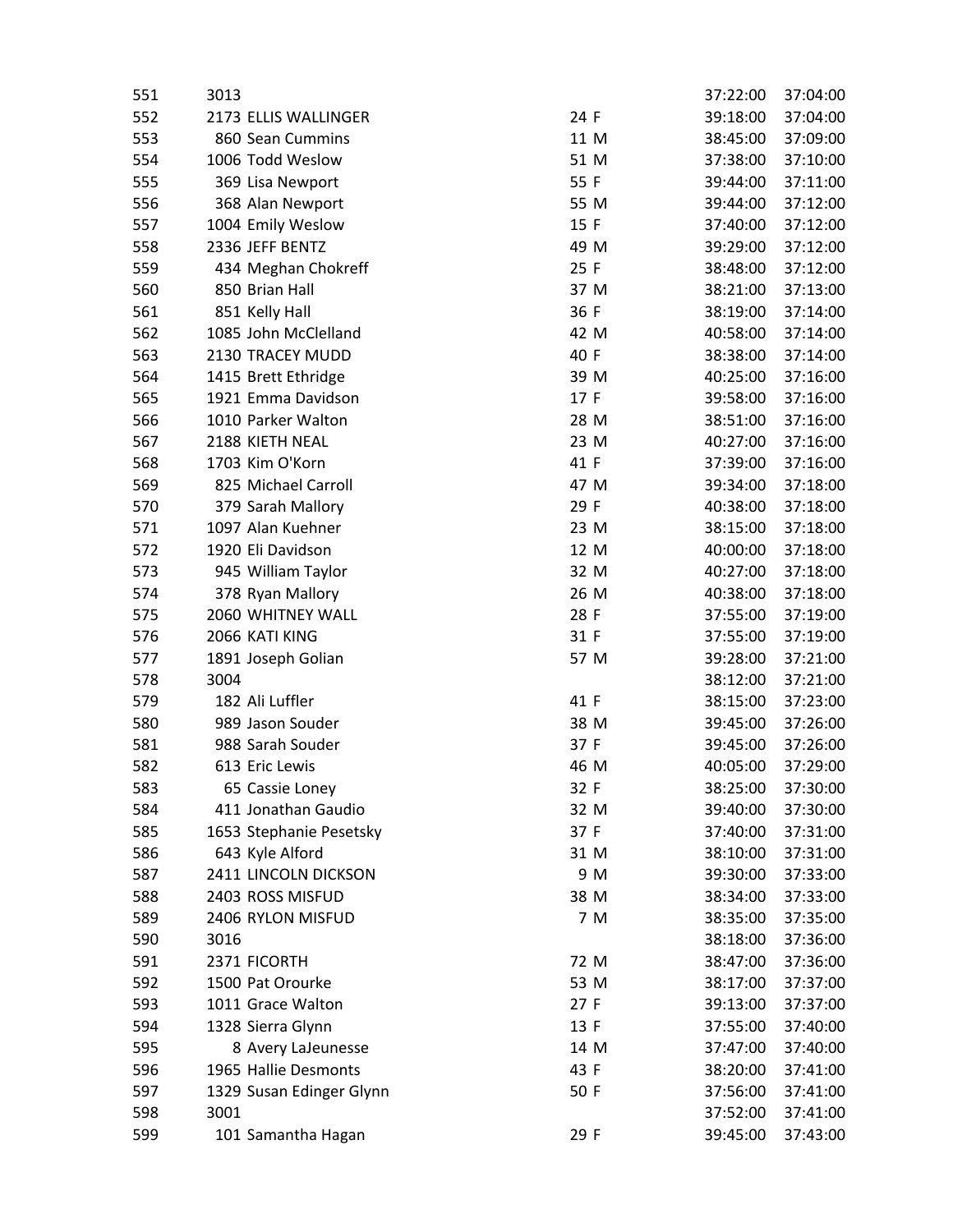| | | | | | |
|---|---|---|---|---|---|
| 551 | 3013 | | | 37:22:00 | 37:04:00 |
| 552 | 2173 ELLIS WALLINGER | 24 F | | 39:18:00 | 37:04:00 |
| 553 | 860 Sean Cummins | 11 M | | 38:45:00 | 37:09:00 |
| 554 | 1006 Todd Weslow | 51 M | | 37:38:00 | 37:10:00 |
| 555 | 369 Lisa Newport | 55 F | | 39:44:00 | 37:11:00 |
| 556 | 368 Alan Newport | 55 M | | 39:44:00 | 37:12:00 |
| 557 | 1004 Emily Weslow | 15 F | | 37:40:00 | 37:12:00 |
| 558 | 2336 JEFF BENTZ | 49 M | | 39:29:00 | 37:12:00 |
| 559 | 434 Meghan Chokreff | 25 F | | 38:48:00 | 37:12:00 |
| 560 | 850 Brian Hall | 37 M | | 38:21:00 | 37:13:00 |
| 561 | 851 Kelly Hall | 36 F | | 38:19:00 | 37:14:00 |
| 562 | 1085 John McClelland | 42 M | | 40:58:00 | 37:14:00 |
| 563 | 2130 TRACEY MUDD | 40 F | | 38:38:00 | 37:14:00 |
| 564 | 1415 Brett Ethridge | 39 M | | 40:25:00 | 37:16:00 |
| 565 | 1921 Emma Davidson | 17 F | | 39:58:00 | 37:16:00 |
| 566 | 1010 Parker Walton | 28 M | | 38:51:00 | 37:16:00 |
| 567 | 2188 KIETH NEAL | 23 M | | 40:27:00 | 37:16:00 |
| 568 | 1703 Kim O'Korn | 41 F | | 37:39:00 | 37:16:00 |
| 569 | 825 Michael Carroll | 47 M | | 39:34:00 | 37:18:00 |
| 570 | 379 Sarah Mallory | 29 F | | 40:38:00 | 37:18:00 |
| 571 | 1097 Alan Kuehner | 23 M | | 38:15:00 | 37:18:00 |
| 572 | 1920 Eli Davidson | 12 M | | 40:00:00 | 37:18:00 |
| 573 | 945 William Taylor | 32 M | | 40:27:00 | 37:18:00 |
| 574 | 378 Ryan Mallory | 26 M | | 40:38:00 | 37:18:00 |
| 575 | 2060 WHITNEY WALL | 28 F | | 37:55:00 | 37:19:00 |
| 576 | 2066 KATI KING | 31 F | | 37:55:00 | 37:19:00 |
| 577 | 1891 Joseph Golian | 57 M | | 39:28:00 | 37:21:00 |
| 578 | 3004 | | | 38:12:00 | 37:21:00 |
| 579 | 182 Ali Luffler | 41 F | | 38:15:00 | 37:23:00 |
| 580 | 989 Jason Souder | 38 M | | 39:45:00 | 37:26:00 |
| 581 | 988 Sarah Souder | 37 F | | 39:45:00 | 37:26:00 |
| 582 | 613 Eric Lewis | 46 M | | 40:05:00 | 37:29:00 |
| 583 | 65 Cassie Loney | 32 F | | 38:25:00 | 37:30:00 |
| 584 | 411 Jonathan Gaudio | 32 M | | 39:40:00 | 37:30:00 |
| 585 | 1653 Stephanie Pesetsky | 37 F | | 37:40:00 | 37:31:00 |
| 586 | 643 Kyle Alford | 31 M | | 38:10:00 | 37:31:00 |
| 587 | 2411 LINCOLN DICKSON | 9 M | | 39:30:00 | 37:33:00 |
| 588 | 2403 ROSS MISFUD | 38 M | | 38:34:00 | 37:33:00 |
| 589 | 2406 RYLON MISFUD | 7 M | | 38:35:00 | 37:35:00 |
| 590 | 3016 | | | 38:18:00 | 37:36:00 |
| 591 | 2371 FICORTH | 72 M | | 38:47:00 | 37:36:00 |
| 592 | 1500 Pat Orourke | 53 M | | 38:17:00 | 37:37:00 |
| 593 | 1011 Grace Walton | 27 F | | 39:13:00 | 37:37:00 |
| 594 | 1328 Sierra Glynn | 13 F | | 37:55:00 | 37:40:00 |
| 595 | 8 Avery LaJeunesse | 14 M | | 37:47:00 | 37:40:00 |
| 596 | 1965 Hallie Desmonts | 43 F | | 38:20:00 | 37:41:00 |
| 597 | 1329 Susan Edinger Glynn | 50 F | | 37:56:00 | 37:41:00 |
| 598 | 3001 | | | 37:52:00 | 37:41:00 |
| 599 | 101 Samantha Hagan | 29 F | | 39:45:00 | 37:43:00 |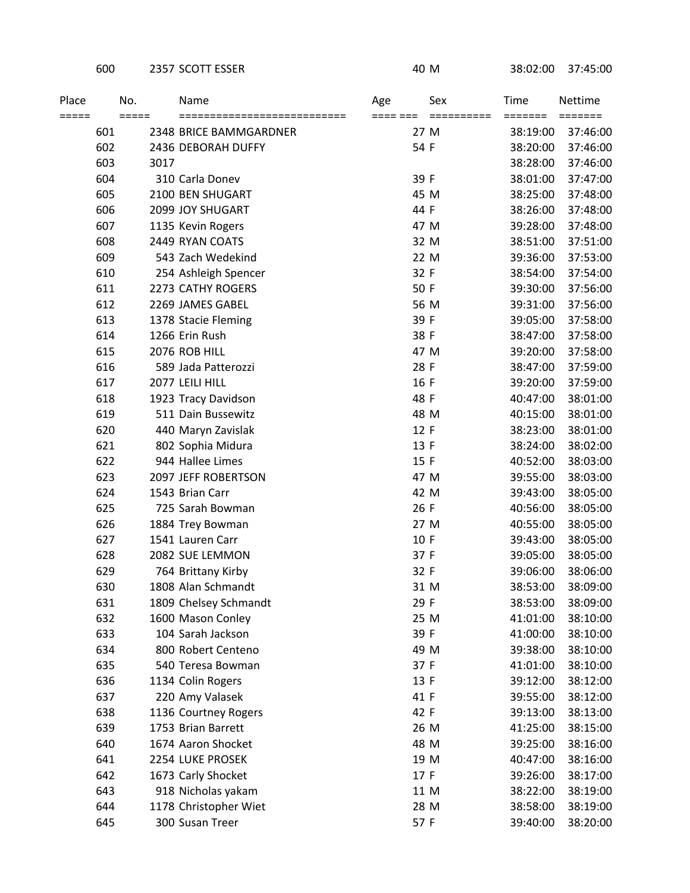| Place | No. | Name | Age | Sex | Time | Nettime |
|---|---|---|---|---|---|---|
| 600 | 2357 | SCOTT ESSER | 40 | M | 38:02:00 | 37:45:00 |
| 601 | 2348 | BRICE BAMMGARDNER | 27 | M | 38:19:00 | 37:46:00 |
| 602 | 2436 | DEBORAH DUFFY | 54 | F | 38:20:00 | 37:46:00 |
| 603 | 3017 | | | | 38:28:00 | 37:46:00 |
| 604 | 310 | Carla Donev | 39 | F | 38:01:00 | 37:47:00 |
| 605 | 2100 | BEN SHUGART | 45 | M | 38:25:00 | 37:48:00 |
| 606 | 2099 | JOY SHUGART | 44 | F | 38:26:00 | 37:48:00 |
| 607 | 1135 | Kevin Rogers | 47 | M | 39:28:00 | 37:48:00 |
| 608 | 2449 | RYAN COATS | 32 | M | 38:51:00 | 37:51:00 |
| 609 | 543 | Zach Wedekind | 22 | M | 39:36:00 | 37:53:00 |
| 610 | 254 | Ashleigh Spencer | 32 | F | 38:54:00 | 37:54:00 |
| 611 | 2273 | CATHY ROGERS | 50 | F | 39:30:00 | 37:56:00 |
| 612 | 2269 | JAMES GABEL | 56 | M | 39:31:00 | 37:56:00 |
| 613 | 1378 | Stacie Fleming | 39 | F | 39:05:00 | 37:58:00 |
| 614 | 1266 | Erin Rush | 38 | F | 38:47:00 | 37:58:00 |
| 615 | 2076 | ROB HILL | 47 | M | 39:20:00 | 37:58:00 |
| 616 | 589 | Jada Patterozzi | 28 | F | 38:47:00 | 37:59:00 |
| 617 | 2077 | LEILI HILL | 16 | F | 39:20:00 | 37:59:00 |
| 618 | 1923 | Tracy Davidson | 48 | F | 40:47:00 | 38:01:00 |
| 619 | 511 | Dain Bussewitz | 48 | M | 40:15:00 | 38:01:00 |
| 620 | 440 | Maryn Zavislak | 12 | F | 38:23:00 | 38:01:00 |
| 621 | 802 | Sophia Midura | 13 | F | 38:24:00 | 38:02:00 |
| 622 | 944 | Hallee Limes | 15 | F | 40:52:00 | 38:03:00 |
| 623 | 2097 | JEFF ROBERTSON | 47 | M | 39:55:00 | 38:03:00 |
| 624 | 1543 | Brian Carr | 42 | M | 39:43:00 | 38:05:00 |
| 625 | 725 | Sarah Bowman | 26 | F | 40:56:00 | 38:05:00 |
| 626 | 1884 | Trey Bowman | 27 | M | 40:55:00 | 38:05:00 |
| 627 | 1541 | Lauren Carr | 10 | F | 39:43:00 | 38:05:00 |
| 628 | 2082 | SUE LEMMON | 37 | F | 39:05:00 | 38:05:00 |
| 629 | 764 | Brittany Kirby | 32 | F | 39:06:00 | 38:06:00 |
| 630 | 1808 | Alan Schmandt | 31 | M | 38:53:00 | 38:09:00 |
| 631 | 1809 | Chelsey Schmandt | 29 | F | 38:53:00 | 38:09:00 |
| 632 | 1600 | Mason Conley | 25 | M | 41:01:00 | 38:10:00 |
| 633 | 104 | Sarah Jackson | 39 | F | 41:00:00 | 38:10:00 |
| 634 | 800 | Robert Centeno | 49 | M | 39:38:00 | 38:10:00 |
| 635 | 540 | Teresa Bowman | 37 | F | 41:01:00 | 38:10:00 |
| 636 | 1134 | Colin Rogers | 13 | F | 39:12:00 | 38:12:00 |
| 637 | 220 | Amy Valasek | 41 | F | 39:55:00 | 38:12:00 |
| 638 | 1136 | Courtney Rogers | 42 | F | 39:13:00 | 38:13:00 |
| 639 | 1753 | Brian Barrett | 26 | M | 41:25:00 | 38:15:00 |
| 640 | 1674 | Aaron Shocket | 48 | M | 39:25:00 | 38:16:00 |
| 641 | 2254 | LUKE PROSEK | 19 | M | 40:47:00 | 38:16:00 |
| 642 | 1673 | Carly Shocket | 17 | F | 39:26:00 | 38:17:00 |
| 643 | 918 | Nicholas yakam | 11 | M | 38:22:00 | 38:19:00 |
| 644 | 1178 | Christopher Wiet | 28 | M | 38:58:00 | 38:19:00 |
| 645 | 300 | Susan Treer | 57 | F | 39:40:00 | 38:20:00 |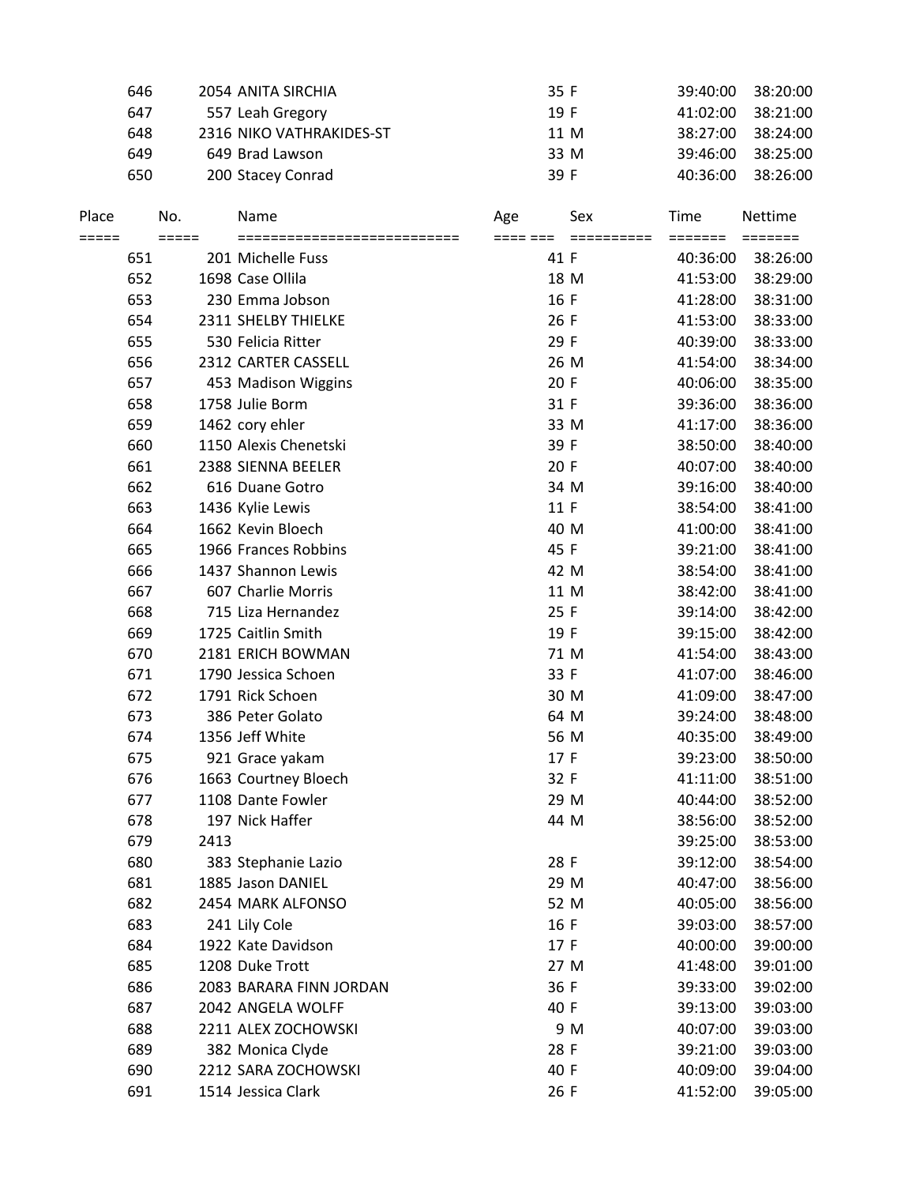| Place | No. | Name | Age | Sex | Time | Nettime |
|---|---|---|---|---|---|---|
| 646 | 2054 | ANITA SIRCHIA | 35 | F | 39:40:00 | 38:20:00 |
| 647 | 557 | Leah Gregory | 19 | F | 41:02:00 | 38:21:00 |
| 648 | 2316 | NIKO VATHRAKIDES-ST | 11 | M | 38:27:00 | 38:24:00 |
| 649 | 649 | Brad Lawson | 33 | M | 39:46:00 | 38:25:00 |
| 650 | 200 | Stacey Conrad | 39 | F | 40:36:00 | 38:26:00 |

| Place | No. | Name | Age | Sex | Time | Nettime |
|---|---|---|---|---|---|---|
| ===== | ===== | ========================== | ==== === | ========== | ======= | ======= |
| 651 | 201 | Michelle Fuss | 41 | F | 40:36:00 | 38:26:00 |
| 652 | 1698 | Case Ollila | 18 | M | 41:53:00 | 38:29:00 |
| 653 | 230 | Emma Jobson | 16 | F | 41:28:00 | 38:31:00 |
| 654 | 2311 | SHELBY THIELKE | 26 | F | 41:53:00 | 38:33:00 |
| 655 | 530 | Felicia Ritter | 29 | F | 40:39:00 | 38:33:00 |
| 656 | 2312 | CARTER CASSELL | 26 | M | 41:54:00 | 38:34:00 |
| 657 | 453 | Madison Wiggins | 20 | F | 40:06:00 | 38:35:00 |
| 658 | 1758 | Julie Borm | 31 | F | 39:36:00 | 38:36:00 |
| 659 | 1462 | cory ehler | 33 | M | 41:17:00 | 38:36:00 |
| 660 | 1150 | Alexis Chenetski | 39 | F | 38:50:00 | 38:40:00 |
| 661 | 2388 | SIENNA BEELER | 20 | F | 40:07:00 | 38:40:00 |
| 662 | 616 | Duane Gotro | 34 | M | 39:16:00 | 38:40:00 |
| 663 | 1436 | Kylie Lewis | 11 | F | 38:54:00 | 38:41:00 |
| 664 | 1662 | Kevin Bloech | 40 | M | 41:00:00 | 38:41:00 |
| 665 | 1966 | Frances Robbins | 45 | F | 39:21:00 | 38:41:00 |
| 666 | 1437 | Shannon Lewis | 42 | M | 38:54:00 | 38:41:00 |
| 667 | 607 | Charlie Morris | 11 | M | 38:42:00 | 38:41:00 |
| 668 | 715 | Liza Hernandez | 25 | F | 39:14:00 | 38:42:00 |
| 669 | 1725 | Caitlin Smith | 19 | F | 39:15:00 | 38:42:00 |
| 670 | 2181 | ERICH BOWMAN | 71 | M | 41:54:00 | 38:43:00 |
| 671 | 1790 | Jessica Schoen | 33 | F | 41:07:00 | 38:46:00 |
| 672 | 1791 | Rick Schoen | 30 | M | 41:09:00 | 38:47:00 |
| 673 | 386 | Peter Golato | 64 | M | 39:24:00 | 38:48:00 |
| 674 | 1356 | Jeff White | 56 | M | 40:35:00 | 38:49:00 |
| 675 | 921 | Grace yakam | 17 | F | 39:23:00 | 38:50:00 |
| 676 | 1663 | Courtney Bloech | 32 | F | 41:11:00 | 38:51:00 |
| 677 | 1108 | Dante Fowler | 29 | M | 40:44:00 | 38:52:00 |
| 678 | 197 | Nick Haffer | 44 | M | 38:56:00 | 38:52:00 |
| 679 | 2413 | | | | 39:25:00 | 38:53:00 |
| 680 | 383 | Stephanie Lazio | 28 | F | 39:12:00 | 38:54:00 |
| 681 | 1885 | Jason DANIEL | 29 | M | 40:47:00 | 38:56:00 |
| 682 | 2454 | MARK ALFONSO | 52 | M | 40:05:00 | 38:56:00 |
| 683 | 241 | Lily Cole | 16 | F | 39:03:00 | 38:57:00 |
| 684 | 1922 | Kate Davidson | 17 | F | 40:00:00 | 39:00:00 |
| 685 | 1208 | Duke Trott | 27 | M | 41:48:00 | 39:01:00 |
| 686 | 2083 | BARARA FINN JORDAN | 36 | F | 39:33:00 | 39:02:00 |
| 687 | 2042 | ANGELA WOLFF | 40 | F | 39:13:00 | 39:03:00 |
| 688 | 2211 | ALEX ZOCHOWSKI | 9 | M | 40:07:00 | 39:03:00 |
| 689 | 382 | Monica Clyde | 28 | F | 39:21:00 | 39:03:00 |
| 690 | 2212 | SARA ZOCHOWSKI | 40 | F | 40:09:00 | 39:04:00 |
| 691 | 1514 | Jessica Clark | 26 | F | 41:52:00 | 39:05:00 |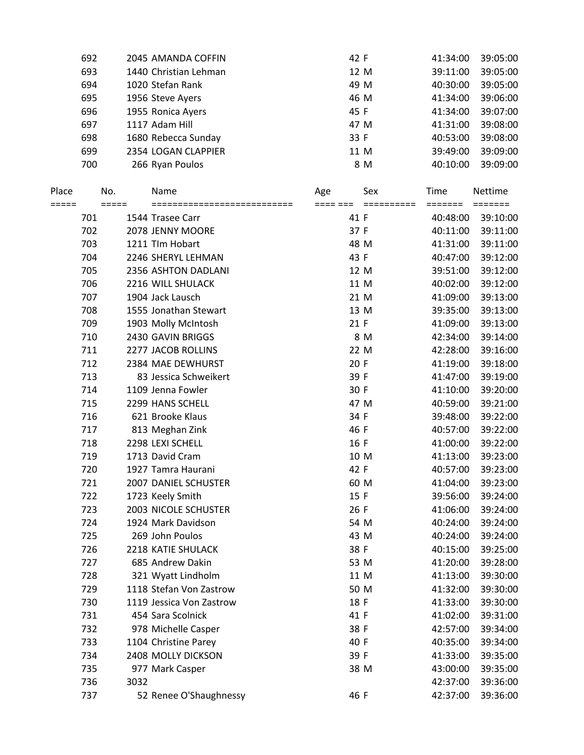| Place | No. | Name | Age | Sex | Time | Nettime |
|---|---|---|---|---|---|---|
| 692 | 2045 | AMANDA COFFIN | 42 | F | 41:34:00 | 39:05:00 |
| 693 | 1440 | Christian Lehman | 12 | M | 39:11:00 | 39:05:00 |
| 694 | 1020 | Stefan Rank | 49 | M | 40:30:00 | 39:05:00 |
| 695 | 1956 | Steve Ayers | 46 | M | 41:34:00 | 39:06:00 |
| 696 | 1955 | Ronica Ayers | 45 | F | 41:34:00 | 39:07:00 |
| 697 | 1117 | Adam Hill | 47 | M | 41:31:00 | 39:08:00 |
| 698 | 1680 | Rebecca Sunday | 33 | F | 40:53:00 | 39:08:00 |
| 699 | 2354 | LOGAN CLAPPIER | 11 | M | 39:49:00 | 39:09:00 |
| 700 | 266 | Ryan Poulos | 8 | M | 40:10:00 | 39:09:00 |
| 701 | 1544 | Trasee Carr | 41 | F | 40:48:00 | 39:10:00 |
| 702 | 2078 | JENNY MOORE | 37 | F | 40:11:00 | 39:11:00 |
| 703 | 1211 | TIm Hobart | 48 | M | 41:31:00 | 39:11:00 |
| 704 | 2246 | SHERYL LEHMAN | 43 | F | 40:47:00 | 39:12:00 |
| 705 | 2356 | ASHTON DADLANI | 12 | M | 39:51:00 | 39:12:00 |
| 706 | 2216 | WILL SHULACK | 11 | M | 40:02:00 | 39:12:00 |
| 707 | 1904 | Jack Lausch | 21 | M | 41:09:00 | 39:13:00 |
| 708 | 1555 | Jonathan Stewart | 13 | M | 39:35:00 | 39:13:00 |
| 709 | 1903 | Molly McIntosh | 21 | F | 41:09:00 | 39:13:00 |
| 710 | 2430 | GAVIN BRIGGS | 8 | M | 42:34:00 | 39:14:00 |
| 711 | 2277 | JACOB ROLLINS | 22 | M | 42:28:00 | 39:16:00 |
| 712 | 2384 | MAE DEWHURST | 20 | F | 41:19:00 | 39:18:00 |
| 713 | 83 | Jessica Schweikert | 39 | F | 41:47:00 | 39:19:00 |
| 714 | 1109 | Jenna Fowler | 30 | F | 41:10:00 | 39:20:00 |
| 715 | 2299 | HANS SCHELL | 47 | M | 40:59:00 | 39:21:00 |
| 716 | 621 | Brooke Klaus | 34 | F | 39:48:00 | 39:22:00 |
| 717 | 813 | Meghan Zink | 46 | F | 40:57:00 | 39:22:00 |
| 718 | 2298 | LEXI SCHELL | 16 | F | 41:00:00 | 39:22:00 |
| 719 | 1713 | David Cram | 10 | M | 41:13:00 | 39:23:00 |
| 720 | 1927 | Tamra Haurani | 42 | F | 40:57:00 | 39:23:00 |
| 721 | 2007 | DANIEL SCHUSTER | 60 | M | 41:04:00 | 39:23:00 |
| 722 | 1723 | Keely Smith | 15 | F | 39:56:00 | 39:24:00 |
| 723 | 2003 | NICOLE SCHUSTER | 26 | F | 41:06:00 | 39:24:00 |
| 724 | 1924 | Mark Davidson | 54 | M | 40:24:00 | 39:24:00 |
| 725 | 269 | John Poulos | 43 | M | 40:24:00 | 39:24:00 |
| 726 | 2218 | KATIE SHULACK | 38 | F | 40:15:00 | 39:25:00 |
| 727 | 685 | Andrew Dakin | 53 | M | 41:20:00 | 39:28:00 |
| 728 | 321 | Wyatt Lindholm | 11 | M | 41:13:00 | 39:30:00 |
| 729 | 1118 | Stefan Von Zastrow | 50 | M | 41:32:00 | 39:30:00 |
| 730 | 1119 | Jessica Von Zastrow | 18 | F | 41:33:00 | 39:30:00 |
| 731 | 454 | Sara Scolnick | 41 | F | 41:02:00 | 39:31:00 |
| 732 | 978 | Michelle Casper | 38 | F | 42:57:00 | 39:34:00 |
| 733 | 1104 | Christine Parey | 40 | F | 40:35:00 | 39:34:00 |
| 734 | 2408 | MOLLY DICKSON | 39 | F | 41:33:00 | 39:35:00 |
| 735 | 977 | Mark Casper | 38 | M | 43:00:00 | 39:35:00 |
| 736 | 3032 | | | | 42:37:00 | 39:36:00 |
| 737 | 52 | Renee O'Shaughnessy | 46 | F | 42:37:00 | 39:36:00 |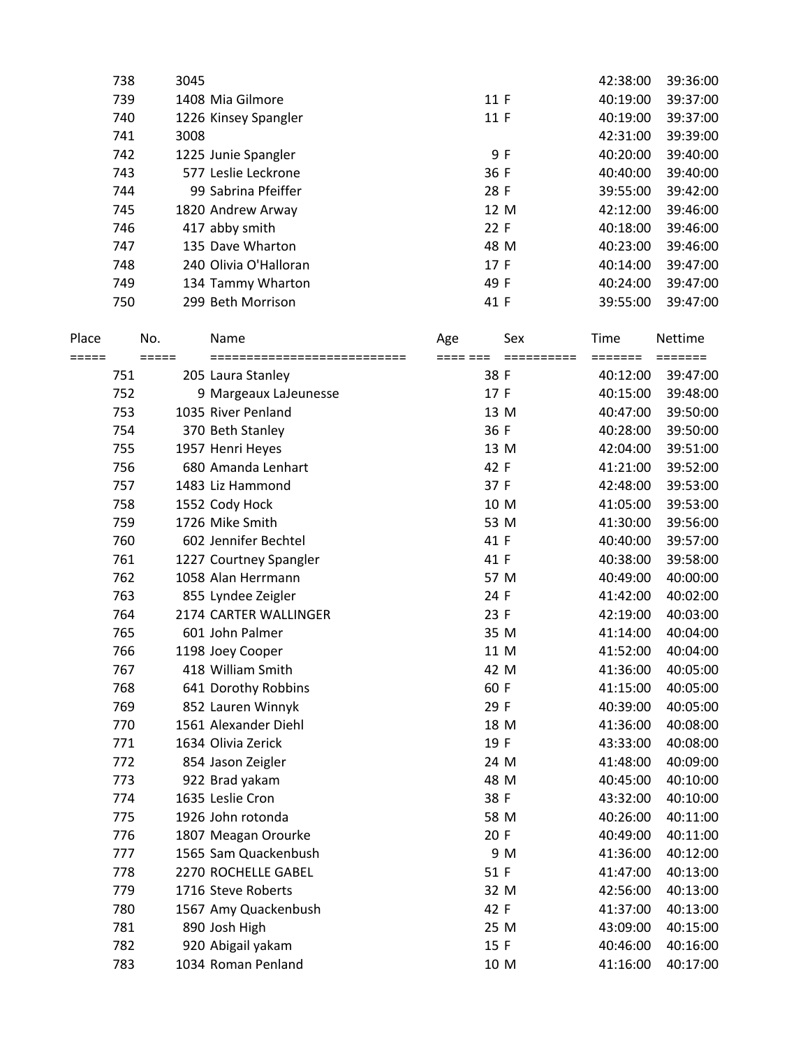| Place | No. | Name | Age | Sex | Time | Nettime |
|---|---|---|---|---|---|---|
| 738 | 3045 | | | | 42:38:00 | 39:36:00 |
| 739 | 1408 | Mia Gilmore | 11 | F | 40:19:00 | 39:37:00 |
| 740 | 1226 | Kinsey Spangler | 11 | F | 40:19:00 | 39:37:00 |
| 741 | 3008 | | | | 42:31:00 | 39:39:00 |
| 742 | 1225 | Junie Spangler | 9 | F | 40:20:00 | 39:40:00 |
| 743 | 577 | Leslie Leckrone | 36 | F | 40:40:00 | 39:40:00 |
| 744 | 99 | Sabrina Pfeiffer | 28 | F | 39:55:00 | 39:42:00 |
| 745 | 1820 | Andrew Arway | 12 | M | 42:12:00 | 39:46:00 |
| 746 | 417 | abby smith | 22 | F | 40:18:00 | 39:46:00 |
| 747 | 135 | Dave Wharton | 48 | M | 40:23:00 | 39:46:00 |
| 748 | 240 | Olivia O'Halloran | 17 | F | 40:14:00 | 39:47:00 |
| 749 | 134 | Tammy Wharton | 49 | F | 40:24:00 | 39:47:00 |
| 750 | 299 | Beth Morrison | 41 | F | 39:55:00 | 39:47:00 |

| Place | No. | Name | Age | Sex | Time | Nettime |
|---|---|---|---|---|---|---|
| ===== | ===== | ========================== | ==== === | ========== | ======= | ======= |
| 751 | 205 | Laura Stanley | 38 | F | 40:12:00 | 39:47:00 |
| 752 | 9 | Margeaux LaJeunesse | 17 | F | 40:15:00 | 39:48:00 |
| 753 | 1035 | River Penland | 13 | M | 40:47:00 | 39:50:00 |
| 754 | 370 | Beth Stanley | 36 | F | 40:28:00 | 39:50:00 |
| 755 | 1957 | Henri Heyes | 13 | M | 42:04:00 | 39:51:00 |
| 756 | 680 | Amanda Lenhart | 42 | F | 41:21:00 | 39:52:00 |
| 757 | 1483 | Liz Hammond | 37 | F | 42:48:00 | 39:53:00 |
| 758 | 1552 | Cody Hock | 10 | M | 41:05:00 | 39:53:00 |
| 759 | 1726 | Mike Smith | 53 | M | 41:30:00 | 39:56:00 |
| 760 | 602 | Jennifer Bechtel | 41 | F | 40:40:00 | 39:57:00 |
| 761 | 1227 | Courtney Spangler | 41 | F | 40:38:00 | 39:58:00 |
| 762 | 1058 | Alan Herrmann | 57 | M | 40:49:00 | 40:00:00 |
| 763 | 855 | Lyndee Zeigler | 24 | F | 41:42:00 | 40:02:00 |
| 764 | 2174 | CARTER WALLINGER | 23 | F | 42:19:00 | 40:03:00 |
| 765 | 601 | John Palmer | 35 | M | 41:14:00 | 40:04:00 |
| 766 | 1198 | Joey Cooper | 11 | M | 41:52:00 | 40:04:00 |
| 767 | 418 | William Smith | 42 | M | 41:36:00 | 40:05:00 |
| 768 | 641 | Dorothy Robbins | 60 | F | 41:15:00 | 40:05:00 |
| 769 | 852 | Lauren Winnyk | 29 | F | 40:39:00 | 40:05:00 |
| 770 | 1561 | Alexander Diehl | 18 | M | 41:36:00 | 40:08:00 |
| 771 | 1634 | Olivia Zerick | 19 | F | 43:33:00 | 40:08:00 |
| 772 | 854 | Jason Zeigler | 24 | M | 41:48:00 | 40:09:00 |
| 773 | 922 | Brad yakam | 48 | M | 40:45:00 | 40:10:00 |
| 774 | 1635 | Leslie Cron | 38 | F | 43:32:00 | 40:10:00 |
| 775 | 1926 | John rotonda | 58 | M | 40:26:00 | 40:11:00 |
| 776 | 1807 | Meagan Orourke | 20 | F | 40:49:00 | 40:11:00 |
| 777 | 1565 | Sam Quackenbush | 9 | M | 41:36:00 | 40:12:00 |
| 778 | 2270 | ROCHELLE GABEL | 51 | F | 41:47:00 | 40:13:00 |
| 779 | 1716 | Steve Roberts | 32 | M | 42:56:00 | 40:13:00 |
| 780 | 1567 | Amy Quackenbush | 42 | F | 41:37:00 | 40:13:00 |
| 781 | 890 | Josh High | 25 | M | 43:09:00 | 40:15:00 |
| 782 | 920 | Abigail yakam | 15 | F | 40:46:00 | 40:16:00 |
| 783 | 1034 | Roman Penland | 10 | M | 41:16:00 | 40:17:00 |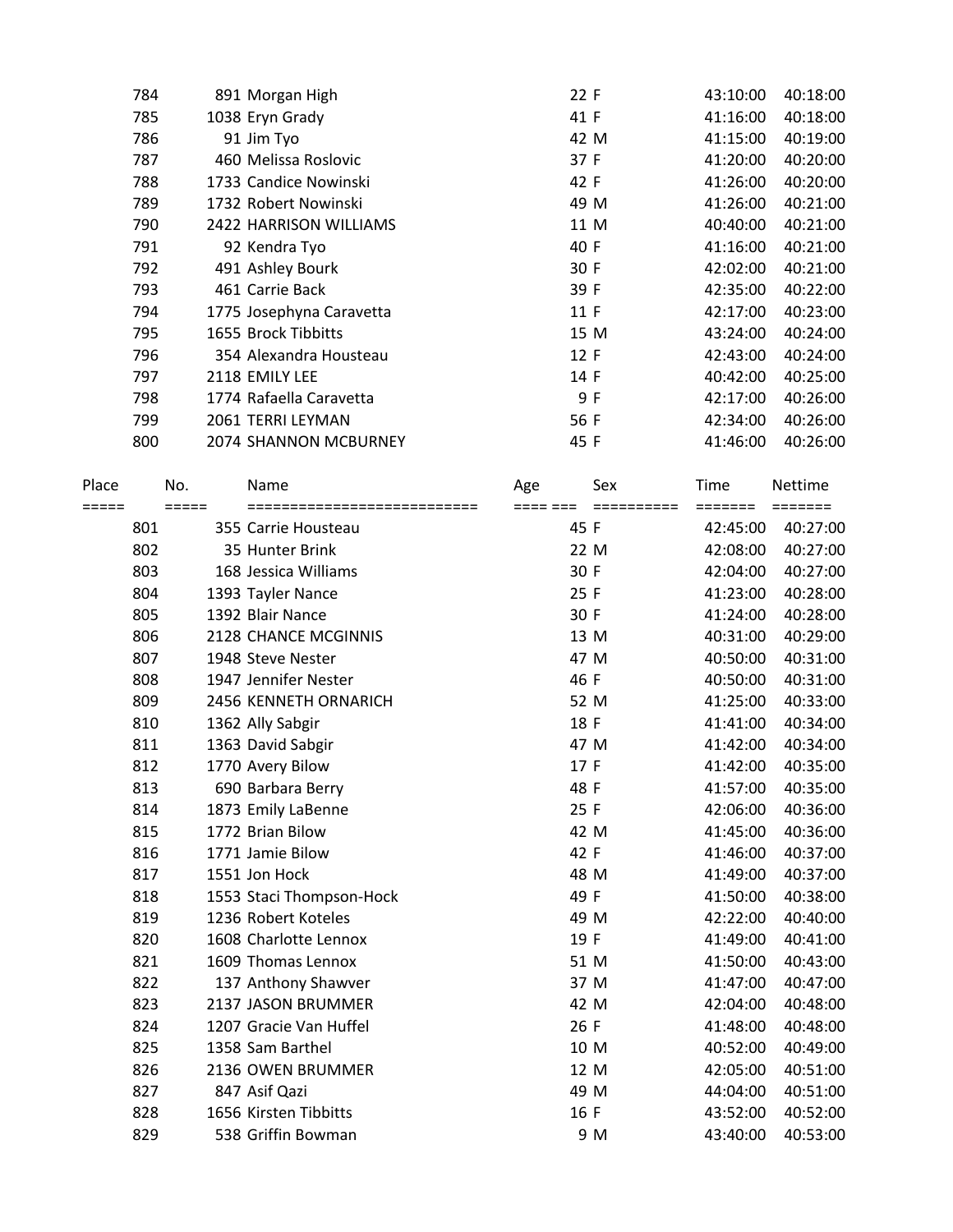| Place | No. | Name | Age | Sex | Time | Nettime |
|---|---|---|---|---|---|---|
| 784 | 891 | Morgan High | 22 | F | 43:10:00 | 40:18:00 |
| 785 | 1038 | Eryn Grady | 41 | F | 41:16:00 | 40:18:00 |
| 786 | 91 | Jim Tyo | 42 | M | 41:15:00 | 40:19:00 |
| 787 | 460 | Melissa Roslovic | 37 | F | 41:20:00 | 40:20:00 |
| 788 | 1733 | Candice Nowinski | 42 | F | 41:26:00 | 40:20:00 |
| 789 | 1732 | Robert Nowinski | 49 | M | 41:26:00 | 40:21:00 |
| 790 | 2422 | HARRISON WILLIAMS | 11 | M | 40:40:00 | 40:21:00 |
| 791 | 92 | Kendra Tyo | 40 | F | 41:16:00 | 40:21:00 |
| 792 | 491 | Ashley Bourk | 30 | F | 42:02:00 | 40:21:00 |
| 793 | 461 | Carrie Back | 39 | F | 42:35:00 | 40:22:00 |
| 794 | 1775 | Josephyna Caravetta | 11 | F | 42:17:00 | 40:23:00 |
| 795 | 1655 | Brock Tibbitts | 15 | M | 43:24:00 | 40:24:00 |
| 796 | 354 | Alexandra Housteau | 12 | F | 42:43:00 | 40:24:00 |
| 797 | 2118 | EMILY LEE | 14 | F | 40:42:00 | 40:25:00 |
| 798 | 1774 | Rafaella Caravetta | 9 | F | 42:17:00 | 40:26:00 |
| 799 | 2061 | TERRI LEYMAN | 56 | F | 42:34:00 | 40:26:00 |
| 800 | 2074 | SHANNON MCBURNEY | 45 | F | 41:46:00 | 40:26:00 |

| Place | No. | Name | Age | Sex | Time | Nettime |
|---|---|---|---|---|---|---|
| 801 | 355 | Carrie Housteau | 45 | F | 42:45:00 | 40:27:00 |
| 802 | 35 | Hunter Brink | 22 | M | 42:08:00 | 40:27:00 |
| 803 | 168 | Jessica Williams | 30 | F | 42:04:00 | 40:27:00 |
| 804 | 1393 | Tayler Nance | 25 | F | 41:23:00 | 40:28:00 |
| 805 | 1392 | Blair Nance | 30 | F | 41:24:00 | 40:28:00 |
| 806 | 2128 | CHANCE MCGINNIS | 13 | M | 40:31:00 | 40:29:00 |
| 807 | 1948 | Steve Nester | 47 | M | 40:50:00 | 40:31:00 |
| 808 | 1947 | Jennifer Nester | 46 | F | 40:50:00 | 40:31:00 |
| 809 | 2456 | KENNETH ORNARICH | 52 | M | 41:25:00 | 40:33:00 |
| 810 | 1362 | Ally Sabgir | 18 | F | 41:41:00 | 40:34:00 |
| 811 | 1363 | David Sabgir | 47 | M | 41:42:00 | 40:34:00 |
| 812 | 1770 | Avery Bilow | 17 | F | 41:42:00 | 40:35:00 |
| 813 | 690 | Barbara Berry | 48 | F | 41:57:00 | 40:35:00 |
| 814 | 1873 | Emily LaBenne | 25 | F | 42:06:00 | 40:36:00 |
| 815 | 1772 | Brian Bilow | 42 | M | 41:45:00 | 40:36:00 |
| 816 | 1771 | Jamie Bilow | 42 | F | 41:46:00 | 40:37:00 |
| 817 | 1551 | Jon Hock | 48 | M | 41:49:00 | 40:37:00 |
| 818 | 1553 | Staci Thompson-Hock | 49 | F | 41:50:00 | 40:38:00 |
| 819 | 1236 | Robert Koteles | 49 | M | 42:22:00 | 40:40:00 |
| 820 | 1608 | Charlotte Lennox | 19 | F | 41:49:00 | 40:41:00 |
| 821 | 1609 | Thomas Lennox | 51 | M | 41:50:00 | 40:43:00 |
| 822 | 137 | Anthony Shawver | 37 | M | 41:47:00 | 40:47:00 |
| 823 | 2137 | JASON BRUMMER | 42 | M | 42:04:00 | 40:48:00 |
| 824 | 1207 | Gracie Van Huffel | 26 | F | 41:48:00 | 40:48:00 |
| 825 | 1358 | Sam Barthel | 10 | M | 40:52:00 | 40:49:00 |
| 826 | 2136 | OWEN BRUMMER | 12 | M | 42:05:00 | 40:51:00 |
| 827 | 847 | Asif Qazi | 49 | M | 44:04:00 | 40:51:00 |
| 828 | 1656 | Kirsten Tibbitts | 16 | F | 43:52:00 | 40:52:00 |
| 829 | 538 | Griffin Bowman | 9 | M | 43:40:00 | 40:53:00 |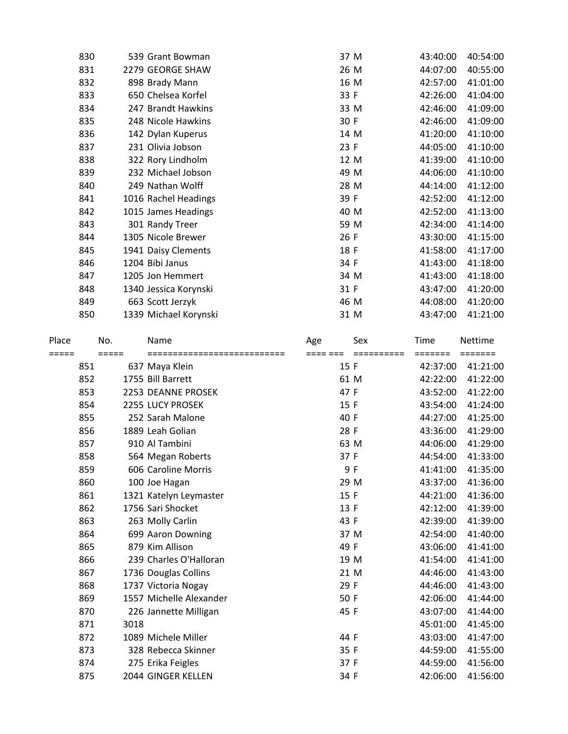| Place | No. | Name | Age | Sex | Time | Nettime |
|---|---|---|---|---|---|---|
| 830 | 539 | Grant Bowman | 37 | M | 43:40:00 | 40:54:00 |
| 831 | 2279 | GEORGE SHAW | 26 | M | 44:07:00 | 40:55:00 |
| 832 | 898 | Brady Mann | 16 | M | 42:57:00 | 41:01:00 |
| 833 | 650 | Chelsea Korfel | 33 | F | 42:26:00 | 41:04:00 |
| 834 | 247 | Brandt Hawkins | 33 | M | 42:46:00 | 41:09:00 |
| 835 | 248 | Nicole Hawkins | 30 | F | 42:46:00 | 41:09:00 |
| 836 | 142 | Dylan Kuperus | 14 | M | 41:20:00 | 41:10:00 |
| 837 | 231 | Olivia Jobson | 23 | F | 44:05:00 | 41:10:00 |
| 838 | 322 | Rory Lindholm | 12 | M | 41:39:00 | 41:10:00 |
| 839 | 232 | Michael Jobson | 49 | M | 44:06:00 | 41:10:00 |
| 840 | 249 | Nathan Wolff | 28 | M | 44:14:00 | 41:12:00 |
| 841 | 1016 | Rachel Headings | 39 | F | 42:52:00 | 41:12:00 |
| 842 | 1015 | James Headings | 40 | M | 42:52:00 | 41:13:00 |
| 843 | 301 | Randy Treer | 59 | M | 42:34:00 | 41:14:00 |
| 844 | 1305 | Nicole Brewer | 26 | F | 43:30:00 | 41:15:00 |
| 845 | 1941 | Daisy Clements | 18 | F | 41:58:00 | 41:17:00 |
| 846 | 1204 | Bibi Janus | 34 | F | 41:43:00 | 41:18:00 |
| 847 | 1205 | Jon Hemmert | 34 | M | 41:43:00 | 41:18:00 |
| 848 | 1340 | Jessica Korynski | 31 | F | 43:47:00 | 41:20:00 |
| 849 | 663 | Scott Jerzyk | 46 | M | 44:08:00 | 41:20:00 |
| 850 | 1339 | Michael Korynski | 31 | M | 43:47:00 | 41:21:00 |

| Place | No. | Name | Age | Sex | Time | Nettime |
|---|---|---|---|---|---|---|
| 851 | 637 | Maya Klein | 15 | F | 42:37:00 | 41:21:00 |
| 852 | 1755 | Bill Barrett | 61 | M | 42:22:00 | 41:22:00 |
| 853 | 2253 | DEANNE PROSEK | 47 | F | 43:52:00 | 41:22:00 |
| 854 | 2255 | LUCY PROSEK | 15 | F | 43:54:00 | 41:24:00 |
| 855 | 252 | Sarah Malone | 40 | F | 44:27:00 | 41:25:00 |
| 856 | 1889 | Leah Golian | 28 | F | 43:36:00 | 41:29:00 |
| 857 | 910 | Al Tambini | 63 | M | 44:06:00 | 41:29:00 |
| 858 | 564 | Megan Roberts | 37 | F | 44:54:00 | 41:33:00 |
| 859 | 606 | Caroline Morris | 9 | F | 41:41:00 | 41:35:00 |
| 860 | 100 | Joe Hagan | 29 | M | 43:37:00 | 41:36:00 |
| 861 | 1321 | Katelyn Leymaster | 15 | F | 44:21:00 | 41:36:00 |
| 862 | 1756 | Sari Shocket | 13 | F | 42:12:00 | 41:39:00 |
| 863 | 263 | Molly Carlin | 43 | F | 42:39:00 | 41:39:00 |
| 864 | 699 | Aaron Downing | 37 | M | 42:54:00 | 41:40:00 |
| 865 | 879 | Kim Allison | 49 | F | 43:06:00 | 41:41:00 |
| 866 | 239 | Charles O'Halloran | 19 | M | 41:54:00 | 41:41:00 |
| 867 | 1736 | Douglas Collins | 21 | M | 44:46:00 | 41:43:00 |
| 868 | 1737 | Victoria Nogay | 29 | F | 44:46:00 | 41:43:00 |
| 869 | 1557 | Michelle Alexander | 50 | F | 42:06:00 | 41:44:00 |
| 870 | 226 | Jannette Milligan | 45 | F | 43:07:00 | 41:44:00 |
| 871 | 3018 | | | | 45:01:00 | 41:45:00 |
| 872 | 1089 | Michele Miller | 44 | F | 43:03:00 | 41:47:00 |
| 873 | 328 | Rebecca Skinner | 35 | F | 44:59:00 | 41:55:00 |
| 874 | 275 | Erika Feigles | 37 | F | 44:59:00 | 41:56:00 |
| 875 | 2044 | GINGER KELLEN | 34 | F | 42:06:00 | 41:56:00 |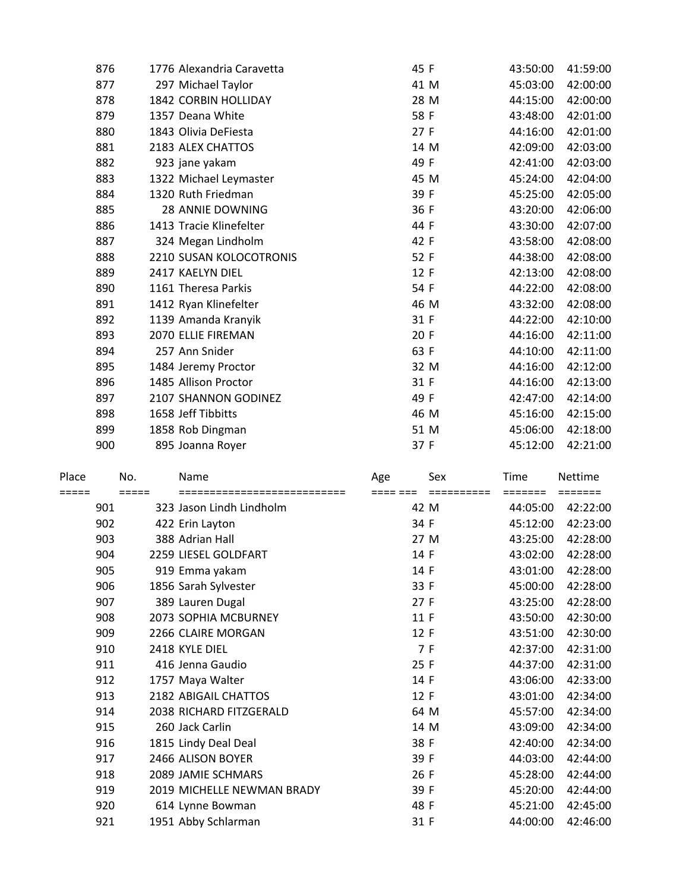| Place | No. | Name | Age | Sex | Time | Nettime |
|---|---|---|---|---|---|---|
| 876 | 1776 | Alexandria Caravetta | 45 | F | 43:50:00 | 41:59:00 |
| 877 | 297 | Michael Taylor | 41 | M | 45:03:00 | 42:00:00 |
| 878 | 1842 | CORBIN HOLLIDAY | 28 | M | 44:15:00 | 42:00:00 |
| 879 | 1357 | Deana White | 58 | F | 43:48:00 | 42:01:00 |
| 880 | 1843 | Olivia DeFiesta | 27 | F | 44:16:00 | 42:01:00 |
| 881 | 2183 | ALEX CHATTOS | 14 | M | 42:09:00 | 42:03:00 |
| 882 | 923 | jane yakam | 49 | F | 42:41:00 | 42:03:00 |
| 883 | 1322 | Michael Leymaster | 45 | M | 45:24:00 | 42:04:00 |
| 884 | 1320 | Ruth Friedman | 39 | F | 45:25:00 | 42:05:00 |
| 885 | 28 | ANNIE DOWNING | 36 | F | 43:20:00 | 42:06:00 |
| 886 | 1413 | Tracie Klinefelter | 44 | F | 43:30:00 | 42:07:00 |
| 887 | 324 | Megan Lindholm | 42 | F | 43:58:00 | 42:08:00 |
| 888 | 2210 | SUSAN KOLOCOTRONIS | 52 | F | 44:38:00 | 42:08:00 |
| 889 | 2417 | KAELYN DIEL | 12 | F | 42:13:00 | 42:08:00 |
| 890 | 1161 | Theresa Parkis | 54 | F | 44:22:00 | 42:08:00 |
| 891 | 1412 | Ryan Klinefelter | 46 | M | 43:32:00 | 42:08:00 |
| 892 | 1139 | Amanda Kranyik | 31 | F | 44:22:00 | 42:10:00 |
| 893 | 2070 | ELLIE FIREMAN | 20 | F | 44:16:00 | 42:11:00 |
| 894 | 257 | Ann Snider | 63 | F | 44:10:00 | 42:11:00 |
| 895 | 1484 | Jeremy Proctor | 32 | M | 44:16:00 | 42:12:00 |
| 896 | 1485 | Allison Proctor | 31 | F | 44:16:00 | 42:13:00 |
| 897 | 2107 | SHANNON GODINEZ | 49 | F | 42:47:00 | 42:14:00 |
| 898 | 1658 | Jeff Tibbitts | 46 | M | 45:16:00 | 42:15:00 |
| 899 | 1858 | Rob Dingman | 51 | M | 45:06:00 | 42:18:00 |
| 900 | 895 | Joanna Royer | 37 | F | 45:12:00 | 42:21:00 |

| Place | No. | Name | Age | Sex | Time | Nettime |
|---|---|---|---|---|---|---|
| 901 | 323 | Jason Lindh Lindholm | 42 | M | 44:05:00 | 42:22:00 |
| 902 | 422 | Erin Layton | 34 | F | 45:12:00 | 42:23:00 |
| 903 | 388 | Adrian Hall | 27 | M | 43:25:00 | 42:28:00 |
| 904 | 2259 | LIESEL GOLDFART | 14 | F | 43:02:00 | 42:28:00 |
| 905 | 919 | Emma yakam | 14 | F | 43:01:00 | 42:28:00 |
| 906 | 1856 | Sarah Sylvester | 33 | F | 45:00:00 | 42:28:00 |
| 907 | 389 | Lauren Dugal | 27 | F | 43:25:00 | 42:28:00 |
| 908 | 2073 | SOPHIA MCBURNEY | 11 | F | 43:50:00 | 42:30:00 |
| 909 | 2266 | CLAIRE MORGAN | 12 | F | 43:51:00 | 42:30:00 |
| 910 | 2418 | KYLE DIEL | 7 | F | 42:37:00 | 42:31:00 |
| 911 | 416 | Jenna Gaudio | 25 | F | 44:37:00 | 42:31:00 |
| 912 | 1757 | Maya Walter | 14 | F | 43:06:00 | 42:33:00 |
| 913 | 2182 | ABIGAIL CHATTOS | 12 | F | 43:01:00 | 42:34:00 |
| 914 | 2038 | RICHARD FITZGERALD | 64 | M | 45:57:00 | 42:34:00 |
| 915 | 260 | Jack Carlin | 14 | M | 43:09:00 | 42:34:00 |
| 916 | 1815 | Lindy Deal Deal | 38 | F | 42:40:00 | 42:34:00 |
| 917 | 2466 | ALISON BOYER | 39 | F | 44:03:00 | 42:44:00 |
| 918 | 2089 | JAMIE SCHMARS | 26 | F | 45:28:00 | 42:44:00 |
| 919 | 2019 | MICHELLE NEWMAN BRADY | 39 | F | 45:20:00 | 42:44:00 |
| 920 | 614 | Lynne Bowman | 48 | F | 45:21:00 | 42:45:00 |
| 921 | 1951 | Abby Schlarman | 31 | F | 44:00:00 | 42:46:00 |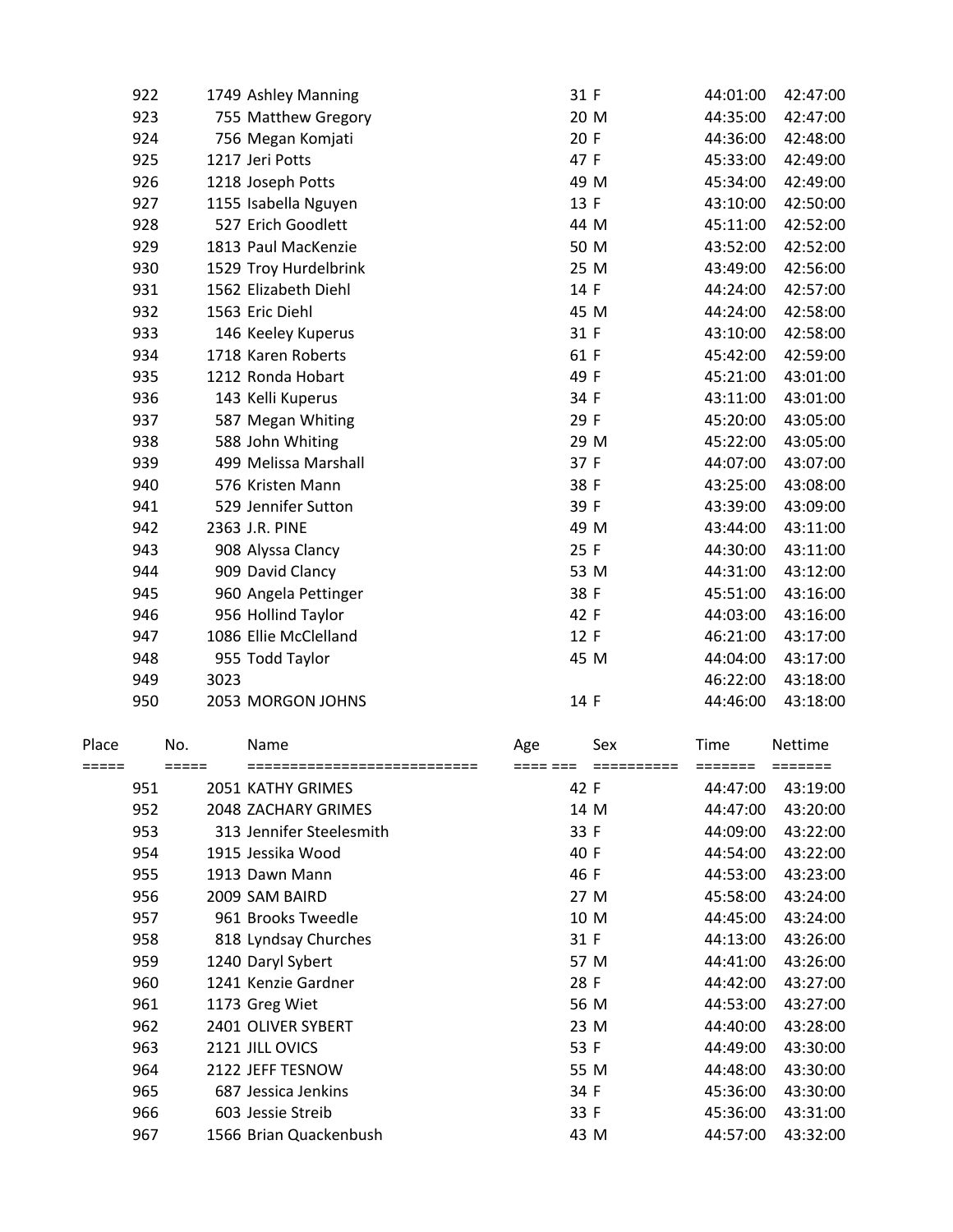| Place | No. | Name | Age | Sex | Time | Nettime |
|---|---|---|---|---|---|---|
| 922 | 1749 | Ashley Manning | 31 | F | 44:01:00 | 42:47:00 |
| 923 | 755 | Matthew Gregory | 20 | M | 44:35:00 | 42:47:00 |
| 924 | 756 | Megan Komjati | 20 | F | 44:36:00 | 42:48:00 |
| 925 | 1217 | Jeri Potts | 47 | F | 45:33:00 | 42:49:00 |
| 926 | 1218 | Joseph Potts | 49 | M | 45:34:00 | 42:49:00 |
| 927 | 1155 | Isabella Nguyen | 13 | F | 43:10:00 | 42:50:00 |
| 928 | 527 | Erich Goodlett | 44 | M | 45:11:00 | 42:52:00 |
| 929 | 1813 | Paul MacKenzie | 50 | M | 43:52:00 | 42:52:00 |
| 930 | 1529 | Troy Hurdelbrink | 25 | M | 43:49:00 | 42:56:00 |
| 931 | 1562 | Elizabeth Diehl | 14 | F | 44:24:00 | 42:57:00 |
| 932 | 1563 | Eric Diehl | 45 | M | 44:24:00 | 42:58:00 |
| 933 | 146 | Keeley Kuperus | 31 | F | 43:10:00 | 42:58:00 |
| 934 | 1718 | Karen Roberts | 61 | F | 45:42:00 | 42:59:00 |
| 935 | 1212 | Ronda Hobart | 49 | F | 45:21:00 | 43:01:00 |
| 936 | 143 | Kelli Kuperus | 34 | F | 43:11:00 | 43:01:00 |
| 937 | 587 | Megan Whiting | 29 | F | 45:20:00 | 43:05:00 |
| 938 | 588 | John Whiting | 29 | M | 45:22:00 | 43:05:00 |
| 939 | 499 | Melissa Marshall | 37 | F | 44:07:00 | 43:07:00 |
| 940 | 576 | Kristen Mann | 38 | F | 43:25:00 | 43:08:00 |
| 941 | 529 | Jennifer Sutton | 39 | F | 43:39:00 | 43:09:00 |
| 942 | 2363 | J.R. PINE | 49 | M | 43:44:00 | 43:11:00 |
| 943 | 908 | Alyssa Clancy | 25 | F | 44:30:00 | 43:11:00 |
| 944 | 909 | David Clancy | 53 | M | 44:31:00 | 43:12:00 |
| 945 | 960 | Angela Pettinger | 38 | F | 45:51:00 | 43:16:00 |
| 946 | 956 | Hollind Taylor | 42 | F | 44:03:00 | 43:16:00 |
| 947 | 1086 | Ellie McClelland | 12 | F | 46:21:00 | 43:17:00 |
| 948 | 955 | Todd Taylor | 45 | M | 44:04:00 | 43:17:00 |
| 949 | 3023 | | | | 46:22:00 | 43:18:00 |
| 950 | 2053 | MORGON JOHNS | 14 | F | 44:46:00 | 43:18:00 |

| Place | No. | Name | Age | Sex | Time | Nettime |
|---|---|---|---|---|---|---|
| ===== | ===== | ========================= | ==== === | ========== | ======= | ======= |
| 951 | 2051 | KATHY GRIMES | 42 | F | 44:47:00 | 43:19:00 |
| 952 | 2048 | ZACHARY GRIMES | 14 | M | 44:47:00 | 43:20:00 |
| 953 | 313 | Jennifer Steelesmith | 33 | F | 44:09:00 | 43:22:00 |
| 954 | 1915 | Jessika Wood | 40 | F | 44:54:00 | 43:22:00 |
| 955 | 1913 | Dawn Mann | 46 | F | 44:53:00 | 43:23:00 |
| 956 | 2009 | SAM BAIRD | 27 | M | 45:58:00 | 43:24:00 |
| 957 | 961 | Brooks Tweedle | 10 | M | 44:45:00 | 43:24:00 |
| 958 | 818 | Lyndsay Churches | 31 | F | 44:13:00 | 43:26:00 |
| 959 | 1240 | Daryl Sybert | 57 | M | 44:41:00 | 43:26:00 |
| 960 | 1241 | Kenzie Gardner | 28 | F | 44:42:00 | 43:27:00 |
| 961 | 1173 | Greg Wiet | 56 | M | 44:53:00 | 43:27:00 |
| 962 | 2401 | OLIVER SYBERT | 23 | M | 44:40:00 | 43:28:00 |
| 963 | 2121 | JILL OVICS | 53 | F | 44:49:00 | 43:30:00 |
| 964 | 2122 | JEFF TESNOW | 55 | M | 44:48:00 | 43:30:00 |
| 965 | 687 | Jessica Jenkins | 34 | F | 45:36:00 | 43:30:00 |
| 966 | 603 | Jessie Streib | 33 | F | 45:36:00 | 43:31:00 |
| 967 | 1566 | Brian Quackenbush | 43 | M | 44:57:00 | 43:32:00 |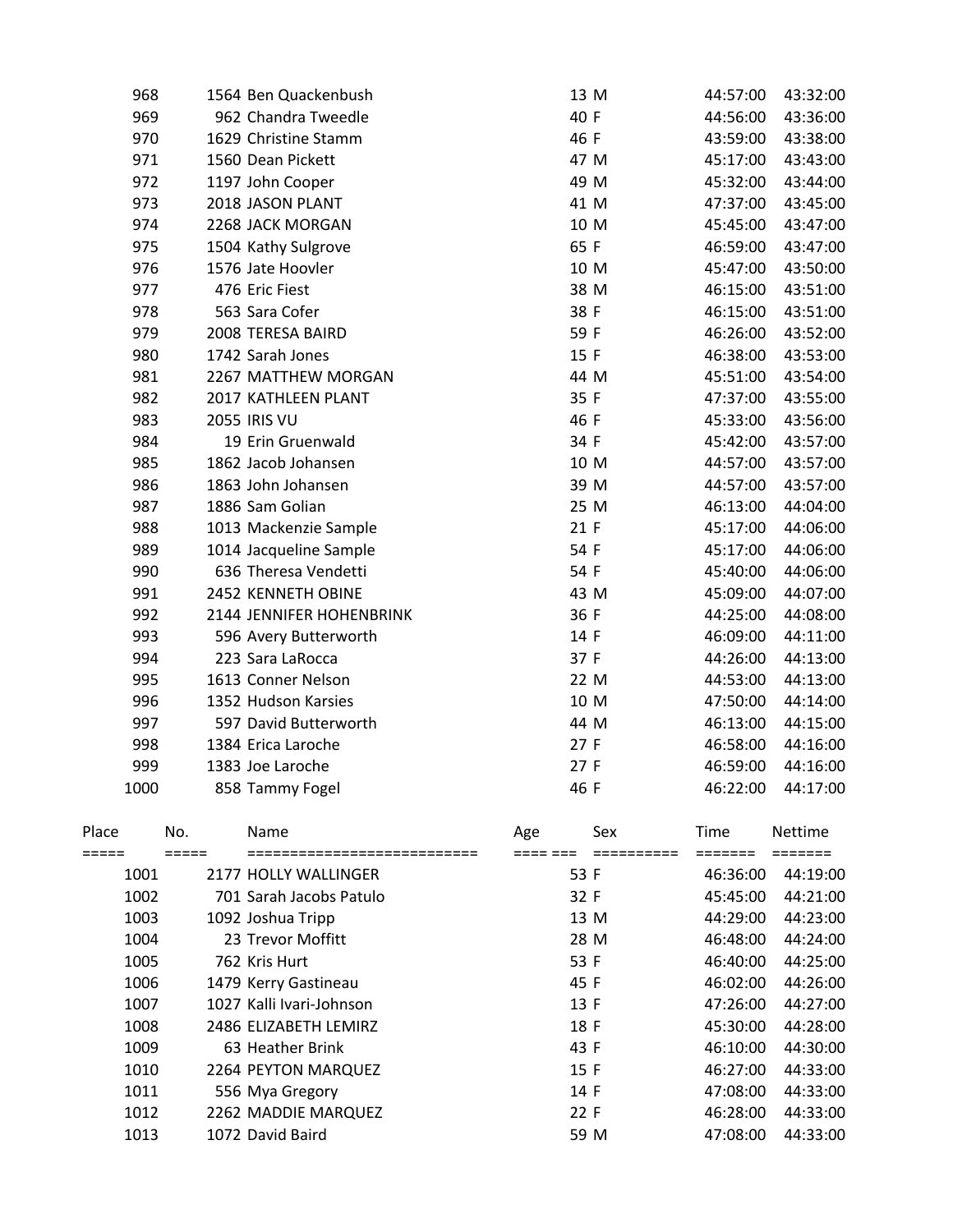| Place | No. | Name | Age | Sex | Time | Nettime |
|---|---|---|---|---|---|---|
| 968 | 1564 | Ben Quackenbush | 13 | M | 44:57:00 | 43:32:00 |
| 969 | 962 | Chandra Tweedle | 40 | F | 44:56:00 | 43:36:00 |
| 970 | 1629 | Christine Stamm | 46 | F | 43:59:00 | 43:38:00 |
| 971 | 1560 | Dean Pickett | 47 | M | 45:17:00 | 43:43:00 |
| 972 | 1197 | John Cooper | 49 | M | 45:32:00 | 43:44:00 |
| 973 | 2018 | JASON PLANT | 41 | M | 47:37:00 | 43:45:00 |
| 974 | 2268 | JACK MORGAN | 10 | M | 45:45:00 | 43:47:00 |
| 975 | 1504 | Kathy Sulgrove | 65 | F | 46:59:00 | 43:47:00 |
| 976 | 1576 | Jate Hoovler | 10 | M | 45:47:00 | 43:50:00 |
| 977 | 476 | Eric Fiest | 38 | M | 46:15:00 | 43:51:00 |
| 978 | 563 | Sara Cofer | 38 | F | 46:15:00 | 43:51:00 |
| 979 | 2008 | TERESA BAIRD | 59 | F | 46:26:00 | 43:52:00 |
| 980 | 1742 | Sarah Jones | 15 | F | 46:38:00 | 43:53:00 |
| 981 | 2267 | MATTHEW MORGAN | 44 | M | 45:51:00 | 43:54:00 |
| 982 | 2017 | KATHLEEN PLANT | 35 | F | 47:37:00 | 43:55:00 |
| 983 | 2055 | IRIS VU | 46 | F | 45:33:00 | 43:56:00 |
| 984 | 19 | Erin Gruenwald | 34 | F | 45:42:00 | 43:57:00 |
| 985 | 1862 | Jacob Johansen | 10 | M | 44:57:00 | 43:57:00 |
| 986 | 1863 | John Johansen | 39 | M | 44:57:00 | 43:57:00 |
| 987 | 1886 | Sam Golian | 25 | M | 46:13:00 | 44:04:00 |
| 988 | 1013 | Mackenzie Sample | 21 | F | 45:17:00 | 44:06:00 |
| 989 | 1014 | Jacqueline Sample | 54 | F | 45:17:00 | 44:06:00 |
| 990 | 636 | Theresa Vendetti | 54 | F | 45:40:00 | 44:06:00 |
| 991 | 2452 | KENNETH OBINE | 43 | M | 45:09:00 | 44:07:00 |
| 992 | 2144 | JENNIFER HOHENBRINK | 36 | F | 44:25:00 | 44:08:00 |
| 993 | 596 | Avery Butterworth | 14 | F | 46:09:00 | 44:11:00 |
| 994 | 223 | Sara LaRocca | 37 | F | 44:26:00 | 44:13:00 |
| 995 | 1613 | Conner Nelson | 22 | M | 44:53:00 | 44:13:00 |
| 996 | 1352 | Hudson Karsies | 10 | M | 47:50:00 | 44:14:00 |
| 997 | 597 | David Butterworth | 44 | M | 46:13:00 | 44:15:00 |
| 998 | 1384 | Erica Laroche | 27 | F | 46:58:00 | 44:16:00 |
| 999 | 1383 | Joe Laroche | 27 | F | 46:59:00 | 44:16:00 |
| 1000 | 858 | Tammy Fogel | 46 | F | 46:22:00 | 44:17:00 |

| Place | No. | Name | Age | Sex | Time | Nettime |
|---|---|---|---|---|---|---|
| 1001 | 2177 | HOLLY WALLINGER | 53 | F | 46:36:00 | 44:19:00 |
| 1002 | 701 | Sarah Jacobs Patulo | 32 | F | 45:45:00 | 44:21:00 |
| 1003 | 1092 | Joshua Tripp | 13 | M | 44:29:00 | 44:23:00 |
| 1004 | 23 | Trevor Moffitt | 28 | M | 46:48:00 | 44:24:00 |
| 1005 | 762 | Kris Hurt | 53 | F | 46:40:00 | 44:25:00 |
| 1006 | 1479 | Kerry Gastineau | 45 | F | 46:02:00 | 44:26:00 |
| 1007 | 1027 | Kalli Ivari-Johnson | 13 | F | 47:26:00 | 44:27:00 |
| 1008 | 2486 | ELIZABETH LEMIRZ | 18 | F | 45:30:00 | 44:28:00 |
| 1009 | 63 | Heather Brink | 43 | F | 46:10:00 | 44:30:00 |
| 1010 | 2264 | PEYTON MARQUEZ | 15 | F | 46:27:00 | 44:33:00 |
| 1011 | 556 | Mya Gregory | 14 | F | 47:08:00 | 44:33:00 |
| 1012 | 2262 | MADDIE MARQUEZ | 22 | F | 46:28:00 | 44:33:00 |
| 1013 | 1072 | David Baird | 59 | M | 47:08:00 | 44:33:00 |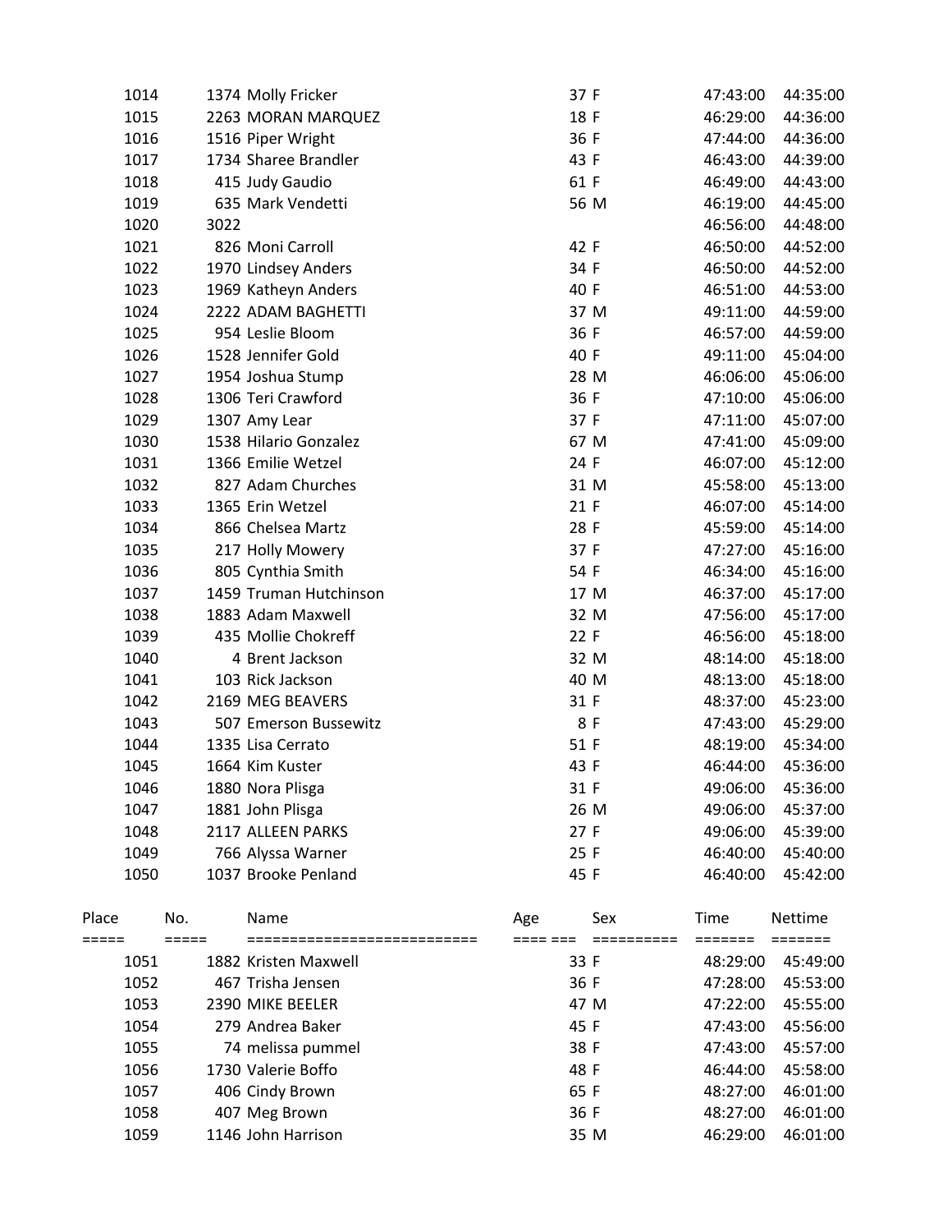| Place | No. | Name | Age | Sex | Time | Nettime |
|---|---|---|---|---|---|---|
| 1014 | 1374 | Molly Fricker | 37 | F | 47:43:00 | 44:35:00 |
| 1015 | 2263 | MORAN MARQUEZ | 18 | F | 46:29:00 | 44:36:00 |
| 1016 | 1516 | Piper Wright | 36 | F | 47:44:00 | 44:36:00 |
| 1017 | 1734 | Sharee Brandler | 43 | F | 46:43:00 | 44:39:00 |
| 1018 | 415 | Judy Gaudio | 61 | F | 46:49:00 | 44:43:00 |
| 1019 | 635 | Mark Vendetti | 56 | M | 46:19:00 | 44:45:00 |
| 1020 | 3022 | | | | 46:56:00 | 44:48:00 |
| 1021 | 826 | Moni Carroll | 42 | F | 46:50:00 | 44:52:00 |
| 1022 | 1970 | Lindsey Anders | 34 | F | 46:50:00 | 44:52:00 |
| 1023 | 1969 | Katheyn Anders | 40 | F | 46:51:00 | 44:53:00 |
| 1024 | 2222 | ADAM BAGHETTI | 37 | M | 49:11:00 | 44:59:00 |
| 1025 | 954 | Leslie Bloom | 36 | F | 46:57:00 | 44:59:00 |
| 1026 | 1528 | Jennifer Gold | 40 | F | 49:11:00 | 45:04:00 |
| 1027 | 1954 | Joshua Stump | 28 | M | 46:06:00 | 45:06:00 |
| 1028 | 1306 | Teri Crawford | 36 | F | 47:10:00 | 45:06:00 |
| 1029 | 1307 | Amy Lear | 37 | F | 47:11:00 | 45:07:00 |
| 1030 | 1538 | Hilario Gonzalez | 67 | M | 47:41:00 | 45:09:00 |
| 1031 | 1366 | Emilie Wetzel | 24 | F | 46:07:00 | 45:12:00 |
| 1032 | 827 | Adam Churches | 31 | M | 45:58:00 | 45:13:00 |
| 1033 | 1365 | Erin Wetzel | 21 | F | 46:07:00 | 45:14:00 |
| 1034 | 866 | Chelsea Martz | 28 | F | 45:59:00 | 45:14:00 |
| 1035 | 217 | Holly Mowery | 37 | F | 47:27:00 | 45:16:00 |
| 1036 | 805 | Cynthia Smith | 54 | F | 46:34:00 | 45:16:00 |
| 1037 | 1459 | Truman Hutchinson | 17 | M | 46:37:00 | 45:17:00 |
| 1038 | 1883 | Adam Maxwell | 32 | M | 47:56:00 | 45:17:00 |
| 1039 | 435 | Mollie Chokreff | 22 | F | 46:56:00 | 45:18:00 |
| 1040 | 4 | Brent Jackson | 32 | M | 48:14:00 | 45:18:00 |
| 1041 | 103 | Rick Jackson | 40 | M | 48:13:00 | 45:18:00 |
| 1042 | 2169 | MEG BEAVERS | 31 | F | 48:37:00 | 45:23:00 |
| 1043 | 507 | Emerson Bussewitz | 8 | F | 47:43:00 | 45:29:00 |
| 1044 | 1335 | Lisa Cerrato | 51 | F | 48:19:00 | 45:34:00 |
| 1045 | 1664 | Kim Kuster | 43 | F | 46:44:00 | 45:36:00 |
| 1046 | 1880 | Nora Plisga | 31 | F | 49:06:00 | 45:36:00 |
| 1047 | 1881 | John Plisga | 26 | M | 49:06:00 | 45:37:00 |
| 1048 | 2117 | ALLEEN PARKS | 27 | F | 49:06:00 | 45:39:00 |
| 1049 | 766 | Alyssa Warner | 25 | F | 46:40:00 | 45:40:00 |
| 1050 | 1037 | Brooke Penland | 45 | F | 46:40:00 | 45:42:00 |
| 1051 | 1882 | Kristen Maxwell | 33 | F | 48:29:00 | 45:49:00 |
| 1052 | 467 | Trisha Jensen | 36 | F | 47:28:00 | 45:53:00 |
| 1053 | 2390 | MIKE BEELER | 47 | M | 47:22:00 | 45:55:00 |
| 1054 | 279 | Andrea Baker | 45 | F | 47:43:00 | 45:56:00 |
| 1055 | 74 | melissa pummel | 38 | F | 47:43:00 | 45:57:00 |
| 1056 | 1730 | Valerie Boffo | 48 | F | 46:44:00 | 45:58:00 |
| 1057 | 406 | Cindy Brown | 65 | F | 48:27:00 | 46:01:00 |
| 1058 | 407 | Meg Brown | 36 | F | 48:27:00 | 46:01:00 |
| 1059 | 1146 | John Harrison | 35 | M | 46:29:00 | 46:01:00 |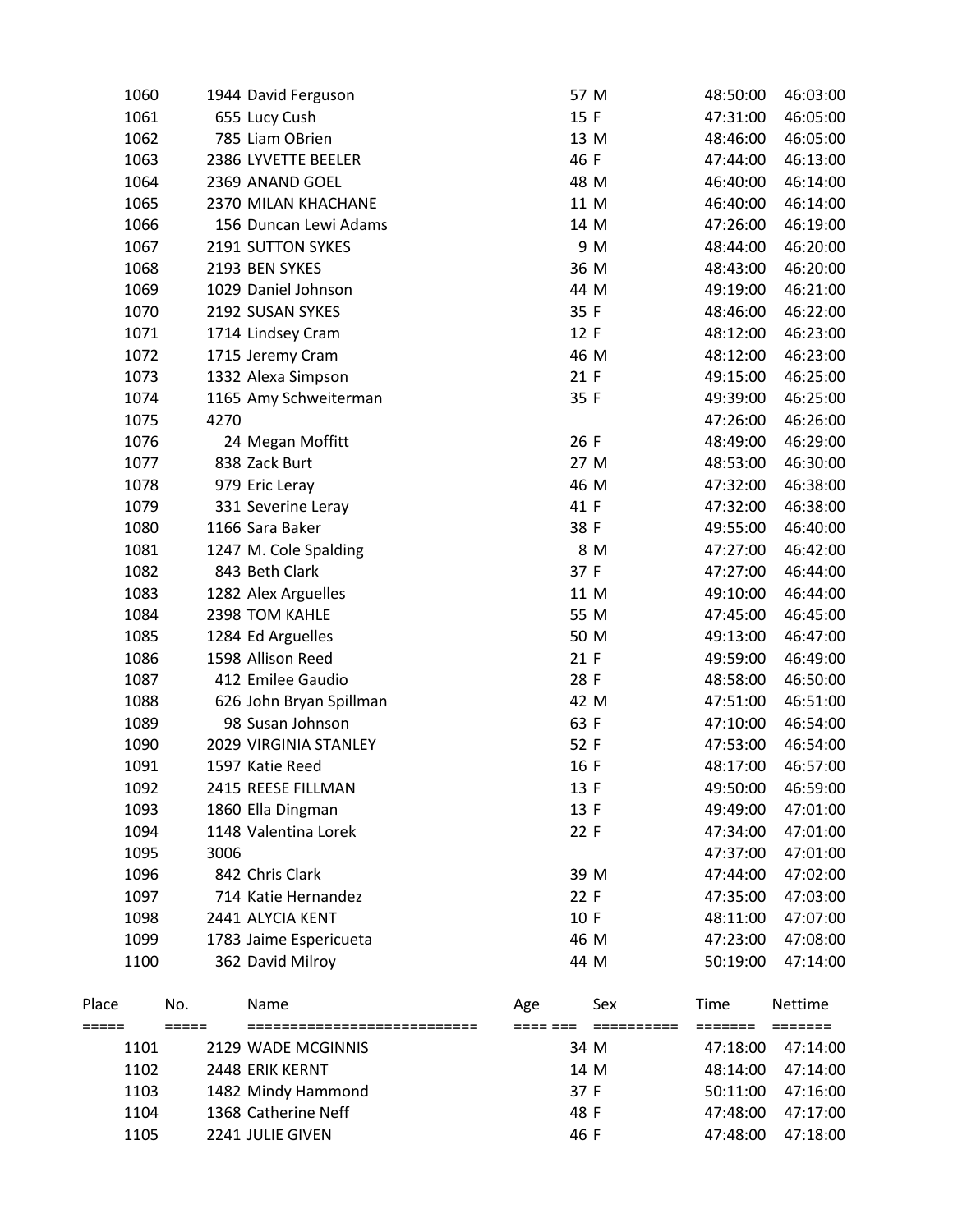| Place | No. | Name | Age | Sex | Time | Nettime |
|---|---|---|---|---|---|---|
| 1060 | 1944 | David Ferguson | 57 | M | 48:50:00 | 46:03:00 |
| 1061 | 655 | Lucy Cush | 15 | F | 47:31:00 | 46:05:00 |
| 1062 | 785 | Liam OBrien | 13 | M | 48:46:00 | 46:05:00 |
| 1063 | 2386 | LYVETTE BEELER | 46 | F | 47:44:00 | 46:13:00 |
| 1064 | 2369 | ANAND GOEL | 48 | M | 46:40:00 | 46:14:00 |
| 1065 | 2370 | MILAN KHACHANE | 11 | M | 46:40:00 | 46:14:00 |
| 1066 | 156 | Duncan Lewi Adams | 14 | M | 47:26:00 | 46:19:00 |
| 1067 | 2191 | SUTTON SYKES | 9 | M | 48:44:00 | 46:20:00 |
| 1068 | 2193 | BEN SYKES | 36 | M | 48:43:00 | 46:20:00 |
| 1069 | 1029 | Daniel Johnson | 44 | M | 49:19:00 | 46:21:00 |
| 1070 | 2192 | SUSAN SYKES | 35 | F | 48:46:00 | 46:22:00 |
| 1071 | 1714 | Lindsey Cram | 12 | F | 48:12:00 | 46:23:00 |
| 1072 | 1715 | Jeremy Cram | 46 | M | 48:12:00 | 46:23:00 |
| 1073 | 1332 | Alexa Simpson | 21 | F | 49:15:00 | 46:25:00 |
| 1074 | 1165 | Amy Schweiterman | 35 | F | 49:39:00 | 46:25:00 |
| 1075 | 4270 | | | | 47:26:00 | 46:26:00 |
| 1076 | 24 | Megan Moffitt | 26 | F | 48:49:00 | 46:29:00 |
| 1077 | 838 | Zack Burt | 27 | M | 48:53:00 | 46:30:00 |
| 1078 | 979 | Eric Leray | 46 | M | 47:32:00 | 46:38:00 |
| 1079 | 331 | Severine Leray | 41 | F | 47:32:00 | 46:38:00 |
| 1080 | 1166 | Sara Baker | 38 | F | 49:55:00 | 46:40:00 |
| 1081 | 1247 | M. Cole Spalding | 8 | M | 47:27:00 | 46:42:00 |
| 1082 | 843 | Beth Clark | 37 | F | 47:27:00 | 46:44:00 |
| 1083 | 1282 | Alex Arguelles | 11 | M | 49:10:00 | 46:44:00 |
| 1084 | 2398 | TOM KAHLE | 55 | M | 47:45:00 | 46:45:00 |
| 1085 | 1284 | Ed Arguelles | 50 | M | 49:13:00 | 46:47:00 |
| 1086 | 1598 | Allison Reed | 21 | F | 49:59:00 | 46:49:00 |
| 1087 | 412 | Emilee Gaudio | 28 | F | 48:58:00 | 46:50:00 |
| 1088 | 626 | John Bryan Spillman | 42 | M | 47:51:00 | 46:51:00 |
| 1089 | 98 | Susan Johnson | 63 | F | 47:10:00 | 46:54:00 |
| 1090 | 2029 | VIRGINIA STANLEY | 52 | F | 47:53:00 | 46:54:00 |
| 1091 | 1597 | Katie Reed | 16 | F | 48:17:00 | 46:57:00 |
| 1092 | 2415 | REESE FILLMAN | 13 | F | 49:50:00 | 46:59:00 |
| 1093 | 1860 | Ella Dingman | 13 | F | 49:49:00 | 47:01:00 |
| 1094 | 1148 | Valentina Lorek | 22 | F | 47:34:00 | 47:01:00 |
| 1095 | 3006 | | | | 47:37:00 | 47:01:00 |
| 1096 | 842 | Chris Clark | 39 | M | 47:44:00 | 47:02:00 |
| 1097 | 714 | Katie Hernandez | 22 | F | 47:35:00 | 47:03:00 |
| 1098 | 2441 | ALYCIA KENT | 10 | F | 48:11:00 | 47:07:00 |
| 1099 | 1783 | Jaime Espericueta | 46 | M | 47:23:00 | 47:08:00 |
| 1100 | 362 | David Milroy | 44 | M | 50:19:00 | 47:14:00 |

| Place | No. | Name | Age | Sex | Time | Nettime |
|---|---|---|---|---|---|---|
| 1101 | 2129 | WADE MCGINNIS | 34 | M | 47:18:00 | 47:14:00 |
| 1102 | 2448 | ERIK KERNT | 14 | M | 48:14:00 | 47:14:00 |
| 1103 | 1482 | Mindy Hammond | 37 | F | 50:11:00 | 47:16:00 |
| 1104 | 1368 | Catherine Neff | 48 | F | 47:48:00 | 47:17:00 |
| 1105 | 2241 | JULIE GIVEN | 46 | F | 47:48:00 | 47:18:00 |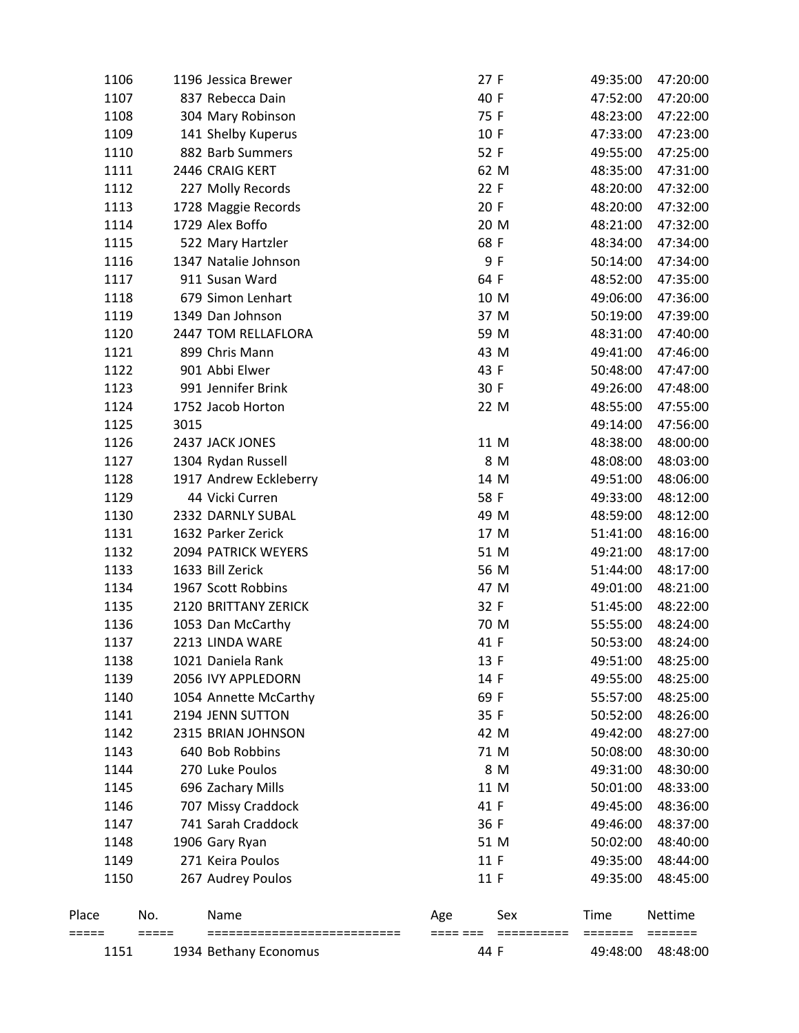| Place | No. | Name | Age | Sex | Time | Nettime |
|---|---|---|---|---|---|---|
| 1106 | 1196 | Jessica Brewer | 27 | F | 49:35:00 | 47:20:00 |
| 1107 | 837 | Rebecca Dain | 40 | F | 47:52:00 | 47:20:00 |
| 1108 | 304 | Mary Robinson | 75 | F | 48:23:00 | 47:22:00 |
| 1109 | 141 | Shelby Kuperus | 10 | F | 47:33:00 | 47:23:00 |
| 1110 | 882 | Barb Summers | 52 | F | 49:55:00 | 47:25:00 |
| 1111 | 2446 | CRAIG KERT | 62 | M | 48:35:00 | 47:31:00 |
| 1112 | 227 | Molly Records | 22 | F | 48:20:00 | 47:32:00 |
| 1113 | 1728 | Maggie Records | 20 | F | 48:20:00 | 47:32:00 |
| 1114 | 1729 | Alex Boffo | 20 | M | 48:21:00 | 47:32:00 |
| 1115 | 522 | Mary Hartzler | 68 | F | 48:34:00 | 47:34:00 |
| 1116 | 1347 | Natalie Johnson | 9 | F | 50:14:00 | 47:34:00 |
| 1117 | 911 | Susan Ward | 64 | F | 48:52:00 | 47:35:00 |
| 1118 | 679 | Simon Lenhart | 10 | M | 49:06:00 | 47:36:00 |
| 1119 | 1349 | Dan Johnson | 37 | M | 50:19:00 | 47:39:00 |
| 1120 | 2447 | TOM RELLAFLORA | 59 | M | 48:31:00 | 47:40:00 |
| 1121 | 899 | Chris Mann | 43 | M | 49:41:00 | 47:46:00 |
| 1122 | 901 | Abbi Elwer | 43 | F | 50:48:00 | 47:47:00 |
| 1123 | 991 | Jennifer Brink | 30 | F | 49:26:00 | 47:48:00 |
| 1124 | 1752 | Jacob Horton | 22 | M | 48:55:00 | 47:55:00 |
| 1125 | 3015 | | | | 49:14:00 | 47:56:00 |
| 1126 | 2437 | JACK JONES | 11 | M | 48:38:00 | 48:00:00 |
| 1127 | 1304 | Rydan Russell | 8 | M | 48:08:00 | 48:03:00 |
| 1128 | 1917 | Andrew Eckleberry | 14 | M | 49:51:00 | 48:06:00 |
| 1129 | 44 | Vicki Curren | 58 | F | 49:33:00 | 48:12:00 |
| 1130 | 2332 | DARNLY SUBAL | 49 | M | 48:59:00 | 48:12:00 |
| 1131 | 1632 | Parker Zerick | 17 | M | 51:41:00 | 48:16:00 |
| 1132 | 2094 | PATRICK WEYERS | 51 | M | 49:21:00 | 48:17:00 |
| 1133 | 1633 | Bill Zerick | 56 | M | 51:44:00 | 48:17:00 |
| 1134 | 1967 | Scott Robbins | 47 | M | 49:01:00 | 48:21:00 |
| 1135 | 2120 | BRITTANY ZERICK | 32 | F | 51:45:00 | 48:22:00 |
| 1136 | 1053 | Dan McCarthy | 70 | M | 55:55:00 | 48:24:00 |
| 1137 | 2213 | LINDA WARE | 41 | F | 50:53:00 | 48:24:00 |
| 1138 | 1021 | Daniela Rank | 13 | F | 49:51:00 | 48:25:00 |
| 1139 | 2056 | IVY APPLEDORN | 14 | F | 49:55:00 | 48:25:00 |
| 1140 | 1054 | Annette McCarthy | 69 | F | 55:57:00 | 48:25:00 |
| 1141 | 2194 | JENN SUTTON | 35 | F | 50:52:00 | 48:26:00 |
| 1142 | 2315 | BRIAN JOHNSON | 42 | M | 49:42:00 | 48:27:00 |
| 1143 | 640 | Bob Robbins | 71 | M | 50:08:00 | 48:30:00 |
| 1144 | 270 | Luke Poulos | 8 | M | 49:31:00 | 48:30:00 |
| 1145 | 696 | Zachary Mills | 11 | M | 50:01:00 | 48:33:00 |
| 1146 | 707 | Missy Craddock | 41 | F | 49:45:00 | 48:36:00 |
| 1147 | 741 | Sarah Craddock | 36 | F | 49:46:00 | 48:37:00 |
| 1148 | 1906 | Gary Ryan | 51 | M | 50:02:00 | 48:40:00 |
| 1149 | 271 | Keira Poulos | 11 | F | 49:35:00 | 48:44:00 |
| 1150 | 267 | Audrey Poulos | 11 | F | 49:35:00 | 48:45:00 |

| Place | No. | Name | Age | Sex | Time | Nettime |
|---|---|---|---|---|---|---|
| ===== | ===== | ========================== | ==== === | ========== | ======= | ======= |
| 1151 | 1934 | Bethany Economus | 44 | F | 49:48:00 | 48:48:00 |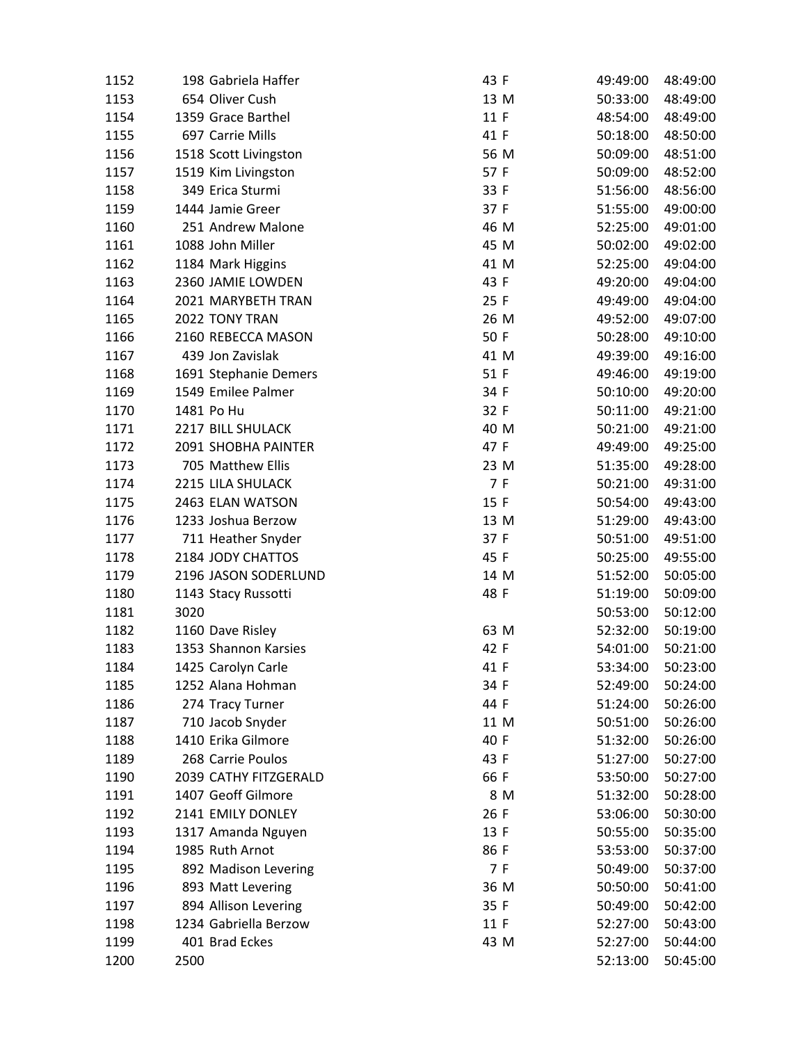| | | | | | | |
|---|---|---|---|---|---|---|
| 1152 | 198 | Gabriela Haffer | 43 | F | 49:49:00 | 48:49:00 |
| 1153 | 654 | Oliver Cush | 13 | M | 50:33:00 | 48:49:00 |
| 1154 | 1359 | Grace Barthel | 11 | F | 48:54:00 | 48:49:00 |
| 1155 | 697 | Carrie Mills | 41 | F | 50:18:00 | 48:50:00 |
| 1156 | 1518 | Scott Livingston | 56 | M | 50:09:00 | 48:51:00 |
| 1157 | 1519 | Kim Livingston | 57 | F | 50:09:00 | 48:52:00 |
| 1158 | 349 | Erica Sturmi | 33 | F | 51:56:00 | 48:56:00 |
| 1159 | 1444 | Jamie Greer | 37 | F | 51:55:00 | 49:00:00 |
| 1160 | 251 | Andrew Malone | 46 | M | 52:25:00 | 49:01:00 |
| 1161 | 1088 | John Miller | 45 | M | 50:02:00 | 49:02:00 |
| 1162 | 1184 | Mark Higgins | 41 | M | 52:25:00 | 49:04:00 |
| 1163 | 2360 | JAMIE LOWDEN | 43 | F | 49:20:00 | 49:04:00 |
| 1164 | 2021 | MARYBETH TRAN | 25 | F | 49:49:00 | 49:04:00 |
| 1165 | 2022 | TONY TRAN | 26 | M | 49:52:00 | 49:07:00 |
| 1166 | 2160 | REBECCA MASON | 50 | F | 50:28:00 | 49:10:00 |
| 1167 | 439 | Jon Zavislak | 41 | M | 49:39:00 | 49:16:00 |
| 1168 | 1691 | Stephanie Demers | 51 | F | 49:46:00 | 49:19:00 |
| 1169 | 1549 | Emilee Palmer | 34 | F | 50:10:00 | 49:20:00 |
| 1170 | 1481 | Po Hu | 32 | F | 50:11:00 | 49:21:00 |
| 1171 | 2217 | BILL SHULACK | 40 | M | 50:21:00 | 49:21:00 |
| 1172 | 2091 | SHOBHA PAINTER | 47 | F | 49:49:00 | 49:25:00 |
| 1173 | 705 | Matthew Ellis | 23 | M | 51:35:00 | 49:28:00 |
| 1174 | 2215 | LILA SHULACK | 7 | F | 50:21:00 | 49:31:00 |
| 1175 | 2463 | ELAN WATSON | 15 | F | 50:54:00 | 49:43:00 |
| 1176 | 1233 | Joshua Berzow | 13 | M | 51:29:00 | 49:43:00 |
| 1177 | 711 | Heather Snyder | 37 | F | 50:51:00 | 49:51:00 |
| 1178 | 2184 | JODY CHATTOS | 45 | F | 50:25:00 | 49:55:00 |
| 1179 | 2196 | JASON SODERLUND | 14 | M | 51:52:00 | 50:05:00 |
| 1180 | 1143 | Stacy Russotti | 48 | F | 51:19:00 | 50:09:00 |
| 1181 | 3020 | | | | 50:53:00 | 50:12:00 |
| 1182 | 1160 | Dave Risley | 63 | M | 52:32:00 | 50:19:00 |
| 1183 | 1353 | Shannon Karsies | 42 | F | 54:01:00 | 50:21:00 |
| 1184 | 1425 | Carolyn Carle | 41 | F | 53:34:00 | 50:23:00 |
| 1185 | 1252 | Alana Hohman | 34 | F | 52:49:00 | 50:24:00 |
| 1186 | 274 | Tracy Turner | 44 | F | 51:24:00 | 50:26:00 |
| 1187 | 710 | Jacob Snyder | 11 | M | 50:51:00 | 50:26:00 |
| 1188 | 1410 | Erika Gilmore | 40 | F | 51:32:00 | 50:26:00 |
| 1189 | 268 | Carrie Poulos | 43 | F | 51:27:00 | 50:27:00 |
| 1190 | 2039 | CATHY FITZGERALD | 66 | F | 53:50:00 | 50:27:00 |
| 1191 | 1407 | Geoff Gilmore | 8 | M | 51:32:00 | 50:28:00 |
| 1192 | 2141 | EMILY DONLEY | 26 | F | 53:06:00 | 50:30:00 |
| 1193 | 1317 | Amanda Nguyen | 13 | F | 50:55:00 | 50:35:00 |
| 1194 | 1985 | Ruth Arnot | 86 | F | 53:53:00 | 50:37:00 |
| 1195 | 892 | Madison Levering | 7 | F | 50:49:00 | 50:37:00 |
| 1196 | 893 | Matt Levering | 36 | M | 50:50:00 | 50:41:00 |
| 1197 | 894 | Allison Levering | 35 | F | 50:49:00 | 50:42:00 |
| 1198 | 1234 | Gabriella Berzow | 11 | F | 52:27:00 | 50:43:00 |
| 1199 | 401 | Brad Eckes | 43 | M | 52:27:00 | 50:44:00 |
| 1200 | 2500 | | | | 52:13:00 | 50:45:00 |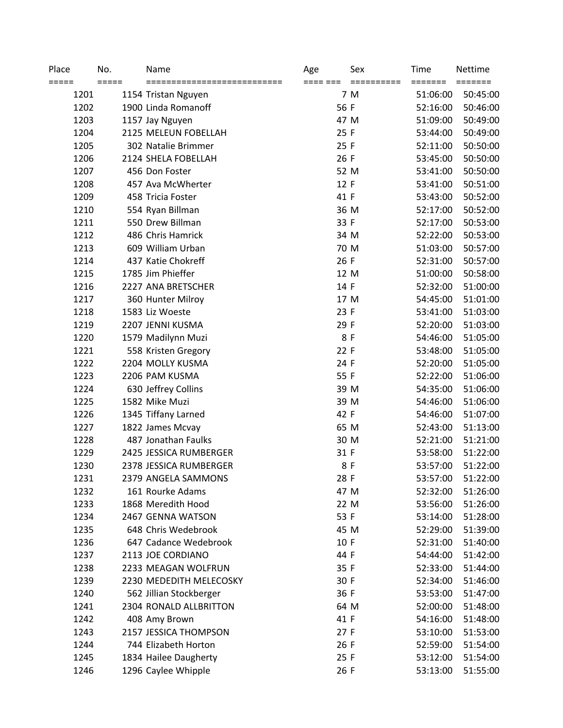| Place | No. | Name | Age | Sex | Time | Nettime |
|---|---|---|---|---|---|---|
| 1201 | 1154 | Tristan Nguyen | 7 | M | 51:06:00 | 50:45:00 |
| 1202 | 1900 | Linda Romanoff | 56 | F | 52:16:00 | 50:46:00 |
| 1203 | 1157 | Jay Nguyen | 47 | M | 51:09:00 | 50:49:00 |
| 1204 | 2125 | MELEUN FOBELLAH | 25 | F | 53:44:00 | 50:49:00 |
| 1205 | 302 | Natalie Brimmer | 25 | F | 52:11:00 | 50:50:00 |
| 1206 | 2124 | SHELA FOBELLAH | 26 | F | 53:45:00 | 50:50:00 |
| 1207 | 456 | Don Foster | 52 | M | 53:41:00 | 50:50:00 |
| 1208 | 457 | Ava McWherter | 12 | F | 53:41:00 | 50:51:00 |
| 1209 | 458 | Tricia Foster | 41 | F | 53:43:00 | 50:52:00 |
| 1210 | 554 | Ryan Billman | 36 | M | 52:17:00 | 50:52:00 |
| 1211 | 550 | Drew Billman | 33 | F | 52:17:00 | 50:53:00 |
| 1212 | 486 | Chris Hamrick | 34 | M | 52:22:00 | 50:53:00 |
| 1213 | 609 | William Urban | 70 | M | 51:03:00 | 50:57:00 |
| 1214 | 437 | Katie Chokreff | 26 | F | 52:31:00 | 50:57:00 |
| 1215 | 1785 | Jim Phieffer | 12 | M | 51:00:00 | 50:58:00 |
| 1216 | 2227 | ANA BRETSCHER | 14 | F | 52:32:00 | 51:00:00 |
| 1217 | 360 | Hunter Milroy | 17 | M | 54:45:00 | 51:01:00 |
| 1218 | 1583 | Liz Woeste | 23 | F | 53:41:00 | 51:03:00 |
| 1219 | 2207 | JENNI KUSMA | 29 | F | 52:20:00 | 51:03:00 |
| 1220 | 1579 | Madilynn Muzi | 8 | F | 54:46:00 | 51:05:00 |
| 1221 | 558 | Kristen Gregory | 22 | F | 53:48:00 | 51:05:00 |
| 1222 | 2204 | MOLLY KUSMA | 24 | F | 52:20:00 | 51:05:00 |
| 1223 | 2206 | PAM KUSMA | 55 | F | 52:22:00 | 51:06:00 |
| 1224 | 630 | Jeffrey Collins | 39 | M | 54:35:00 | 51:06:00 |
| 1225 | 1582 | Mike Muzi | 39 | M | 54:46:00 | 51:06:00 |
| 1226 | 1345 | Tiffany Larned | 42 | F | 54:46:00 | 51:07:00 |
| 1227 | 1822 | James Mcvay | 65 | M | 52:43:00 | 51:13:00 |
| 1228 | 487 | Jonathan Faulks | 30 | M | 52:21:00 | 51:21:00 |
| 1229 | 2425 | JESSICA RUMBERGER | 31 | F | 53:58:00 | 51:22:00 |
| 1230 | 2378 | JESSICA RUMBERGER | 8 | F | 53:57:00 | 51:22:00 |
| 1231 | 2379 | ANGELA SAMMONS | 28 | F | 53:57:00 | 51:22:00 |
| 1232 | 161 | Rourke Adams | 47 | M | 52:32:00 | 51:26:00 |
| 1233 | 1868 | Meredith Hood | 22 | M | 53:56:00 | 51:26:00 |
| 1234 | 2467 | GENNA WATSON | 53 | F | 53:14:00 | 51:28:00 |
| 1235 | 648 | Chris Wedebrook | 45 | M | 52:29:00 | 51:39:00 |
| 1236 | 647 | Cadance Wedebrook | 10 | F | 52:31:00 | 51:40:00 |
| 1237 | 2113 | JOE CORDIANO | 44 | F | 54:44:00 | 51:42:00 |
| 1238 | 2233 | MEAGAN WOLFRUN | 35 | F | 52:33:00 | 51:44:00 |
| 1239 | 2230 | MEDEDITH MELECOSKY | 30 | F | 52:34:00 | 51:46:00 |
| 1240 | 562 | Jillian Stockberger | 36 | F | 53:53:00 | 51:47:00 |
| 1241 | 2304 | RONALD ALLBRITTON | 64 | M | 52:00:00 | 51:48:00 |
| 1242 | 408 | Amy Brown | 41 | F | 54:16:00 | 51:48:00 |
| 1243 | 2157 | JESSICA THOMPSON | 27 | F | 53:10:00 | 51:53:00 |
| 1244 | 744 | Elizabeth Horton | 26 | F | 52:59:00 | 51:54:00 |
| 1245 | 1834 | Hailee Daugherty | 25 | F | 53:12:00 | 51:54:00 |
| 1246 | 1296 | Caylee Whipple | 26 | F | 53:13:00 | 51:55:00 |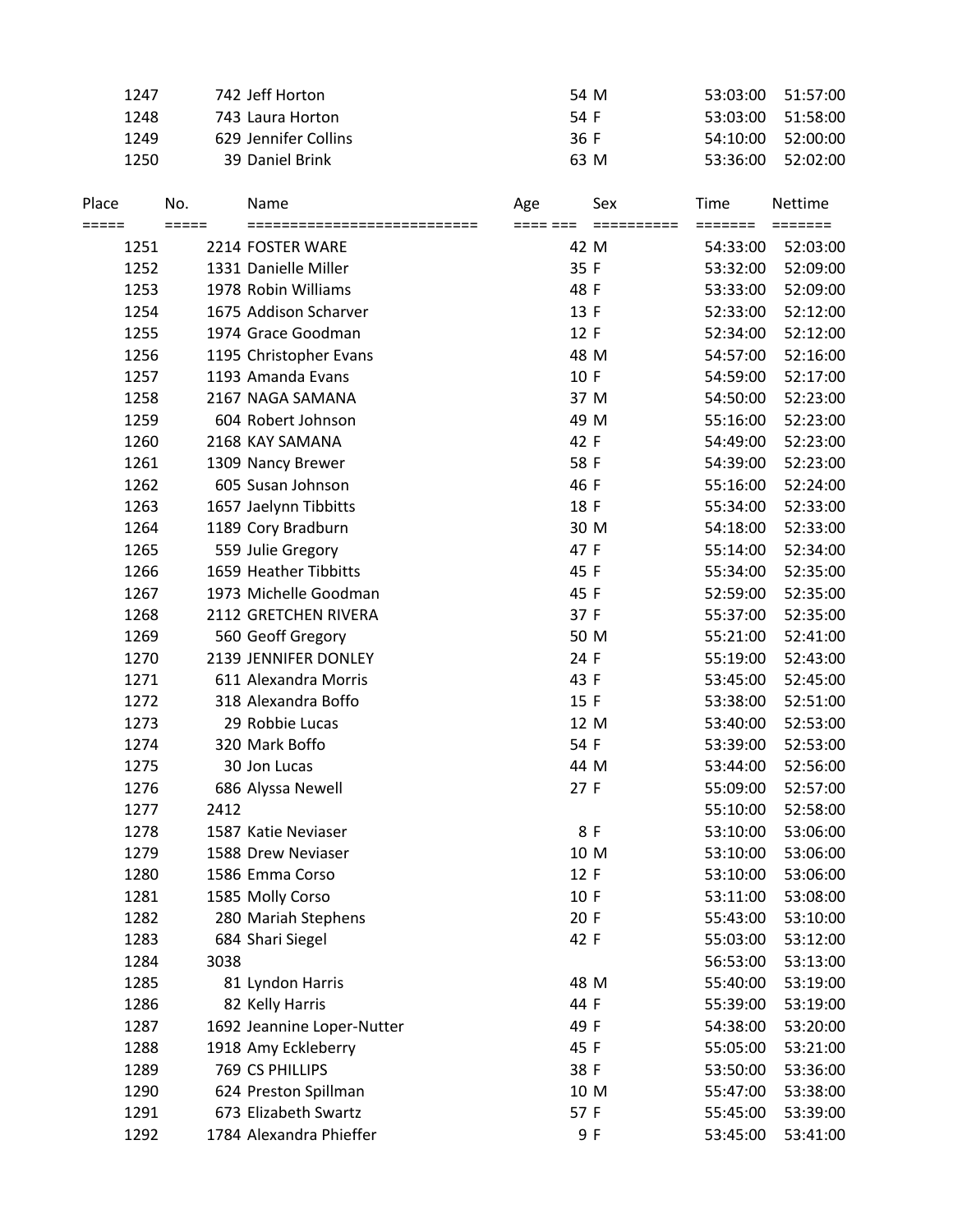| Place | No. | Name | Age | Sex | Time | Nettime |
|---|---|---|---|---|---|---|
| 1247 | 742 | Jeff Horton | 54 | M | 53:03:00 | 51:57:00 |
| 1248 | 743 | Laura Horton | 54 | F | 53:03:00 | 51:58:00 |
| 1249 | 629 | Jennifer Collins | 36 | F | 54:10:00 | 52:00:00 |
| 1250 | 39 | Daniel Brink | 63 | M | 53:36:00 | 52:02:00 |

| Place | No. | Name | Age | Sex | Time | Nettime |
|---|---|---|---|---|---|---|
| ===== | ===== | ========================== | ==== === | ========== | ======= | ======= |
| 1251 | 2214 | FOSTER WARE | 42 | M | 54:33:00 | 52:03:00 |
| 1252 | 1331 | Danielle Miller | 35 | F | 53:32:00 | 52:09:00 |
| 1253 | 1978 | Robin Williams | 48 | F | 53:33:00 | 52:09:00 |
| 1254 | 1675 | Addison Scharver | 13 | F | 52:33:00 | 52:12:00 |
| 1255 | 1974 | Grace Goodman | 12 | F | 52:34:00 | 52:12:00 |
| 1256 | 1195 | Christopher Evans | 48 | M | 54:57:00 | 52:16:00 |
| 1257 | 1193 | Amanda Evans | 10 | F | 54:59:00 | 52:17:00 |
| 1258 | 2167 | NAGA SAMANA | 37 | M | 54:50:00 | 52:23:00 |
| 1259 | 604 | Robert Johnson | 49 | M | 55:16:00 | 52:23:00 |
| 1260 | 2168 | KAY SAMANA | 42 | F | 54:49:00 | 52:23:00 |
| 1261 | 1309 | Nancy Brewer | 58 | F | 54:39:00 | 52:23:00 |
| 1262 | 605 | Susan Johnson | 46 | F | 55:16:00 | 52:24:00 |
| 1263 | 1657 | Jaelynn Tibbitts | 18 | F | 55:34:00 | 52:33:00 |
| 1264 | 1189 | Cory Bradburn | 30 | M | 54:18:00 | 52:33:00 |
| 1265 | 559 | Julie Gregory | 47 | F | 55:14:00 | 52:34:00 |
| 1266 | 1659 | Heather Tibbitts | 45 | F | 55:34:00 | 52:35:00 |
| 1267 | 1973 | Michelle Goodman | 45 | F | 52:59:00 | 52:35:00 |
| 1268 | 2112 | GRETCHEN RIVERA | 37 | F | 55:37:00 | 52:35:00 |
| 1269 | 560 | Geoff Gregory | 50 | M | 55:21:00 | 52:41:00 |
| 1270 | 2139 | JENNIFER DONLEY | 24 | F | 55:19:00 | 52:43:00 |
| 1271 | 611 | Alexandra Morris | 43 | F | 53:45:00 | 52:45:00 |
| 1272 | 318 | Alexandra Boffo | 15 | F | 53:38:00 | 52:51:00 |
| 1273 | 29 | Robbie Lucas | 12 | M | 53:40:00 | 52:53:00 |
| 1274 | 320 | Mark Boffo | 54 | F | 53:39:00 | 52:53:00 |
| 1275 | 30 | Jon Lucas | 44 | M | 53:44:00 | 52:56:00 |
| 1276 | 686 | Alyssa Newell | 27 | F | 55:09:00 | 52:57:00 |
| 1277 | 2412 | | | | 55:10:00 | 52:58:00 |
| 1278 | 1587 | Katie Neviaser | 8 | F | 53:10:00 | 53:06:00 |
| 1279 | 1588 | Drew Neviaser | 10 | M | 53:10:00 | 53:06:00 |
| 1280 | 1586 | Emma Corso | 12 | F | 53:10:00 | 53:06:00 |
| 1281 | 1585 | Molly Corso | 10 | F | 53:11:00 | 53:08:00 |
| 1282 | 280 | Mariah Stephens | 20 | F | 55:43:00 | 53:10:00 |
| 1283 | 684 | Shari Siegel | 42 | F | 55:03:00 | 53:12:00 |
| 1284 | 3038 | | | | 56:53:00 | 53:13:00 |
| 1285 | 81 | Lyndon Harris | 48 | M | 55:40:00 | 53:19:00 |
| 1286 | 82 | Kelly Harris | 44 | F | 55:39:00 | 53:19:00 |
| 1287 | 1692 | Jeannine Loper-Nutter | 49 | F | 54:38:00 | 53:20:00 |
| 1288 | 1918 | Amy Eckleberry | 45 | F | 55:05:00 | 53:21:00 |
| 1289 | 769 | CS PHILLIPS | 38 | F | 53:50:00 | 53:36:00 |
| 1290 | 624 | Preston Spillman | 10 | M | 55:47:00 | 53:38:00 |
| 1291 | 673 | Elizabeth Swartz | 57 | F | 55:45:00 | 53:39:00 |
| 1292 | 1784 | Alexandra Phieffer | 9 | F | 53:45:00 | 53:41:00 |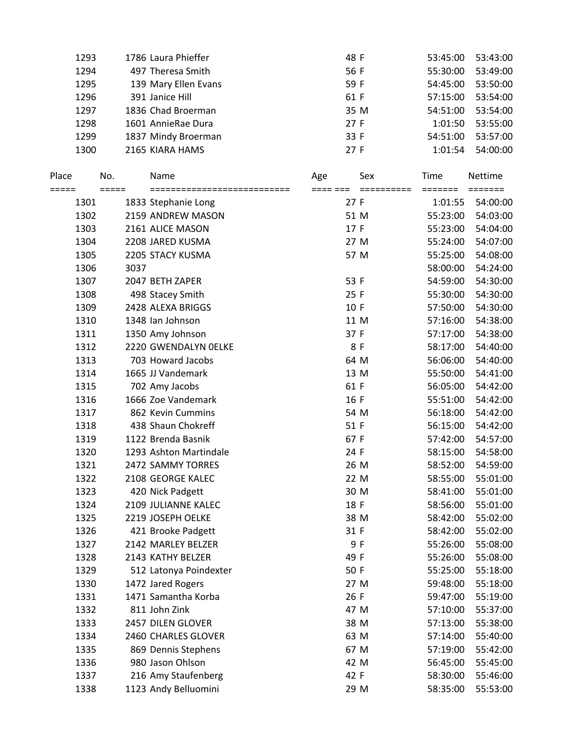| Place | No. | Name | Age | Sex | Time | Nettime |
|---|---|---|---|---|---|---|
| 1293 | 1786 | Laura Phieffer | 48 | F | 53:45:00 | 53:43:00 |
| 1294 | 497 | Theresa Smith | 56 | F | 55:30:00 | 53:49:00 |
| 1295 | 139 | Mary Ellen Evans | 59 | F | 54:45:00 | 53:50:00 |
| 1296 | 391 | Janice Hill | 61 | F | 57:15:00 | 53:54:00 |
| 1297 | 1836 | Chad Broerman | 35 | M | 54:51:00 | 53:54:00 |
| 1298 | 1601 | AnnieRae Dura | 27 | F | 1:01:50 | 53:55:00 |
| 1299 | 1837 | Mindy Broerman | 33 | F | 54:51:00 | 53:57:00 |
| 1300 | 2165 | KIARA HAMS | 27 | F | 1:01:54 | 54:00:00 |

| Place | No. | Name | Age | Sex | Time | Nettime |
|---|---|---|---|---|---|---|
| 1301 | 1833 | Stephanie Long | 27 | F | 1:01:55 | 54:00:00 |
| 1302 | 2159 | ANDREW MASON | 51 | M | 55:23:00 | 54:03:00 |
| 1303 | 2161 | ALICE MASON | 17 | F | 55:23:00 | 54:04:00 |
| 1304 | 2208 | JARED KUSMA | 27 | M | 55:24:00 | 54:07:00 |
| 1305 | 2205 | STACY KUSMA | 57 | M | 55:25:00 | 54:08:00 |
| 1306 | 3037 | | | | 58:00:00 | 54:24:00 |
| 1307 | 2047 | BETH ZAPER | 53 | F | 54:59:00 | 54:30:00 |
| 1308 | 498 | Stacey Smith | 25 | F | 55:30:00 | 54:30:00 |
| 1309 | 2428 | ALEXA BRIGGS | 10 | F | 57:50:00 | 54:30:00 |
| 1310 | 1348 | Ian Johnson | 11 | M | 57:16:00 | 54:38:00 |
| 1311 | 1350 | Amy Johnson | 37 | F | 57:17:00 | 54:38:00 |
| 1312 | 2220 | GWENDALYN 0ELKE | 8 | F | 58:17:00 | 54:40:00 |
| 1313 | 703 | Howard Jacobs | 64 | M | 56:06:00 | 54:40:00 |
| 1314 | 1665 | JJ Vandemark | 13 | M | 55:50:00 | 54:41:00 |
| 1315 | 702 | Amy Jacobs | 61 | F | 56:05:00 | 54:42:00 |
| 1316 | 1666 | Zoe Vandemark | 16 | F | 55:51:00 | 54:42:00 |
| 1317 | 862 | Kevin Cummins | 54 | M | 56:18:00 | 54:42:00 |
| 1318 | 438 | Shaun Chokreff | 51 | F | 56:15:00 | 54:42:00 |
| 1319 | 1122 | Brenda Basnik | 67 | F | 57:42:00 | 54:57:00 |
| 1320 | 1293 | Ashton Martindale | 24 | F | 58:15:00 | 54:58:00 |
| 1321 | 2472 | SAMMY TORRES | 26 | M | 58:52:00 | 54:59:00 |
| 1322 | 2108 | GEORGE KALEC | 22 | M | 58:55:00 | 55:01:00 |
| 1323 | 420 | Nick Padgett | 30 | M | 58:41:00 | 55:01:00 |
| 1324 | 2109 | JULIANNE KALEC | 18 | F | 58:56:00 | 55:01:00 |
| 1325 | 2219 | JOSEPH OELKE | 38 | M | 58:42:00 | 55:02:00 |
| 1326 | 421 | Brooke Padgett | 31 | F | 58:42:00 | 55:02:00 |
| 1327 | 2142 | MARLEY BELZER | 9 | F | 55:26:00 | 55:08:00 |
| 1328 | 2143 | KATHY BELZER | 49 | F | 55:26:00 | 55:08:00 |
| 1329 | 512 | Latonya Poindexter | 50 | F | 55:25:00 | 55:18:00 |
| 1330 | 1472 | Jared Rogers | 27 | M | 59:48:00 | 55:18:00 |
| 1331 | 1471 | Samantha Korba | 26 | F | 59:47:00 | 55:19:00 |
| 1332 | 811 | John Zink | 47 | M | 57:10:00 | 55:37:00 |
| 1333 | 2457 | DILEN GLOVER | 38 | M | 57:13:00 | 55:38:00 |
| 1334 | 2460 | CHARLES GLOVER | 63 | M | 57:14:00 | 55:40:00 |
| 1335 | 869 | Dennis Stephens | 67 | M | 57:19:00 | 55:42:00 |
| 1336 | 980 | Jason Ohlson | 42 | M | 56:45:00 | 55:45:00 |
| 1337 | 216 | Amy Staufenberg | 42 | F | 58:30:00 | 55:46:00 |
| 1338 | 1123 | Andy Belluomini | 29 | M | 58:35:00 | 55:53:00 |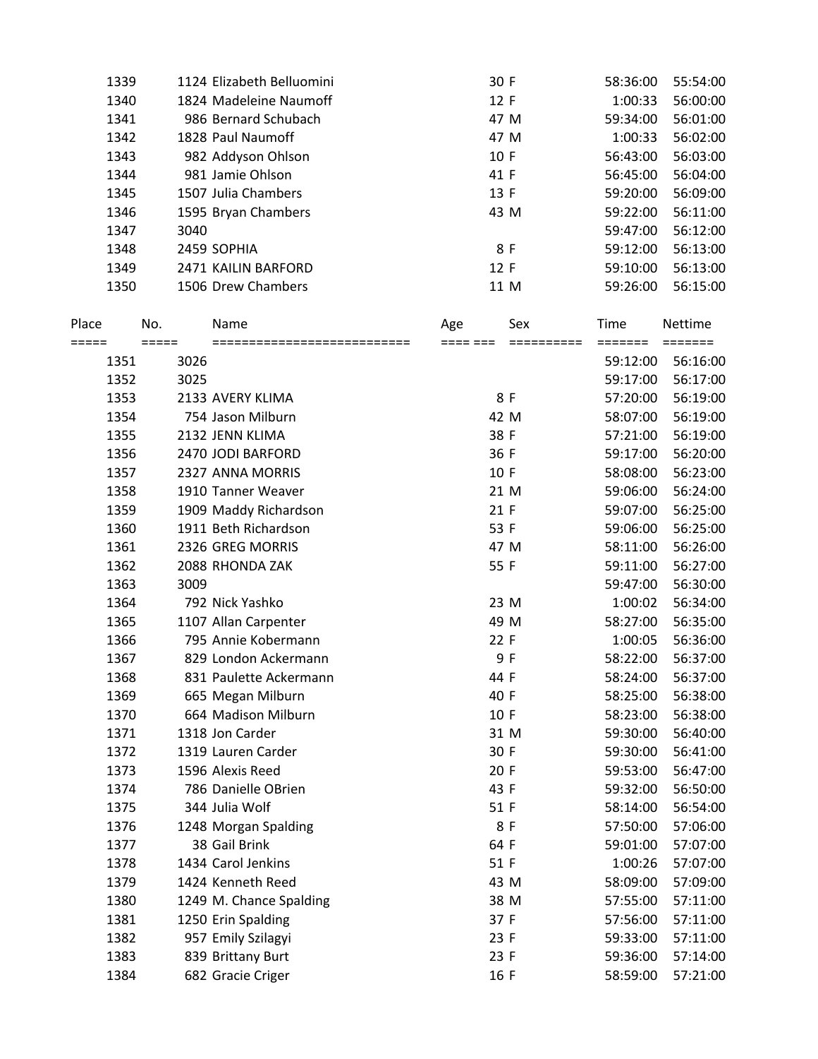| Place | No. | Name | Age | Sex | Time | Nettime |
|---|---|---|---|---|---|---|
| 1339 | 1124 | Elizabeth Belluomini | 30 | F | 58:36:00 | 55:54:00 |
| 1340 | 1824 | Madeleine Naumoff | 12 | F | 1:00:33 | 56:00:00 |
| 1341 | 986 | Bernard Schubach | 47 | M | 59:34:00 | 56:01:00 |
| 1342 | 1828 | Paul Naumoff | 47 | M | 1:00:33 | 56:02:00 |
| 1343 | 982 | Addyson Ohlson | 10 | F | 56:43:00 | 56:03:00 |
| 1344 | 981 | Jamie Ohlson | 41 | F | 56:45:00 | 56:04:00 |
| 1345 | 1507 | Julia Chambers | 13 | F | 59:20:00 | 56:09:00 |
| 1346 | 1595 | Bryan Chambers | 43 | M | 59:22:00 | 56:11:00 |
| 1347 | 3040 | | | | 59:47:00 | 56:12:00 |
| 1348 | 2459 | SOPHIA | 8 | F | 59:12:00 | 56:13:00 |
| 1349 | 2471 | KAILIN BARFORD | 12 | F | 59:10:00 | 56:13:00 |
| 1350 | 1506 | Drew Chambers | 11 | M | 59:26:00 | 56:15:00 |

| Place | No. | Name | Age | Sex | Time | Nettime |
|---|---|---|---|---|---|---|
| 1351 | 3026 | | | | 59:12:00 | 56:16:00 |
| 1352 | 3025 | | | | 59:17:00 | 56:17:00 |
| 1353 | 2133 | AVERY KLIMA | 8 | F | 57:20:00 | 56:19:00 |
| 1354 | 754 | Jason Milburn | 42 | M | 58:07:00 | 56:19:00 |
| 1355 | 2132 | JENN KLIMA | 38 | F | 57:21:00 | 56:19:00 |
| 1356 | 2470 | JODI BARFORD | 36 | F | 59:17:00 | 56:20:00 |
| 1357 | 2327 | ANNA MORRIS | 10 | F | 58:08:00 | 56:23:00 |
| 1358 | 1910 | Tanner Weaver | 21 | M | 59:06:00 | 56:24:00 |
| 1359 | 1909 | Maddy Richardson | 21 | F | 59:07:00 | 56:25:00 |
| 1360 | 1911 | Beth Richardson | 53 | F | 59:06:00 | 56:25:00 |
| 1361 | 2326 | GREG MORRIS | 47 | M | 58:11:00 | 56:26:00 |
| 1362 | 2088 | RHONDA ZAK | 55 | F | 59:11:00 | 56:27:00 |
| 1363 | 3009 | | | | 59:47:00 | 56:30:00 |
| 1364 | 792 | Nick Yashko | 23 | M | 1:00:02 | 56:34:00 |
| 1365 | 1107 | Allan Carpenter | 49 | M | 58:27:00 | 56:35:00 |
| 1366 | 795 | Annie Kobermann | 22 | F | 1:00:05 | 56:36:00 |
| 1367 | 829 | London Ackermann | 9 | F | 58:22:00 | 56:37:00 |
| 1368 | 831 | Paulette Ackermann | 44 | F | 58:24:00 | 56:37:00 |
| 1369 | 665 | Megan Milburn | 40 | F | 58:25:00 | 56:38:00 |
| 1370 | 664 | Madison Milburn | 10 | F | 58:23:00 | 56:38:00 |
| 1371 | 1318 | Jon Carder | 31 | M | 59:30:00 | 56:40:00 |
| 1372 | 1319 | Lauren Carder | 30 | F | 59:30:00 | 56:41:00 |
| 1373 | 1596 | Alexis Reed | 20 | F | 59:53:00 | 56:47:00 |
| 1374 | 786 | Danielle OBrien | 43 | F | 59:32:00 | 56:50:00 |
| 1375 | 344 | Julia Wolf | 51 | F | 58:14:00 | 56:54:00 |
| 1376 | 1248 | Morgan Spalding | 8 | F | 57:50:00 | 57:06:00 |
| 1377 | 38 | Gail Brink | 64 | F | 59:01:00 | 57:07:00 |
| 1378 | 1434 | Carol Jenkins | 51 | F | 1:00:26 | 57:07:00 |
| 1379 | 1424 | Kenneth Reed | 43 | M | 58:09:00 | 57:09:00 |
| 1380 | 1249 | M. Chance Spalding | 38 | M | 57:55:00 | 57:11:00 |
| 1381 | 1250 | Erin Spalding | 37 | F | 57:56:00 | 57:11:00 |
| 1382 | 957 | Emily Szilagyi | 23 | F | 59:33:00 | 57:11:00 |
| 1383 | 839 | Brittany Burt | 23 | F | 59:36:00 | 57:14:00 |
| 1384 | 682 | Gracie Criger | 16 | F | 58:59:00 | 57:21:00 |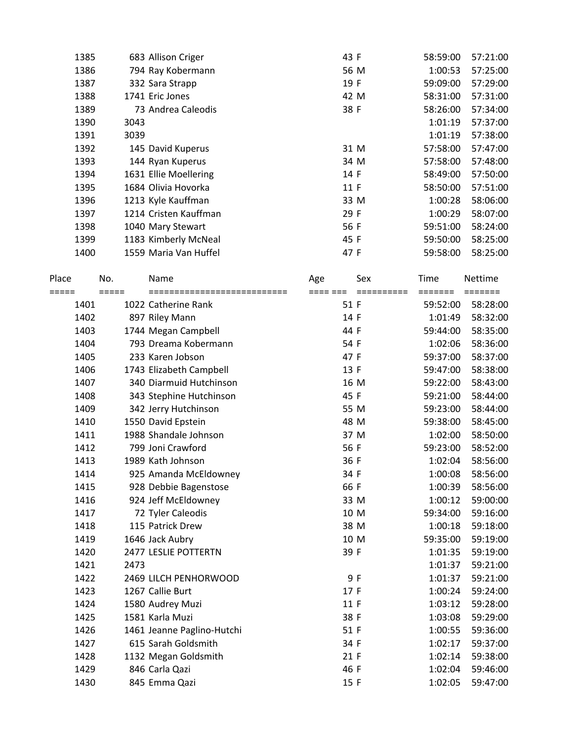| Place | No. | Name | Age | Sex | Time | Nettime |
|---|---|---|---|---|---|---|
| 1385 | 683 | Allison Criger | 43 | F | 58:59:00 | 57:21:00 |
| 1386 | 794 | Ray Kobermann | 56 | M | 1:00:53 | 57:25:00 |
| 1387 | 332 | Sara Strapp | 19 | F | 59:09:00 | 57:29:00 |
| 1388 | 1741 | Eric Jones | 42 | M | 58:31:00 | 57:31:00 |
| 1389 | 73 | Andrea Caleodis | 38 | F | 58:26:00 | 57:34:00 |
| 1390 | 3043 | | | | 1:01:19 | 57:37:00 |
| 1391 | 3039 | | | | 1:01:19 | 57:38:00 |
| 1392 | 145 | David Kuperus | 31 | M | 57:58:00 | 57:47:00 |
| 1393 | 144 | Ryan Kuperus | 34 | M | 57:58:00 | 57:48:00 |
| 1394 | 1631 | Ellie Moellering | 14 | F | 58:49:00 | 57:50:00 |
| 1395 | 1684 | Olivia Hovorka | 11 | F | 58:50:00 | 57:51:00 |
| 1396 | 1213 | Kyle Kauffman | 33 | M | 1:00:28 | 58:06:00 |
| 1397 | 1214 | Cristen Kauffman | 29 | F | 1:00:29 | 58:07:00 |
| 1398 | 1040 | Mary Stewart | 56 | F | 59:51:00 | 58:24:00 |
| 1399 | 1183 | Kimberly McNeal | 45 | F | 59:50:00 | 58:25:00 |
| 1400 | 1559 | Maria Van Huffel | 47 | F | 59:58:00 | 58:25:00 |

| Place | No. | Name | Age | Sex | Time | Nettime |
|---|---|---|---|---|---|---|
| ===== | ===== | ========================== | ==== === | ========== | ======= | ======= |
| 1401 | 1022 | Catherine Rank | 51 | F | 59:52:00 | 58:28:00 |
| 1402 | 897 | Riley Mann | 14 | F | 1:01:49 | 58:32:00 |
| 1403 | 1744 | Megan Campbell | 44 | F | 59:44:00 | 58:35:00 |
| 1404 | 793 | Dreama Kobermann | 54 | F | 1:02:06 | 58:36:00 |
| 1405 | 233 | Karen Jobson | 47 | F | 59:37:00 | 58:37:00 |
| 1406 | 1743 | Elizabeth Campbell | 13 | F | 59:47:00 | 58:38:00 |
| 1407 | 340 | Diarmuid Hutchinson | 16 | M | 59:22:00 | 58:43:00 |
| 1408 | 343 | Stephine Hutchinson | 45 | F | 59:21:00 | 58:44:00 |
| 1409 | 342 | Jerry Hutchinson | 55 | M | 59:23:00 | 58:44:00 |
| 1410 | 1550 | David Epstein | 48 | M | 59:38:00 | 58:45:00 |
| 1411 | 1988 | Shandale Johnson | 37 | M | 1:02:00 | 58:50:00 |
| 1412 | 799 | Joni Crawford | 56 | F | 59:23:00 | 58:52:00 |
| 1413 | 1989 | Kath Johnson | 36 | F | 1:02:04 | 58:56:00 |
| 1414 | 925 | Amanda McEldowney | 34 | F | 1:00:08 | 58:56:00 |
| 1415 | 928 | Debbie Bagenstose | 66 | F | 1:00:39 | 58:56:00 |
| 1416 | 924 | Jeff McEldowney | 33 | M | 1:00:12 | 59:00:00 |
| 1417 | 72 | Tyler Caleodis | 10 | M | 59:34:00 | 59:16:00 |
| 1418 | 115 | Patrick Drew | 38 | M | 1:00:18 | 59:18:00 |
| 1419 | 1646 | Jack Aubry | 10 | M | 59:35:00 | 59:19:00 |
| 1420 | 2477 | LESLIE POTTERTN | 39 | F | 1:01:35 | 59:19:00 |
| 1421 | 2473 | | | | 1:01:37 | 59:21:00 |
| 1422 | 2469 | LILCH PENHORWOOD | 9 | F | 1:01:37 | 59:21:00 |
| 1423 | 1267 | Callie Burt | 17 | F | 1:00:24 | 59:24:00 |
| 1424 | 1580 | Audrey Muzi | 11 | F | 1:03:12 | 59:28:00 |
| 1425 | 1581 | Karla Muzi | 38 | F | 1:03:08 | 59:29:00 |
| 1426 | 1461 | Jeanne Paglino-Hutchi | 51 | F | 1:00:55 | 59:36:00 |
| 1427 | 615 | Sarah Goldsmith | 34 | F | 1:02:17 | 59:37:00 |
| 1428 | 1132 | Megan Goldsmith | 21 | F | 1:02:14 | 59:38:00 |
| 1429 | 846 | Carla Qazi | 46 | F | 1:02:04 | 59:46:00 |
| 1430 | 845 | Emma Qazi | 15 | F | 1:02:05 | 59:47:00 |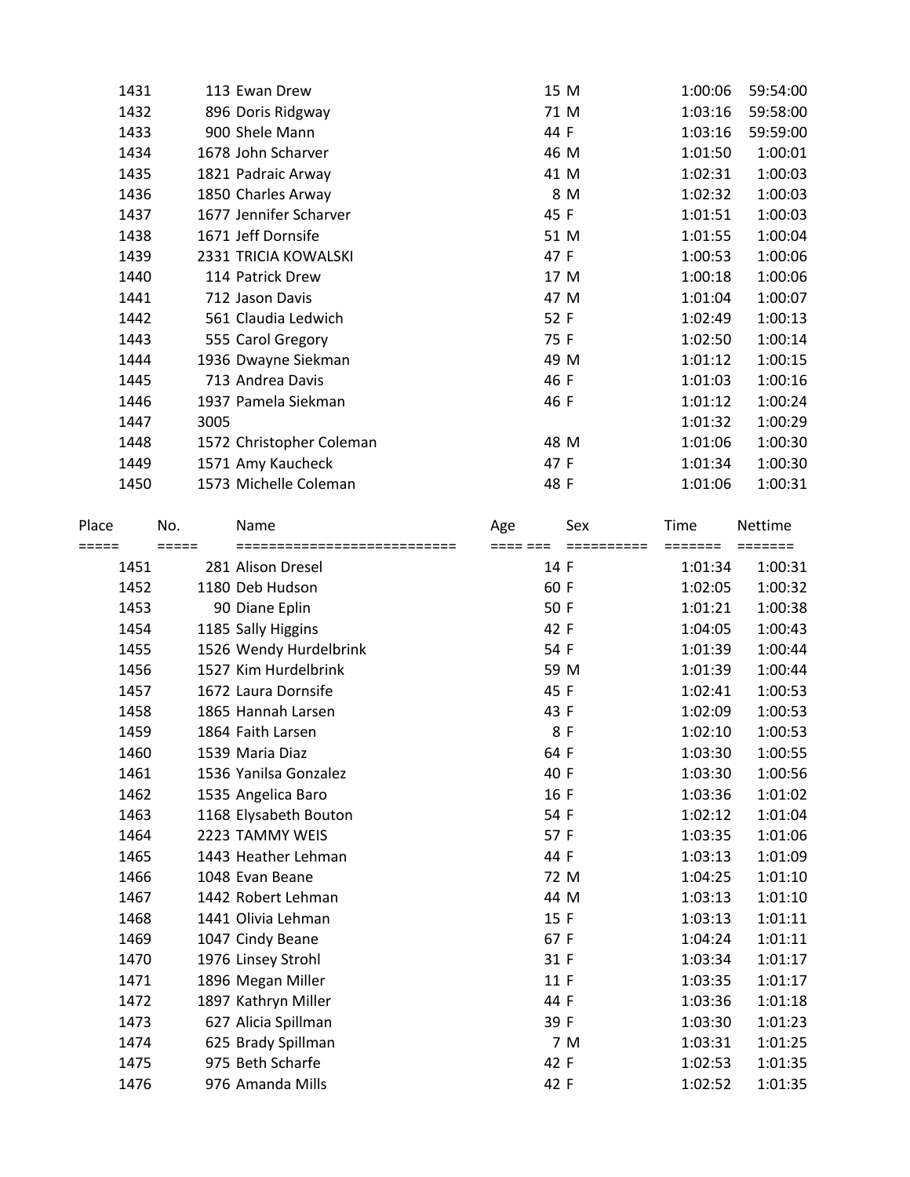| Place | No. | Name | Age | Sex | Time | Nettime |
|---|---|---|---|---|---|---|
| 1431 | 113 | Ewan Drew | 15 | M | 1:00:06 | 59:54:00 |
| 1432 | 896 | Doris Ridgway | 71 | M | 1:03:16 | 59:58:00 |
| 1433 | 900 | Shele Mann | 44 | F | 1:03:16 | 59:59:00 |
| 1434 | 1678 | John Scharver | 46 | M | 1:01:50 | 1:00:01 |
| 1435 | 1821 | Padraic Arway | 41 | M | 1:02:31 | 1:00:03 |
| 1436 | 1850 | Charles Arway | 8 | M | 1:02:32 | 1:00:03 |
| 1437 | 1677 | Jennifer Scharver | 45 | F | 1:01:51 | 1:00:03 |
| 1438 | 1671 | Jeff Dornsife | 51 | M | 1:01:55 | 1:00:04 |
| 1439 | 2331 | TRICIA KOWALSKI | 47 | F | 1:00:53 | 1:00:06 |
| 1440 | 114 | Patrick Drew | 17 | M | 1:00:18 | 1:00:06 |
| 1441 | 712 | Jason Davis | 47 | M | 1:01:04 | 1:00:07 |
| 1442 | 561 | Claudia Ledwich | 52 | F | 1:02:49 | 1:00:13 |
| 1443 | 555 | Carol Gregory | 75 | F | 1:02:50 | 1:00:14 |
| 1444 | 1936 | Dwayne Siekman | 49 | M | 1:01:12 | 1:00:15 |
| 1445 | 713 | Andrea Davis | 46 | F | 1:01:03 | 1:00:16 |
| 1446 | 1937 | Pamela Siekman | 46 | F | 1:01:12 | 1:00:24 |
| 1447 | 3005 | | | | 1:01:32 | 1:00:29 |
| 1448 | 1572 | Christopher Coleman | 48 | M | 1:01:06 | 1:00:30 |
| 1449 | 1571 | Amy Kaucheck | 47 | F | 1:01:34 | 1:00:30 |
| 1450 | 1573 | Michelle Coleman | 48 | F | 1:01:06 | 1:00:31 |

| Place | No. | Name | Age | Sex | Time | Nettime |
|---|---|---|---|---|---|---|
| 1451 | 281 | Alison Dresel | 14 | F | 1:01:34 | 1:00:31 |
| 1452 | 1180 | Deb Hudson | 60 | F | 1:02:05 | 1:00:32 |
| 1453 | 90 | Diane Eplin | 50 | F | 1:01:21 | 1:00:38 |
| 1454 | 1185 | Sally Higgins | 42 | F | 1:04:05 | 1:00:43 |
| 1455 | 1526 | Wendy Hurdelbrink | 54 | F | 1:01:39 | 1:00:44 |
| 1456 | 1527 | Kim Hurdelbrink | 59 | M | 1:01:39 | 1:00:44 |
| 1457 | 1672 | Laura Dornsife | 45 | F | 1:02:41 | 1:00:53 |
| 1458 | 1865 | Hannah Larsen | 43 | F | 1:02:09 | 1:00:53 |
| 1459 | 1864 | Faith Larsen | 8 | F | 1:02:10 | 1:00:53 |
| 1460 | 1539 | Maria Diaz | 64 | F | 1:03:30 | 1:00:55 |
| 1461 | 1536 | Yanilsa Gonzalez | 40 | F | 1:03:30 | 1:00:56 |
| 1462 | 1535 | Angelica Baro | 16 | F | 1:03:36 | 1:01:02 |
| 1463 | 1168 | Elysabeth Bouton | 54 | F | 1:02:12 | 1:01:04 |
| 1464 | 2223 | TAMMY WEIS | 57 | F | 1:03:35 | 1:01:06 |
| 1465 | 1443 | Heather Lehman | 44 | F | 1:03:13 | 1:01:09 |
| 1466 | 1048 | Evan Beane | 72 | M | 1:04:25 | 1:01:10 |
| 1467 | 1442 | Robert Lehman | 44 | M | 1:03:13 | 1:01:10 |
| 1468 | 1441 | Olivia Lehman | 15 | F | 1:03:13 | 1:01:11 |
| 1469 | 1047 | Cindy Beane | 67 | F | 1:04:24 | 1:01:11 |
| 1470 | 1976 | Linsey Strohl | 31 | F | 1:03:34 | 1:01:17 |
| 1471 | 1896 | Megan Miller | 11 | F | 1:03:35 | 1:01:17 |
| 1472 | 1897 | Kathryn Miller | 44 | F | 1:03:36 | 1:01:18 |
| 1473 | 627 | Alicia Spillman | 39 | F | 1:03:30 | 1:01:23 |
| 1474 | 625 | Brady Spillman | 7 | M | 1:03:31 | 1:01:25 |
| 1475 | 975 | Beth Scharfe | 42 | F | 1:02:53 | 1:01:35 |
| 1476 | 976 | Amanda Mills | 42 | F | 1:02:52 | 1:01:35 |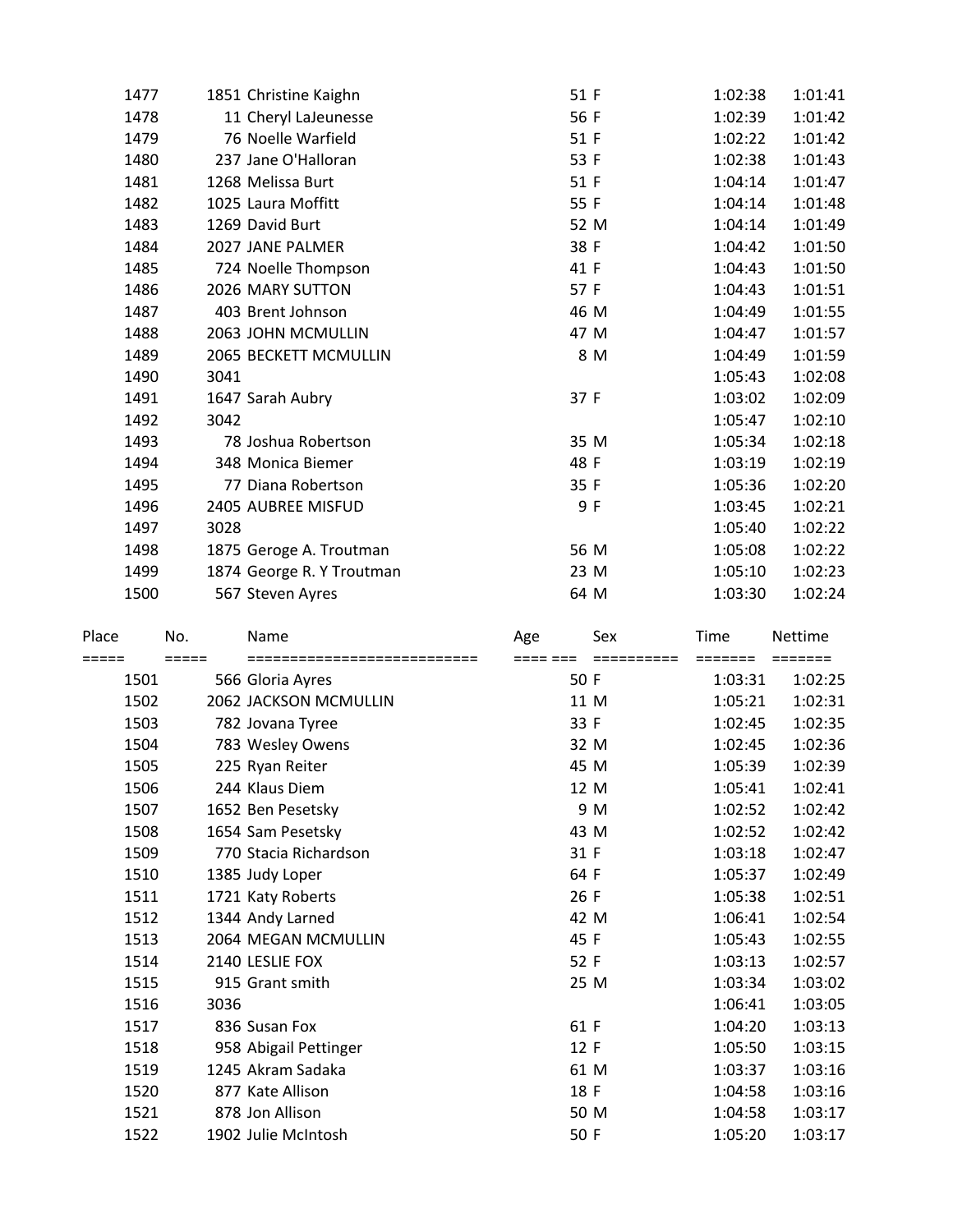| Place | No. | Name | Age | Sex | Time | Nettime |
|---|---|---|---|---|---|---|
| 1477 | 1851 | Christine Kaighn | 51 | F | 1:02:38 | 1:01:41 |
| 1478 | 11 | Cheryl LaJeunesse | 56 | F | 1:02:39 | 1:01:42 |
| 1479 | 76 | Noelle Warfield | 51 | F | 1:02:22 | 1:01:42 |
| 1480 | 237 | Jane O'Halloran | 53 | F | 1:02:38 | 1:01:43 |
| 1481 | 1268 | Melissa Burt | 51 | F | 1:04:14 | 1:01:47 |
| 1482 | 1025 | Laura Moffitt | 55 | F | 1:04:14 | 1:01:48 |
| 1483 | 1269 | David Burt | 52 | M | 1:04:14 | 1:01:49 |
| 1484 | 2027 | JANE PALMER | 38 | F | 1:04:42 | 1:01:50 |
| 1485 | 724 | Noelle Thompson | 41 | F | 1:04:43 | 1:01:50 |
| 1486 | 2026 | MARY SUTTON | 57 | F | 1:04:43 | 1:01:51 |
| 1487 | 403 | Brent Johnson | 46 | M | 1:04:49 | 1:01:55 |
| 1488 | 2063 | JOHN MCMULLIN | 47 | M | 1:04:47 | 1:01:57 |
| 1489 | 2065 | BECKETT MCMULLIN | 8 | M | 1:04:49 | 1:01:59 |
| 1490 | 3041 | | | | 1:05:43 | 1:02:08 |
| 1491 | 1647 | Sarah Aubry | 37 | F | 1:03:02 | 1:02:09 |
| 1492 | 3042 | | | | 1:05:47 | 1:02:10 |
| 1493 | 78 | Joshua Robertson | 35 | M | 1:05:34 | 1:02:18 |
| 1494 | 348 | Monica Biemer | 48 | F | 1:03:19 | 1:02:19 |
| 1495 | 77 | Diana Robertson | 35 | F | 1:05:36 | 1:02:20 |
| 1496 | 2405 | AUBREE MISFUD | 9 | F | 1:03:45 | 1:02:21 |
| 1497 | 3028 | | | | 1:05:40 | 1:02:22 |
| 1498 | 1875 | Geroge A. Troutman | 56 | M | 1:05:08 | 1:02:22 |
| 1499 | 1874 | George R. Y Troutman | 23 | M | 1:05:10 | 1:02:23 |
| 1500 | 567 | Steven Ayres | 64 | M | 1:03:30 | 1:02:24 |

| Place | No. | Name | Age | Sex | Time | Nettime |
|---|---|---|---|---|---|---|
| 1501 | 566 | Gloria Ayres | 50 | F | 1:03:31 | 1:02:25 |
| 1502 | 2062 | JACKSON MCMULLIN | 11 | M | 1:05:21 | 1:02:31 |
| 1503 | 782 | Jovana Tyree | 33 | F | 1:02:45 | 1:02:35 |
| 1504 | 783 | Wesley Owens | 32 | M | 1:02:45 | 1:02:36 |
| 1505 | 225 | Ryan Reiter | 45 | M | 1:05:39 | 1:02:39 |
| 1506 | 244 | Klaus Diem | 12 | M | 1:05:41 | 1:02:41 |
| 1507 | 1652 | Ben Pesetsky | 9 | M | 1:02:52 | 1:02:42 |
| 1508 | 1654 | Sam Pesetsky | 43 | M | 1:02:52 | 1:02:42 |
| 1509 | 770 | Stacia Richardson | 31 | F | 1:03:18 | 1:02:47 |
| 1510 | 1385 | Judy Loper | 64 | F | 1:05:37 | 1:02:49 |
| 1511 | 1721 | Katy Roberts | 26 | F | 1:05:38 | 1:02:51 |
| 1512 | 1344 | Andy Larned | 42 | M | 1:06:41 | 1:02:54 |
| 1513 | 2064 | MEGAN MCMULLIN | 45 | F | 1:05:43 | 1:02:55 |
| 1514 | 2140 | LESLIE FOX | 52 | F | 1:03:13 | 1:02:57 |
| 1515 | 915 | Grant smith | 25 | M | 1:03:34 | 1:03:02 |
| 1516 | 3036 | | | | 1:06:41 | 1:03:05 |
| 1517 | 836 | Susan Fox | 61 | F | 1:04:20 | 1:03:13 |
| 1518 | 958 | Abigail Pettinger | 12 | F | 1:05:50 | 1:03:15 |
| 1519 | 1245 | Akram Sadaka | 61 | M | 1:03:37 | 1:03:16 |
| 1520 | 877 | Kate Allison | 18 | F | 1:04:58 | 1:03:16 |
| 1521 | 878 | Jon Allison | 50 | M | 1:04:58 | 1:03:17 |
| 1522 | 1902 | Julie McIntosh | 50 | F | 1:05:20 | 1:03:17 |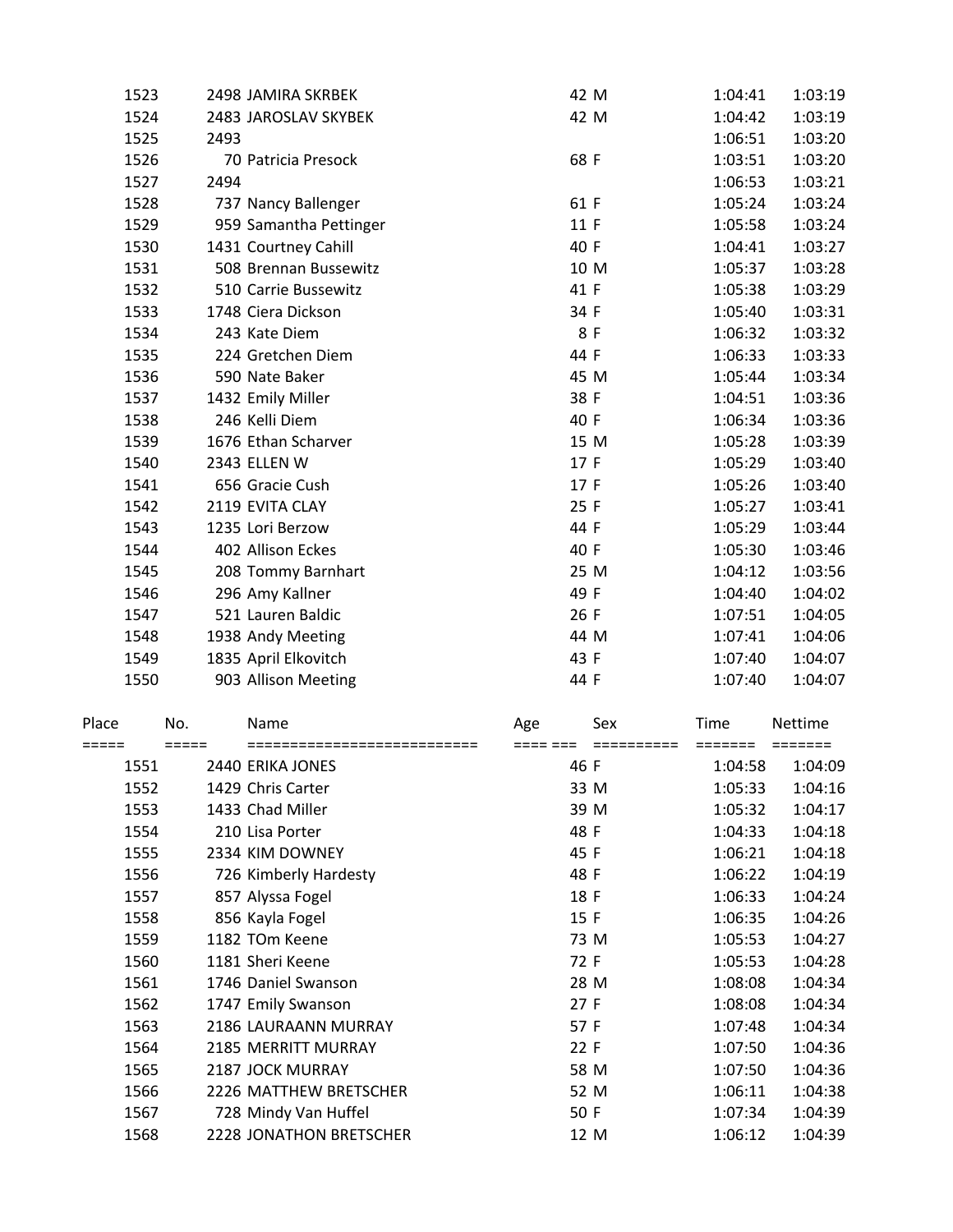| Place | No. | Name | Age | Sex | Time | Nettime |
|---|---|---|---|---|---|---|
| 1523 | 2498 | JAMIRA SKRBEK | 42 | M | 1:04:41 | 1:03:19 |
| 1524 | 2483 | JAROSLAV SKYBEK | 42 | M | 1:04:42 | 1:03:19 |
| 1525 | 2493 | | | | 1:06:51 | 1:03:20 |
| 1526 | 70 | Patricia Presock | 68 | F | 1:03:51 | 1:03:20 |
| 1527 | 2494 | | | | 1:06:53 | 1:03:21 |
| 1528 | 737 | Nancy Ballenger | 61 | F | 1:05:24 | 1:03:24 |
| 1529 | 959 | Samantha Pettinger | 11 | F | 1:05:58 | 1:03:24 |
| 1530 | 1431 | Courtney Cahill | 40 | F | 1:04:41 | 1:03:27 |
| 1531 | 508 | Brennan Bussewitz | 10 | M | 1:05:37 | 1:03:28 |
| 1532 | 510 | Carrie Bussewitz | 41 | F | 1:05:38 | 1:03:29 |
| 1533 | 1748 | Ciera Dickson | 34 | F | 1:05:40 | 1:03:31 |
| 1534 | 243 | Kate Diem | 8 | F | 1:06:32 | 1:03:32 |
| 1535 | 224 | Gretchen Diem | 44 | F | 1:06:33 | 1:03:33 |
| 1536 | 590 | Nate Baker | 45 | M | 1:05:44 | 1:03:34 |
| 1537 | 1432 | Emily Miller | 38 | F | 1:04:51 | 1:03:36 |
| 1538 | 246 | Kelli Diem | 40 | F | 1:06:34 | 1:03:36 |
| 1539 | 1676 | Ethan Scharver | 15 | M | 1:05:28 | 1:03:39 |
| 1540 | 2343 | ELLEN W | 17 | F | 1:05:29 | 1:03:40 |
| 1541 | 656 | Gracie Cush | 17 | F | 1:05:26 | 1:03:40 |
| 1542 | 2119 | EVITA CLAY | 25 | F | 1:05:27 | 1:03:41 |
| 1543 | 1235 | Lori Berzow | 44 | F | 1:05:29 | 1:03:44 |
| 1544 | 402 | Allison Eckes | 40 | F | 1:05:30 | 1:03:46 |
| 1545 | 208 | Tommy Barnhart | 25 | M | 1:04:12 | 1:03:56 |
| 1546 | 296 | Amy Kallner | 49 | F | 1:04:40 | 1:04:02 |
| 1547 | 521 | Lauren Baldic | 26 | F | 1:07:51 | 1:04:05 |
| 1548 | 1938 | Andy Meeting | 44 | M | 1:07:41 | 1:04:06 |
| 1549 | 1835 | April Elkovitch | 43 | F | 1:07:40 | 1:04:07 |
| 1550 | 903 | Allison Meeting | 44 | F | 1:07:40 | 1:04:07 |

| Place | No. | Name | Age | Sex | Time | Nettime |
|---|---|---|---|---|---|---|
| 1551 | 2440 | ERIKA JONES | 46 | F | 1:04:58 | 1:04:09 |
| 1552 | 1429 | Chris Carter | 33 | M | 1:05:33 | 1:04:16 |
| 1553 | 1433 | Chad Miller | 39 | M | 1:05:32 | 1:04:17 |
| 1554 | 210 | Lisa Porter | 48 | F | 1:04:33 | 1:04:18 |
| 1555 | 2334 | KIM DOWNEY | 45 | F | 1:06:21 | 1:04:18 |
| 1556 | 726 | Kimberly Hardesty | 48 | F | 1:06:22 | 1:04:19 |
| 1557 | 857 | Alyssa Fogel | 18 | F | 1:06:33 | 1:04:24 |
| 1558 | 856 | Kayla Fogel | 15 | F | 1:06:35 | 1:04:26 |
| 1559 | 1182 | TOm Keene | 73 | M | 1:05:53 | 1:04:27 |
| 1560 | 1181 | Sheri Keene | 72 | F | 1:05:53 | 1:04:28 |
| 1561 | 1746 | Daniel Swanson | 28 | M | 1:08:08 | 1:04:34 |
| 1562 | 1747 | Emily Swanson | 27 | F | 1:08:08 | 1:04:34 |
| 1563 | 2186 | LAURAANN MURRAY | 57 | F | 1:07:48 | 1:04:34 |
| 1564 | 2185 | MERRITT MURRAY | 22 | F | 1:07:50 | 1:04:36 |
| 1565 | 2187 | JOCK MURRAY | 58 | M | 1:07:50 | 1:04:36 |
| 1566 | 2226 | MATTHEW BRETSCHER | 52 | M | 1:06:11 | 1:04:38 |
| 1567 | 728 | Mindy Van Huffel | 50 | F | 1:07:34 | 1:04:39 |
| 1568 | 2228 | JONATHON BRETSCHER | 12 | M | 1:06:12 | 1:04:39 |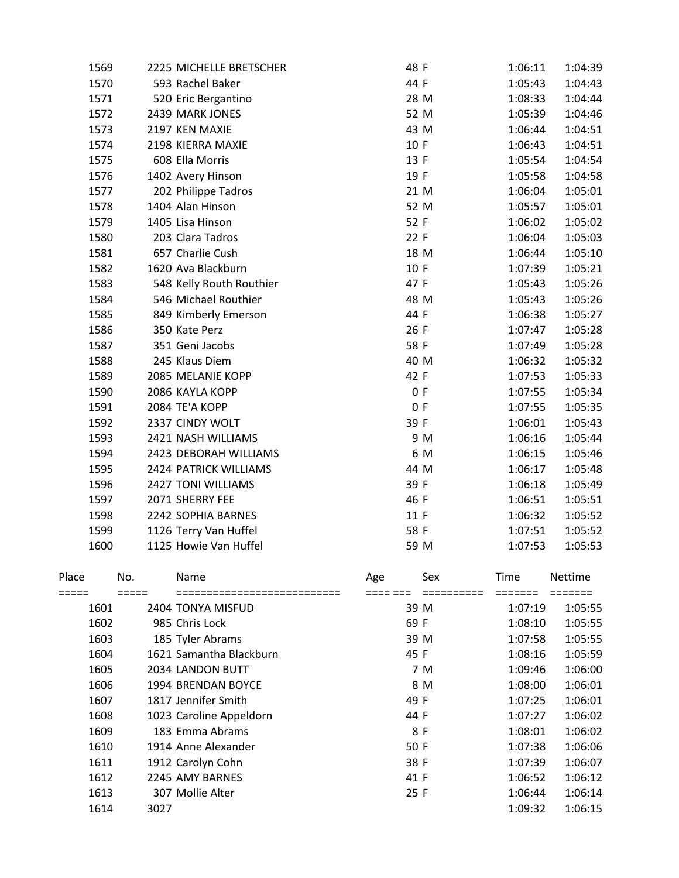| Place | No. | Name | Age | Sex | Time | Nettime |
|---|---|---|---|---|---|---|
| 1569 | 2225 | MICHELLE BRETSCHER | 48 | F | 1:06:11 | 1:04:39 |
| 1570 | 593 | Rachel Baker | 44 | F | 1:05:43 | 1:04:43 |
| 1571 | 520 | Eric Bergantino | 28 | M | 1:08:33 | 1:04:44 |
| 1572 | 2439 | MARK JONES | 52 | M | 1:05:39 | 1:04:46 |
| 1573 | 2197 | KEN MAXIE | 43 | M | 1:06:44 | 1:04:51 |
| 1574 | 2198 | KIERRA MAXIE | 10 | F | 1:06:43 | 1:04:51 |
| 1575 | 608 | Ella Morris | 13 | F | 1:05:54 | 1:04:54 |
| 1576 | 1402 | Avery Hinson | 19 | F | 1:05:58 | 1:04:58 |
| 1577 | 202 | Philippe Tadros | 21 | M | 1:06:04 | 1:05:01 |
| 1578 | 1404 | Alan Hinson | 52 | M | 1:05:57 | 1:05:01 |
| 1579 | 1405 | Lisa Hinson | 52 | F | 1:06:02 | 1:05:02 |
| 1580 | 203 | Clara Tadros | 22 | F | 1:06:04 | 1:05:03 |
| 1581 | 657 | Charlie Cush | 18 | M | 1:06:44 | 1:05:10 |
| 1582 | 1620 | Ava Blackburn | 10 | F | 1:07:39 | 1:05:21 |
| 1583 | 548 | Kelly Routh Routhier | 47 | F | 1:05:43 | 1:05:26 |
| 1584 | 546 | Michael Routhier | 48 | M | 1:05:43 | 1:05:26 |
| 1585 | 849 | Kimberly Emerson | 44 | F | 1:06:38 | 1:05:27 |
| 1586 | 350 | Kate Perz | 26 | F | 1:07:47 | 1:05:28 |
| 1587 | 351 | Geni Jacobs | 58 | F | 1:07:49 | 1:05:28 |
| 1588 | 245 | Klaus Diem | 40 | M | 1:06:32 | 1:05:32 |
| 1589 | 2085 | MELANIE KOPP | 42 | F | 1:07:53 | 1:05:33 |
| 1590 | 2086 | KAYLA KOPP | 0 | F | 1:07:55 | 1:05:34 |
| 1591 | 2084 | TE'A KOPP | 0 | F | 1:07:55 | 1:05:35 |
| 1592 | 2337 | CINDY WOLT | 39 | F | 1:06:01 | 1:05:43 |
| 1593 | 2421 | NASH WILLIAMS | 9 | M | 1:06:16 | 1:05:44 |
| 1594 | 2423 | DEBORAH WILLIAMS | 6 | M | 1:06:15 | 1:05:46 |
| 1595 | 2424 | PATRICK WILLIAMS | 44 | M | 1:06:17 | 1:05:48 |
| 1596 | 2427 | TONI WILLIAMS | 39 | F | 1:06:18 | 1:05:49 |
| 1597 | 2071 | SHERRY FEE | 46 | F | 1:06:51 | 1:05:51 |
| 1598 | 2242 | SOPHIA BARNES | 11 | F | 1:06:32 | 1:05:52 |
| 1599 | 1126 | Terry Van Huffel | 58 | F | 1:07:51 | 1:05:52 |
| 1600 | 1125 | Howie Van Huffel | 59 | M | 1:07:53 | 1:05:53 |

| Place | No. | Name | Age | Sex | Time | Nettime |
|---|---|---|---|---|---|---|
| ===== | ===== | ========================== | ==== === | ========== | ======= | ======= |
| 1601 | 2404 | TONYA MISFUD | 39 | M | 1:07:19 | 1:05:55 |
| 1602 | 985 | Chris Lock | 69 | F | 1:08:10 | 1:05:55 |
| 1603 | 185 | Tyler Abrams | 39 | M | 1:07:58 | 1:05:55 |
| 1604 | 1621 | Samantha Blackburn | 45 | F | 1:08:16 | 1:05:59 |
| 1605 | 2034 | LANDON BUTT | 7 | M | 1:09:46 | 1:06:00 |
| 1606 | 1994 | BRENDAN BOYCE | 8 | M | 1:08:00 | 1:06:01 |
| 1607 | 1817 | Jennifer Smith | 49 | F | 1:07:25 | 1:06:01 |
| 1608 | 1023 | Caroline Appeldorn | 44 | F | 1:07:27 | 1:06:02 |
| 1609 | 183 | Emma Abrams | 8 | F | 1:08:01 | 1:06:02 |
| 1610 | 1914 | Anne Alexander | 50 | F | 1:07:38 | 1:06:06 |
| 1611 | 1912 | Carolyn Cohn | 38 | F | 1:07:39 | 1:06:07 |
| 1612 | 2245 | AMY BARNES | 41 | F | 1:06:52 | 1:06:12 |
| 1613 | 307 | Mollie Alter | 25 | F | 1:06:44 | 1:06:14 |
| 1614 | 3027 | | | | 1:09:32 | 1:06:15 |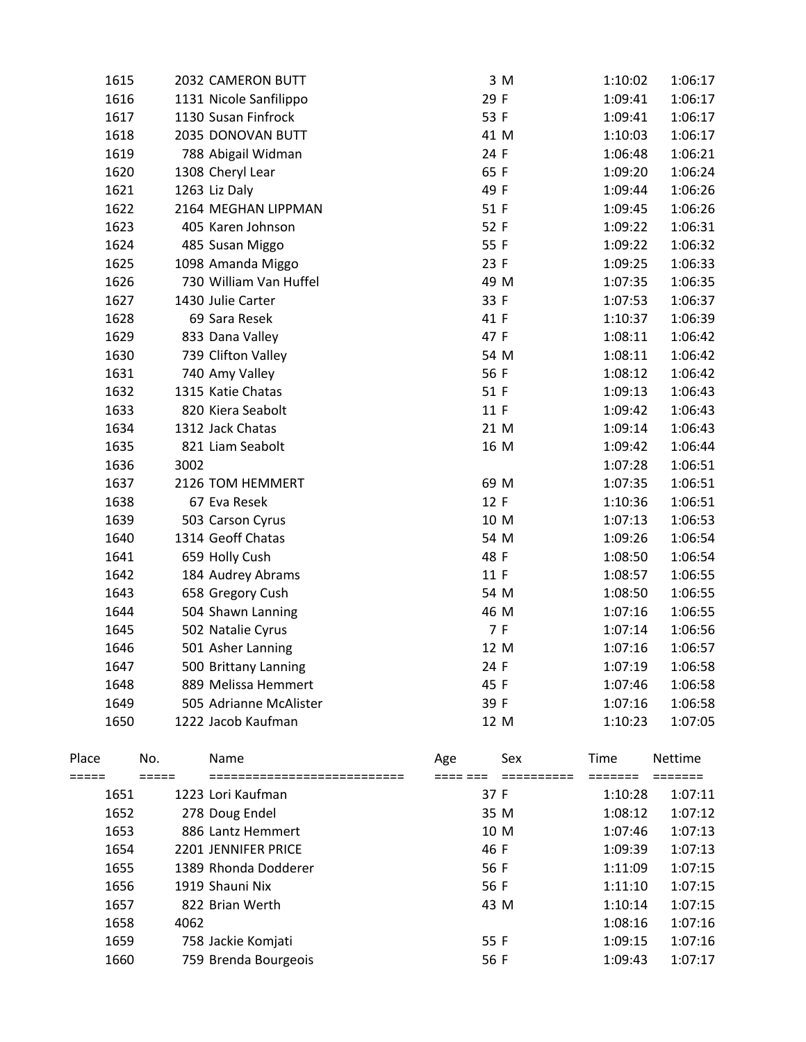| Place | No. | Name | Age | Sex | Time | Nettime |
|---|---|---|---|---|---|---|
| 1615 | 2032 | CAMERON BUTT | 3 | M | 1:10:02 | 1:06:17 |
| 1616 | 1131 | Nicole Sanfilippo | 29 | F | 1:09:41 | 1:06:17 |
| 1617 | 1130 | Susan Finfrock | 53 | F | 1:09:41 | 1:06:17 |
| 1618 | 2035 | DONOVAN BUTT | 41 | M | 1:10:03 | 1:06:17 |
| 1619 | 788 | Abigail Widman | 24 | F | 1:06:48 | 1:06:21 |
| 1620 | 1308 | Cheryl Lear | 65 | F | 1:09:20 | 1:06:24 |
| 1621 | 1263 | Liz Daly | 49 | F | 1:09:44 | 1:06:26 |
| 1622 | 2164 | MEGHAN LIPPMAN | 51 | F | 1:09:45 | 1:06:26 |
| 1623 | 405 | Karen Johnson | 52 | F | 1:09:22 | 1:06:31 |
| 1624 | 485 | Susan Miggo | 55 | F | 1:09:22 | 1:06:32 |
| 1625 | 1098 | Amanda Miggo | 23 | F | 1:09:25 | 1:06:33 |
| 1626 | 730 | William Van Huffel | 49 | M | 1:07:35 | 1:06:35 |
| 1627 | 1430 | Julie Carter | 33 | F | 1:07:53 | 1:06:37 |
| 1628 | 69 | Sara Resek | 41 | F | 1:10:37 | 1:06:39 |
| 1629 | 833 | Dana Valley | 47 | F | 1:08:11 | 1:06:42 |
| 1630 | 739 | Clifton Valley | 54 | M | 1:08:11 | 1:06:42 |
| 1631 | 740 | Amy Valley | 56 | F | 1:08:12 | 1:06:42 |
| 1632 | 1315 | Katie Chatas | 51 | F | 1:09:13 | 1:06:43 |
| 1633 | 820 | Kiera Seabolt | 11 | F | 1:09:42 | 1:06:43 |
| 1634 | 1312 | Jack Chatas | 21 | M | 1:09:14 | 1:06:43 |
| 1635 | 821 | Liam Seabolt | 16 | M | 1:09:42 | 1:06:44 |
| 1636 | 3002 | | | | 1:07:28 | 1:06:51 |
| 1637 | 2126 | TOM HEMMERT | 69 | M | 1:07:35 | 1:06:51 |
| 1638 | 67 | Eva Resek | 12 | F | 1:10:36 | 1:06:51 |
| 1639 | 503 | Carson Cyrus | 10 | M | 1:07:13 | 1:06:53 |
| 1640 | 1314 | Geoff Chatas | 54 | M | 1:09:26 | 1:06:54 |
| 1641 | 659 | Holly Cush | 48 | F | 1:08:50 | 1:06:54 |
| 1642 | 184 | Audrey Abrams | 11 | F | 1:08:57 | 1:06:55 |
| 1643 | 658 | Gregory Cush | 54 | M | 1:08:50 | 1:06:55 |
| 1644 | 504 | Shawn Lanning | 46 | M | 1:07:16 | 1:06:55 |
| 1645 | 502 | Natalie Cyrus | 7 | F | 1:07:14 | 1:06:56 |
| 1646 | 501 | Asher Lanning | 12 | M | 1:07:16 | 1:06:57 |
| 1647 | 500 | Brittany Lanning | 24 | F | 1:07:19 | 1:06:58 |
| 1648 | 889 | Melissa Hemmert | 45 | F | 1:07:46 | 1:06:58 |
| 1649 | 505 | Adrianne McAlister | 39 | F | 1:07:16 | 1:06:58 |
| 1650 | 1222 | Jacob Kaufman | 12 | M | 1:10:23 | 1:07:05 |

| Place | No. | Name | Age | Sex | Time | Nettime |
|---|---|---|---|---|---|---|
| 1651 | 1223 | Lori Kaufman | 37 | F | 1:10:28 | 1:07:11 |
| 1652 | 278 | Doug Endel | 35 | M | 1:08:12 | 1:07:12 |
| 1653 | 886 | Lantz Hemmert | 10 | M | 1:07:46 | 1:07:13 |
| 1654 | 2201 | JENNIFER PRICE | 46 | F | 1:09:39 | 1:07:13 |
| 1655 | 1389 | Rhonda Dodderer | 56 | F | 1:11:09 | 1:07:15 |
| 1656 | 1919 | Shauni Nix | 56 | F | 1:11:10 | 1:07:15 |
| 1657 | 822 | Brian Werth | 43 | M | 1:10:14 | 1:07:15 |
| 1658 | 4062 | | | | 1:08:16 | 1:07:16 |
| 1659 | 758 | Jackie Komjati | 55 | F | 1:09:15 | 1:07:16 |
| 1660 | 759 | Brenda Bourgeois | 56 | F | 1:09:43 | 1:07:17 |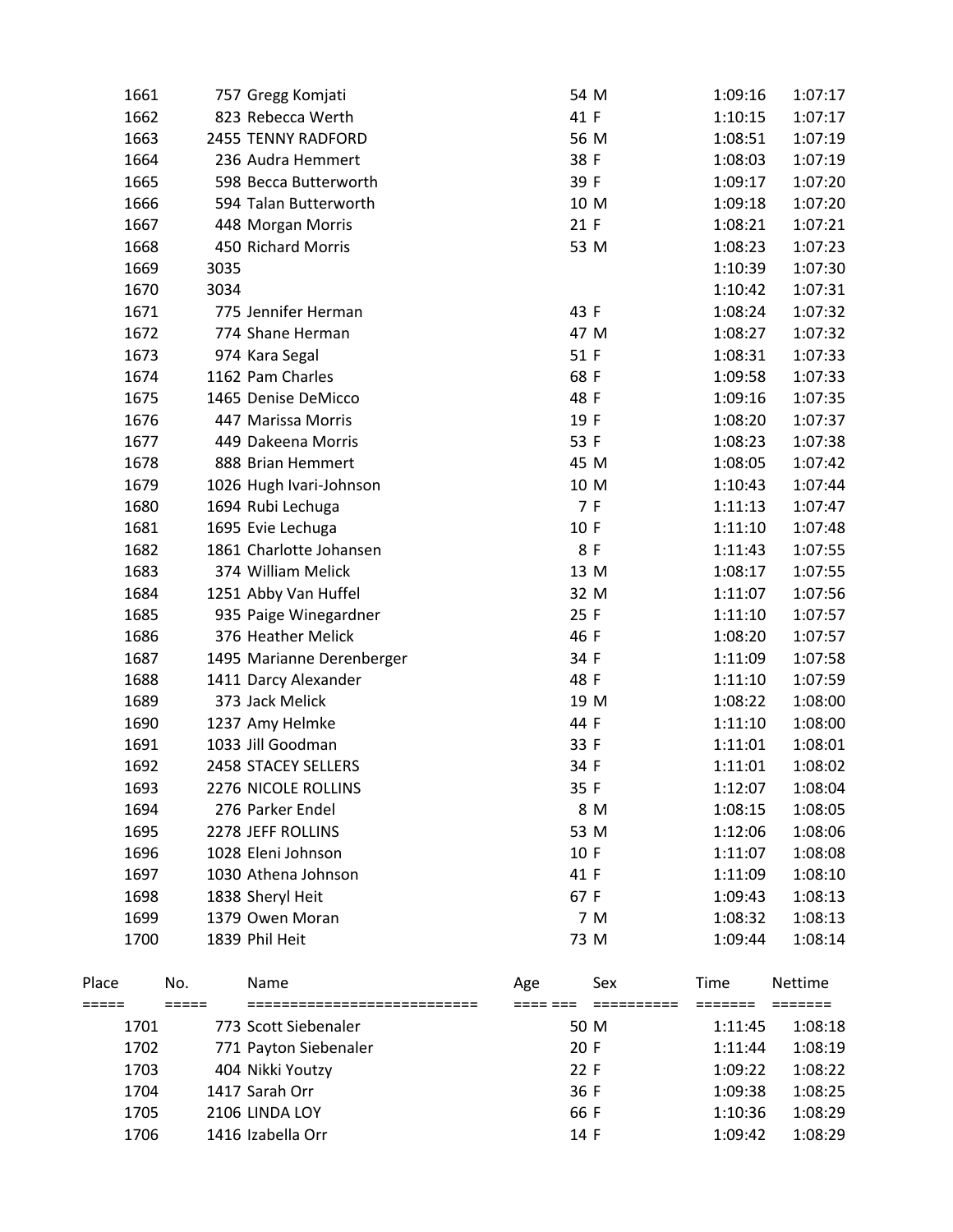| Place | No. | Name | Age | Sex | Time | Nettime |
|---|---|---|---|---|---|---|
| 1661 | 757 | Gregg Komjati | 54 | M | 1:09:16 | 1:07:17 |
| 1662 | 823 | Rebecca Werth | 41 | F | 1:10:15 | 1:07:17 |
| 1663 | 2455 | TENNY RADFORD | 56 | M | 1:08:51 | 1:07:19 |
| 1664 | 236 | Audra Hemmert | 38 | F | 1:08:03 | 1:07:19 |
| 1665 | 598 | Becca Butterworth | 39 | F | 1:09:17 | 1:07:20 |
| 1666 | 594 | Talan Butterworth | 10 | M | 1:09:18 | 1:07:20 |
| 1667 | 448 | Morgan Morris | 21 | F | 1:08:21 | 1:07:21 |
| 1668 | 450 | Richard Morris | 53 | M | 1:08:23 | 1:07:23 |
| 1669 | 3035 | | | | 1:10:39 | 1:07:30 |
| 1670 | 3034 | | | | 1:10:42 | 1:07:31 |
| 1671 | 775 | Jennifer Herman | 43 | F | 1:08:24 | 1:07:32 |
| 1672 | 774 | Shane Herman | 47 | M | 1:08:27 | 1:07:32 |
| 1673 | 974 | Kara Segal | 51 | F | 1:08:31 | 1:07:33 |
| 1674 | 1162 | Pam Charles | 68 | F | 1:09:58 | 1:07:33 |
| 1675 | 1465 | Denise DeMicco | 48 | F | 1:09:16 | 1:07:35 |
| 1676 | 447 | Marissa Morris | 19 | F | 1:08:20 | 1:07:37 |
| 1677 | 449 | Dakeena Morris | 53 | F | 1:08:23 | 1:07:38 |
| 1678 | 888 | Brian Hemmert | 45 | M | 1:08:05 | 1:07:42 |
| 1679 | 1026 | Hugh Ivari-Johnson | 10 | M | 1:10:43 | 1:07:44 |
| 1680 | 1694 | Rubi Lechuga | 7 | F | 1:11:13 | 1:07:47 |
| 1681 | 1695 | Evie Lechuga | 10 | F | 1:11:10 | 1:07:48 |
| 1682 | 1861 | Charlotte Johansen | 8 | F | 1:11:43 | 1:07:55 |
| 1683 | 374 | William Melick | 13 | M | 1:08:17 | 1:07:55 |
| 1684 | 1251 | Abby Van Huffel | 32 | M | 1:11:07 | 1:07:56 |
| 1685 | 935 | Paige Winegardner | 25 | F | 1:11:10 | 1:07:57 |
| 1686 | 376 | Heather Melick | 46 | F | 1:08:20 | 1:07:57 |
| 1687 | 1495 | Marianne Derenberger | 34 | F | 1:11:09 | 1:07:58 |
| 1688 | 1411 | Darcy Alexander | 48 | F | 1:11:10 | 1:07:59 |
| 1689 | 373 | Jack Melick | 19 | M | 1:08:22 | 1:08:00 |
| 1690 | 1237 | Amy Helmke | 44 | F | 1:11:10 | 1:08:00 |
| 1691 | 1033 | Jill Goodman | 33 | F | 1:11:01 | 1:08:01 |
| 1692 | 2458 | STACEY SELLERS | 34 | F | 1:11:01 | 1:08:02 |
| 1693 | 2276 | NICOLE ROLLINS | 35 | F | 1:12:07 | 1:08:04 |
| 1694 | 276 | Parker Endel | 8 | M | 1:08:15 | 1:08:05 |
| 1695 | 2278 | JEFF ROLLINS | 53 | M | 1:12:06 | 1:08:06 |
| 1696 | 1028 | Eleni Johnson | 10 | F | 1:11:07 | 1:08:08 |
| 1697 | 1030 | Athena Johnson | 41 | F | 1:11:09 | 1:08:10 |
| 1698 | 1838 | Sheryl Heit | 67 | F | 1:09:43 | 1:08:13 |
| 1699 | 1379 | Owen Moran | 7 | M | 1:08:32 | 1:08:13 |
| 1700 | 1839 | Phil Heit | 73 | M | 1:09:44 | 1:08:14 |

| Place | No. | Name | Age | Sex | Time | Nettime |
|---|---|---|---|---|---|---|
| 1701 | 773 | Scott Siebenaler | 50 | M | 1:11:45 | 1:08:18 |
| 1702 | 771 | Payton Siebenaler | 20 | F | 1:11:44 | 1:08:19 |
| 1703 | 404 | Nikki Youtzy | 22 | F | 1:09:22 | 1:08:22 |
| 1704 | 1417 | Sarah Orr | 36 | F | 1:09:38 | 1:08:25 |
| 1705 | 2106 | LINDA LOY | 66 | F | 1:10:36 | 1:08:29 |
| 1706 | 1416 | Izabella Orr | 14 | F | 1:09:42 | 1:08:29 |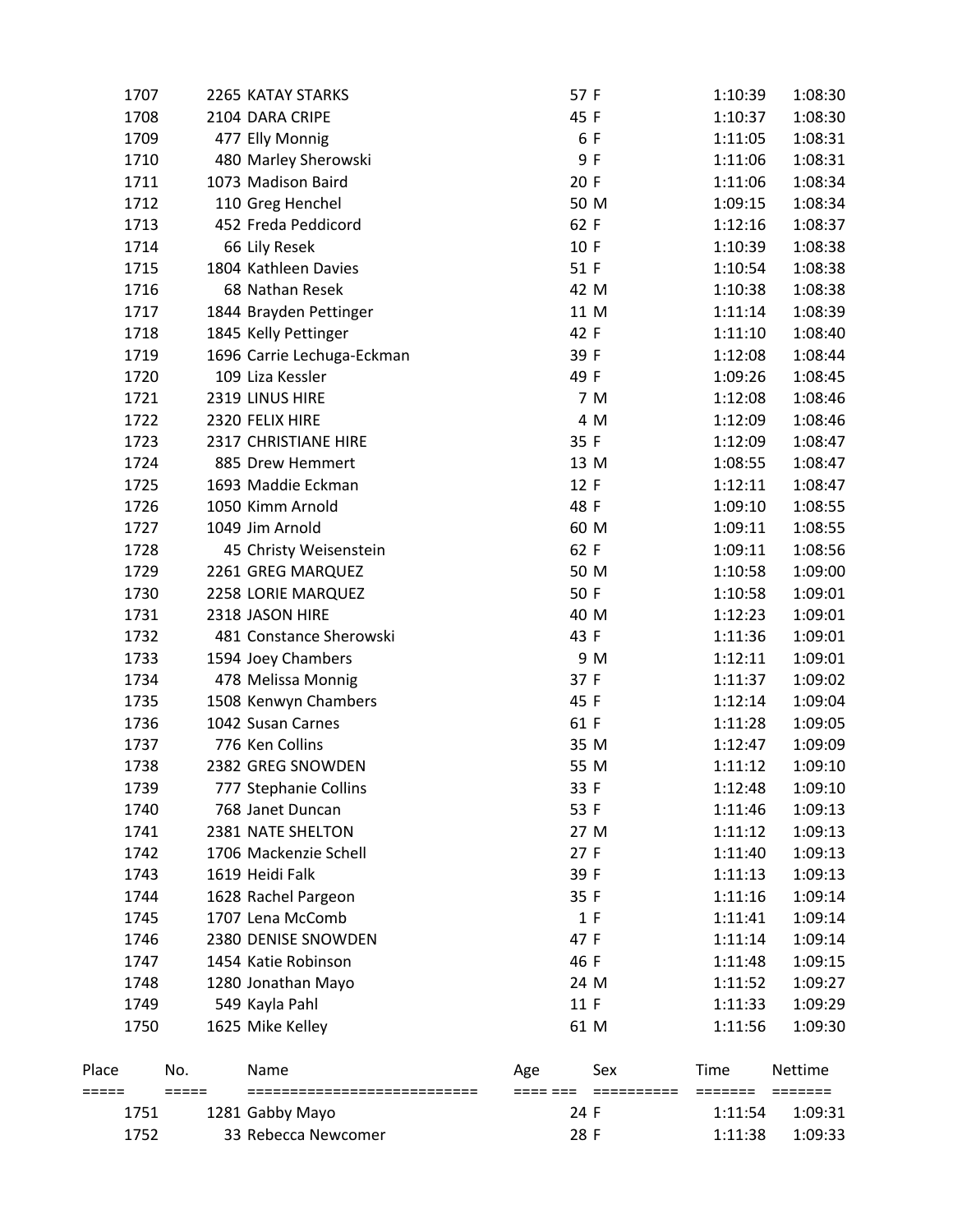| Place | No. | Name | Age | Sex | Time | Nettime |
|---|---|---|---|---|---|---|
| 1707 | 2265 | KATAY STARKS | 57 | F | 1:10:39 | 1:08:30 |
| 1708 | 2104 | DARA CRIPE | 45 | F | 1:10:37 | 1:08:30 |
| 1709 | 477 | Elly Monnig | 6 | F | 1:11:05 | 1:08:31 |
| 1710 | 480 | Marley Sherowski | 9 | F | 1:11:06 | 1:08:31 |
| 1711 | 1073 | Madison Baird | 20 | F | 1:11:06 | 1:08:34 |
| 1712 | 110 | Greg Henchel | 50 | M | 1:09:15 | 1:08:34 |
| 1713 | 452 | Freda Peddicord | 62 | F | 1:12:16 | 1:08:37 |
| 1714 | 66 | Lily Resek | 10 | F | 1:10:39 | 1:08:38 |
| 1715 | 1804 | Kathleen Davies | 51 | F | 1:10:54 | 1:08:38 |
| 1716 | 68 | Nathan Resek | 42 | M | 1:10:38 | 1:08:38 |
| 1717 | 1844 | Brayden Pettinger | 11 | M | 1:11:14 | 1:08:39 |
| 1718 | 1845 | Kelly Pettinger | 42 | F | 1:11:10 | 1:08:40 |
| 1719 | 1696 | Carrie Lechuga-Eckman | 39 | F | 1:12:08 | 1:08:44 |
| 1720 | 109 | Liza Kessler | 49 | F | 1:09:26 | 1:08:45 |
| 1721 | 2319 | LINUS HIRE | 7 | M | 1:12:08 | 1:08:46 |
| 1722 | 2320 | FELIX HIRE | 4 | M | 1:12:09 | 1:08:46 |
| 1723 | 2317 | CHRISTIANE HIRE | 35 | F | 1:12:09 | 1:08:47 |
| 1724 | 885 | Drew Hemmert | 13 | M | 1:08:55 | 1:08:47 |
| 1725 | 1693 | Maddie Eckman | 12 | F | 1:12:11 | 1:08:47 |
| 1726 | 1050 | Kimm Arnold | 48 | F | 1:09:10 | 1:08:55 |
| 1727 | 1049 | Jim Arnold | 60 | M | 1:09:11 | 1:08:55 |
| 1728 | 45 | Christy Weisenstein | 62 | F | 1:09:11 | 1:08:56 |
| 1729 | 2261 | GREG MARQUEZ | 50 | M | 1:10:58 | 1:09:00 |
| 1730 | 2258 | LORIE MARQUEZ | 50 | F | 1:10:58 | 1:09:01 |
| 1731 | 2318 | JASON HIRE | 40 | M | 1:12:23 | 1:09:01 |
| 1732 | 481 | Constance Sherowski | 43 | F | 1:11:36 | 1:09:01 |
| 1733 | 1594 | Joey Chambers | 9 | M | 1:12:11 | 1:09:01 |
| 1734 | 478 | Melissa Monnig | 37 | F | 1:11:37 | 1:09:02 |
| 1735 | 1508 | Kenwyn Chambers | 45 | F | 1:12:14 | 1:09:04 |
| 1736 | 1042 | Susan Carnes | 61 | F | 1:11:28 | 1:09:05 |
| 1737 | 776 | Ken Collins | 35 | M | 1:12:47 | 1:09:09 |
| 1738 | 2382 | GREG SNOWDEN | 55 | M | 1:11:12 | 1:09:10 |
| 1739 | 777 | Stephanie Collins | 33 | F | 1:12:48 | 1:09:10 |
| 1740 | 768 | Janet Duncan | 53 | F | 1:11:46 | 1:09:13 |
| 1741 | 2381 | NATE SHELTON | 27 | M | 1:11:12 | 1:09:13 |
| 1742 | 1706 | Mackenzie Schell | 27 | F | 1:11:40 | 1:09:13 |
| 1743 | 1619 | Heidi Falk | 39 | F | 1:11:13 | 1:09:13 |
| 1744 | 1628 | Rachel Pargeon | 35 | F | 1:11:16 | 1:09:14 |
| 1745 | 1707 | Lena McComb | 1 | F | 1:11:41 | 1:09:14 |
| 1746 | 2380 | DENISE SNOWDEN | 47 | F | 1:11:14 | 1:09:14 |
| 1747 | 1454 | Katie Robinson | 46 | F | 1:11:48 | 1:09:15 |
| 1748 | 1280 | Jonathan Mayo | 24 | M | 1:11:52 | 1:09:27 |
| 1749 | 549 | Kayla Pahl | 11 | F | 1:11:33 | 1:09:29 |
| 1750 | 1625 | Mike Kelley | 61 | M | 1:11:56 | 1:09:30 |
| 1751 | 1281 | Gabby Mayo | 24 | F | 1:11:54 | 1:09:31 |
| 1752 | 33 | Rebecca Newcomer | 28 | F | 1:11:38 | 1:09:33 |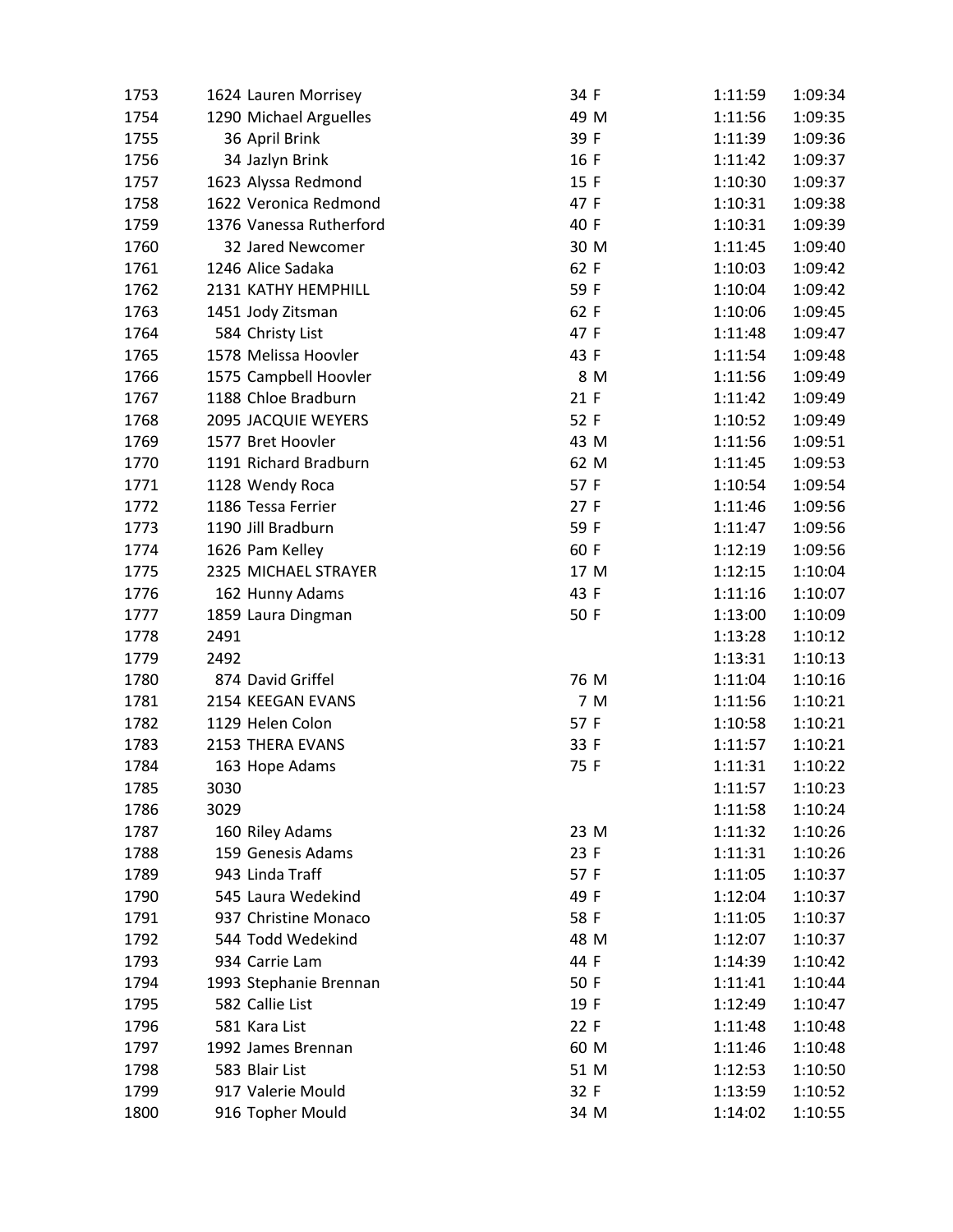| | | | | | |
|---|---|---|---|---|---|
| 1753 | 1624 Lauren Morrisey | 34 F | | 1:11:59 | 1:09:34 |
| 1754 | 1290 Michael Arguelles | 49 M | | 1:11:56 | 1:09:35 |
| 1755 | 36 April Brink | 39 F | | 1:11:39 | 1:09:36 |
| 1756 | 34 Jazlyn Brink | 16 F | | 1:11:42 | 1:09:37 |
| 1757 | 1623 Alyssa Redmond | 15 F | | 1:10:30 | 1:09:37 |
| 1758 | 1622 Veronica Redmond | 47 F | | 1:10:31 | 1:09:38 |
| 1759 | 1376 Vanessa Rutherford | 40 F | | 1:10:31 | 1:09:39 |
| 1760 | 32 Jared Newcomer | 30 M | | 1:11:45 | 1:09:40 |
| 1761 | 1246 Alice Sadaka | 62 F | | 1:10:03 | 1:09:42 |
| 1762 | 2131 KATHY HEMPHILL | 59 F | | 1:10:04 | 1:09:42 |
| 1763 | 1451 Jody Zitsman | 62 F | | 1:10:06 | 1:09:45 |
| 1764 | 584 Christy List | 47 F | | 1:11:48 | 1:09:47 |
| 1765 | 1578 Melissa Hoovler | 43 F | | 1:11:54 | 1:09:48 |
| 1766 | 1575 Campbell Hoovler | 8 M | | 1:11:56 | 1:09:49 |
| 1767 | 1188 Chloe Bradburn | 21 F | | 1:11:42 | 1:09:49 |
| 1768 | 2095 JACQUIE WEYERS | 52 F | | 1:10:52 | 1:09:49 |
| 1769 | 1577 Bret Hoovler | 43 M | | 1:11:56 | 1:09:51 |
| 1770 | 1191 Richard Bradburn | 62 M | | 1:11:45 | 1:09:53 |
| 1771 | 1128 Wendy Roca | 57 F | | 1:10:54 | 1:09:54 |
| 1772 | 1186 Tessa Ferrier | 27 F | | 1:11:46 | 1:09:56 |
| 1773 | 1190 Jill Bradburn | 59 F | | 1:11:47 | 1:09:56 |
| 1774 | 1626 Pam Kelley | 60 F | | 1:12:19 | 1:09:56 |
| 1775 | 2325 MICHAEL STRAYER | 17 M | | 1:12:15 | 1:10:04 |
| 1776 | 162 Hunny Adams | 43 F | | 1:11:16 | 1:10:07 |
| 1777 | 1859 Laura Dingman | 50 F | | 1:13:00 | 1:10:09 |
| 1778 | 2491 | | | 1:13:28 | 1:10:12 |
| 1779 | 2492 | | | 1:13:31 | 1:10:13 |
| 1780 | 874 David Griffel | 76 M | | 1:11:04 | 1:10:16 |
| 1781 | 2154 KEEGAN EVANS | 7 M | | 1:11:56 | 1:10:21 |
| 1782 | 1129 Helen Colon | 57 F | | 1:10:58 | 1:10:21 |
| 1783 | 2153 THERA EVANS | 33 F | | 1:11:57 | 1:10:21 |
| 1784 | 163 Hope Adams | 75 F | | 1:11:31 | 1:10:22 |
| 1785 | 3030 | | | 1:11:57 | 1:10:23 |
| 1786 | 3029 | | | 1:11:58 | 1:10:24 |
| 1787 | 160 Riley Adams | 23 M | | 1:11:32 | 1:10:26 |
| 1788 | 159 Genesis Adams | 23 F | | 1:11:31 | 1:10:26 |
| 1789 | 943 Linda Traff | 57 F | | 1:11:05 | 1:10:37 |
| 1790 | 545 Laura Wedekind | 49 F | | 1:12:04 | 1:10:37 |
| 1791 | 937 Christine Monaco | 58 F | | 1:11:05 | 1:10:37 |
| 1792 | 544 Todd Wedekind | 48 M | | 1:12:07 | 1:10:37 |
| 1793 | 934 Carrie Lam | 44 F | | 1:14:39 | 1:10:42 |
| 1794 | 1993 Stephanie Brennan | 50 F | | 1:11:41 | 1:10:44 |
| 1795 | 582 Callie List | 19 F | | 1:12:49 | 1:10:47 |
| 1796 | 581 Kara List | 22 F | | 1:11:48 | 1:10:48 |
| 1797 | 1992 James Brennan | 60 M | | 1:11:46 | 1:10:48 |
| 1798 | 583 Blair List | 51 M | | 1:12:53 | 1:10:50 |
| 1799 | 917 Valerie Mould | 32 F | | 1:13:59 | 1:10:52 |
| 1800 | 916 Topher Mould | 34 M | | 1:14:02 | 1:10:55 |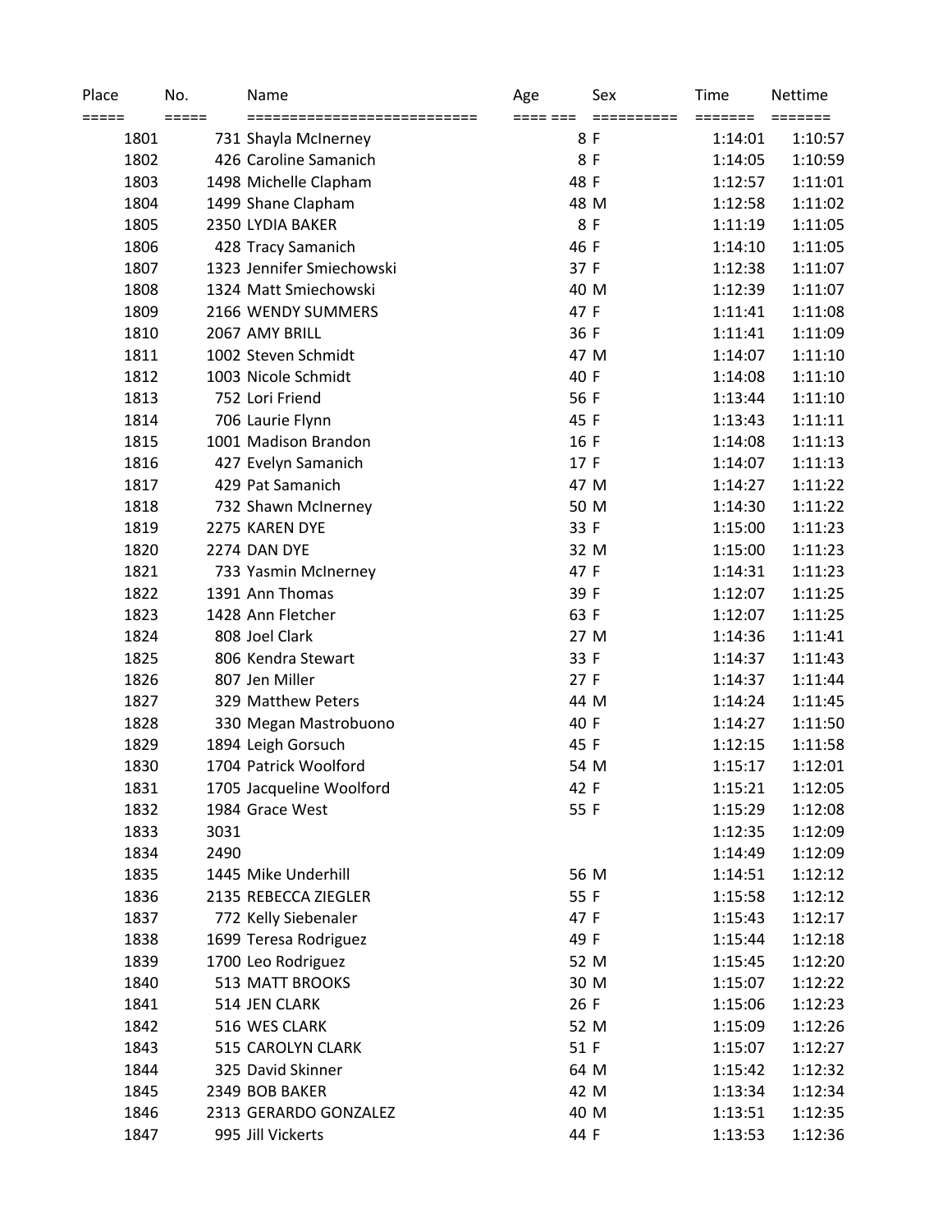| Place | No. | Name | Age | Sex | Time | Nettime |
|---|---|---|---|---|---|---|
| 1801 | 731 | Shayla McInerney | 8 | F | 1:14:01 | 1:10:57 |
| 1802 | 426 | Caroline Samanich | 8 | F | 1:14:05 | 1:10:59 |
| 1803 | 1498 | Michelle Clapham | 48 | F | 1:12:57 | 1:11:01 |
| 1804 | 1499 | Shane Clapham | 48 | M | 1:12:58 | 1:11:02 |
| 1805 | 2350 | LYDIA BAKER | 8 | F | 1:11:19 | 1:11:05 |
| 1806 | 428 | Tracy Samanich | 46 | F | 1:14:10 | 1:11:05 |
| 1807 | 1323 | Jennifer Smiechowski | 37 | F | 1:12:38 | 1:11:07 |
| 1808 | 1324 | Matt Smiechowski | 40 | M | 1:12:39 | 1:11:07 |
| 1809 | 2166 | WENDY SUMMERS | 47 | F | 1:11:41 | 1:11:08 |
| 1810 | 2067 | AMY BRILL | 36 | F | 1:11:41 | 1:11:09 |
| 1811 | 1002 | Steven Schmidt | 47 | M | 1:14:07 | 1:11:10 |
| 1812 | 1003 | Nicole Schmidt | 40 | F | 1:14:08 | 1:11:10 |
| 1813 | 752 | Lori Friend | 56 | F | 1:13:44 | 1:11:10 |
| 1814 | 706 | Laurie Flynn | 45 | F | 1:13:43 | 1:11:11 |
| 1815 | 1001 | Madison Brandon | 16 | F | 1:14:08 | 1:11:13 |
| 1816 | 427 | Evelyn Samanich | 17 | F | 1:14:07 | 1:11:13 |
| 1817 | 429 | Pat Samanich | 47 | M | 1:14:27 | 1:11:22 |
| 1818 | 732 | Shawn McInerney | 50 | M | 1:14:30 | 1:11:22 |
| 1819 | 2275 | KAREN DYE | 33 | F | 1:15:00 | 1:11:23 |
| 1820 | 2274 | DAN DYE | 32 | M | 1:15:00 | 1:11:23 |
| 1821 | 733 | Yasmin McInerney | 47 | F | 1:14:31 | 1:11:23 |
| 1822 | 1391 | Ann Thomas | 39 | F | 1:12:07 | 1:11:25 |
| 1823 | 1428 | Ann Fletcher | 63 | F | 1:12:07 | 1:11:25 |
| 1824 | 808 | Joel Clark | 27 | M | 1:14:36 | 1:11:41 |
| 1825 | 806 | Kendra Stewart | 33 | F | 1:14:37 | 1:11:43 |
| 1826 | 807 | Jen Miller | 27 | F | 1:14:37 | 1:11:44 |
| 1827 | 329 | Matthew Peters | 44 | M | 1:14:24 | 1:11:45 |
| 1828 | 330 | Megan Mastrobuono | 40 | F | 1:14:27 | 1:11:50 |
| 1829 | 1894 | Leigh Gorsuch | 45 | F | 1:12:15 | 1:11:58 |
| 1830 | 1704 | Patrick Woolford | 54 | M | 1:15:17 | 1:12:01 |
| 1831 | 1705 | Jacqueline Woolford | 42 | F | 1:15:21 | 1:12:05 |
| 1832 | 1984 | Grace West | 55 | F | 1:15:29 | 1:12:08 |
| 1833 | 3031 | | | | 1:12:35 | 1:12:09 |
| 1834 | 2490 | | | | 1:14:49 | 1:12:09 |
| 1835 | 1445 | Mike Underhill | 56 | M | 1:14:51 | 1:12:12 |
| 1836 | 2135 | REBECCA ZIEGLER | 55 | F | 1:15:58 | 1:12:12 |
| 1837 | 772 | Kelly Siebenaler | 47 | F | 1:15:43 | 1:12:17 |
| 1838 | 1699 | Teresa Rodriguez | 49 | F | 1:15:44 | 1:12:18 |
| 1839 | 1700 | Leo Rodriguez | 52 | M | 1:15:45 | 1:12:20 |
| 1840 | 513 | MATT BROOKS | 30 | M | 1:15:07 | 1:12:22 |
| 1841 | 514 | JEN CLARK | 26 | F | 1:15:06 | 1:12:23 |
| 1842 | 516 | WES CLARK | 52 | M | 1:15:09 | 1:12:26 |
| 1843 | 515 | CAROLYN CLARK | 51 | F | 1:15:07 | 1:12:27 |
| 1844 | 325 | David Skinner | 64 | M | 1:15:42 | 1:12:32 |
| 1845 | 2349 | BOB BAKER | 42 | M | 1:13:34 | 1:12:34 |
| 1846 | 2313 | GERARDO GONZALEZ | 40 | M | 1:13:51 | 1:12:35 |
| 1847 | 995 | Jill Vickerts | 44 | F | 1:13:53 | 1:12:36 |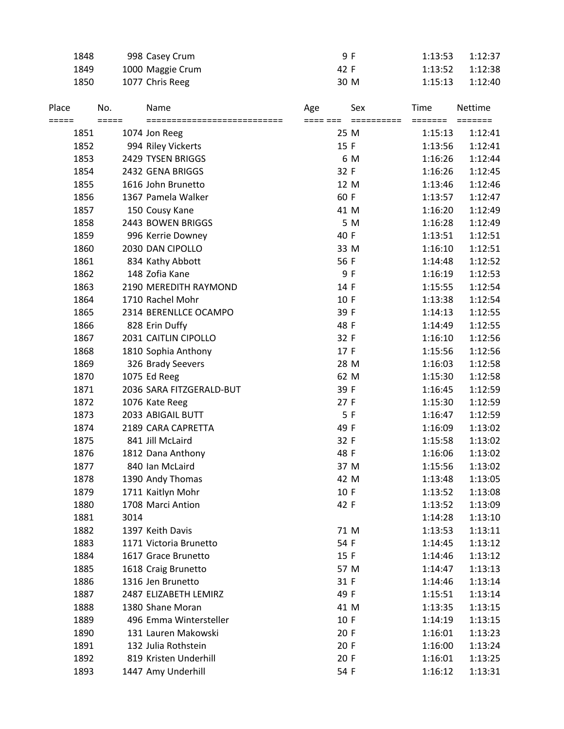| Place | No. | Name | Age | Sex | Time | Nettime |
|---|---|---|---|---|---|---|
| 1848 | 998 | Casey Crum | 9 | F | 1:13:53 | 1:12:37 |
| 1849 | 1000 | Maggie Crum | 42 | F | 1:13:52 | 1:12:38 |
| 1850 | 1077 | Chris Reeg | 30 | M | 1:15:13 | 1:12:40 |
| 1851 | 1074 | Jon Reeg | 25 | M | 1:15:13 | 1:12:41 |
| 1852 | 994 | Riley Vickerts | 15 | F | 1:13:56 | 1:12:41 |
| 1853 | 2429 | TYSEN BRIGGS | 6 | M | 1:16:26 | 1:12:44 |
| 1854 | 2432 | GENA BRIGGS | 32 | F | 1:16:26 | 1:12:45 |
| 1855 | 1616 | John Brunetto | 12 | M | 1:13:46 | 1:12:46 |
| 1856 | 1367 | Pamela Walker | 60 | F | 1:13:57 | 1:12:47 |
| 1857 | 150 | Cousy Kane | 41 | M | 1:16:20 | 1:12:49 |
| 1858 | 2443 | BOWEN BRIGGS | 5 | M | 1:16:28 | 1:12:49 |
| 1859 | 996 | Kerrie Downey | 40 | F | 1:13:51 | 1:12:51 |
| 1860 | 2030 | DAN CIPOLLO | 33 | M | 1:16:10 | 1:12:51 |
| 1861 | 834 | Kathy Abbott | 56 | F | 1:14:48 | 1:12:52 |
| 1862 | 148 | Zofia Kane | 9 | F | 1:16:19 | 1:12:53 |
| 1863 | 2190 | MEREDITH RAYMOND | 14 | F | 1:15:55 | 1:12:54 |
| 1864 | 1710 | Rachel Mohr | 10 | F | 1:13:38 | 1:12:54 |
| 1865 | 2314 | BERENLLCE OCAMPO | 39 | F | 1:14:13 | 1:12:55 |
| 1866 | 828 | Erin Duffy | 48 | F | 1:14:49 | 1:12:55 |
| 1867 | 2031 | CAITLIN CIPOLLO | 32 | F | 1:16:10 | 1:12:56 |
| 1868 | 1810 | Sophia Anthony | 17 | F | 1:15:56 | 1:12:56 |
| 1869 | 326 | Brady Seevers | 28 | M | 1:16:03 | 1:12:58 |
| 1870 | 1075 | Ed Reeg | 62 | M | 1:15:30 | 1:12:58 |
| 1871 | 2036 | SARA FITZGERALD-BUT | 39 | F | 1:16:45 | 1:12:59 |
| 1872 | 1076 | Kate Reeg | 27 | F | 1:15:30 | 1:12:59 |
| 1873 | 2033 | ABIGAIL BUTT | 5 | F | 1:16:47 | 1:12:59 |
| 1874 | 2189 | CARA CAPRETTA | 49 | F | 1:16:09 | 1:13:02 |
| 1875 | 841 | Jill McLaird | 32 | F | 1:15:58 | 1:13:02 |
| 1876 | 1812 | Dana Anthony | 48 | F | 1:16:06 | 1:13:02 |
| 1877 | 840 | Ian McLaird | 37 | M | 1:15:56 | 1:13:02 |
| 1878 | 1390 | Andy Thomas | 42 | M | 1:13:48 | 1:13:05 |
| 1879 | 1711 | Kaitlyn Mohr | 10 | F | 1:13:52 | 1:13:08 |
| 1880 | 1708 | Marci Antion | 42 | F | 1:13:52 | 1:13:09 |
| 1881 | 3014 | | | | 1:14:28 | 1:13:10 |
| 1882 | 1397 | Keith Davis | 71 | M | 1:13:53 | 1:13:11 |
| 1883 | 1171 | Victoria Brunetto | 54 | F | 1:14:45 | 1:13:12 |
| 1884 | 1617 | Grace Brunetto | 15 | F | 1:14:46 | 1:13:12 |
| 1885 | 1618 | Craig Brunetto | 57 | M | 1:14:47 | 1:13:13 |
| 1886 | 1316 | Jen Brunetto | 31 | F | 1:14:46 | 1:13:14 |
| 1887 | 2487 | ELIZABETH LEMIRZ | 49 | F | 1:15:51 | 1:13:14 |
| 1888 | 1380 | Shane Moran | 41 | M | 1:13:35 | 1:13:15 |
| 1889 | 496 | Emma Wintersteller | 10 | F | 1:14:19 | 1:13:15 |
| 1890 | 131 | Lauren Makowski | 20 | F | 1:16:01 | 1:13:23 |
| 1891 | 132 | Julia Rothstein | 20 | F | 1:16:00 | 1:13:24 |
| 1892 | 819 | Kristen Underhill | 20 | F | 1:16:01 | 1:13:25 |
| 1893 | 1447 | Amy Underhill | 54 | F | 1:16:12 | 1:13:31 |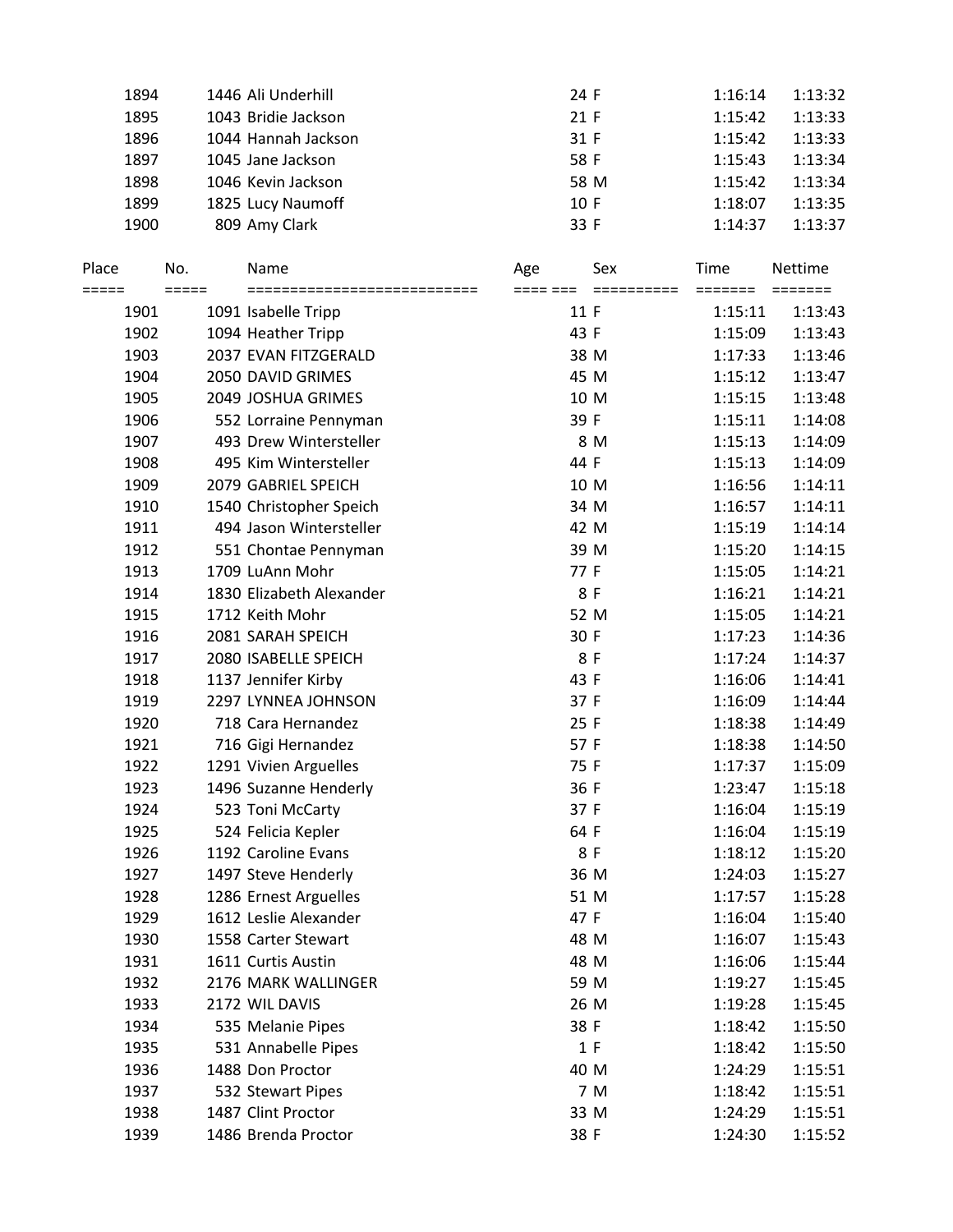| Place | No. | Name | Age | Sex | Time | Nettime |
|---|---|---|---|---|---|---|
| 1894 | 1446 | Ali Underhill | 24 | F | 1:16:14 | 1:13:32 |
| 1895 | 1043 | Bridie Jackson | 21 | F | 1:15:42 | 1:13:33 |
| 1896 | 1044 | Hannah Jackson | 31 | F | 1:15:42 | 1:13:33 |
| 1897 | 1045 | Jane Jackson | 58 | F | 1:15:43 | 1:13:34 |
| 1898 | 1046 | Kevin Jackson | 58 | M | 1:15:42 | 1:13:34 |
| 1899 | 1825 | Lucy Naumoff | 10 | F | 1:18:07 | 1:13:35 |
| 1900 | 809 | Amy Clark | 33 | F | 1:14:37 | 1:13:37 |

| Place | No. | Name | Age | Sex | Time | Nettime |
|---|---|---|---|---|---|---|
| 1901 | 1091 | Isabelle Tripp | 11 | F | 1:15:11 | 1:13:43 |
| 1902 | 1094 | Heather Tripp | 43 | F | 1:15:09 | 1:13:43 |
| 1903 | 2037 | EVAN FITZGERALD | 38 | M | 1:17:33 | 1:13:46 |
| 1904 | 2050 | DAVID GRIMES | 45 | M | 1:15:12 | 1:13:47 |
| 1905 | 2049 | JOSHUA GRIMES | 10 | M | 1:15:15 | 1:13:48 |
| 1906 | 552 | Lorraine Pennyman | 39 | F | 1:15:11 | 1:14:08 |
| 1907 | 493 | Drew Wintersteller | 8 | M | 1:15:13 | 1:14:09 |
| 1908 | 495 | Kim Wintersteller | 44 | F | 1:15:13 | 1:14:09 |
| 1909 | 2079 | GABRIEL SPEICH | 10 | M | 1:16:56 | 1:14:11 |
| 1910 | 1540 | Christopher Speich | 34 | M | 1:16:57 | 1:14:11 |
| 1911 | 494 | Jason Wintersteller | 42 | M | 1:15:19 | 1:14:14 |
| 1912 | 551 | Chontae Pennyman | 39 | M | 1:15:20 | 1:14:15 |
| 1913 | 1709 | LuAnn Mohr | 77 | F | 1:15:05 | 1:14:21 |
| 1914 | 1830 | Elizabeth Alexander | 8 | F | 1:16:21 | 1:14:21 |
| 1915 | 1712 | Keith Mohr | 52 | M | 1:15:05 | 1:14:21 |
| 1916 | 2081 | SARAH SPEICH | 30 | F | 1:17:23 | 1:14:36 |
| 1917 | 2080 | ISABELLE SPEICH | 8 | F | 1:17:24 | 1:14:37 |
| 1918 | 1137 | Jennifer Kirby | 43 | F | 1:16:06 | 1:14:41 |
| 1919 | 2297 | LYNNEA JOHNSON | 37 | F | 1:16:09 | 1:14:44 |
| 1920 | 718 | Cara Hernandez | 25 | F | 1:18:38 | 1:14:49 |
| 1921 | 716 | Gigi Hernandez | 57 | F | 1:18:38 | 1:14:50 |
| 1922 | 1291 | Vivien Arguelles | 75 | F | 1:17:37 | 1:15:09 |
| 1923 | 1496 | Suzanne Henderly | 36 | F | 1:23:47 | 1:15:18 |
| 1924 | 523 | Toni McCarty | 37 | F | 1:16:04 | 1:15:19 |
| 1925 | 524 | Felicia Kepler | 64 | F | 1:16:04 | 1:15:19 |
| 1926 | 1192 | Caroline Evans | 8 | F | 1:18:12 | 1:15:20 |
| 1927 | 1497 | Steve Henderly | 36 | M | 1:24:03 | 1:15:27 |
| 1928 | 1286 | Ernest Arguelles | 51 | M | 1:17:57 | 1:15:28 |
| 1929 | 1612 | Leslie Alexander | 47 | F | 1:16:04 | 1:15:40 |
| 1930 | 1558 | Carter Stewart | 48 | M | 1:16:07 | 1:15:43 |
| 1931 | 1611 | Curtis Austin | 48 | M | 1:16:06 | 1:15:44 |
| 1932 | 2176 | MARK WALLINGER | 59 | M | 1:19:27 | 1:15:45 |
| 1933 | 2172 | WIL DAVIS | 26 | M | 1:19:28 | 1:15:45 |
| 1934 | 535 | Melanie Pipes | 38 | F | 1:18:42 | 1:15:50 |
| 1935 | 531 | Annabelle Pipes | 1 | F | 1:18:42 | 1:15:50 |
| 1936 | 1488 | Don Proctor | 40 | M | 1:24:29 | 1:15:51 |
| 1937 | 532 | Stewart Pipes | 7 | M | 1:18:42 | 1:15:51 |
| 1938 | 1487 | Clint Proctor | 33 | M | 1:24:29 | 1:15:51 |
| 1939 | 1486 | Brenda Proctor | 38 | F | 1:24:30 | 1:15:52 |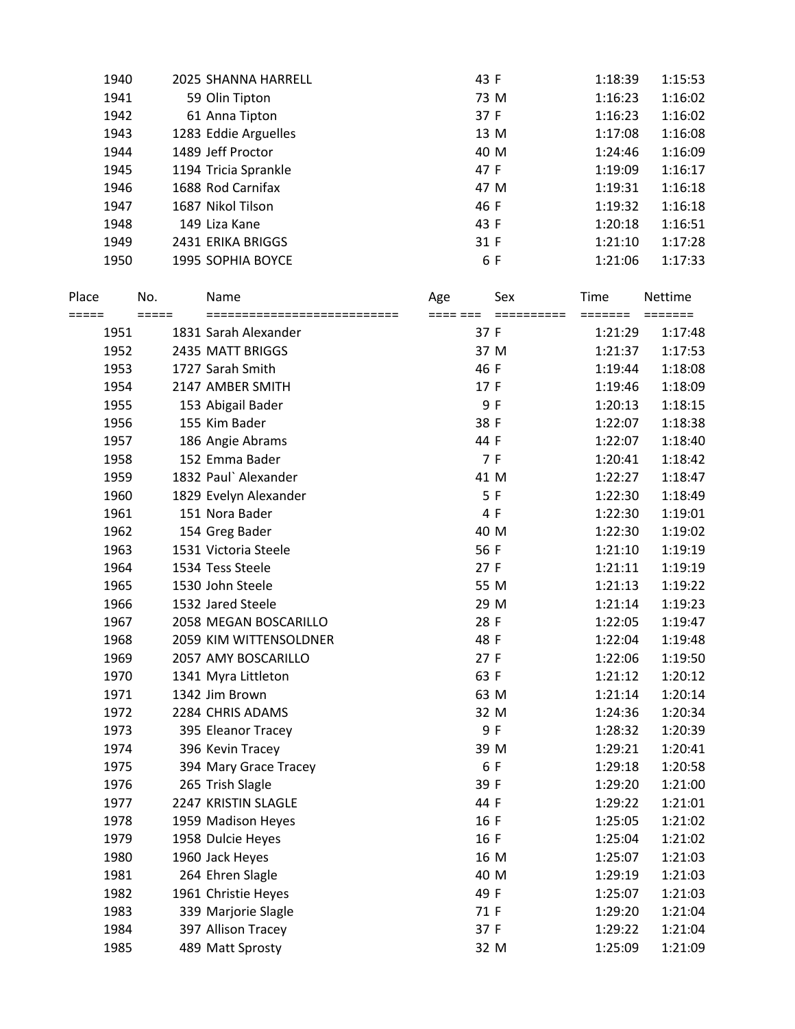| Place | No. | Name | Age | Sex | Time | Nettime |
|---|---|---|---|---|---|---|
| 1940 | 2025 | SHANNA HARRELL | 43 | F | 1:18:39 | 1:15:53 |
| 1941 | 59 | Olin Tipton | 73 | M | 1:16:23 | 1:16:02 |
| 1942 | 61 | Anna Tipton | 37 | F | 1:16:23 | 1:16:02 |
| 1943 | 1283 | Eddie Arguelles | 13 | M | 1:17:08 | 1:16:08 |
| 1944 | 1489 | Jeff Proctor | 40 | M | 1:24:46 | 1:16:09 |
| 1945 | 1194 | Tricia Sprankle | 47 | F | 1:19:09 | 1:16:17 |
| 1946 | 1688 | Rod Carnifax | 47 | M | 1:19:31 | 1:16:18 |
| 1947 | 1687 | Nikol Tilson | 46 | F | 1:19:32 | 1:16:18 |
| 1948 | 149 | Liza Kane | 43 | F | 1:20:18 | 1:16:51 |
| 1949 | 2431 | ERIKA BRIGGS | 31 | F | 1:21:10 | 1:17:28 |
| 1950 | 1995 | SOPHIA BOYCE | 6 | F | 1:21:06 | 1:17:33 |

| Place | No. | Name | Age | Sex | Time | Nettime |
|---|---|---|---|---|---|---|
| 1951 | 1831 | Sarah Alexander | 37 | F | 1:21:29 | 1:17:48 |
| 1952 | 2435 | MATT BRIGGS | 37 | M | 1:21:37 | 1:17:53 |
| 1953 | 1727 | Sarah Smith | 46 | F | 1:19:44 | 1:18:08 |
| 1954 | 2147 | AMBER SMITH | 17 | F | 1:19:46 | 1:18:09 |
| 1955 | 153 | Abigail Bader | 9 | F | 1:20:13 | 1:18:15 |
| 1956 | 155 | Kim Bader | 38 | F | 1:22:07 | 1:18:38 |
| 1957 | 186 | Angie Abrams | 44 | F | 1:22:07 | 1:18:40 |
| 1958 | 152 | Emma Bader | 7 | F | 1:20:41 | 1:18:42 |
| 1959 | 1832 | Paul` Alexander | 41 | M | 1:22:27 | 1:18:47 |
| 1960 | 1829 | Evelyn Alexander | 5 | F | 1:22:30 | 1:18:49 |
| 1961 | 151 | Nora Bader | 4 | F | 1:22:30 | 1:19:01 |
| 1962 | 154 | Greg Bader | 40 | M | 1:22:30 | 1:19:02 |
| 1963 | 1531 | Victoria Steele | 56 | F | 1:21:10 | 1:19:19 |
| 1964 | 1534 | Tess Steele | 27 | F | 1:21:11 | 1:19:19 |
| 1965 | 1530 | John Steele | 55 | M | 1:21:13 | 1:19:22 |
| 1966 | 1532 | Jared Steele | 29 | M | 1:21:14 | 1:19:23 |
| 1967 | 2058 | MEGAN BOSCARILLO | 28 | F | 1:22:05 | 1:19:47 |
| 1968 | 2059 | KIM WITTENSOLDNER | 48 | F | 1:22:04 | 1:19:48 |
| 1969 | 2057 | AMY BOSCARILLO | 27 | F | 1:22:06 | 1:19:50 |
| 1970 | 1341 | Myra Littleton | 63 | F | 1:21:12 | 1:20:12 |
| 1971 | 1342 | Jim Brown | 63 | M | 1:21:14 | 1:20:14 |
| 1972 | 2284 | CHRIS ADAMS | 32 | M | 1:24:36 | 1:20:34 |
| 1973 | 395 | Eleanor Tracey | 9 | F | 1:28:32 | 1:20:39 |
| 1974 | 396 | Kevin Tracey | 39 | M | 1:29:21 | 1:20:41 |
| 1975 | 394 | Mary Grace Tracey | 6 | F | 1:29:18 | 1:20:58 |
| 1976 | 265 | Trish Slagle | 39 | F | 1:29:20 | 1:21:00 |
| 1977 | 2247 | KRISTIN SLAGLE | 44 | F | 1:29:22 | 1:21:01 |
| 1978 | 1959 | Madison Heyes | 16 | F | 1:25:05 | 1:21:02 |
| 1979 | 1958 | Dulcie Heyes | 16 | F | 1:25:04 | 1:21:02 |
| 1980 | 1960 | Jack Heyes | 16 | M | 1:25:07 | 1:21:03 |
| 1981 | 264 | Ehren Slagle | 40 | M | 1:29:19 | 1:21:03 |
| 1982 | 1961 | Christie Heyes | 49 | F | 1:25:07 | 1:21:03 |
| 1983 | 339 | Marjorie Slagle | 71 | F | 1:29:20 | 1:21:04 |
| 1984 | 397 | Allison Tracey | 37 | F | 1:29:22 | 1:21:04 |
| 1985 | 489 | Matt Sprosty | 32 | M | 1:25:09 | 1:21:09 |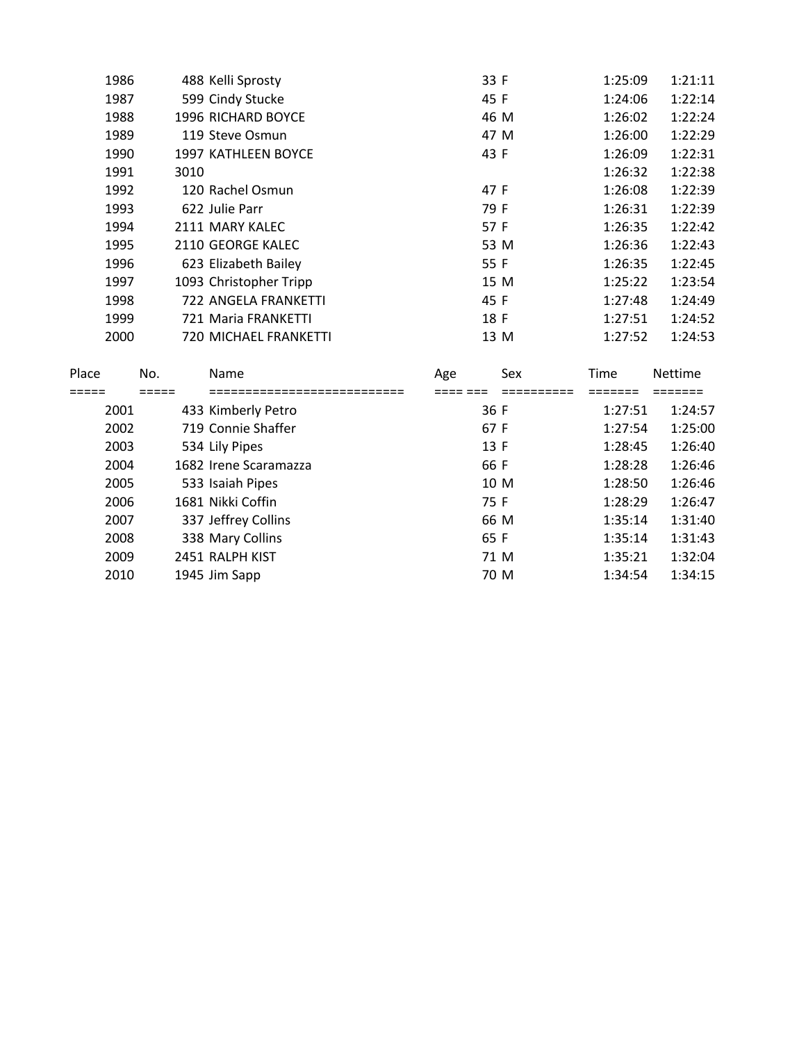| Place | No. | Name | Age | Sex | Time | Nettime |
|---|---|---|---|---|---|---|
| 1986 | 488 | Kelli Sprosty | 33 | F | 1:25:09 | 1:21:11 |
| 1987 | 599 | Cindy Stucke | 45 | F | 1:24:06 | 1:22:14 |
| 1988 | 1996 | RICHARD BOYCE | 46 | M | 1:26:02 | 1:22:24 |
| 1989 | 119 | Steve Osmun | 47 | M | 1:26:00 | 1:22:29 |
| 1990 | 1997 | KATHLEEN BOYCE | 43 | F | 1:26:09 | 1:22:31 |
| 1991 | 3010 | | | | 1:26:32 | 1:22:38 |
| 1992 | 120 | Rachel Osmun | 47 | F | 1:26:08 | 1:22:39 |
| 1993 | 622 | Julie Parr | 79 | F | 1:26:31 | 1:22:39 |
| 1994 | 2111 | MARY KALEC | 57 | F | 1:26:35 | 1:22:42 |
| 1995 | 2110 | GEORGE KALEC | 53 | M | 1:26:36 | 1:22:43 |
| 1996 | 623 | Elizabeth Bailey | 55 | F | 1:26:35 | 1:22:45 |
| 1997 | 1093 | Christopher Tripp | 15 | M | 1:25:22 | 1:23:54 |
| 1998 | 722 | ANGELA FRANKETTI | 45 | F | 1:27:48 | 1:24:49 |
| 1999 | 721 | Maria FRANKETTI | 18 | F | 1:27:51 | 1:24:52 |
| 2000 | 720 | MICHAEL FRANKETTI | 13 | M | 1:27:52 | 1:24:53 |

| Place | No. | Name | Age | Sex | Time | Nettime |
|---|---|---|---|---|---|---|
| ===== | ===== | ========================== | ==== === | ========== | ======= | ======= |
| 2001 | 433 | Kimberly Petro | 36 | F | 1:27:51 | 1:24:57 |
| 2002 | 719 | Connie Shaffer | 67 | F | 1:27:54 | 1:25:00 |
| 2003 | 534 | Lily Pipes | 13 | F | 1:28:45 | 1:26:40 |
| 2004 | 1682 | Irene Scaramazza | 66 | F | 1:28:28 | 1:26:46 |
| 2005 | 533 | Isaiah Pipes | 10 | M | 1:28:50 | 1:26:46 |
| 2006 | 1681 | Nikki Coffin | 75 | F | 1:28:29 | 1:26:47 |
| 2007 | 337 | Jeffrey Collins | 66 | M | 1:35:14 | 1:31:40 |
| 2008 | 338 | Mary Collins | 65 | F | 1:35:14 | 1:31:43 |
| 2009 | 2451 | RALPH KIST | 71 | M | 1:35:21 | 1:32:04 |
| 2010 | 1945 | Jim Sapp | 70 | M | 1:34:54 | 1:34:15 |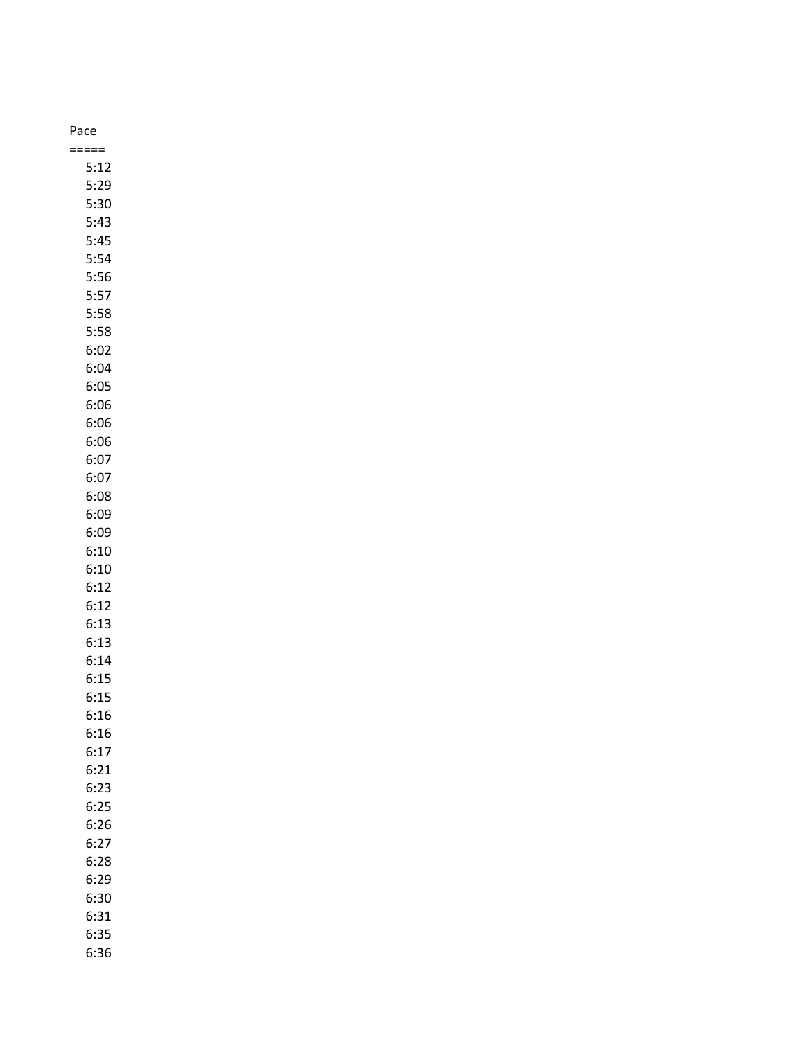| Pace |
| --- |
| 5:12 |
| 5:29 |
| 5:30 |
| 5:43 |
| 5:45 |
| 5:54 |
| 5:56 |
| 5:57 |
| 5:58 |
| 5:58 |
| 6:02 |
| 6:04 |
| 6:05 |
| 6:06 |
| 6:06 |
| 6:06 |
| 6:07 |
| 6:07 |
| 6:08 |
| 6:09 |
| 6:09 |
| 6:10 |
| 6:10 |
| 6:12 |
| 6:12 |
| 6:13 |
| 6:13 |
| 6:14 |
| 6:15 |
| 6:15 |
| 6:16 |
| 6:16 |
| 6:17 |
| 6:21 |
| 6:23 |
| 6:25 |
| 6:26 |
| 6:27 |
| 6:28 |
| 6:29 |
| 6:30 |
| 6:31 |
| 6:35 |
| 6:36 |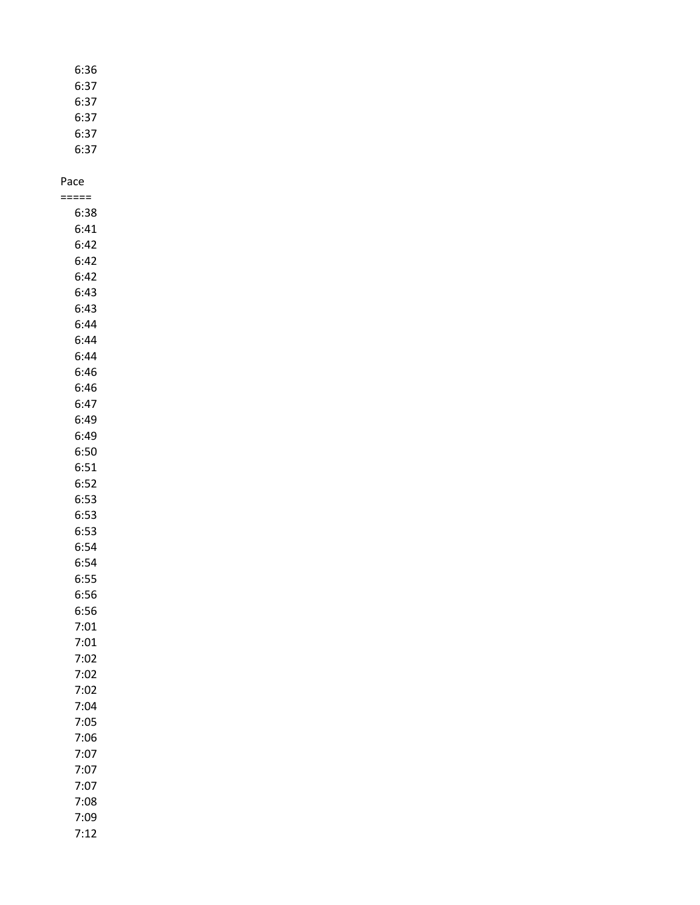```
    6:36
    6:37
    6:37
    6:37
    6:37
    6:37

Pace
=====
    6:38
    6:41
    6:42
    6:42
    6:42
    6:43
    6:43
    6:44
    6:44
    6:44
    6:46
    6:46
    6:47
    6:49
    6:49
    6:50
    6:51
    6:52
    6:53
    6:53
    6:53
    6:54
    6:54
    6:55
    6:56
    6:56
    7:01
    7:01
    7:02
    7:02
    7:02
    7:04
    7:05
    7:06
    7:07
    7:07
    7:07
    7:08
    7:09
    7:12
```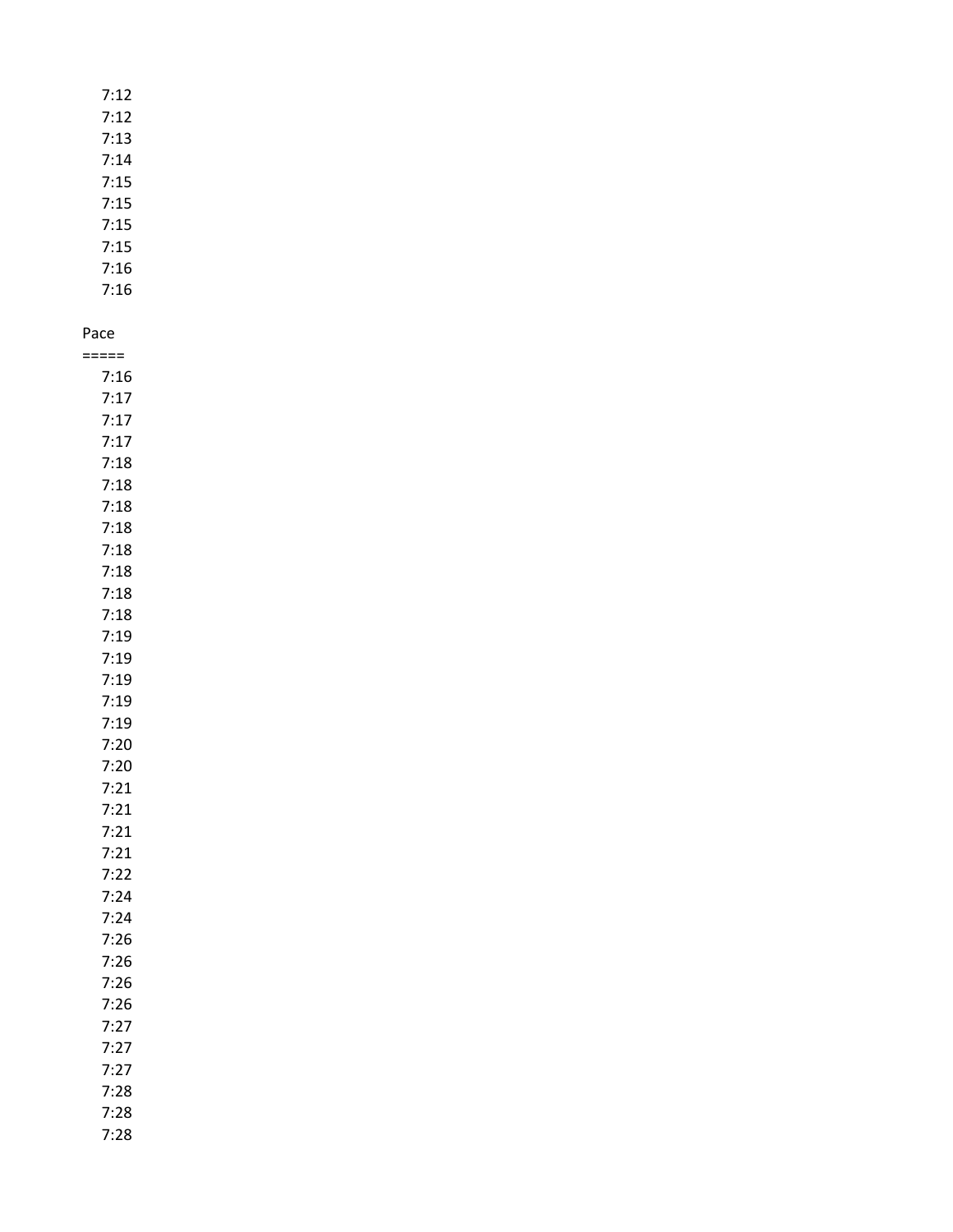7:12
7:12
7:13
7:14
7:15
7:15
7:15
7:15
7:16
7:16

Pace
=====
7:16
7:17
7:17
7:17
7:18
7:18
7:18
7:18
7:18
7:18
7:18
7:18
7:19
7:19
7:19
7:19
7:19
7:20
7:20
7:21
7:21
7:21
7:21
7:22
7:24
7:24
7:26
7:26
7:26
7:26
7:27
7:27
7:27
7:28
7:28
7:28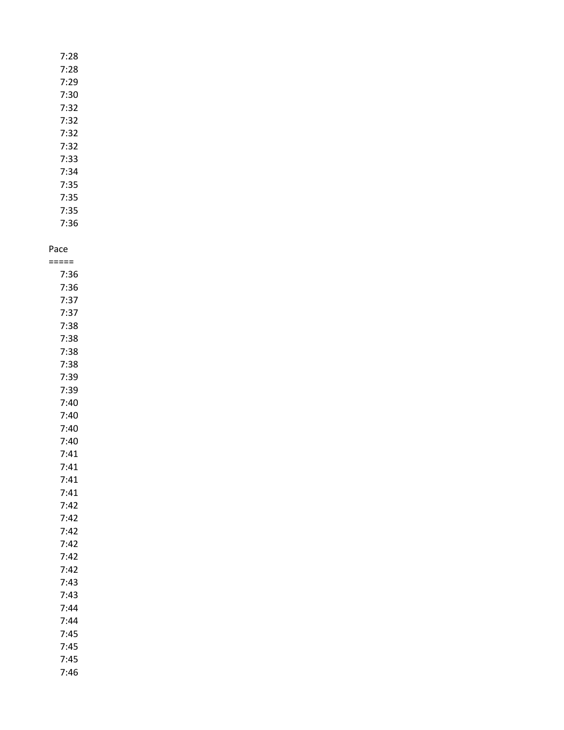7:28
7:28
7:29
7:30
7:32
7:32
7:32
7:32
7:33
7:34
7:35
7:35
7:35
7:36

Pace
=====
7:36
7:36
7:37
7:37
7:38
7:38
7:38
7:38
7:39
7:39
7:40
7:40
7:40
7:40
7:41
7:41
7:41
7:41
7:42
7:42
7:42
7:42
7:42
7:42
7:43
7:43
7:44
7:44
7:45
7:45
7:45
7:46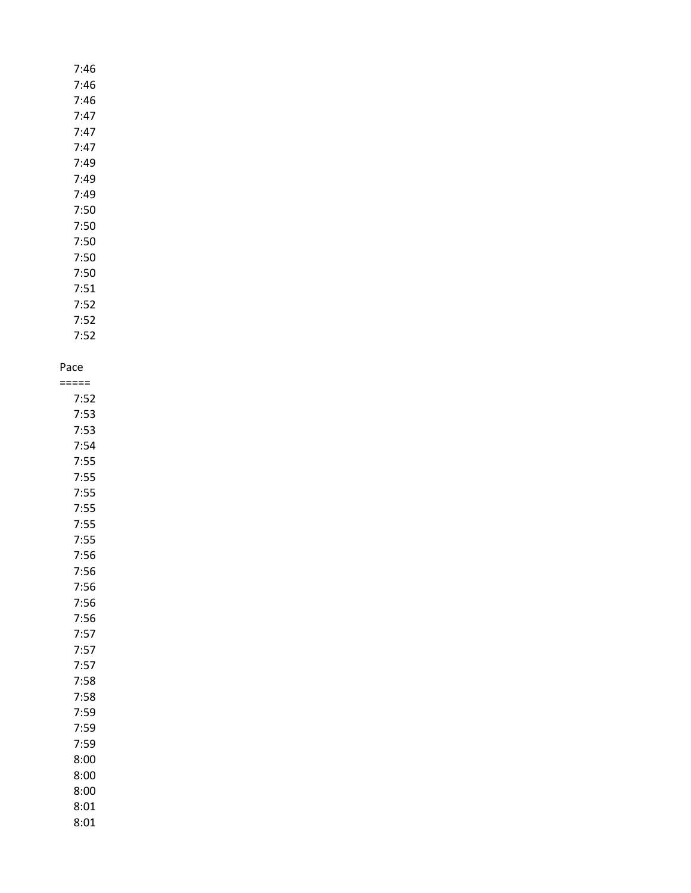7:46
7:46
7:46
7:47
7:47
7:47
7:49
7:49
7:49
7:50
7:50
7:50
7:50
7:50
7:51
7:52
7:52
7:52

Pace
=====
7:52
7:53
7:53
7:54
7:55
7:55
7:55
7:55
7:55
7:55
7:56
7:56
7:56
7:56
7:56
7:57
7:57
7:57
7:58
7:58
7:59
7:59
7:59
8:00
8:00
8:00
8:01
8:01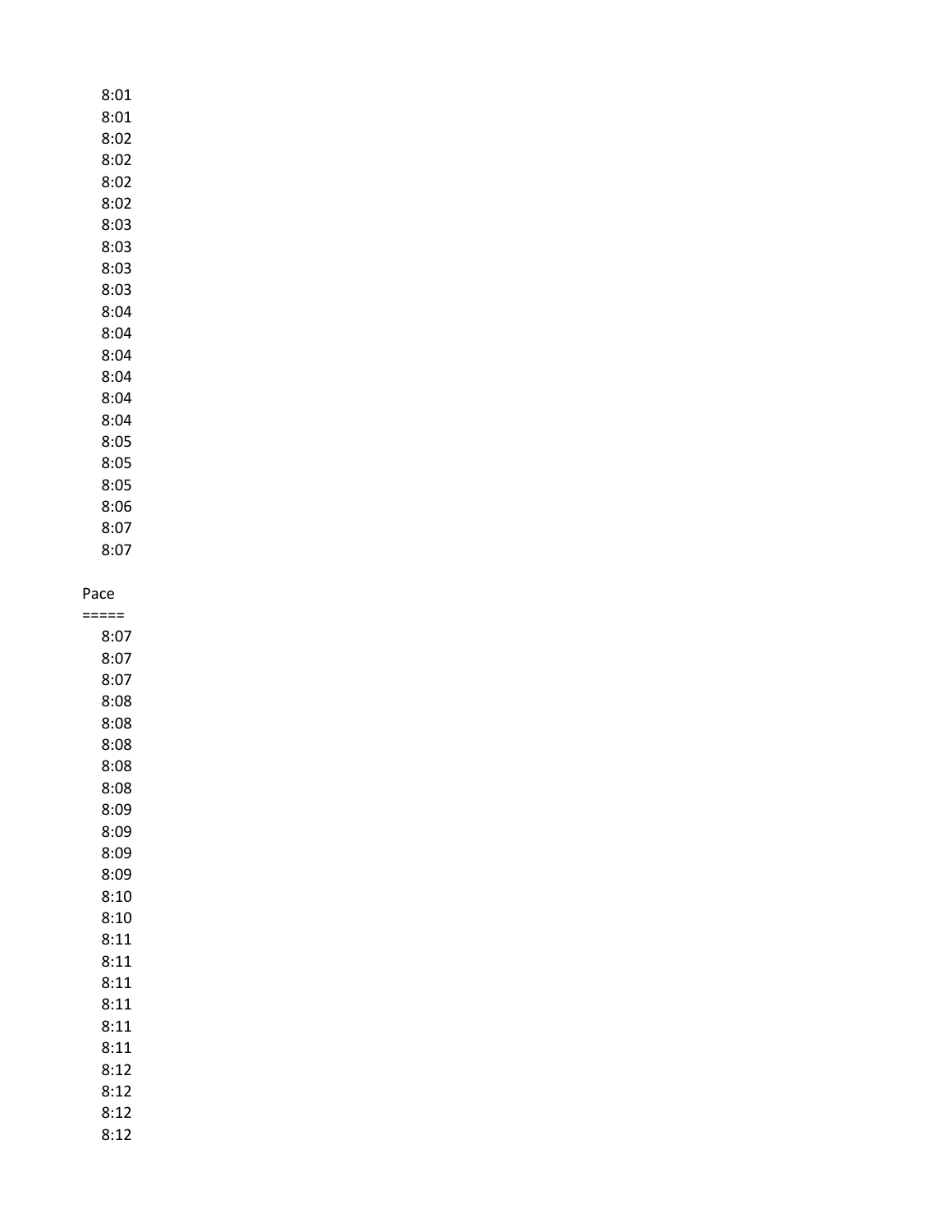8:01
8:01
8:02
8:02
8:02
8:02
8:03
8:03
8:03
8:03
8:04
8:04
8:04
8:04
8:04
8:04
8:05
8:05
8:05
8:06
8:07
8:07

Pace
=====
8:07
8:07
8:07
8:08
8:08
8:08
8:08
8:08
8:09
8:09
8:09
8:09
8:10
8:10
8:11
8:11
8:11
8:11
8:11
8:11
8:12
8:12
8:12
8:12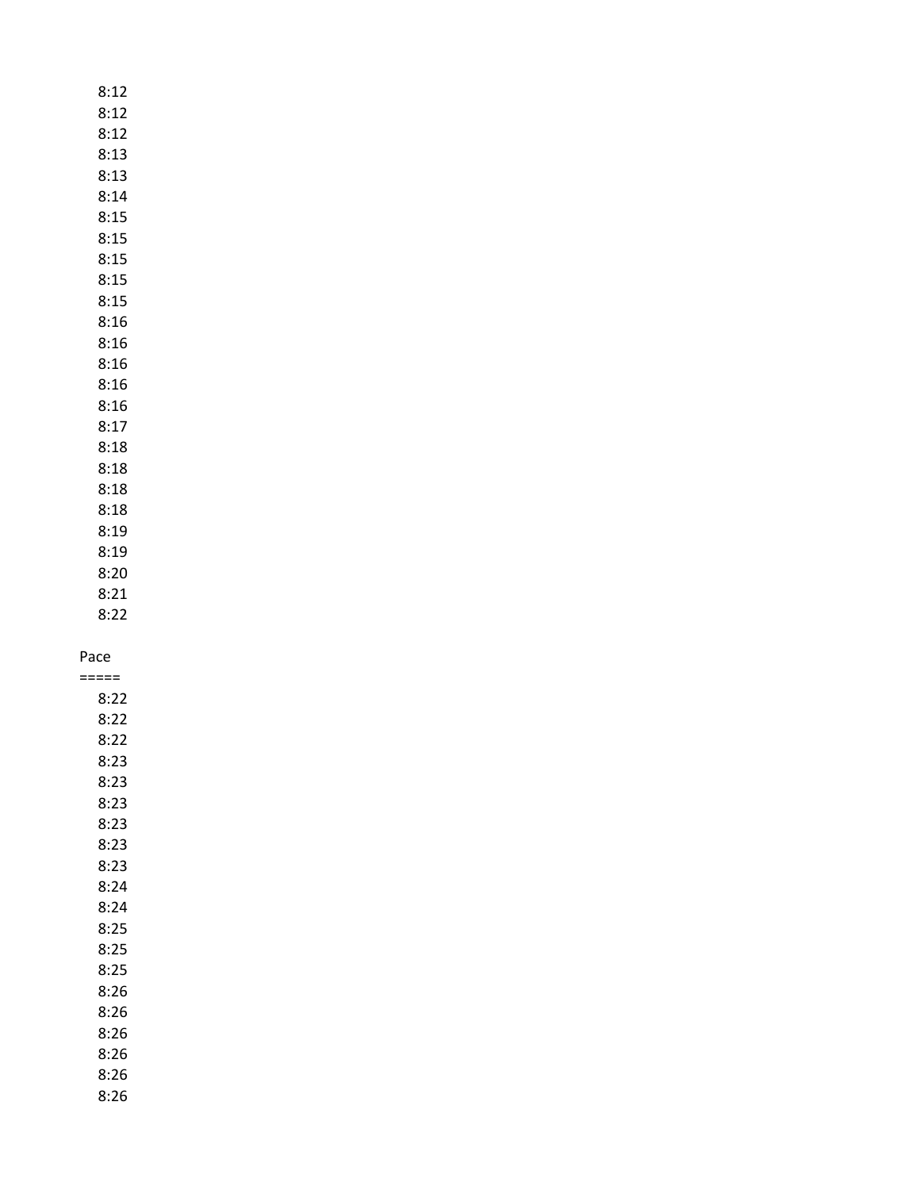8:12
8:12
8:12
8:13
8:13
8:14
8:15
8:15
8:15
8:15
8:15
8:16
8:16
8:16
8:16
8:16
8:17
8:18
8:18
8:18
8:18
8:19
8:19
8:20
8:21
8:22

Pace
=====
8:22
8:22
8:22
8:23
8:23
8:23
8:23
8:23
8:23
8:24
8:24
8:25
8:25
8:25
8:26
8:26
8:26
8:26
8:26
8:26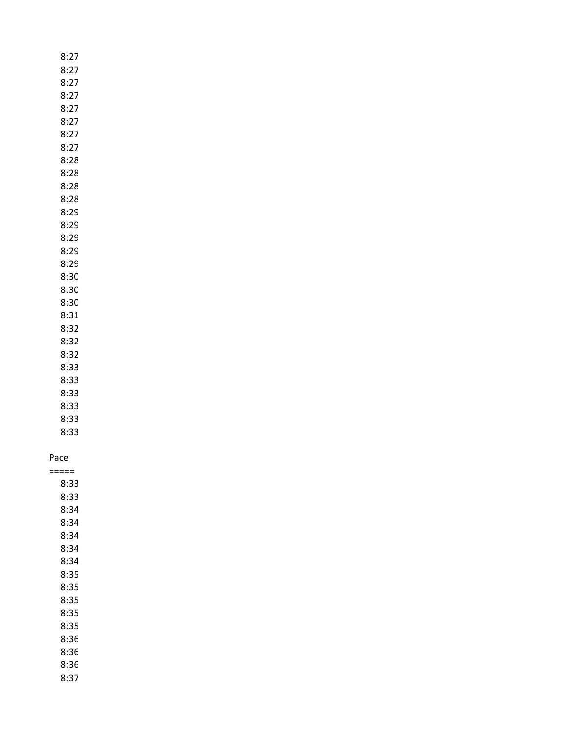8:27
8:27
8:27
8:27
8:27
8:27
8:27
8:27
8:28
8:28
8:28
8:28
8:29
8:29
8:29
8:29
8:29
8:30
8:30
8:30
8:31
8:32
8:32
8:32
8:33
8:33
8:33
8:33
8:33
8:33

Pace
=====
8:33
8:33
8:34
8:34
8:34
8:34
8:34
8:35
8:35
8:35
8:35
8:35
8:36
8:36
8:36
8:37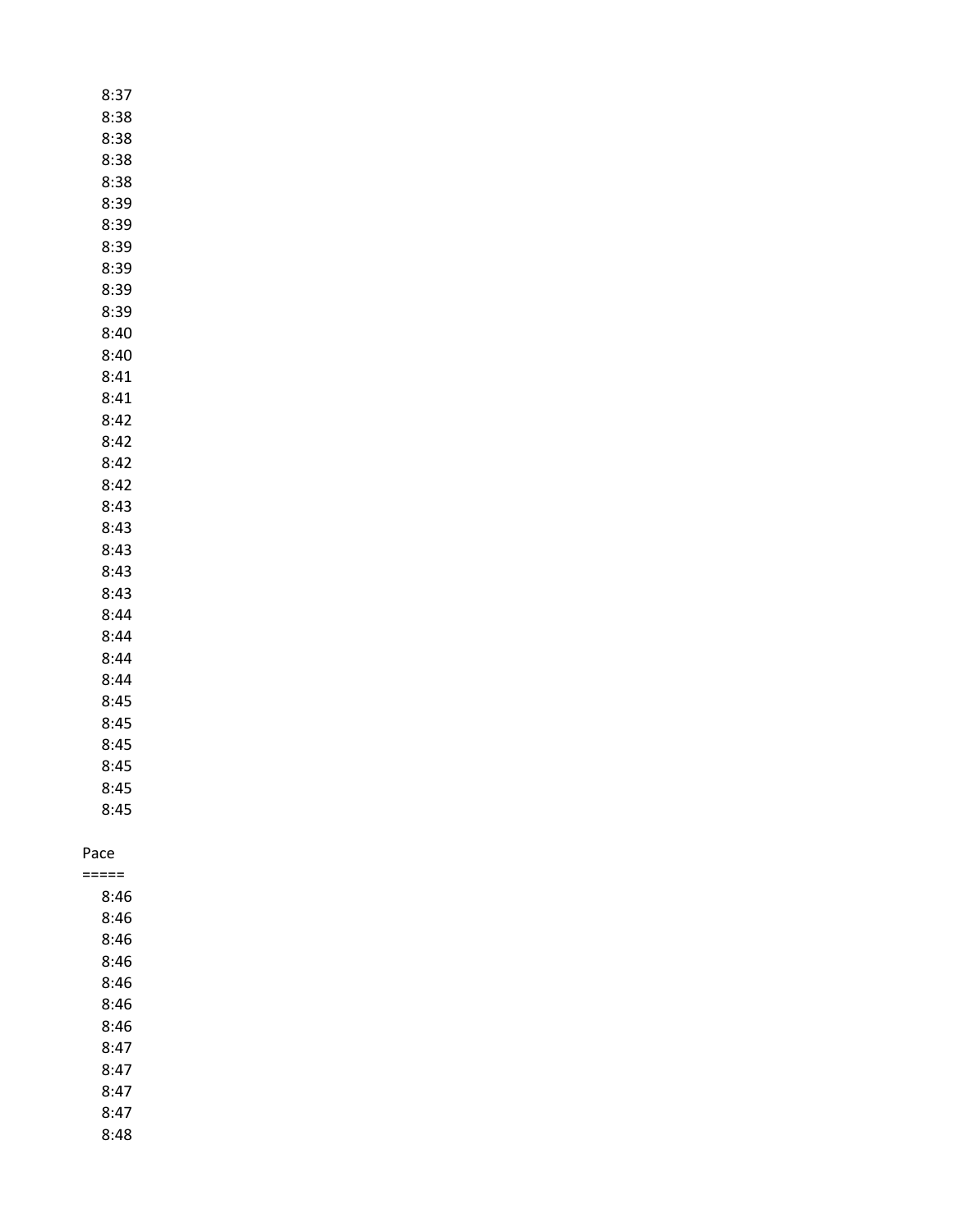8:37
8:38
8:38
8:38
8:38
8:39
8:39
8:39
8:39
8:39
8:39
8:40
8:40
8:41
8:41
8:42
8:42
8:42
8:42
8:43
8:43
8:43
8:43
8:43
8:44
8:44
8:44
8:44
8:45
8:45
8:45
8:45
8:45
8:45

Pace
=====
8:46
8:46
8:46
8:46
8:46
8:46
8:46
8:47
8:47
8:47
8:47
8:48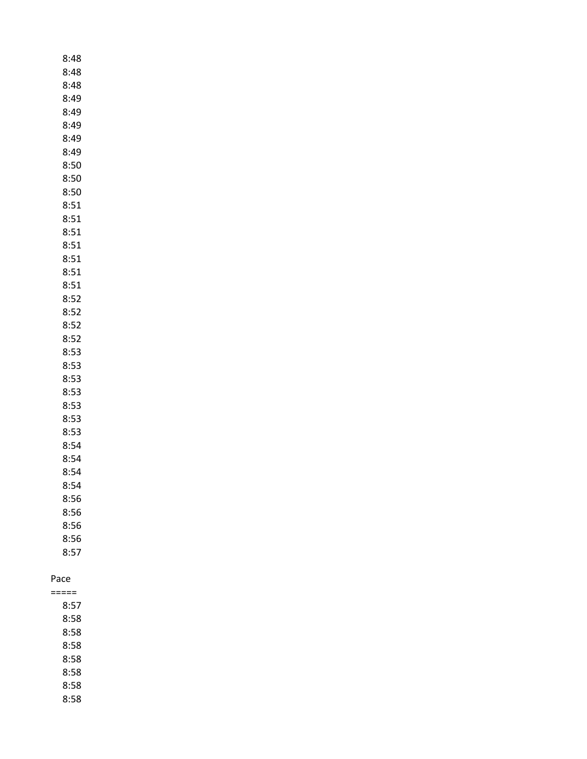8:48
8:48
8:48
8:49
8:49
8:49
8:49
8:49
8:50
8:50
8:50
8:51
8:51
8:51
8:51
8:51
8:51
8:51
8:52
8:52
8:52
8:52
8:53
8:53
8:53
8:53
8:53
8:53
8:53
8:54
8:54
8:54
8:54
8:56
8:56
8:56
8:56
8:57

Pace
=====
8:57
8:58
8:58
8:58
8:58
8:58
8:58
8:58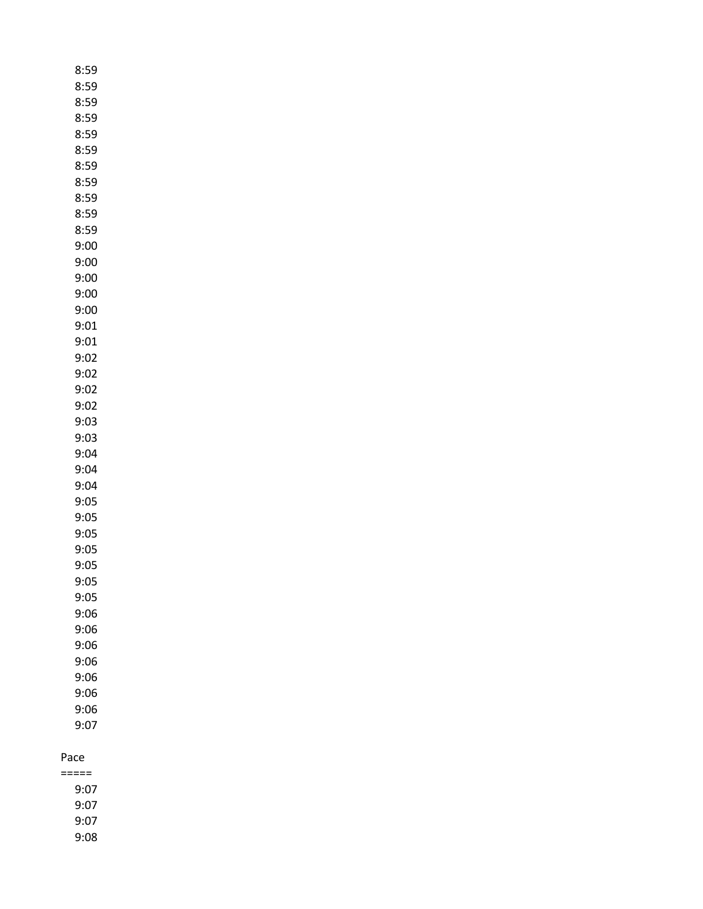8:59
8:59
8:59
8:59
8:59
8:59
8:59
8:59
8:59
8:59
8:59
9:00
9:00
9:00
9:00
9:00
9:01
9:01
9:02
9:02
9:02
9:02
9:03
9:03
9:04
9:04
9:04
9:05
9:05
9:05
9:05
9:05
9:05
9:05
9:06
9:06
9:06
9:06
9:06
9:06
9:06
9:07

Pace
=====
9:07
9:07
9:07
9:08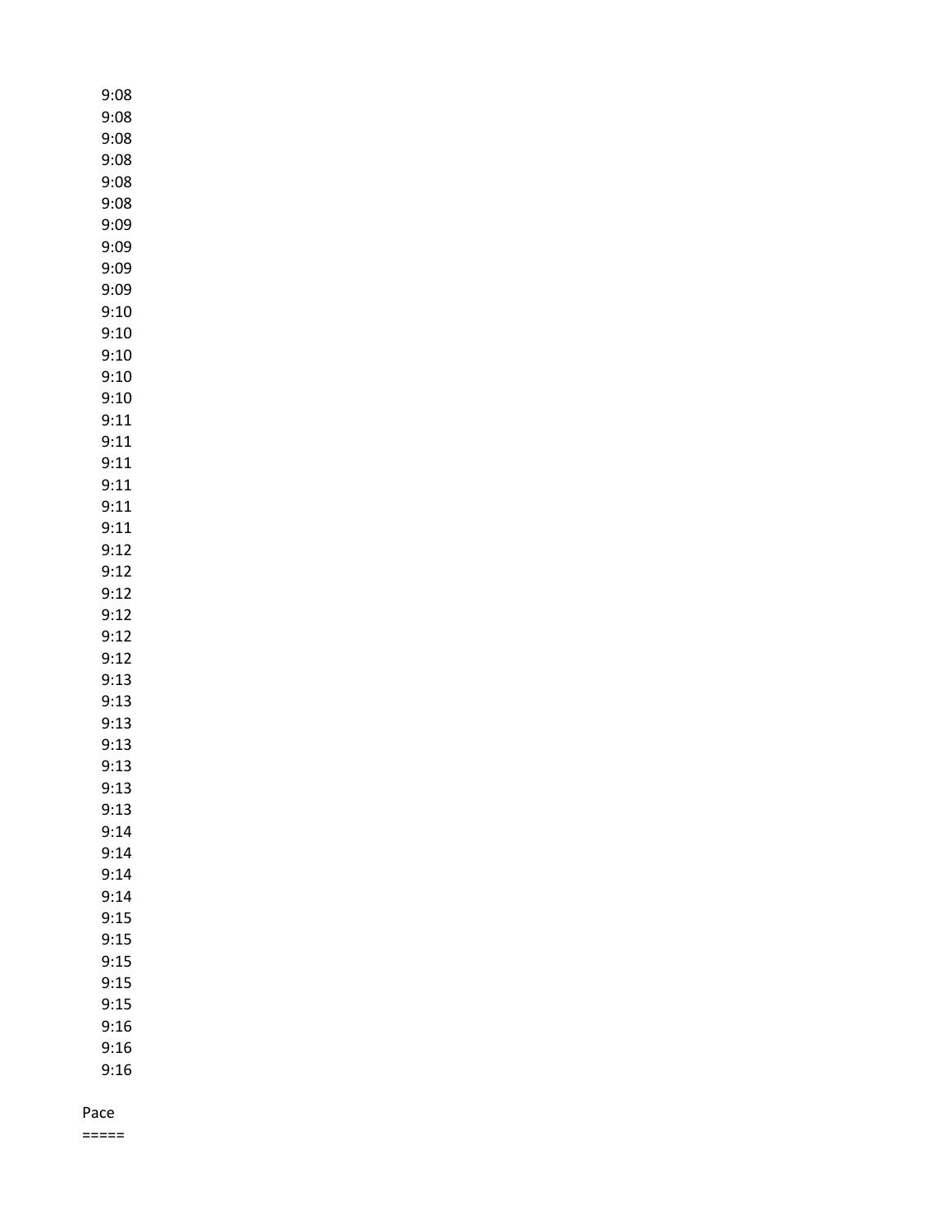9:08
9:08
9:08
9:08
9:08
9:08
9:09
9:09
9:09
9:09
9:10
9:10
9:10
9:10
9:10
9:11
9:11
9:11
9:11
9:11
9:11
9:12
9:12
9:12
9:12
9:12
9:12
9:13
9:13
9:13
9:13
9:13
9:13
9:13
9:14
9:14
9:14
9:14
9:15
9:15
9:15
9:15
9:15
9:16
9:16
9:16

Pace
=====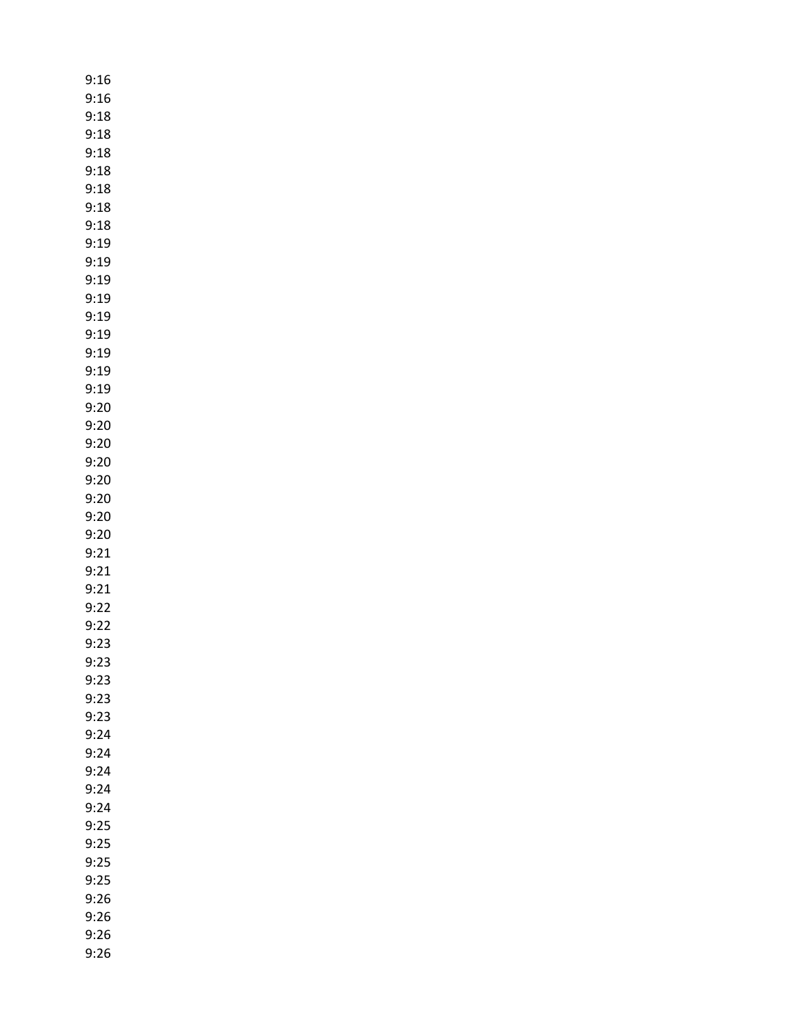9:16
9:16
9:18
9:18
9:18
9:18
9:18
9:18
9:18
9:19
9:19
9:19
9:19
9:19
9:19
9:19
9:19
9:19
9:20
9:20
9:20
9:20
9:20
9:20
9:20
9:20
9:21
9:21
9:21
9:22
9:22
9:23
9:23
9:23
9:23
9:23
9:24
9:24
9:24
9:24
9:24
9:25
9:25
9:25
9:25
9:26
9:26
9:26
9:26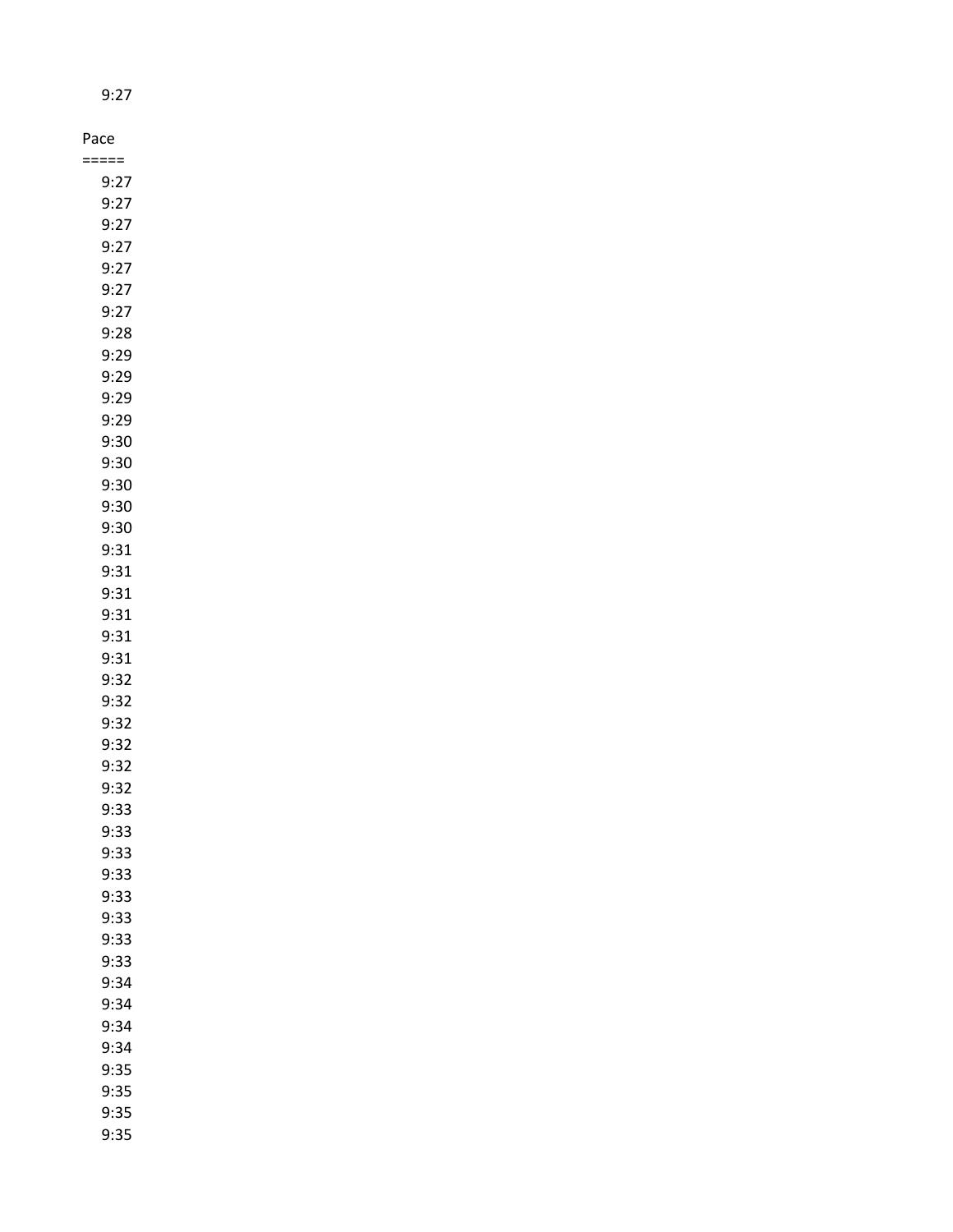9:27

Pace
=====
9:27
9:27
9:27
9:27
9:27
9:27
9:27
9:28
9:29
9:29
9:29
9:29
9:30
9:30
9:30
9:30
9:30
9:31
9:31
9:31
9:31
9:31
9:31
9:32
9:32
9:32
9:32
9:32
9:32
9:33
9:33
9:33
9:33
9:33
9:33
9:33
9:33
9:34
9:34
9:34
9:34
9:35
9:35
9:35
9:35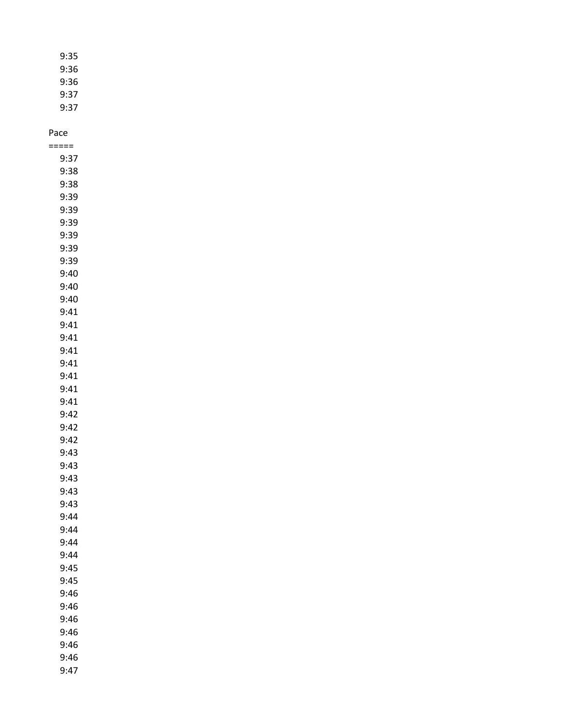9:35
9:36
9:36
9:37
9:37

Pace
=====
9:37
9:38
9:38
9:39
9:39
9:39
9:39
9:39
9:39
9:40
9:40
9:40
9:41
9:41
9:41
9:41
9:41
9:41
9:41
9:41
9:42
9:42
9:42
9:43
9:43
9:43
9:43
9:43
9:44
9:44
9:44
9:44
9:45
9:45
9:46
9:46
9:46
9:46
9:46
9:46
9:47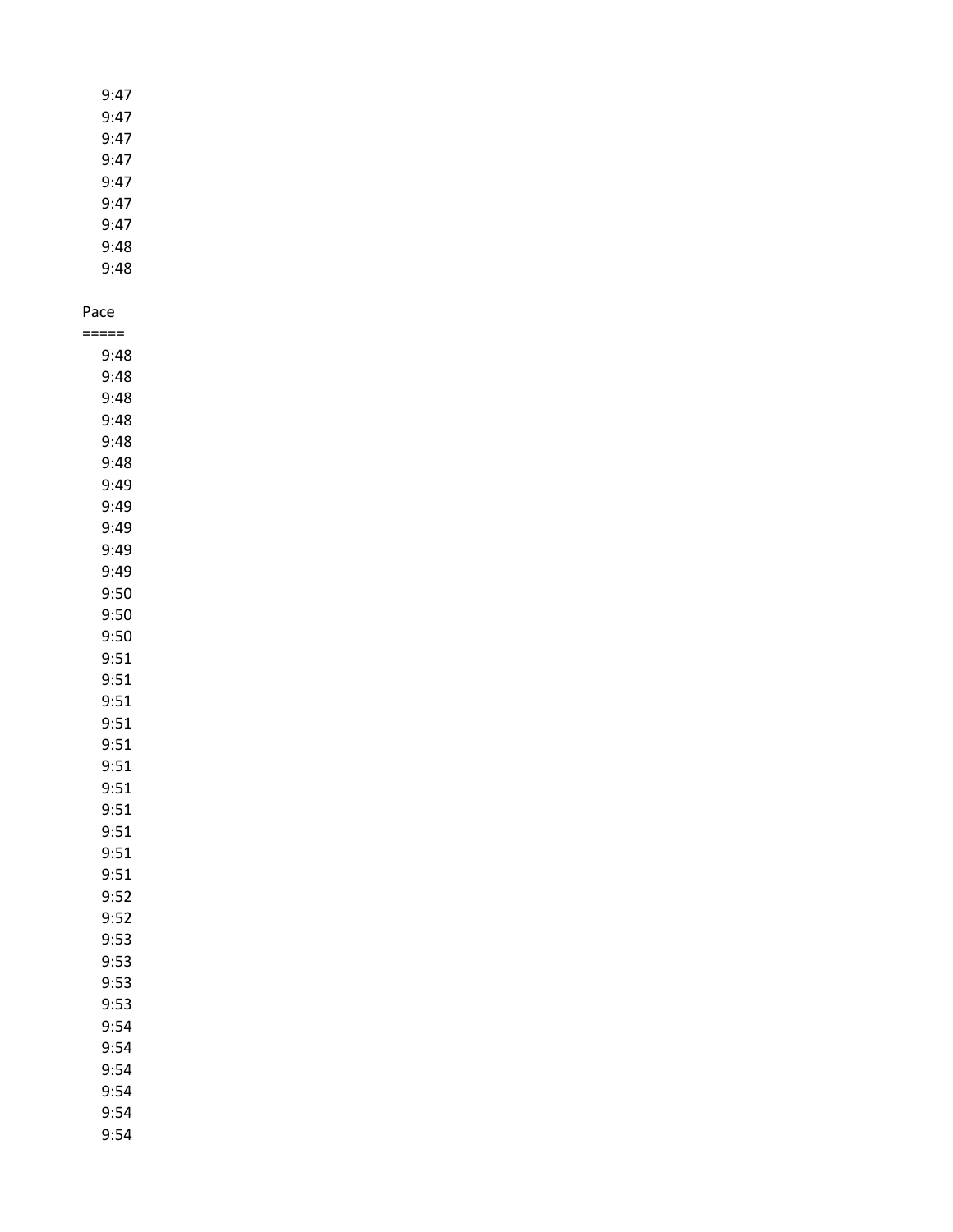9:47
9:47
9:47
9:47
9:47
9:47
9:47
9:48
9:48

Pace
=====
9:48
9:48
9:48
9:48
9:48
9:48
9:49
9:49
9:49
9:49
9:49
9:50
9:50
9:50
9:51
9:51
9:51
9:51
9:51
9:51
9:51
9:51
9:51
9:51
9:51
9:52
9:52
9:53
9:53
9:53
9:53
9:54
9:54
9:54
9:54
9:54
9:54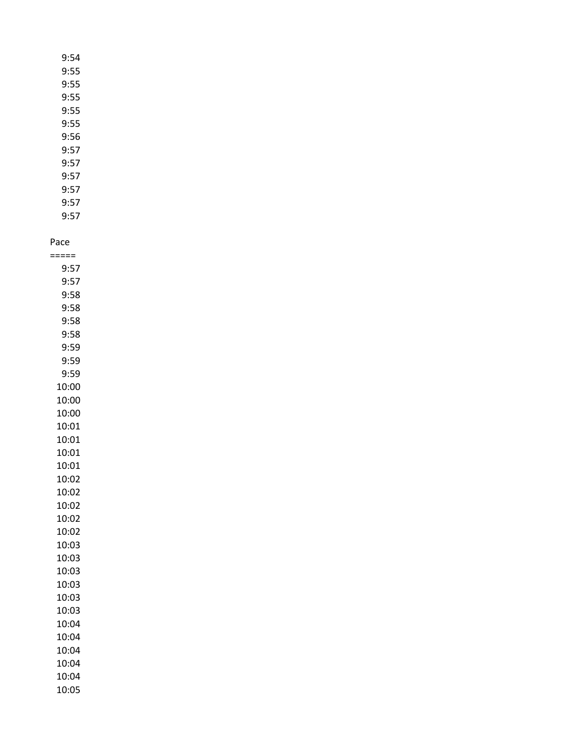9:54
9:55
9:55
9:55
9:55
9:55
9:56
9:57
9:57
9:57
9:57
9:57
9:57

Pace
=====
9:57
9:57
9:58
9:58
9:58
9:58
9:59
9:59
9:59
10:00
10:00
10:00
10:01
10:01
10:01
10:01
10:02
10:02
10:02
10:02
10:02
10:03
10:03
10:03
10:03
10:03
10:03
10:04
10:04
10:04
10:04
10:04
10:05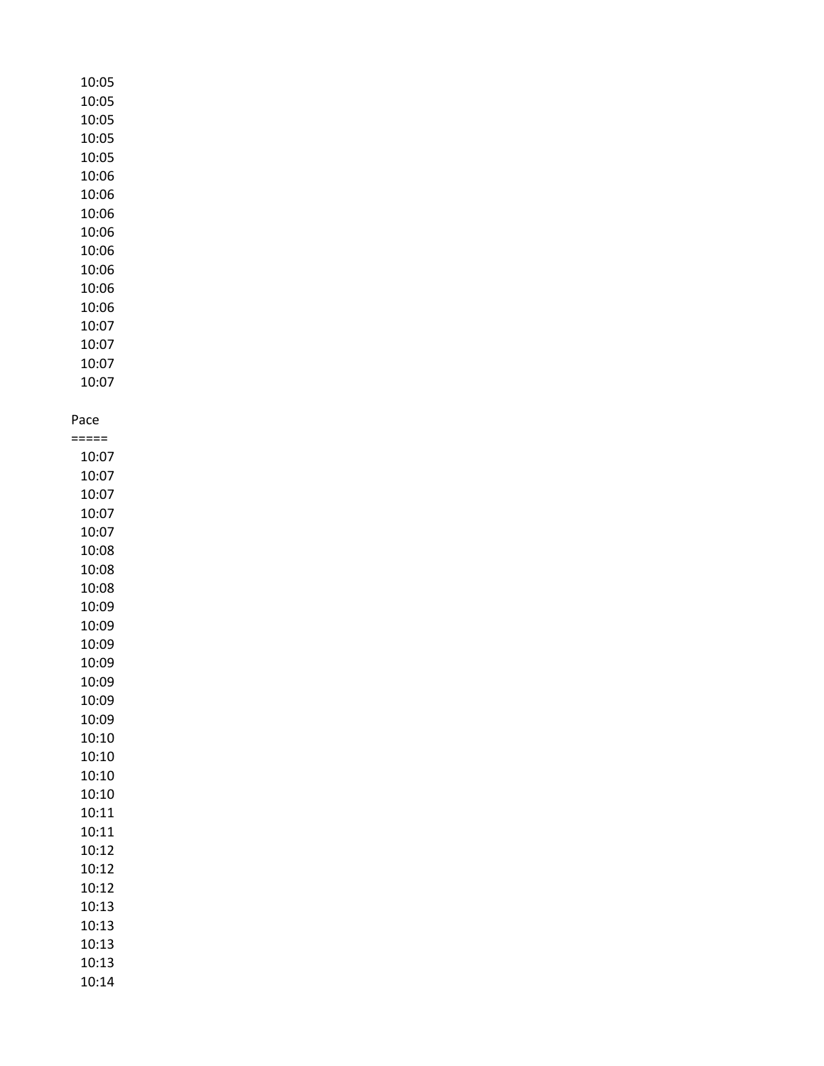10:05
10:05
10:05
10:05
10:05
10:06
10:06
10:06
10:06
10:06
10:06
10:06
10:06
10:07
10:07
10:07
10:07

Pace
=====
10:07
10:07
10:07
10:07
10:07
10:08
10:08
10:08
10:09
10:09
10:09
10:09
10:09
10:09
10:09
10:10
10:10
10:10
10:10
10:11
10:11
10:12
10:12
10:12
10:13
10:13
10:13
10:13
10:14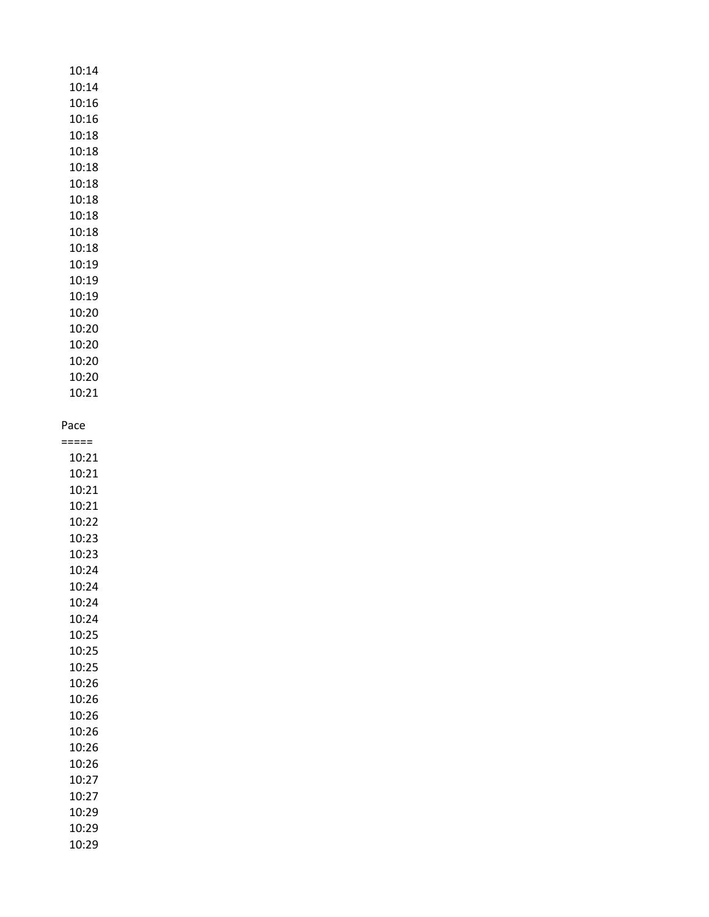```
  10:14
  10:14
  10:16
  10:16
  10:18
  10:18
  10:18
  10:18
  10:18
  10:18
  10:18
  10:18
  10:19
  10:19
  10:19
  10:20
  10:20
  10:20
  10:20
  10:20
  10:21

Pace
=====
  10:21
  10:21
  10:21
  10:21
  10:22
  10:23
  10:23
  10:24
  10:24
  10:24
  10:24
  10:25
  10:25
  10:25
  10:26
  10:26
  10:26
  10:26
  10:26
  10:26
  10:27
  10:27
  10:29
  10:29
  10:29
```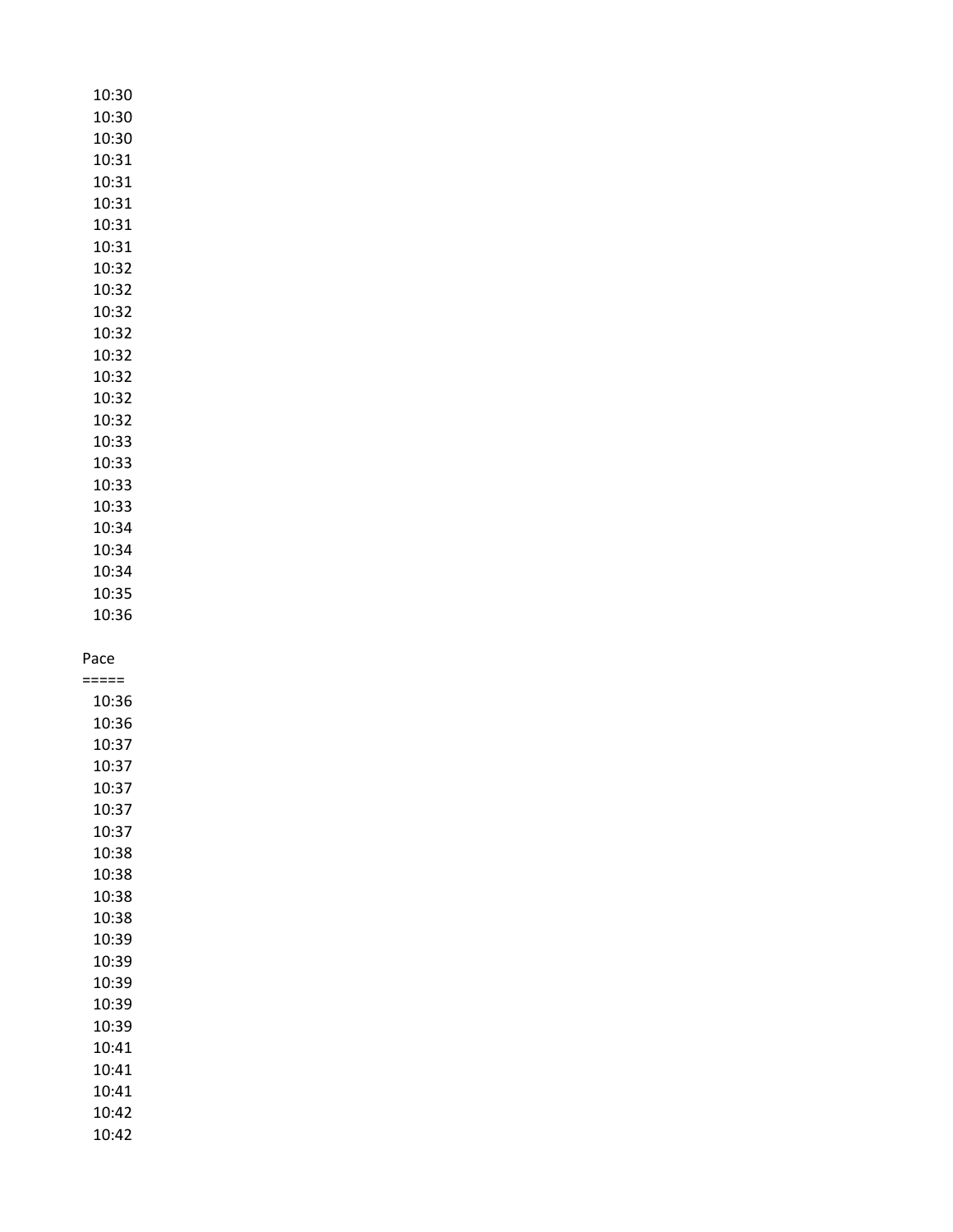10:30
10:30
10:30
10:31
10:31
10:31
10:31
10:31
10:32
10:32
10:32
10:32
10:32
10:32
10:32
10:32
10:33
10:33
10:33
10:33
10:34
10:34
10:34
10:35
10:36

Pace
=====
10:36
10:36
10:37
10:37
10:37
10:37
10:37
10:38
10:38
10:38
10:38
10:39
10:39
10:39
10:39
10:39
10:41
10:41
10:41
10:42
10:42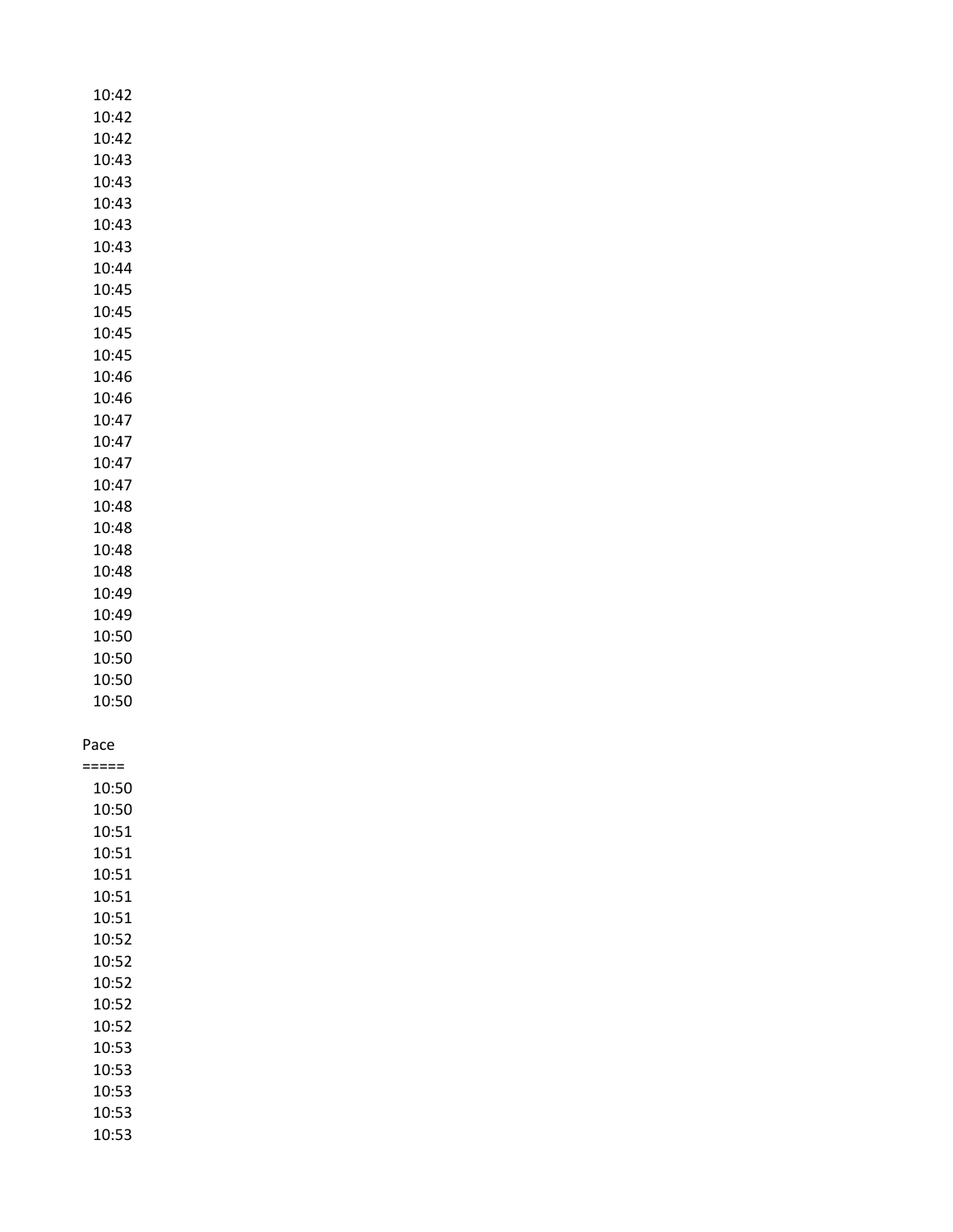10:42
10:42
10:42
10:43
10:43
10:43
10:43
10:43
10:44
10:45
10:45
10:45
10:45
10:46
10:46
10:47
10:47
10:47
10:47
10:48
10:48
10:48
10:48
10:49
10:49
10:50
10:50
10:50
10:50

Pace
=====
10:50
10:50
10:51
10:51
10:51
10:51
10:51
10:52
10:52
10:52
10:52
10:52
10:53
10:53
10:53
10:53
10:53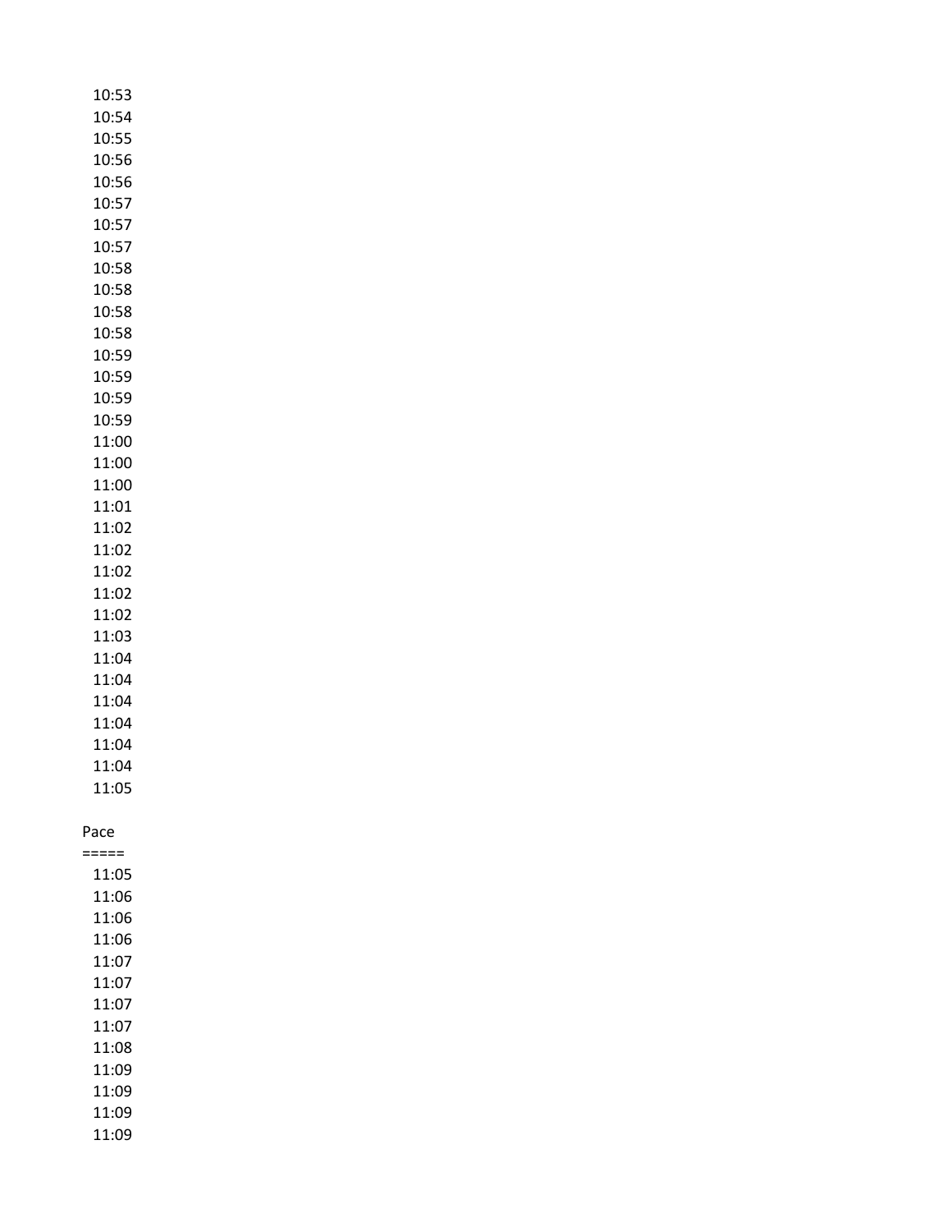10:53
10:54
10:55
10:56
10:56
10:57
10:57
10:57
10:58
10:58
10:58
10:58
10:59
10:59
10:59
10:59
11:00
11:00
11:00
11:01
11:02
11:02
11:02
11:02
11:02
11:03
11:04
11:04
11:04
11:04
11:04
11:04
11:05

Pace
=====
11:05
11:06
11:06
11:06
11:07
11:07
11:07
11:07
11:08
11:09
11:09
11:09
11:09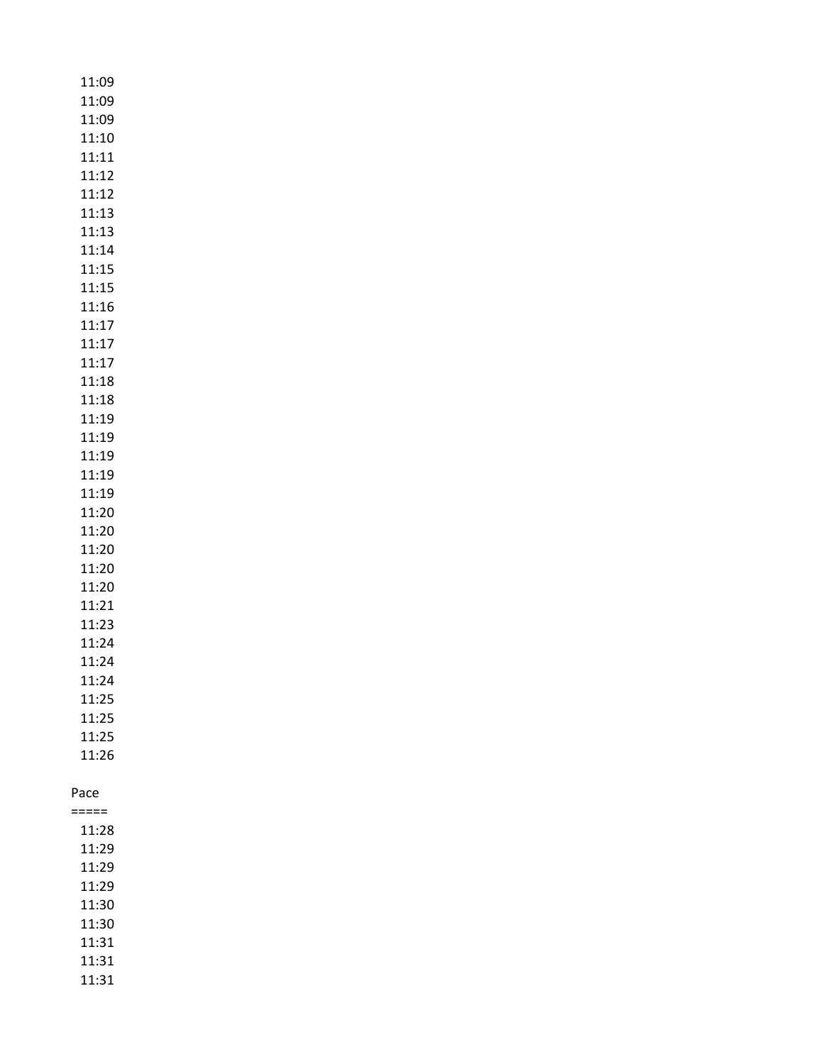11:09
11:09
11:09
11:10
11:11
11:12
11:12
11:13
11:13
11:14
11:15
11:15
11:16
11:17
11:17
11:17
11:18
11:18
11:19
11:19
11:19
11:19
11:19
11:20
11:20
11:20
11:20
11:20
11:21
11:23
11:24
11:24
11:24
11:25
11:25
11:25
11:26

Pace
=====
11:28
11:29
11:29
11:29
11:30
11:30
11:31
11:31
11:31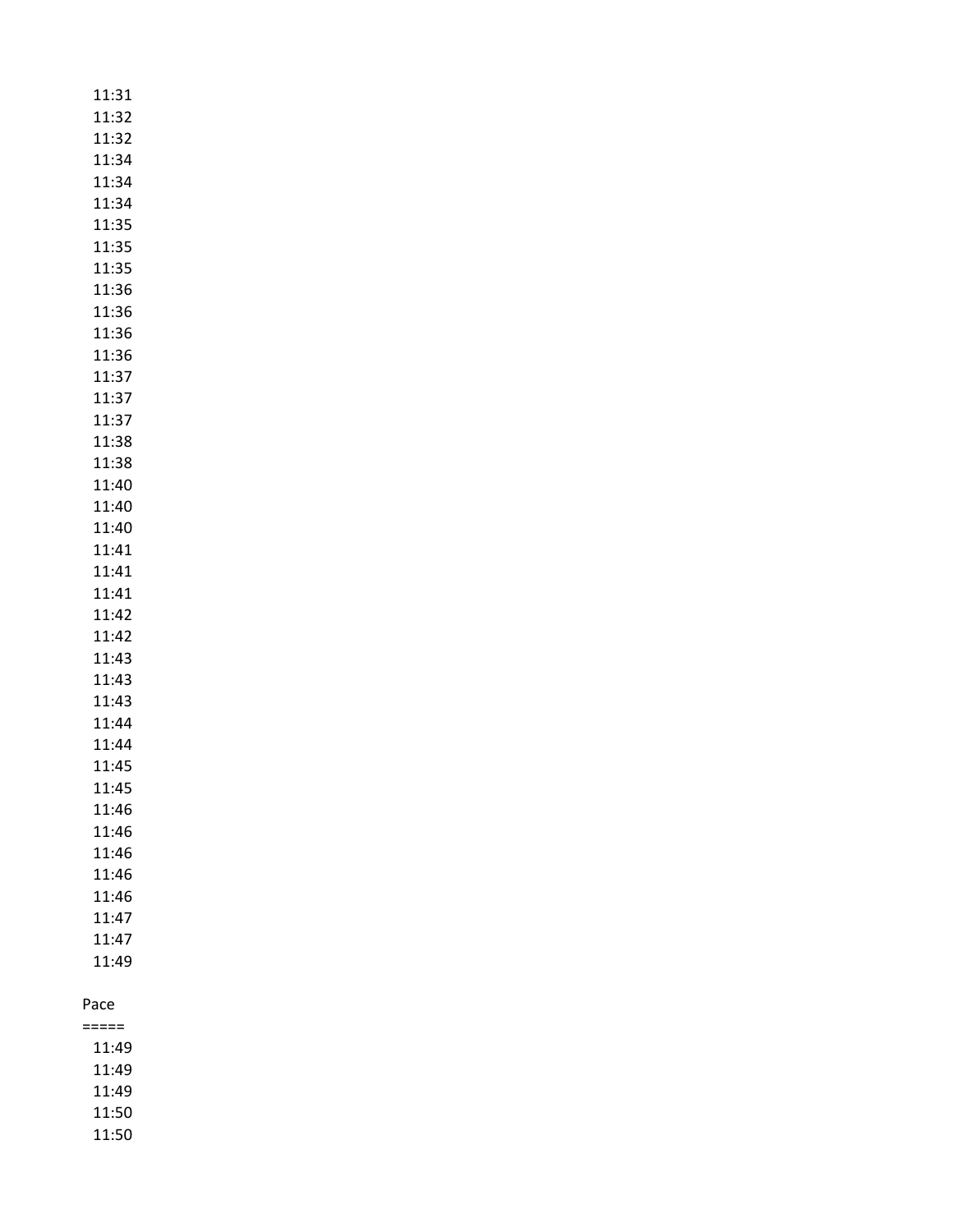11:31
11:32
11:32
11:34
11:34
11:34
11:35
11:35
11:35
11:36
11:36
11:36
11:36
11:37
11:37
11:37
11:38
11:38
11:40
11:40
11:40
11:41
11:41
11:41
11:42
11:42
11:43
11:43
11:43
11:44
11:44
11:45
11:45
11:46
11:46
11:46
11:46
11:46
11:47
11:47
11:49

Pace
=====
11:49
11:49
11:49
11:50
11:50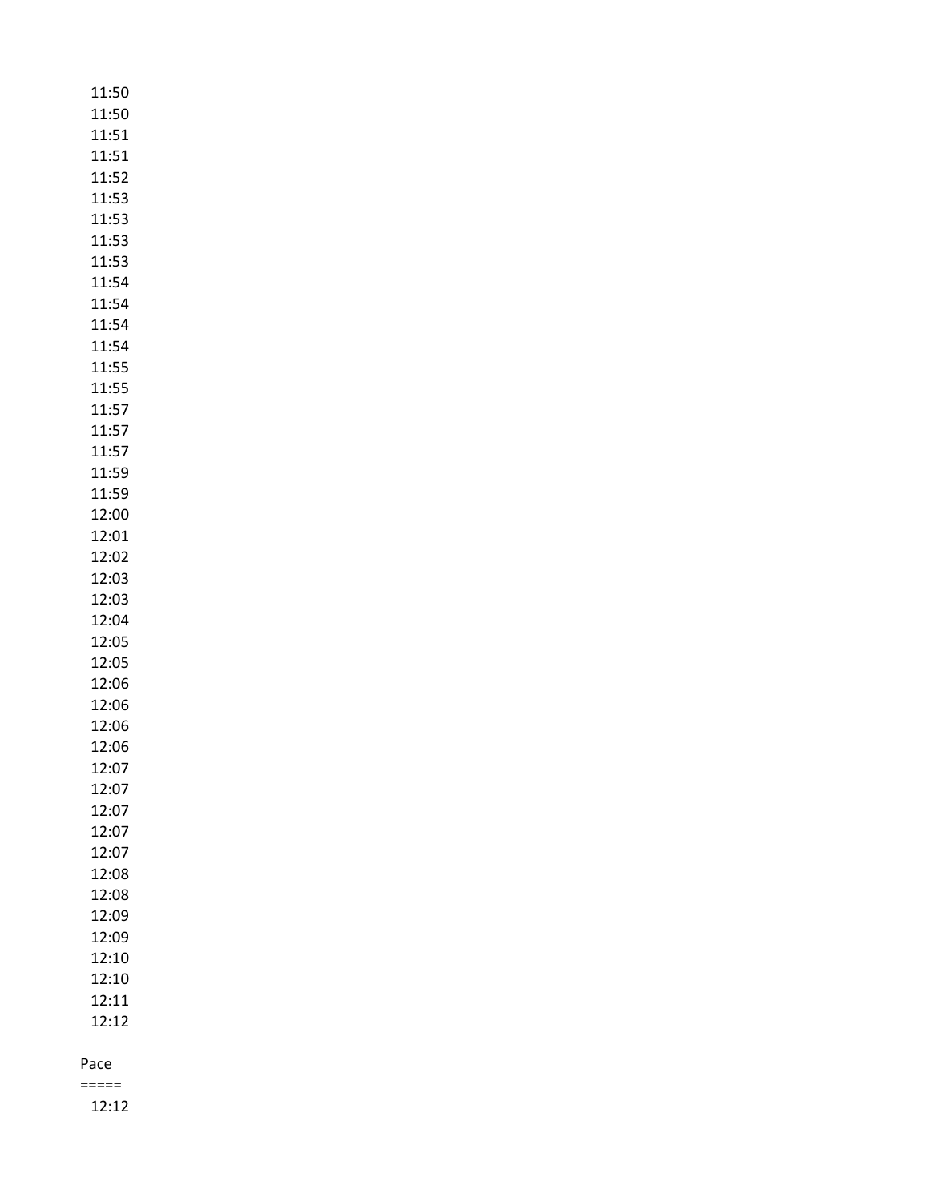11:50
11:50
11:51
11:51
11:52
11:53
11:53
11:53
11:53
11:54
11:54
11:54
11:54
11:55
11:55
11:57
11:57
11:57
11:59
11:59
12:00
12:01
12:02
12:03
12:03
12:04
12:05
12:05
12:06
12:06
12:06
12:06
12:07
12:07
12:07
12:07
12:07
12:08
12:08
12:09
12:09
12:10
12:10
12:11
12:12

Pace
=====
12:12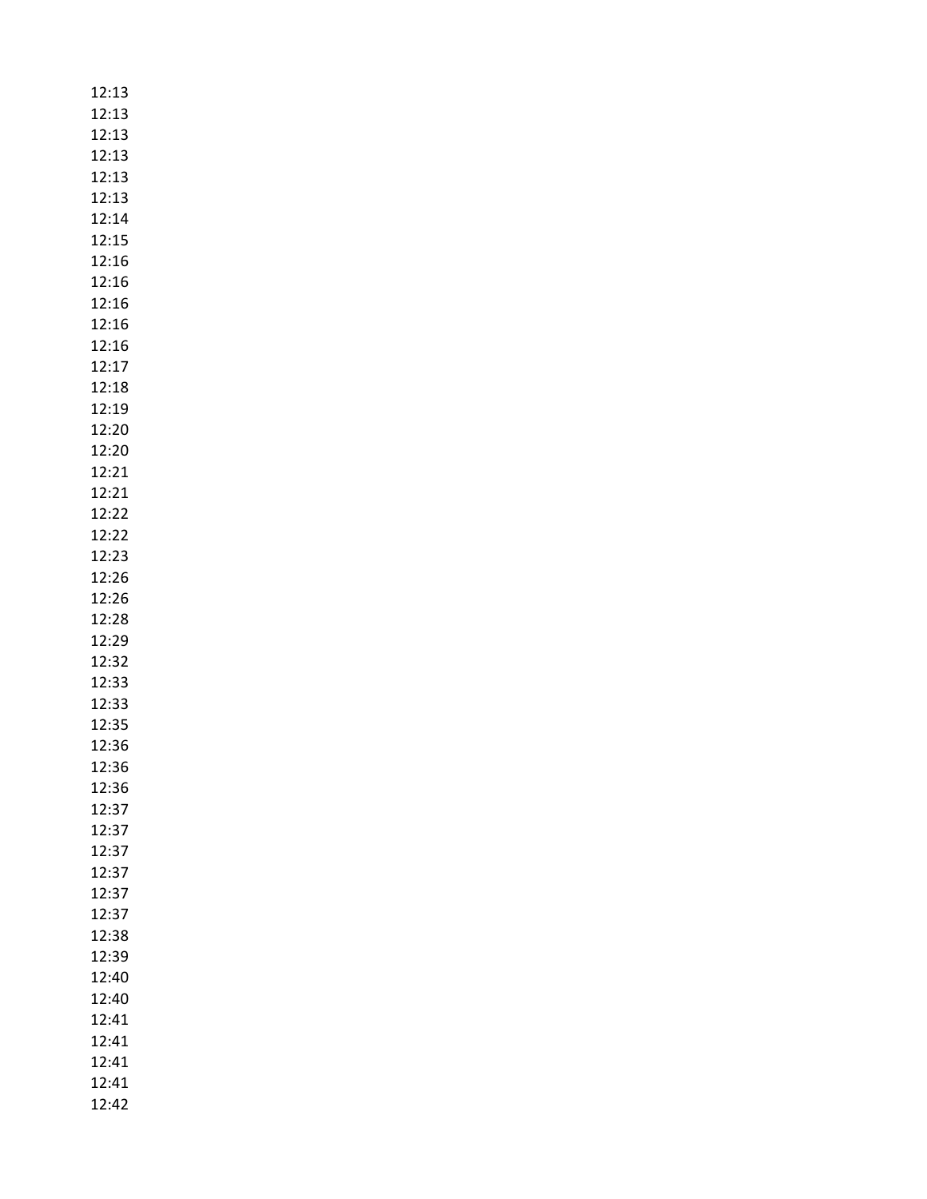12:13
12:13
12:13
12:13
12:13
12:13
12:14
12:15
12:16
12:16
12:16
12:16
12:16
12:17
12:18
12:19
12:20
12:20
12:21
12:21
12:22
12:22
12:23
12:26
12:26
12:28
12:29
12:32
12:33
12:33
12:35
12:36
12:36
12:36
12:37
12:37
12:37
12:37
12:37
12:37
12:38
12:39
12:40
12:40
12:41
12:41
12:41
12:41
12:42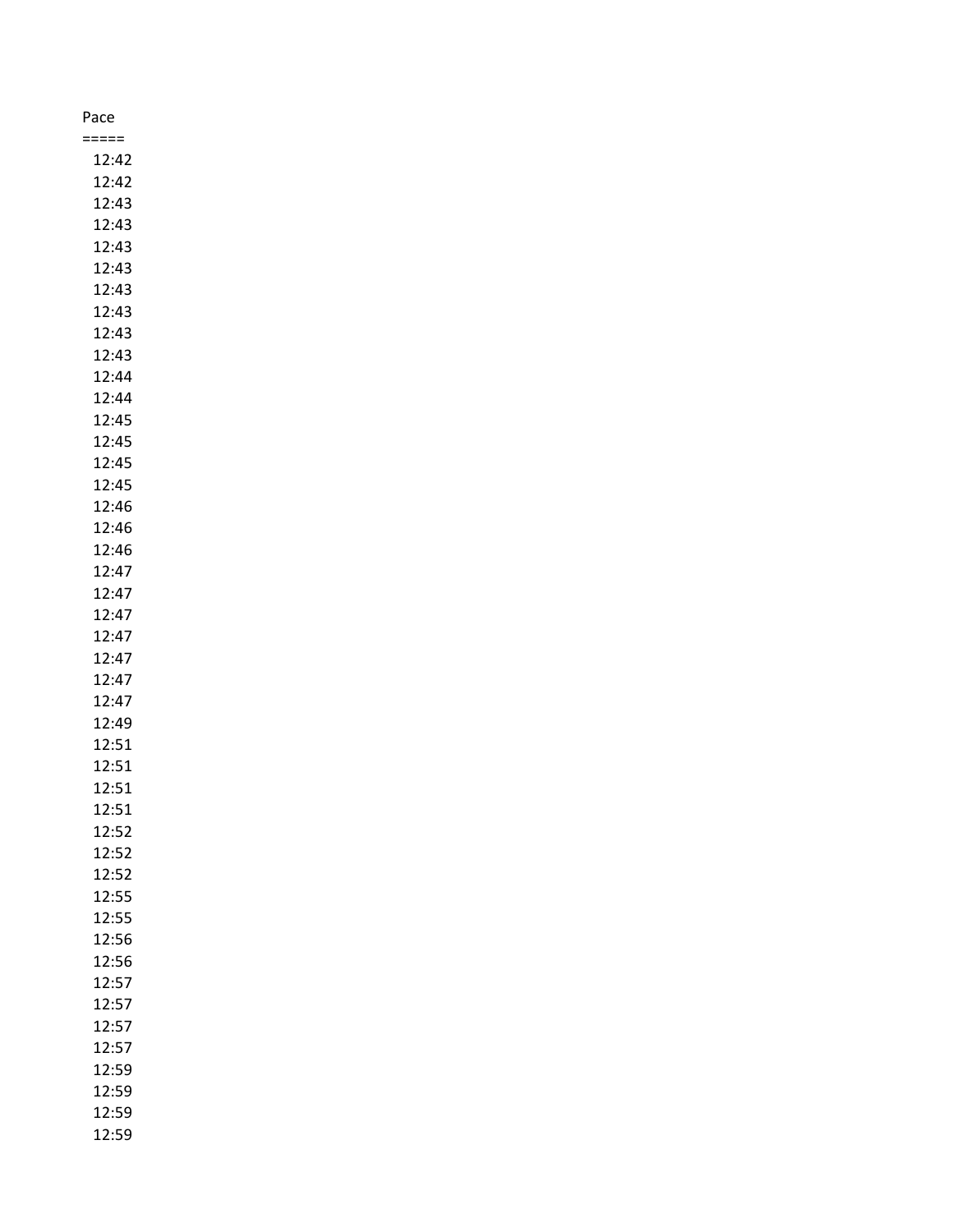Pace
=====
12:42
12:42
12:43
12:43
12:43
12:43
12:43
12:43
12:43
12:43
12:44
12:44
12:45
12:45
12:45
12:45
12:46
12:46
12:46
12:47
12:47
12:47
12:47
12:47
12:47
12:47
12:49
12:51
12:51
12:51
12:51
12:52
12:52
12:52
12:55
12:55
12:56
12:56
12:57
12:57
12:57
12:57
12:59
12:59
12:59
12:59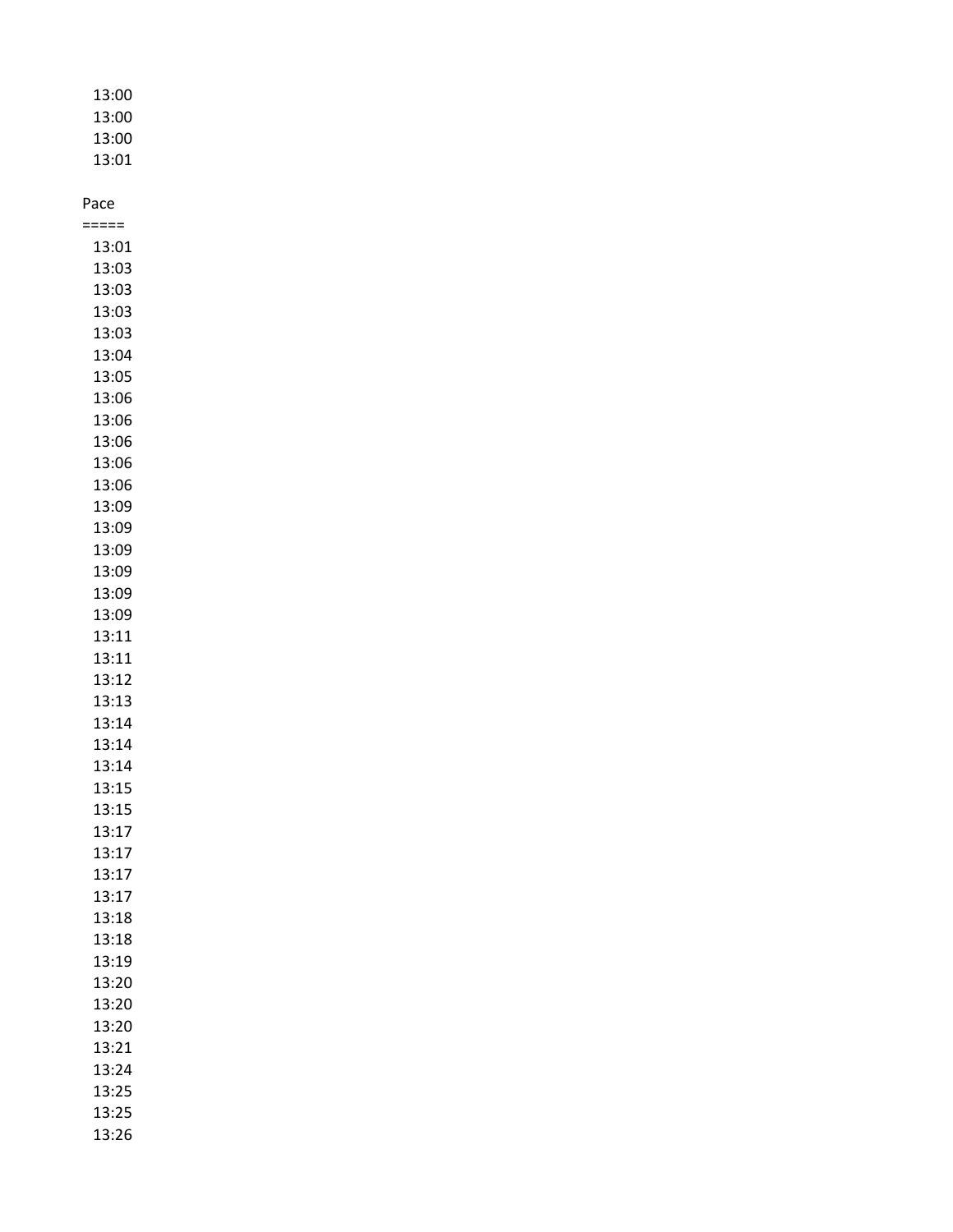13:00
13:00
13:00
13:01

Pace
=====
13:01
13:03
13:03
13:03
13:03
13:04
13:05
13:06
13:06
13:06
13:06
13:06
13:09
13:09
13:09
13:09
13:09
13:09
13:11
13:11
13:12
13:13
13:14
13:14
13:14
13:15
13:15
13:17
13:17
13:17
13:17
13:18
13:18
13:19
13:20
13:20
13:20
13:21
13:24
13:25
13:25
13:26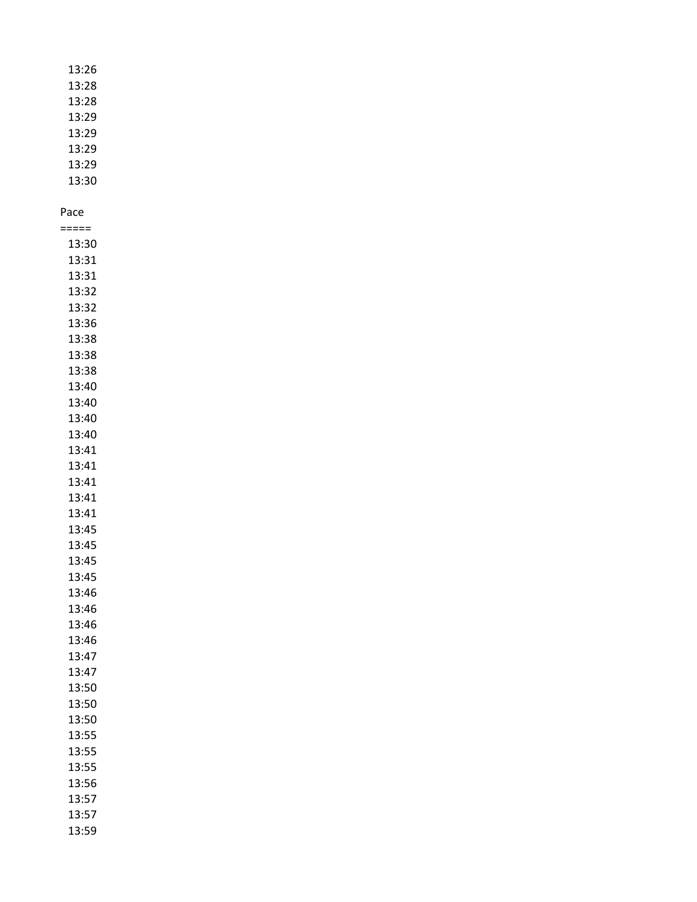13:26
13:28
13:28
13:29
13:29
13:29
13:29
13:30

Pace
=====
13:30
13:31
13:31
13:32
13:32
13:36
13:38
13:38
13:38
13:40
13:40
13:40
13:40
13:41
13:41
13:41
13:41
13:41
13:45
13:45
13:45
13:45
13:46
13:46
13:46
13:46
13:47
13:47
13:50
13:50
13:50
13:55
13:55
13:55
13:56
13:57
13:57
13:59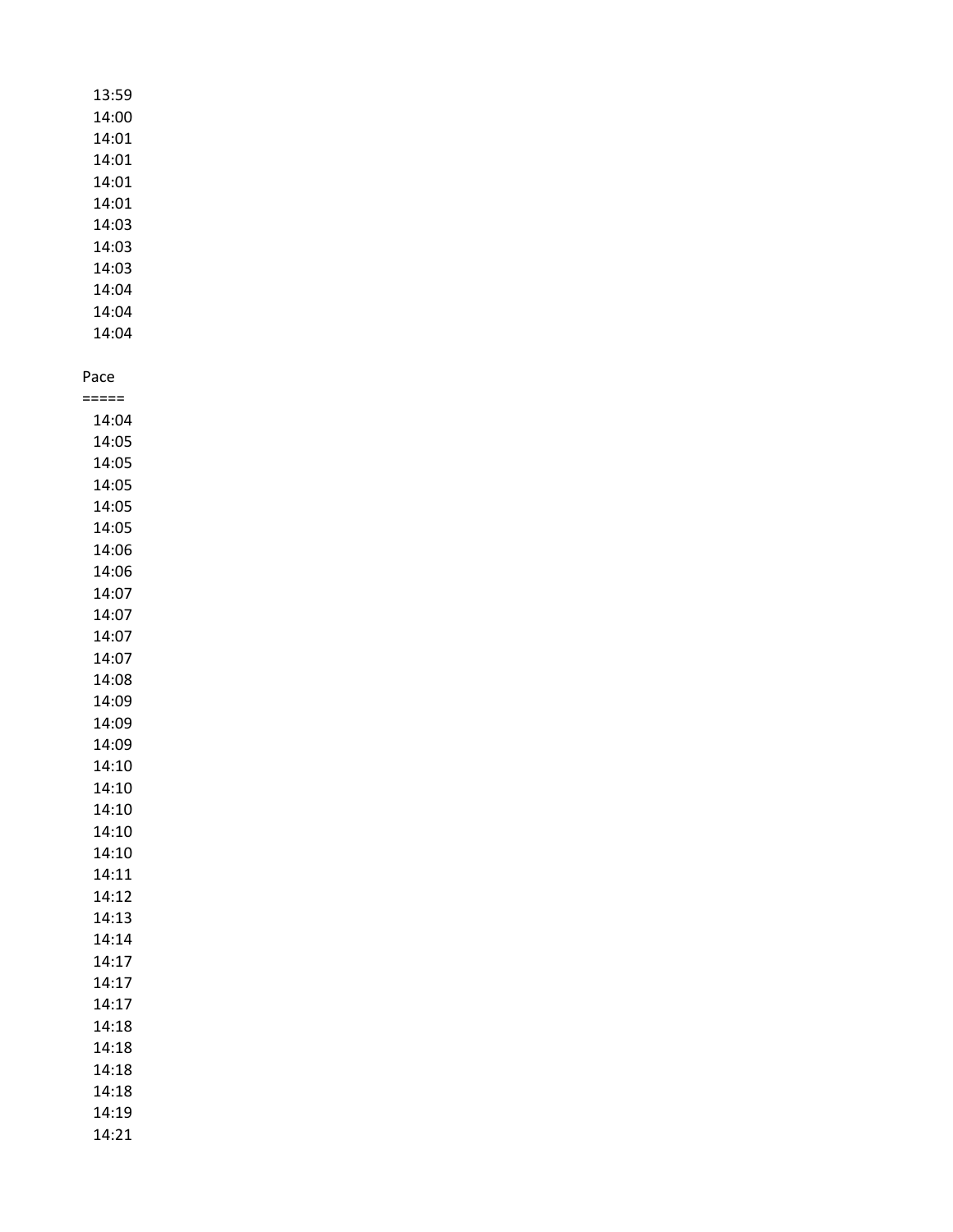13:59
14:00
14:01
14:01
14:01
14:01
14:03
14:03
14:03
14:04
14:04
14:04

Pace
=====
14:04
14:05
14:05
14:05
14:05
14:05
14:06
14:06
14:07
14:07
14:07
14:07
14:08
14:09
14:09
14:09
14:10
14:10
14:10
14:10
14:10
14:11
14:12
14:13
14:14
14:17
14:17
14:17
14:18
14:18
14:18
14:18
14:19
14:21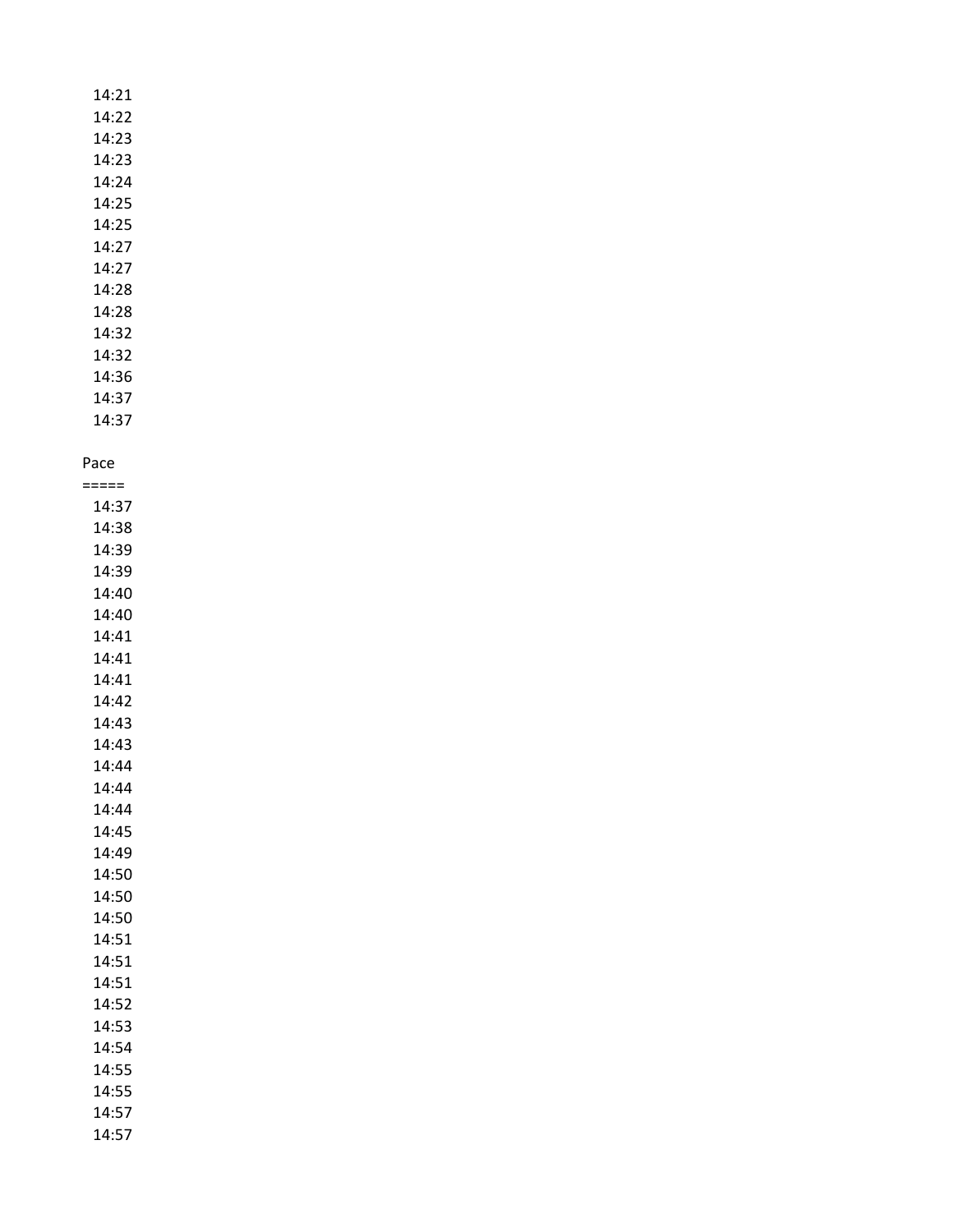14:21
14:22
14:23
14:23
14:24
14:25
14:25
14:27
14:27
14:28
14:28
14:32
14:32
14:36
14:37
14:37

Pace
=====
14:37
14:38
14:39
14:39
14:40
14:40
14:41
14:41
14:41
14:42
14:43
14:43
14:44
14:44
14:44
14:45
14:49
14:50
14:50
14:50
14:51
14:51
14:51
14:52
14:53
14:54
14:55
14:55
14:57
14:57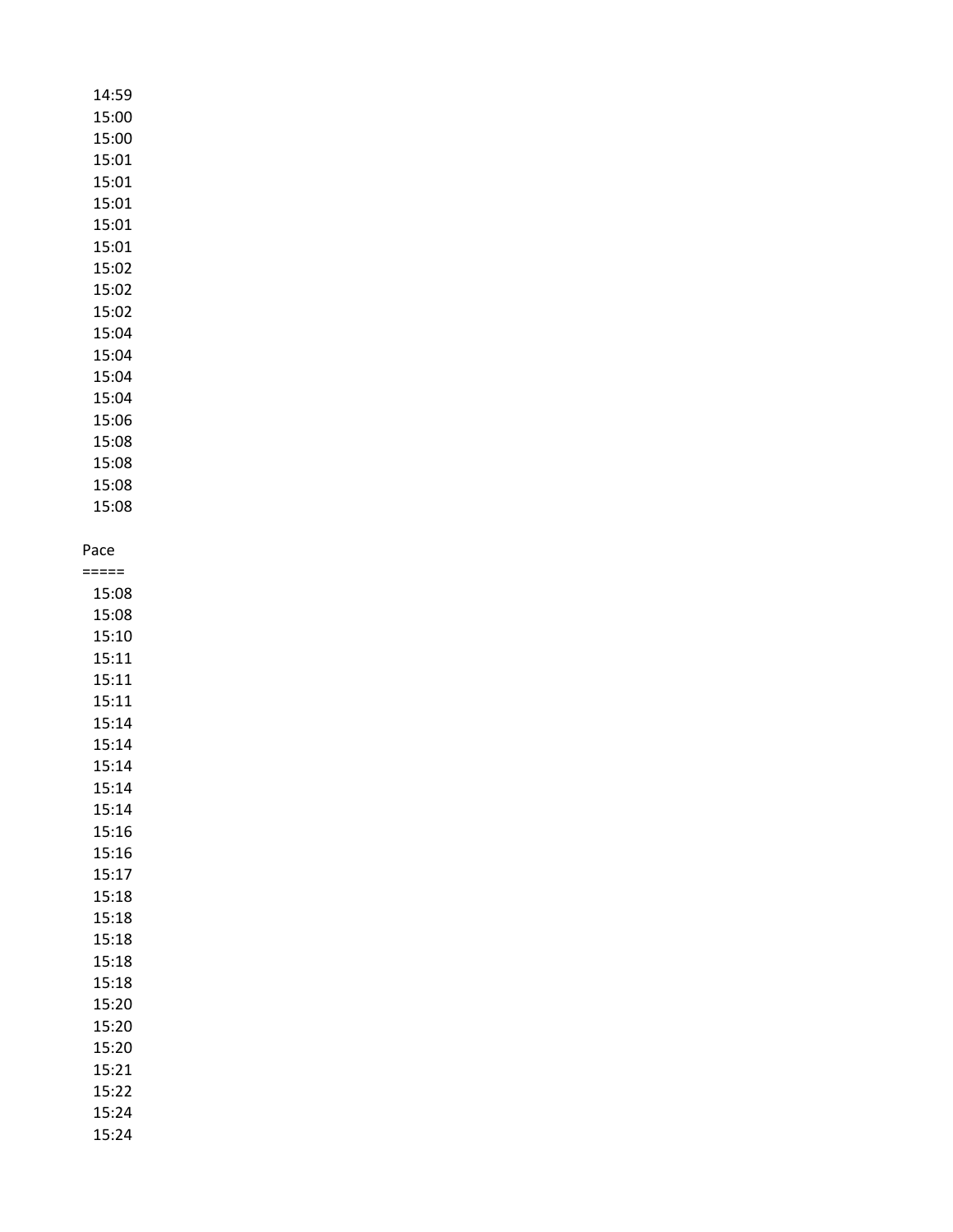14:59
15:00
15:00
15:01
15:01
15:01
15:01
15:01
15:02
15:02
15:02
15:04
15:04
15:04
15:04
15:06
15:08
15:08
15:08
15:08

Pace
=====
15:08
15:08
15:10
15:11
15:11
15:11
15:14
15:14
15:14
15:14
15:14
15:16
15:16
15:17
15:18
15:18
15:18
15:18
15:18
15:20
15:20
15:20
15:21
15:22
15:24
15:24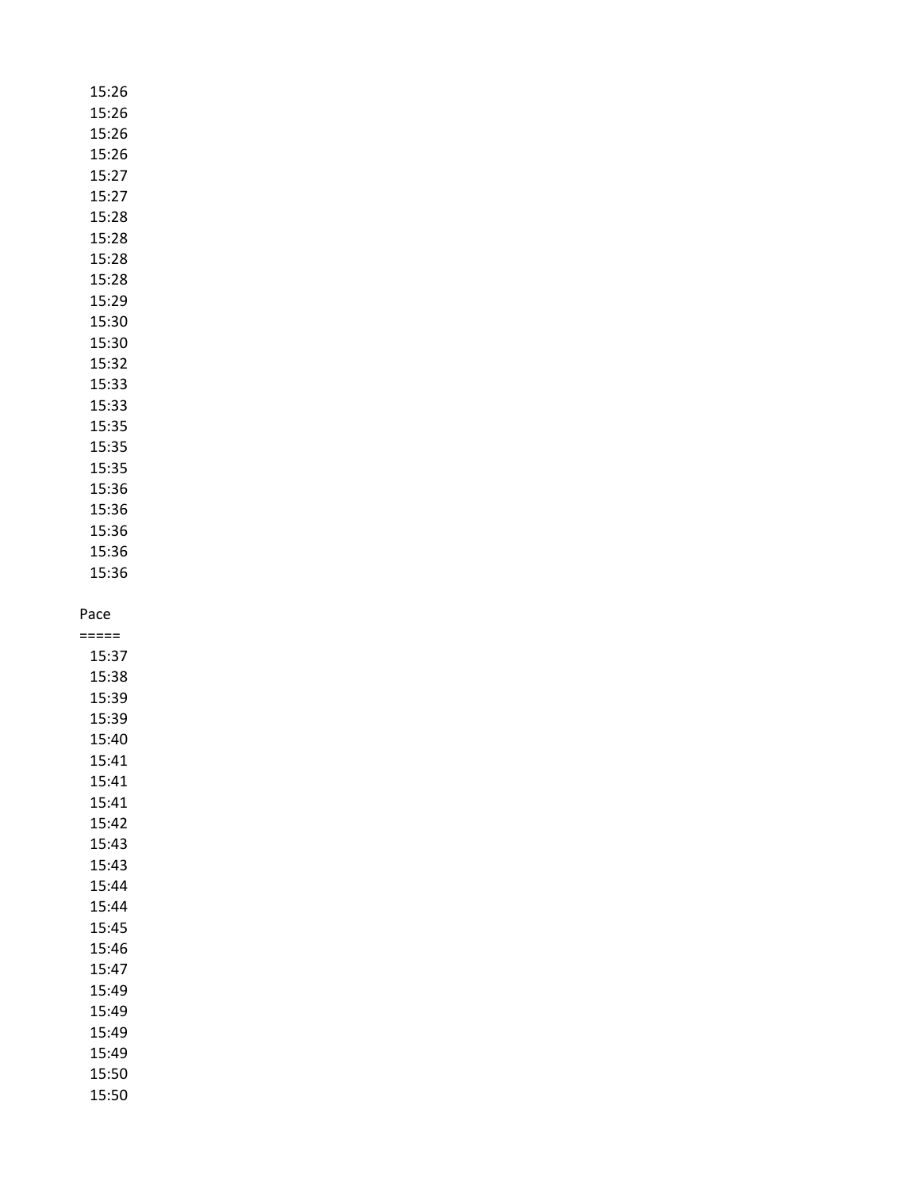15:26
15:26
15:26
15:26
15:27
15:27
15:28
15:28
15:28
15:28
15:29
15:30
15:30
15:32
15:33
15:33
15:35
15:35
15:35
15:36
15:36
15:36
15:36
15:36

Pace
=====
15:37
15:38
15:39
15:39
15:40
15:41
15:41
15:41
15:42
15:43
15:43
15:44
15:44
15:45
15:46
15:47
15:49
15:49
15:49
15:49
15:50
15:50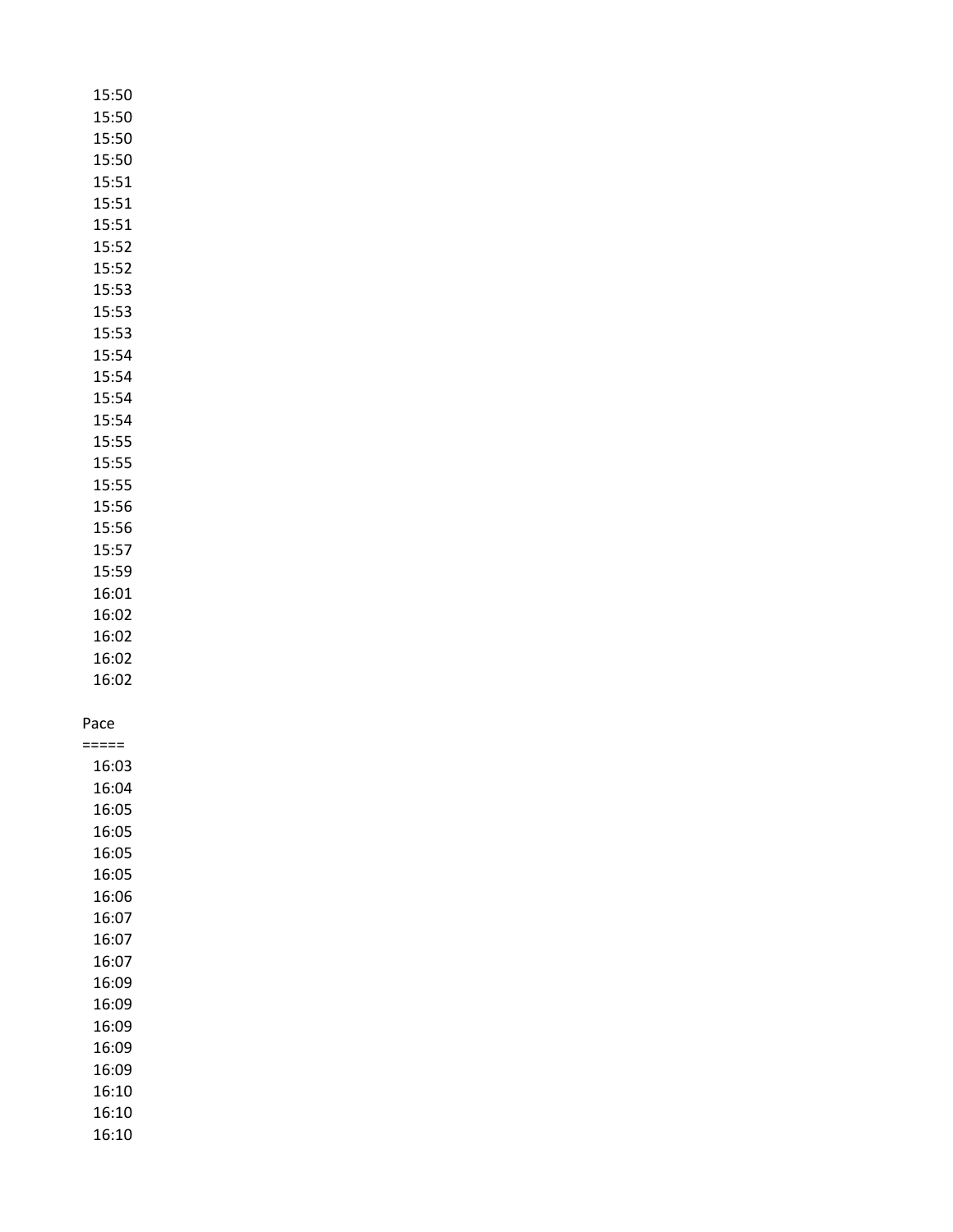15:50
15:50
15:50
15:50
15:51
15:51
15:51
15:52
15:52
15:53
15:53
15:53
15:54
15:54
15:54
15:54
15:55
15:55
15:55
15:56
15:56
15:57
15:59
16:01
16:02
16:02
16:02
16:02

Pace
=====
16:03
16:04
16:05
16:05
16:05
16:05
16:06
16:07
16:07
16:07
16:09
16:09
16:09
16:09
16:09
16:10
16:10
16:10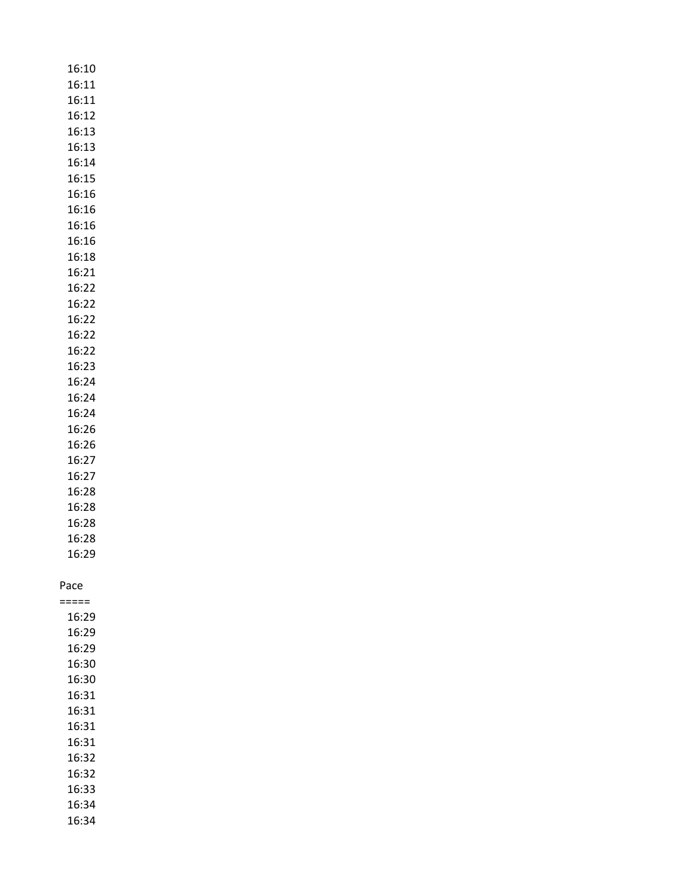16:10
16:11
16:11
16:12
16:13
16:13
16:14
16:15
16:16
16:16
16:16
16:16
16:18
16:21
16:22
16:22
16:22
16:22
16:22
16:23
16:24
16:24
16:24
16:26
16:26
16:27
16:27
16:28
16:28
16:28
16:28
16:29

Pace
=====
16:29
16:29
16:29
16:30
16:30
16:31
16:31
16:31
16:31
16:32
16:32
16:33
16:34
16:34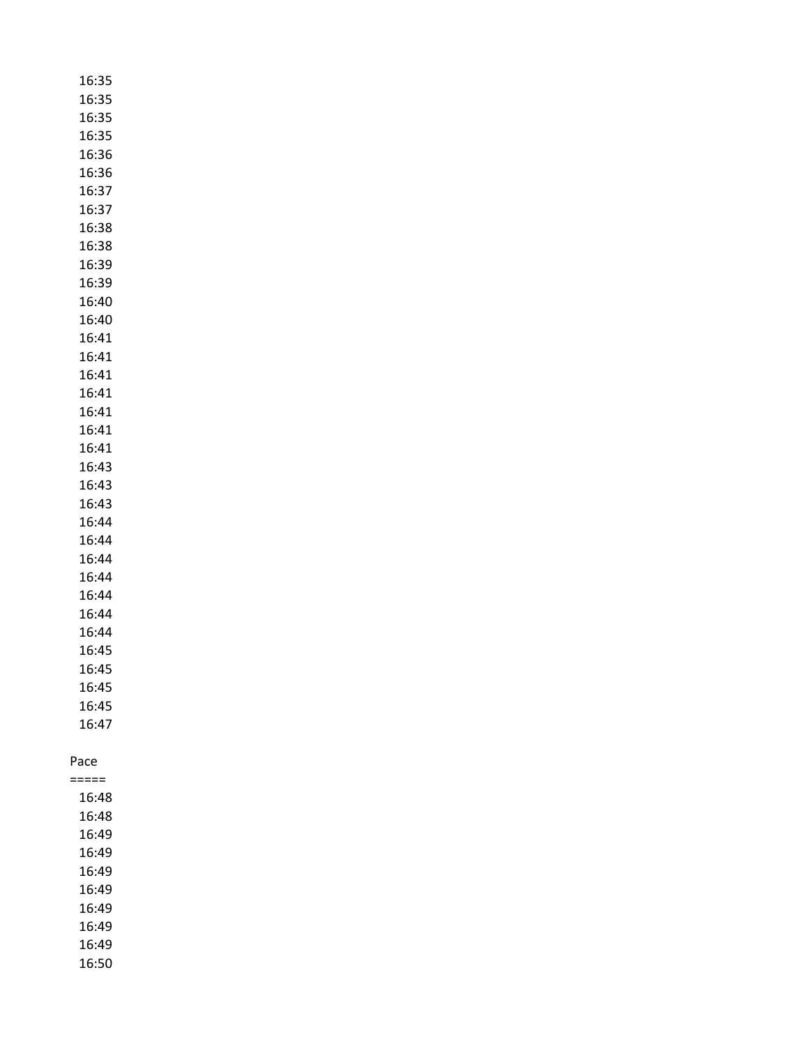16:35
16:35
16:35
16:35
16:36
16:36
16:37
16:37
16:38
16:38
16:39
16:39
16:40
16:40
16:41
16:41
16:41
16:41
16:41
16:41
16:41
16:43
16:43
16:43
16:44
16:44
16:44
16:44
16:44
16:44
16:44
16:45
16:45
16:45
16:45
16:47

Pace
=====
16:48
16:48
16:49
16:49
16:49
16:49
16:49
16:49
16:49
16:50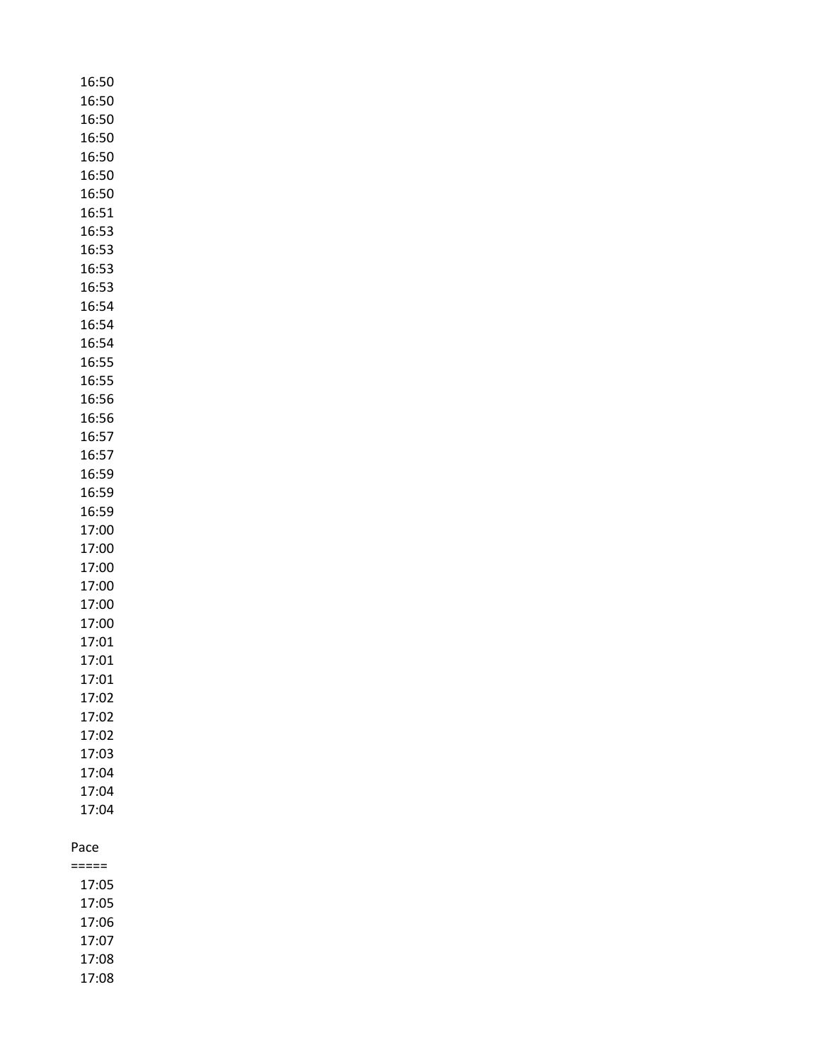16:50
16:50
16:50
16:50
16:50
16:50
16:50
16:51
16:53
16:53
16:53
16:53
16:54
16:54
16:54
16:55
16:55
16:56
16:56
16:57
16:57
16:59
16:59
16:59
17:00
17:00
17:00
17:00
17:00
17:00
17:01
17:01
17:01
17:02
17:02
17:02
17:03
17:04
17:04
17:04

Pace
=====
17:05
17:05
17:06
17:07
17:08
17:08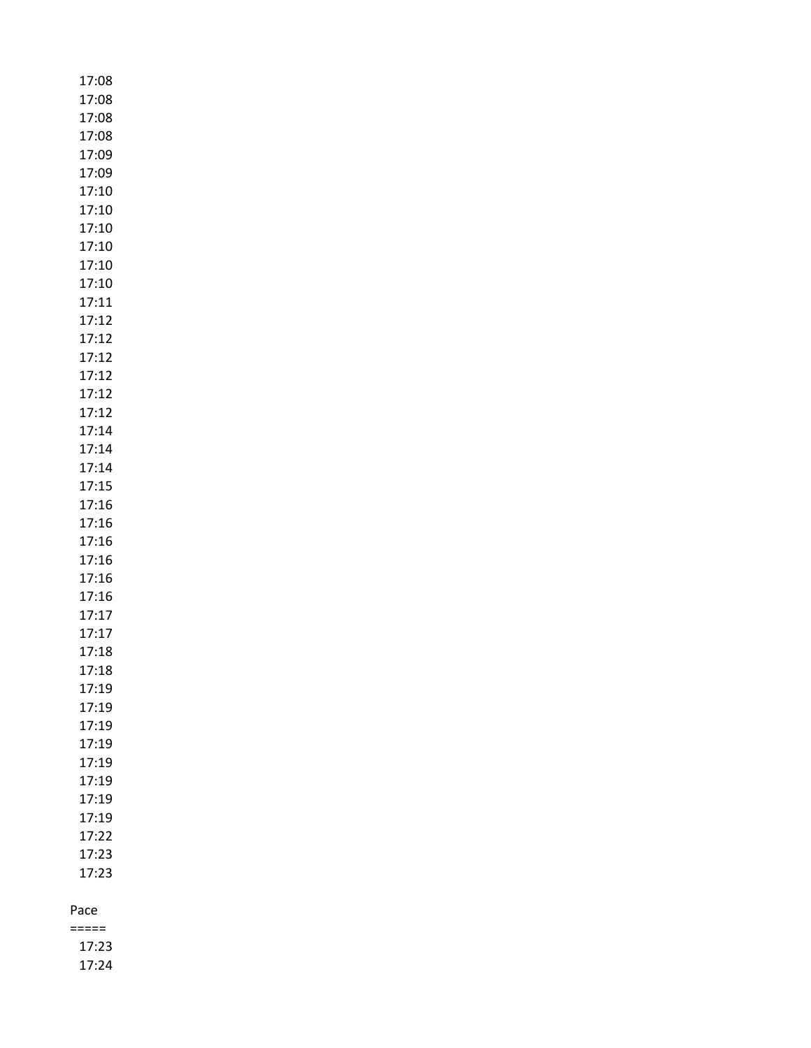17:08
17:08
17:08
17:08
17:09
17:09
17:10
17:10
17:10
17:10
17:10
17:10
17:11
17:12
17:12
17:12
17:12
17:12
17:12
17:14
17:14
17:14
17:15
17:16
17:16
17:16
17:16
17:16
17:16
17:17
17:17
17:18
17:18
17:19
17:19
17:19
17:19
17:19
17:19
17:19
17:19
17:22
17:23
17:23

Pace
=====
17:23
17:24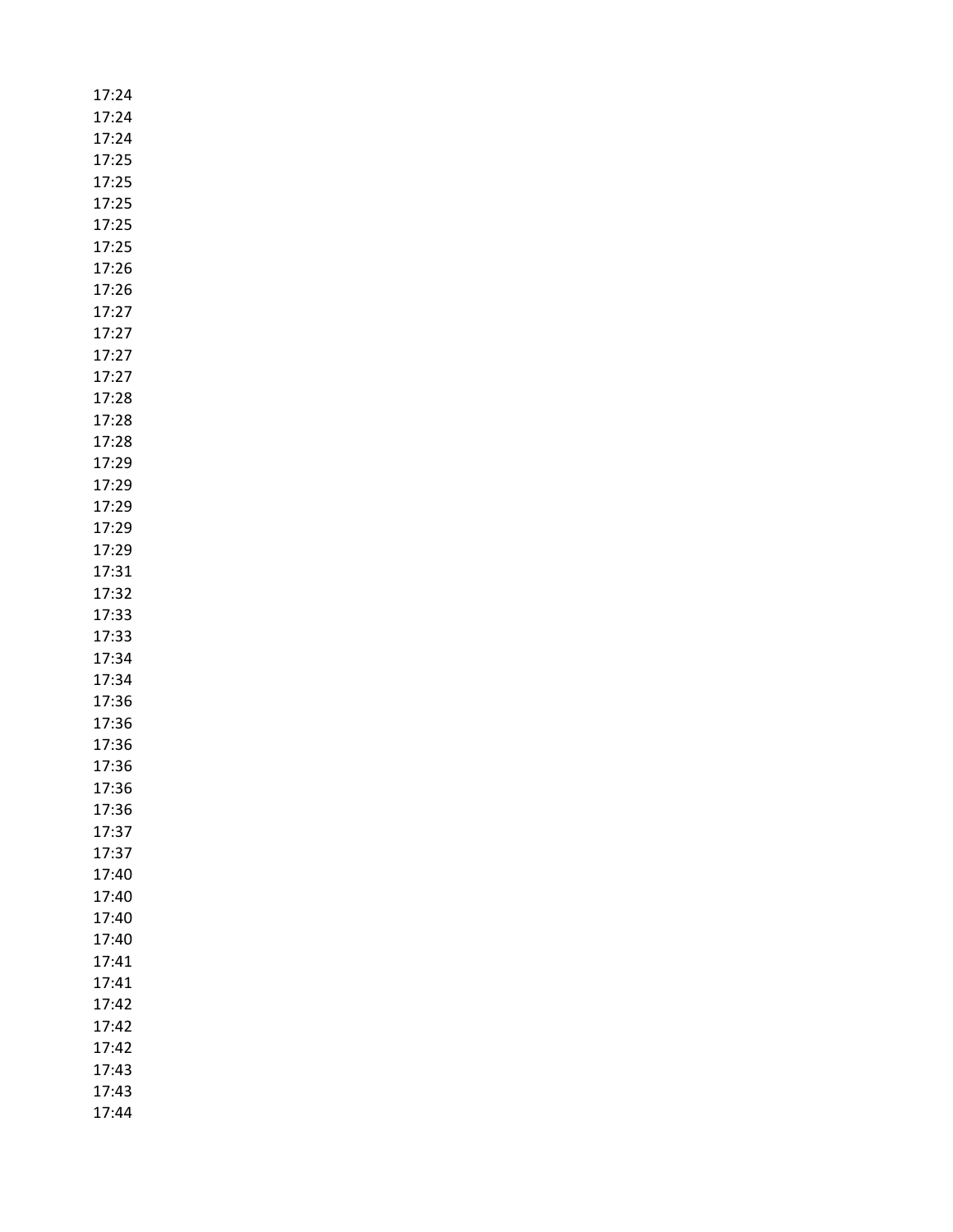17:24
17:24
17:24
17:25
17:25
17:25
17:25
17:25
17:26
17:26
17:27
17:27
17:27
17:27
17:28
17:28
17:28
17:29
17:29
17:29
17:29
17:29
17:31
17:32
17:33
17:33
17:34
17:34
17:36
17:36
17:36
17:36
17:36
17:36
17:37
17:37
17:40
17:40
17:40
17:40
17:41
17:41
17:42
17:42
17:42
17:43
17:43
17:44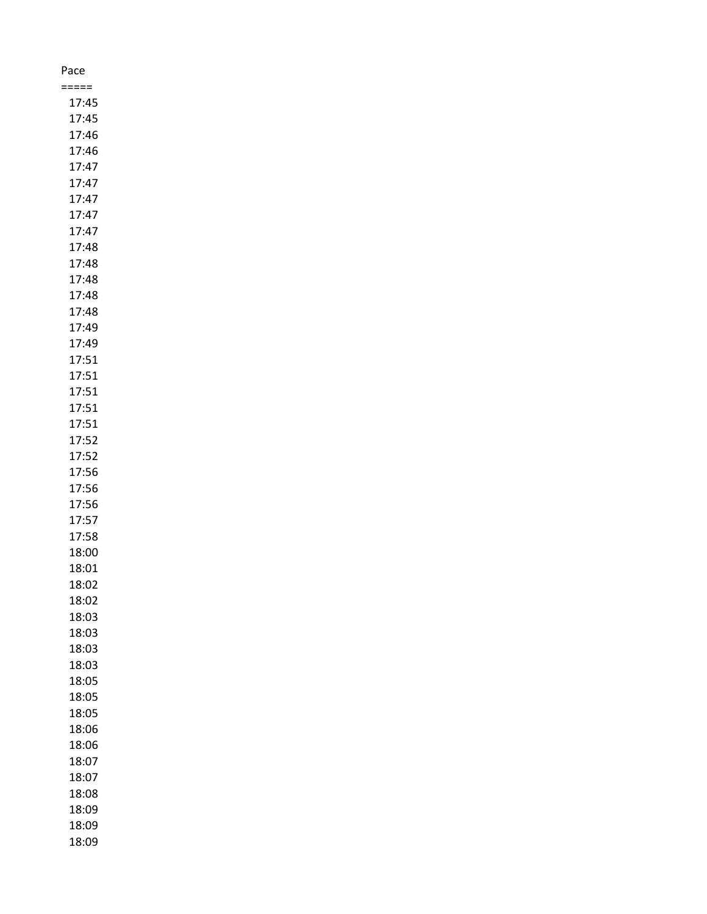Pace
=====
17:45
17:45
17:46
17:46
17:47
17:47
17:47
17:47
17:47
17:48
17:48
17:48
17:48
17:48
17:49
17:49
17:51
17:51
17:51
17:51
17:51
17:52
17:52
17:56
17:56
17:56
17:57
17:58
18:00
18:01
18:02
18:02
18:03
18:03
18:03
18:03
18:05
18:05
18:05
18:06
18:06
18:07
18:07
18:08
18:09
18:09
18:09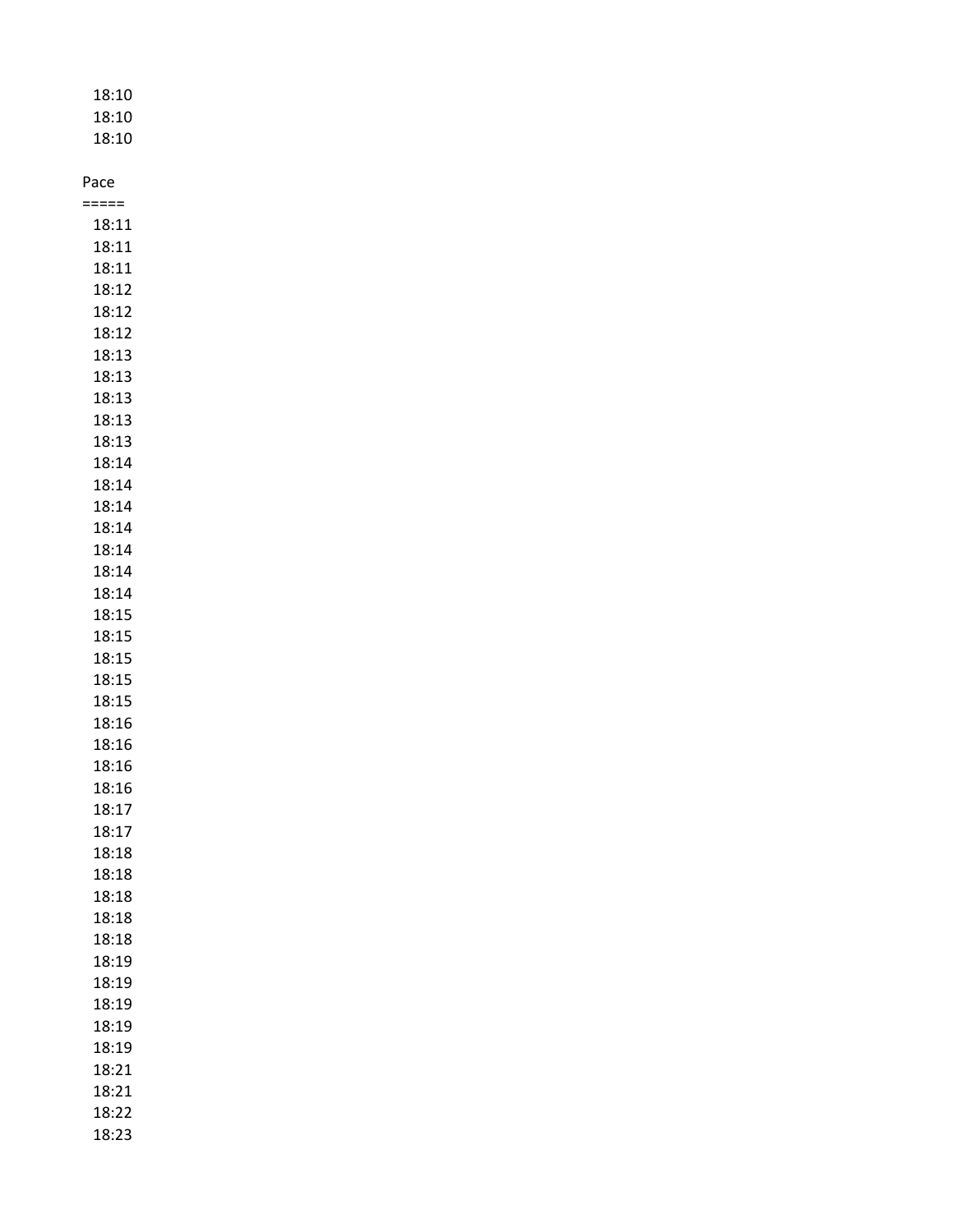18:10
18:10
18:10

Pace
=====
18:11
18:11
18:11
18:12
18:12
18:12
18:13
18:13
18:13
18:13
18:13
18:14
18:14
18:14
18:14
18:14
18:14
18:14
18:15
18:15
18:15
18:15
18:15
18:16
18:16
18:16
18:16
18:17
18:17
18:18
18:18
18:18
18:18
18:18
18:19
18:19
18:19
18:19
18:19
18:21
18:21
18:22
18:23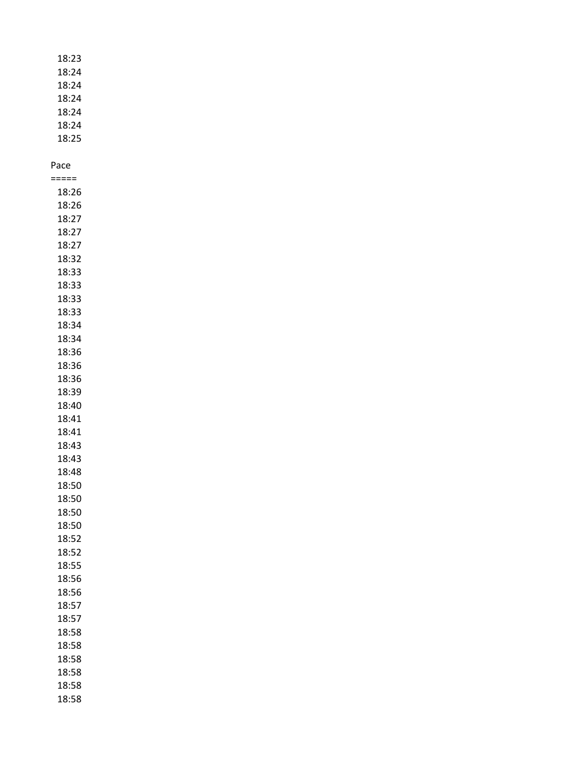18:23
18:24
18:24
18:24
18:24
18:24
18:25

Pace
=====
18:26
18:26
18:27
18:27
18:27
18:32
18:33
18:33
18:33
18:33
18:34
18:34
18:36
18:36
18:36
18:39
18:40
18:41
18:41
18:43
18:43
18:48
18:50
18:50
18:50
18:50
18:52
18:52
18:55
18:56
18:56
18:57
18:57
18:58
18:58
18:58
18:58
18:58
18:58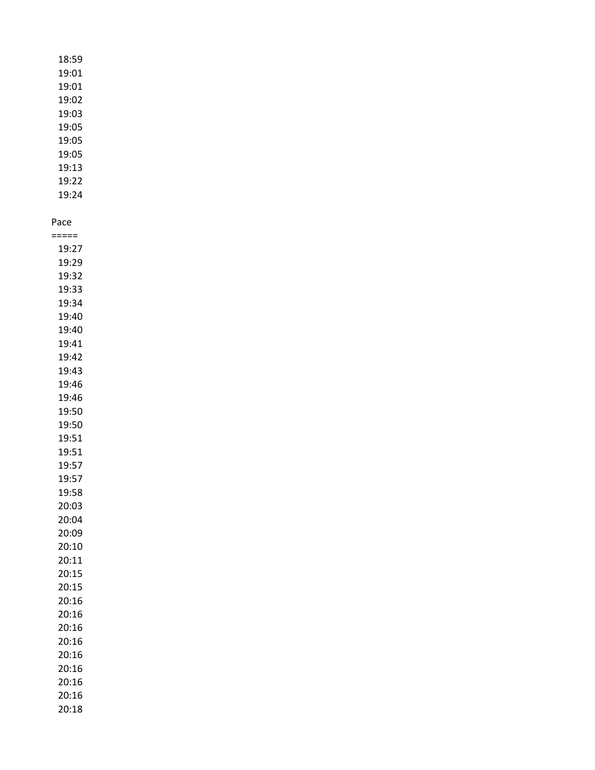18:59
19:01
19:01
19:02
19:03
19:05
19:05
19:05
19:13
19:22
19:24

Pace
=====
19:27
19:29
19:32
19:33
19:34
19:40
19:40
19:41
19:42
19:43
19:46
19:46
19:50
19:50
19:51
19:51
19:57
19:57
19:58
20:03
20:04
20:09
20:10
20:11
20:15
20:15
20:16
20:16
20:16
20:16
20:16
20:16
20:16
20:16
20:18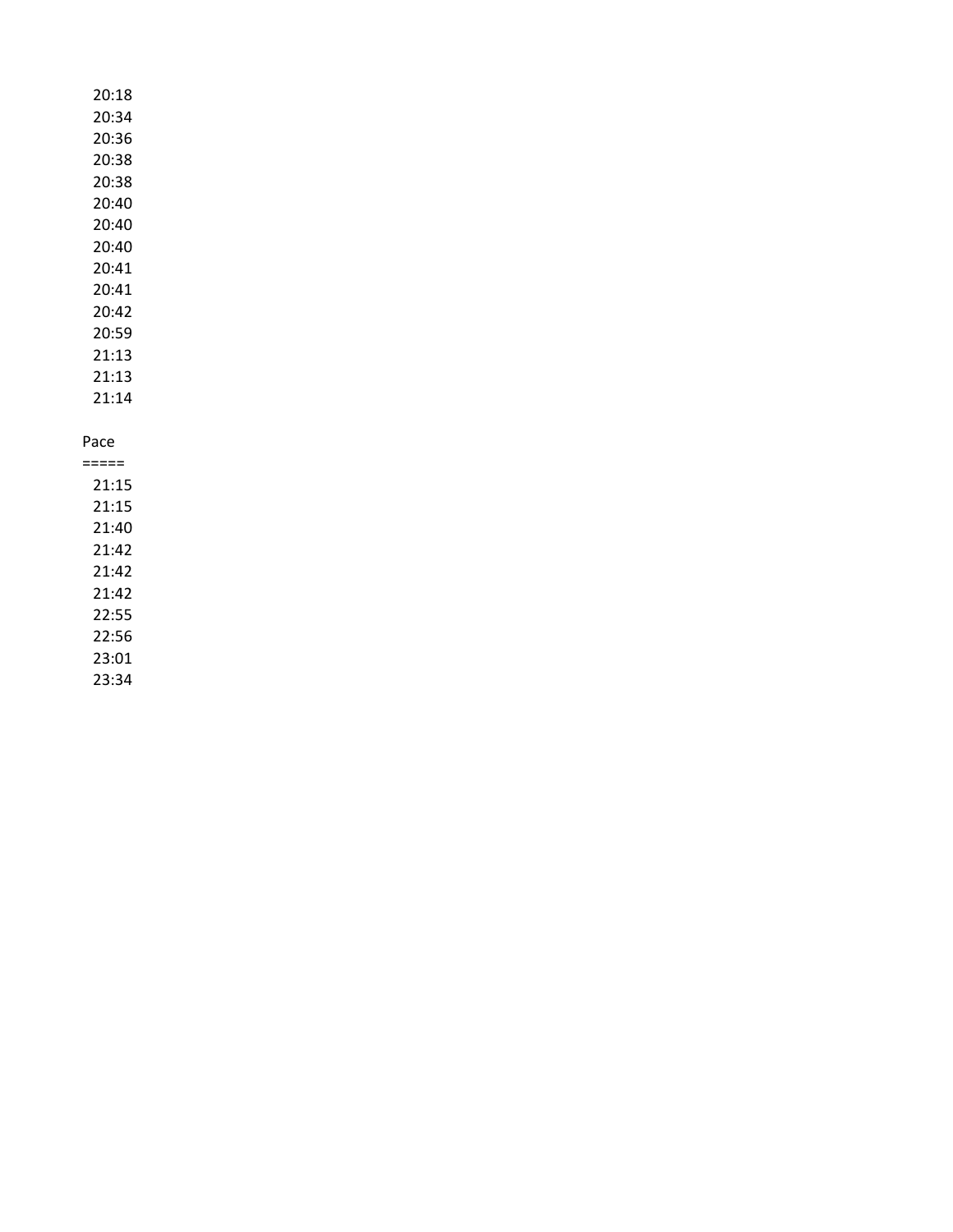20:18
20:34
20:36
20:38
20:38
20:40
20:40
20:40
20:41
20:41
20:42
20:59
21:13
21:13
21:14

Pace
=====
21:15
21:15
21:40
21:42
21:42
21:42
22:55
22:56
23:01
23:34